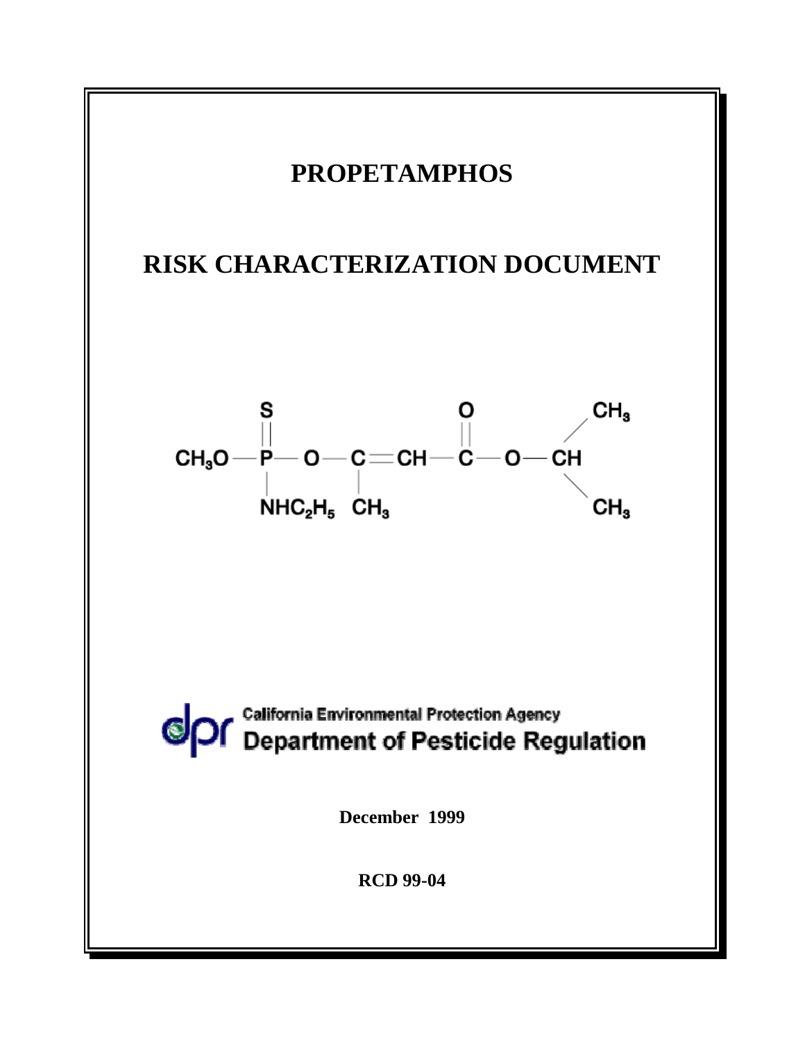# PROPETAMPHOS

# RISK CHARACTERIZATION DOCUMENT

$$CH_3O-\overset{\overset{\Large S}{||}}{\underset{\underset{\Large NHC_2H_5}{|}}{P}}-O-\underset{\underset{\Large CH_3}{|}}{C}=CH-\overset{\overset{\Large O}{||}}{C}-O-CH(CH_3)_2$$

California Environmental Protection Agency
Department of Pesticide Regulation

**December 1999**

**RCD 99-04**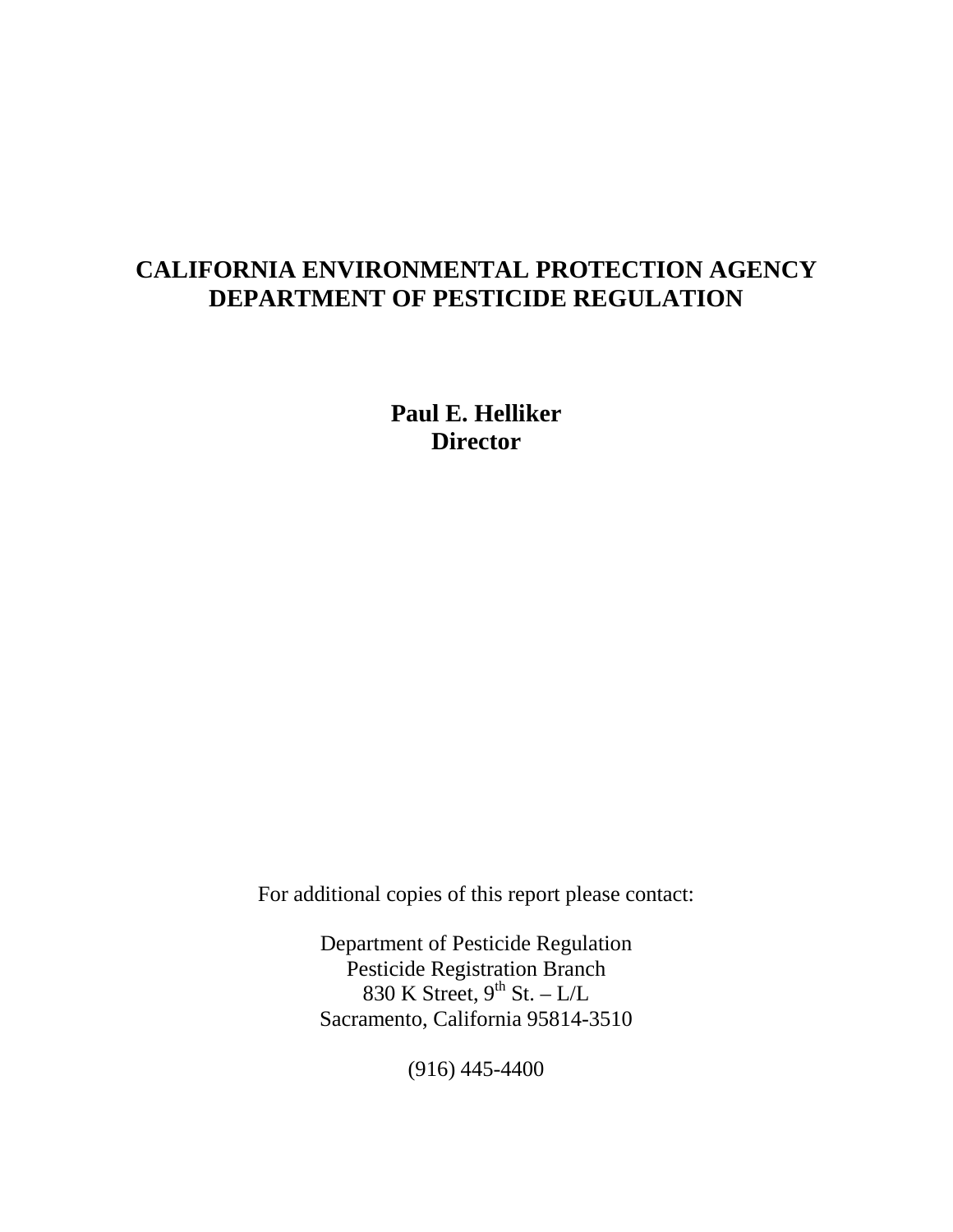**CALIFORNIA ENVIRONMENTAL PROTECTION AGENCY**
**DEPARTMENT OF PESTICIDE REGULATION**

**Paul E. Helliker**
**Director**

For additional copies of this report please contact:

Department of Pesticide Regulation
Pesticide Registration Branch
830 K Street, 9th St. – L/L
Sacramento, California 95814-3510

(916) 445-4400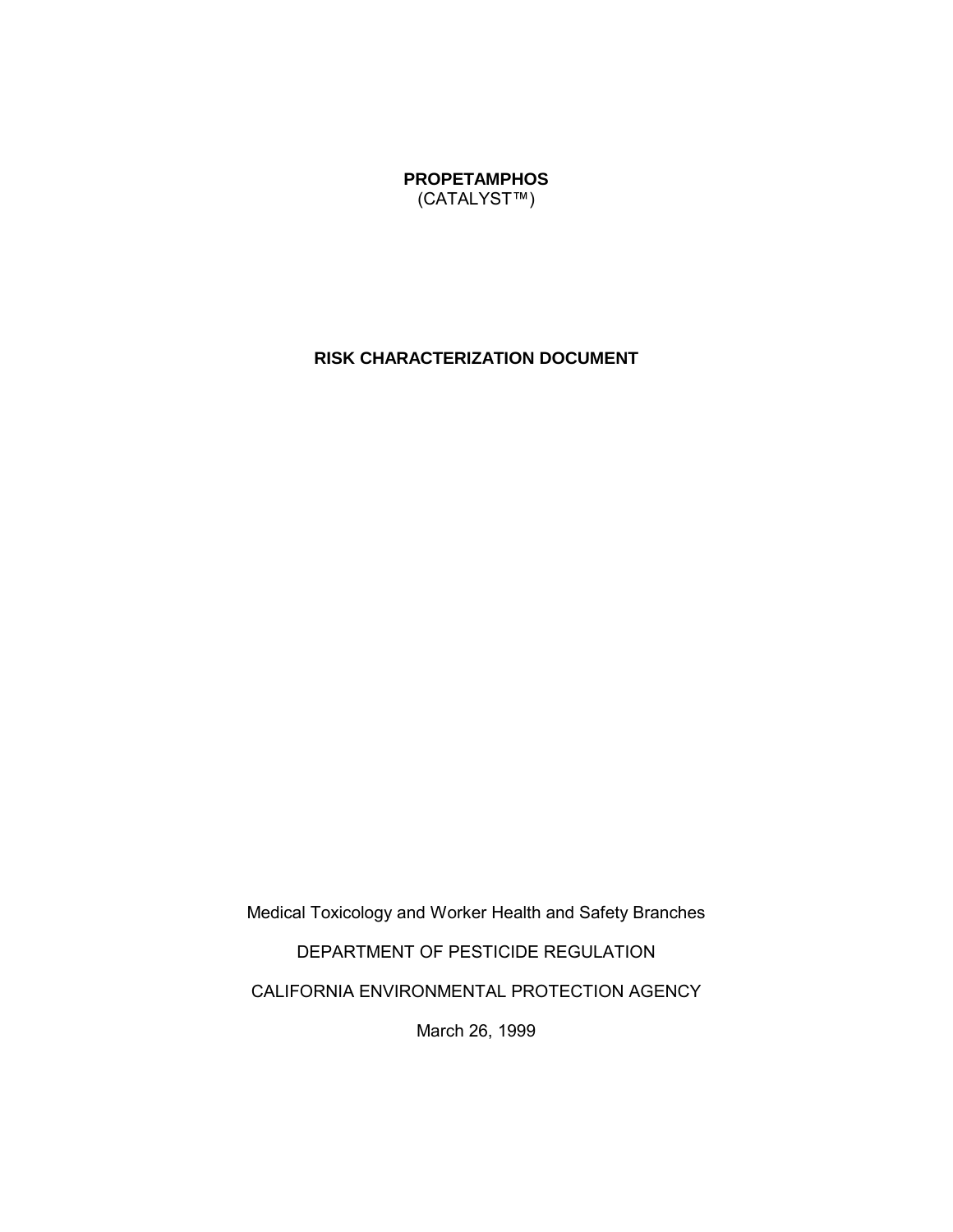# PROPETAMPHOS
(CATALYST™)

## RISK CHARACTERIZATION DOCUMENT

Medical Toxicology and Worker Health and Safety Branches

DEPARTMENT OF PESTICIDE REGULATION

CALIFORNIA ENVIRONMENTAL PROTECTION AGENCY

March 26, 1999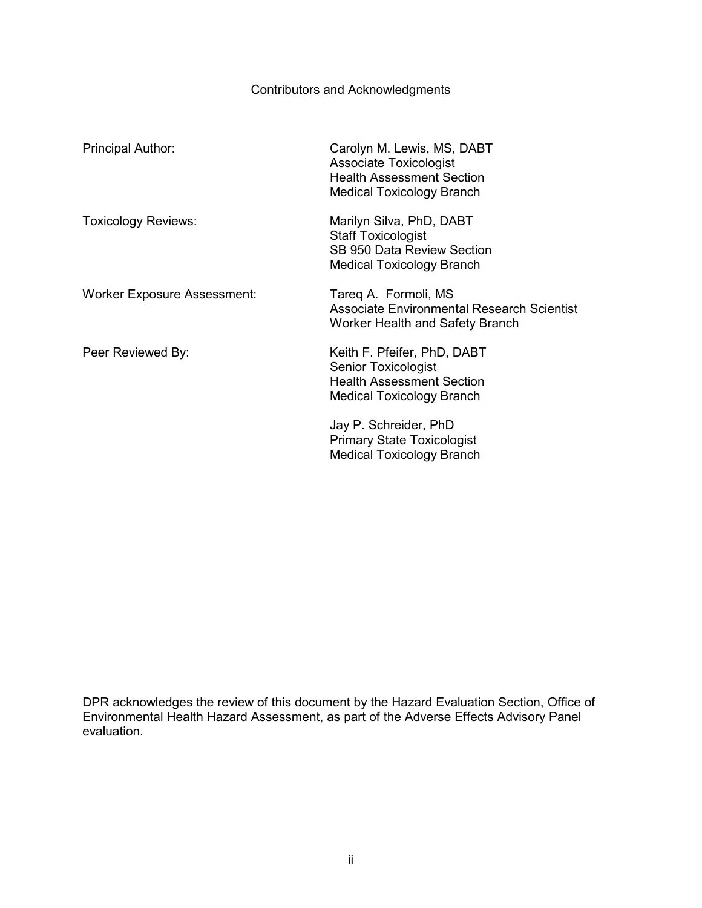## Contributors and Acknowledgments

| | |
|---|---|
| Principal Author: | Carolyn M. Lewis, MS, DABT<br>Associate Toxicologist<br>Health Assessment Section<br>Medical Toxicology Branch |
| Toxicology Reviews: | Marilyn Silva, PhD, DABT<br>Staff Toxicologist<br>SB 950 Data Review Section<br>Medical Toxicology Branch |
| Worker Exposure Assessment: | Tareq A. Formoli, MS<br>Associate Environmental Research Scientist<br>Worker Health and Safety Branch |
| Peer Reviewed By: | Keith F. Pfeifer, PhD, DABT<br>Senior Toxicologist<br>Health Assessment Section<br>Medical Toxicology Branch |
| | Jay P. Schreider, PhD<br>Primary State Toxicologist<br>Medical Toxicology Branch |

DPR acknowledges the review of this document by the Hazard Evaluation Section, Office of Environmental Health Hazard Assessment, as part of the Adverse Effects Advisory Panel evaluation.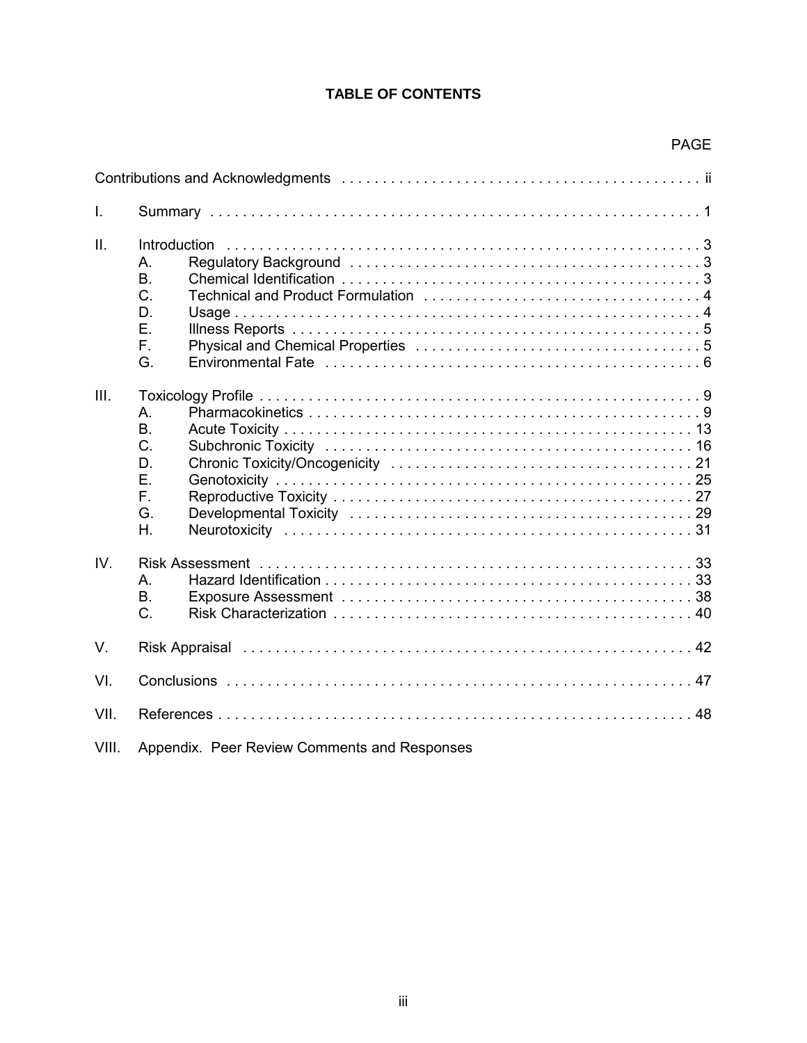# TABLE OF CONTENTS

| | | PAGE |
|---|---|---|
| Contributions and Acknowledgments | | ii |
| I. | Summary | 1 |
| II. | Introduction | 3 |
| | A. Regulatory Background | 3 |
| | B. Chemical Identification | 3 |
| | C. Technical and Product Formulation | 4 |
| | D. Usage | 4 |
| | E. Illness Reports | 5 |
| | F. Physical and Chemical Properties | 5 |
| | G. Environmental Fate | 6 |
| III. | Toxicology Profile | 9 |
| | A. Pharmacokinetics | 9 |
| | B. Acute Toxicity | 13 |
| | C. Subchronic Toxicity | 16 |
| | D. Chronic Toxicity/Oncogenicity | 21 |
| | E. Genotoxicity | 25 |
| | F. Reproductive Toxicity | 27 |
| | G. Developmental Toxicity | 29 |
| | H. Neurotoxicity | 31 |
| IV. | Risk Assessment | 33 |
| | A. Hazard Identification | 33 |
| | B. Exposure Assessment | 38 |
| | C. Risk Characterization | 40 |
| V. | Risk Appraisal | 42 |
| VI. | Conclusions | 47 |
| VII. | References | 48 |
| VIII. | Appendix. Peer Review Comments and Responses | |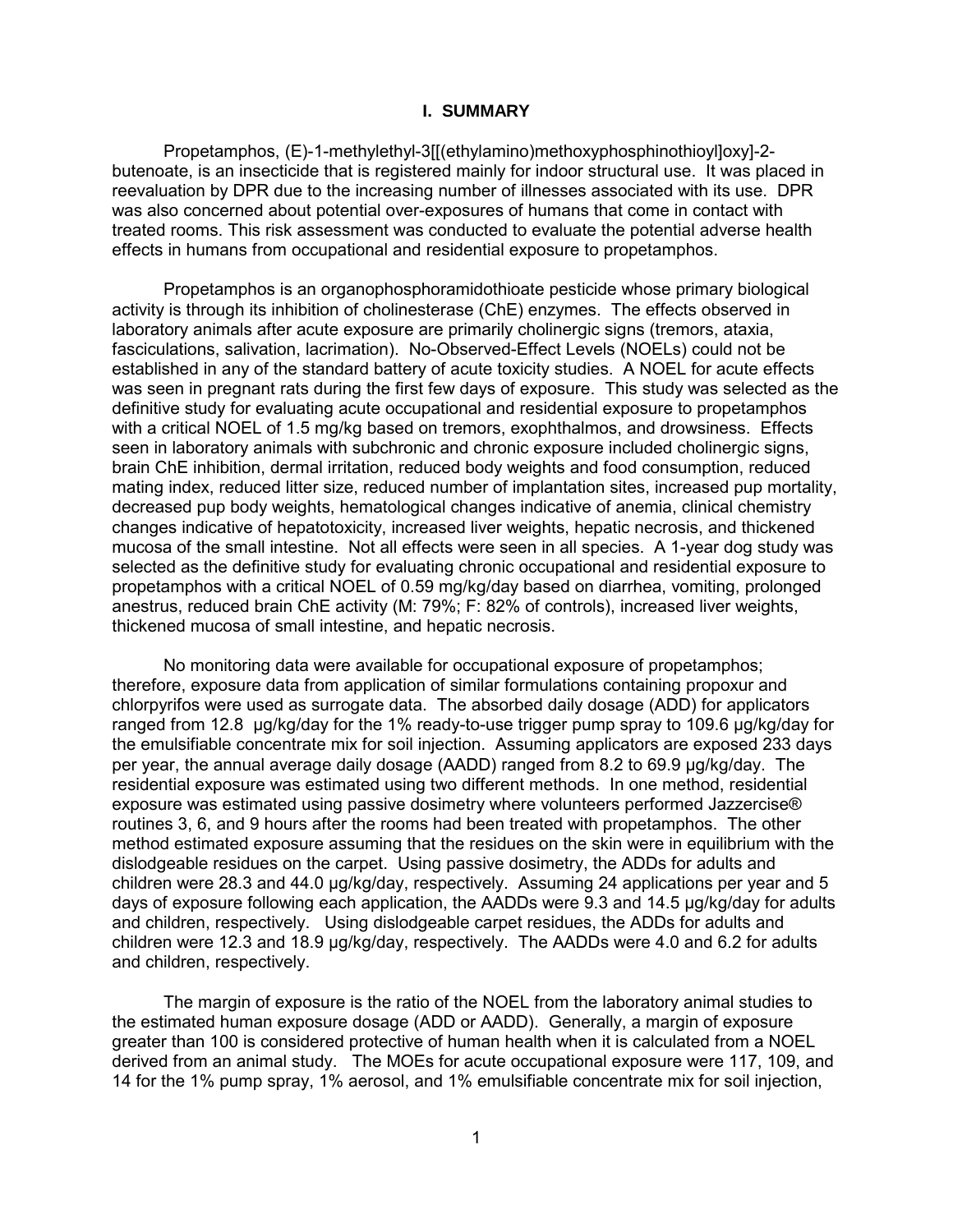## I. SUMMARY

Propetamphos, (E)-1-methylethyl-3[[(ethylamino)methoxyphosphinothioyl]oxy]-2-butenoate, is an insecticide that is registered mainly for indoor structural use. It was placed in reevaluation by DPR due to the increasing number of illnesses associated with its use. DPR was also concerned about potential over-exposures of humans that come in contact with treated rooms. This risk assessment was conducted to evaluate the potential adverse health effects in humans from occupational and residential exposure to propetamphos.

Propetamphos is an organophosphoramidothioate pesticide whose primary biological activity is through its inhibition of cholinesterase (ChE) enzymes. The effects observed in laboratory animals after acute exposure are primarily cholinergic signs (tremors, ataxia, fasciculations, salivation, lacrimation). No-Observed-Effect Levels (NOELs) could not be established in any of the standard battery of acute toxicity studies. A NOEL for acute effects was seen in pregnant rats during the first few days of exposure. This study was selected as the definitive study for evaluating acute occupational and residential exposure to propetamphos with a critical NOEL of 1.5 mg/kg based on tremors, exophthalmos, and drowsiness. Effects seen in laboratory animals with subchronic and chronic exposure included cholinergic signs, brain ChE inhibition, dermal irritation, reduced body weights and food consumption, reduced mating index, reduced litter size, reduced number of implantation sites, increased pup mortality, decreased pup body weights, hematological changes indicative of anemia, clinical chemistry changes indicative of hepatotoxicity, increased liver weights, hepatic necrosis, and thickened mucosa of the small intestine. Not all effects were seen in all species. A 1-year dog study was selected as the definitive study for evaluating chronic occupational and residential exposure to propetamphos with a critical NOEL of 0.59 mg/kg/day based on diarrhea, vomiting, prolonged anestrus, reduced brain ChE activity (M: 79%; F: 82% of controls), increased liver weights, thickened mucosa of small intestine, and hepatic necrosis.

No monitoring data were available for occupational exposure of propetamphos; therefore, exposure data from application of similar formulations containing propoxur and chlorpyrifos were used as surrogate data. The absorbed daily dosage (ADD) for applicators ranged from 12.8 µg/kg/day for the 1% ready-to-use trigger pump spray to 109.6 µg/kg/day for the emulsifiable concentrate mix for soil injection. Assuming applicators are exposed 233 days per year, the annual average daily dosage (AADD) ranged from 8.2 to 69.9 µg/kg/day. The residential exposure was estimated using two different methods. In one method, residential exposure was estimated using passive dosimetry where volunteers performed Jazzercise® routines 3, 6, and 9 hours after the rooms had been treated with propetamphos. The other method estimated exposure assuming that the residues on the skin were in equilibrium with the dislodgeable residues on the carpet. Using passive dosimetry, the ADDs for adults and children were 28.3 and 44.0 µg/kg/day, respectively. Assuming 24 applications per year and 5 days of exposure following each application, the AADDs were 9.3 and 14.5 µg/kg/day for adults and children, respectively. Using dislodgeable carpet residues, the ADDs for adults and children were 12.3 and 18.9 µg/kg/day, respectively. The AADDs were 4.0 and 6.2 for adults and children, respectively.

The margin of exposure is the ratio of the NOEL from the laboratory animal studies to the estimated human exposure dosage (ADD or AADD). Generally, a margin of exposure greater than 100 is considered protective of human health when it is calculated from a NOEL derived from an animal study. The MOEs for acute occupational exposure were 117, 109, and 14 for the 1% pump spray, 1% aerosol, and 1% emulsifiable concentrate mix for soil injection,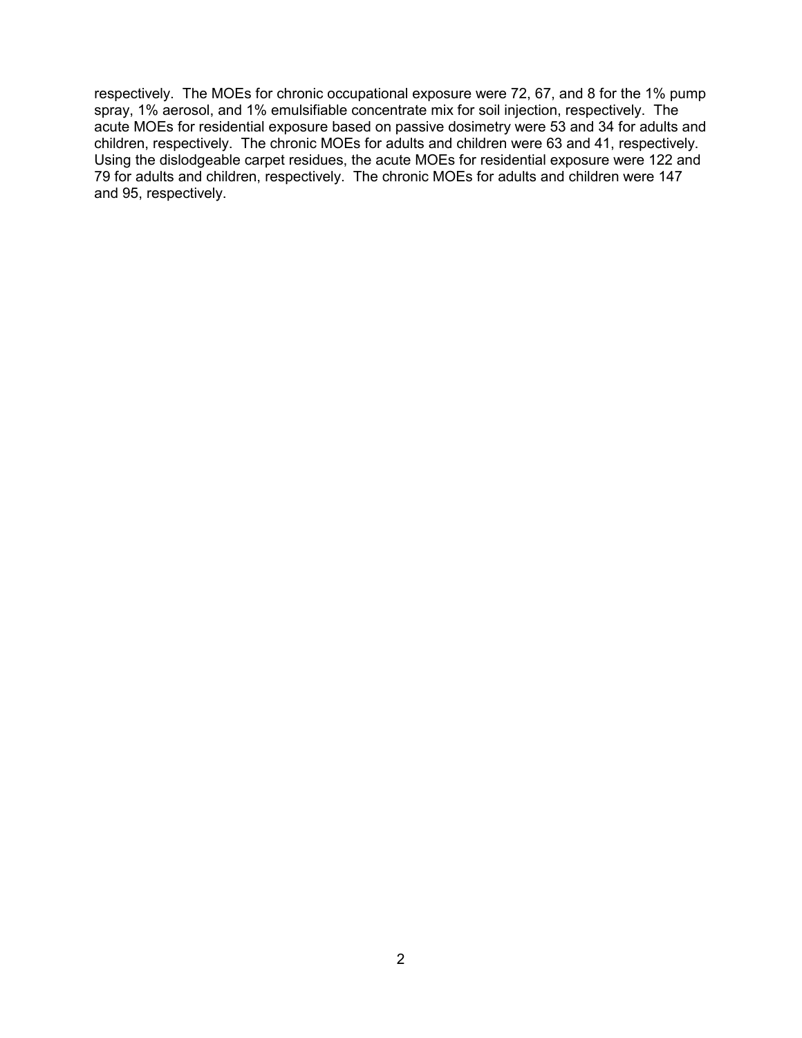respectively. The MOEs for chronic occupational exposure were 72, 67, and 8 for the 1% pump spray, 1% aerosol, and 1% emulsifiable concentrate mix for soil injection, respectively. The acute MOEs for residential exposure based on passive dosimetry were 53 and 34 for adults and children, respectively. The chronic MOEs for adults and children were 63 and 41, respectively. Using the dislodgeable carpet residues, the acute MOEs for residential exposure were 122 and 79 for adults and children, respectively. The chronic MOEs for adults and children were 147 and 95, respectively.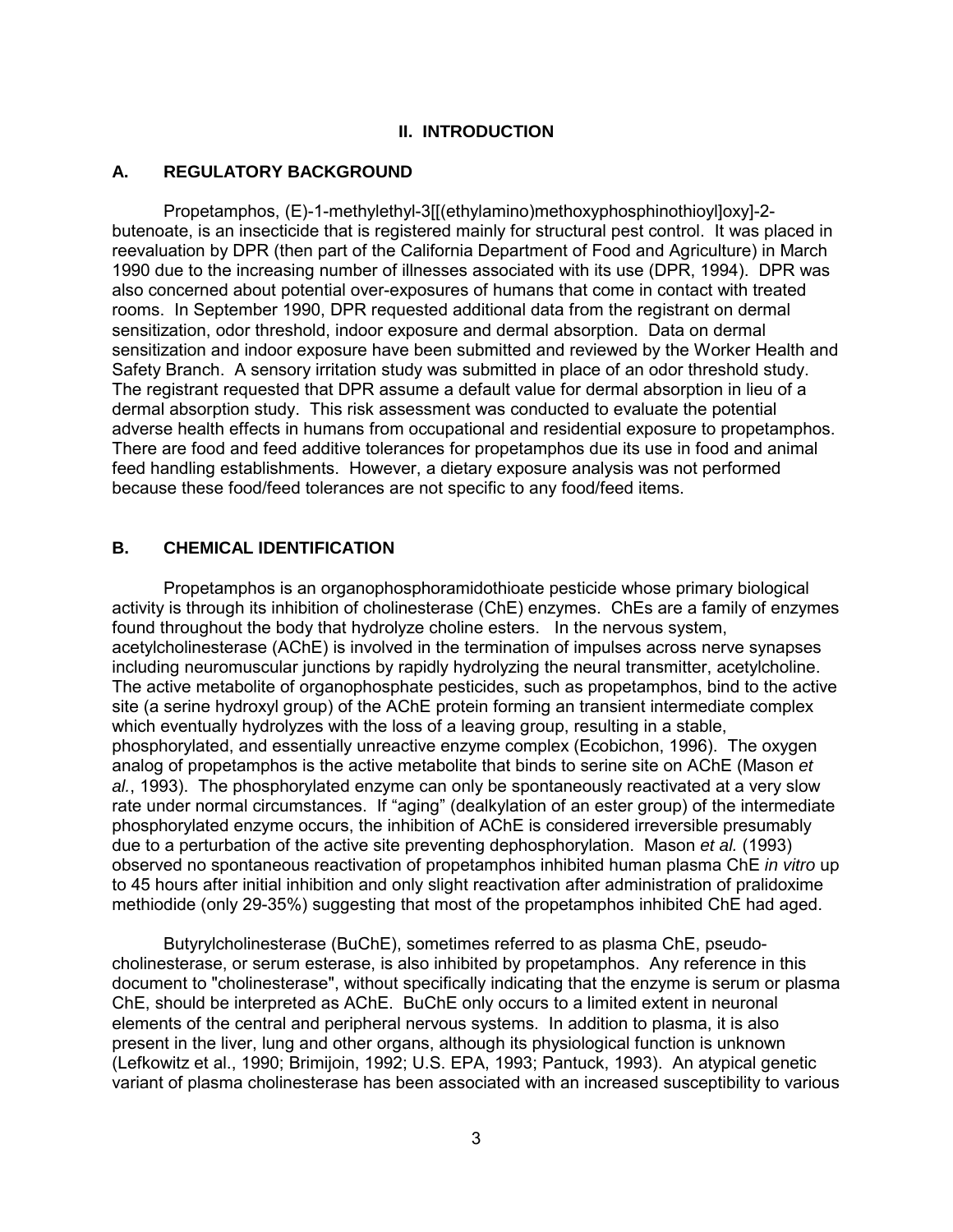## II. INTRODUCTION

### A. REGULATORY BACKGROUND

Propetamphos, (E)-1-methylethyl-3[[(ethylamino)methoxyphosphinothioyl]oxy]-2-butenoate, is an insecticide that is registered mainly for structural pest control. It was placed in reevaluation by DPR (then part of the California Department of Food and Agriculture) in March 1990 due to the increasing number of illnesses associated with its use (DPR, 1994). DPR was also concerned about potential over-exposures of humans that come in contact with treated rooms. In September 1990, DPR requested additional data from the registrant on dermal sensitization, odor threshold, indoor exposure and dermal absorption. Data on dermal sensitization and indoor exposure have been submitted and reviewed by the Worker Health and Safety Branch. A sensory irritation study was submitted in place of an odor threshold study. The registrant requested that DPR assume a default value for dermal absorption in lieu of a dermal absorption study. This risk assessment was conducted to evaluate the potential adverse health effects in humans from occupational and residential exposure to propetamphos. There are food and feed additive tolerances for propetamphos due its use in food and animal feed handling establishments. However, a dietary exposure analysis was not performed because these food/feed tolerances are not specific to any food/feed items.

### B. CHEMICAL IDENTIFICATION

Propetamphos is an organophosphoramidothioate pesticide whose primary biological activity is through its inhibition of cholinesterase (ChE) enzymes. ChEs are a family of enzymes found throughout the body that hydrolyze choline esters. In the nervous system, acetylcholinesterase (AChE) is involved in the termination of impulses across nerve synapses including neuromuscular junctions by rapidly hydrolyzing the neural transmitter, acetylcholine. The active metabolite of organophosphate pesticides, such as propetamphos, bind to the active site (a serine hydroxyl group) of the AChE protein forming an transient intermediate complex which eventually hydrolyzes with the loss of a leaving group, resulting in a stable, phosphorylated, and essentially unreactive enzyme complex (Ecobichon, 1996). The oxygen analog of propetamphos is the active metabolite that binds to serine site on AChE (Mason *et al.*, 1993). The phosphorylated enzyme can only be spontaneously reactivated at a very slow rate under normal circumstances. If "aging" (dealkylation of an ester group) of the intermediate phosphorylated enzyme occurs, the inhibition of AChE is considered irreversible presumably due to a perturbation of the active site preventing dephosphorylation. Mason *et al.* (1993) observed no spontaneous reactivation of propetamphos inhibited human plasma ChE *in vitro* up to 45 hours after initial inhibition and only slight reactivation after administration of pralidoxime methiodide (only 29-35%) suggesting that most of the propetamphos inhibited ChE had aged.

Butyrylcholinesterase (BuChE), sometimes referred to as plasma ChE, pseudo-cholinesterase, or serum esterase, is also inhibited by propetamphos. Any reference in this document to "cholinesterase", without specifically indicating that the enzyme is serum or plasma ChE, should be interpreted as AChE. BuChE only occurs to a limited extent in neuronal elements of the central and peripheral nervous systems. In addition to plasma, it is also present in the liver, lung and other organs, although its physiological function is unknown (Lefkowitz et al., 1990; Brimijoin, 1992; U.S. EPA, 1993; Pantuck, 1993). An atypical genetic variant of plasma cholinesterase has been associated with an increased susceptibility to various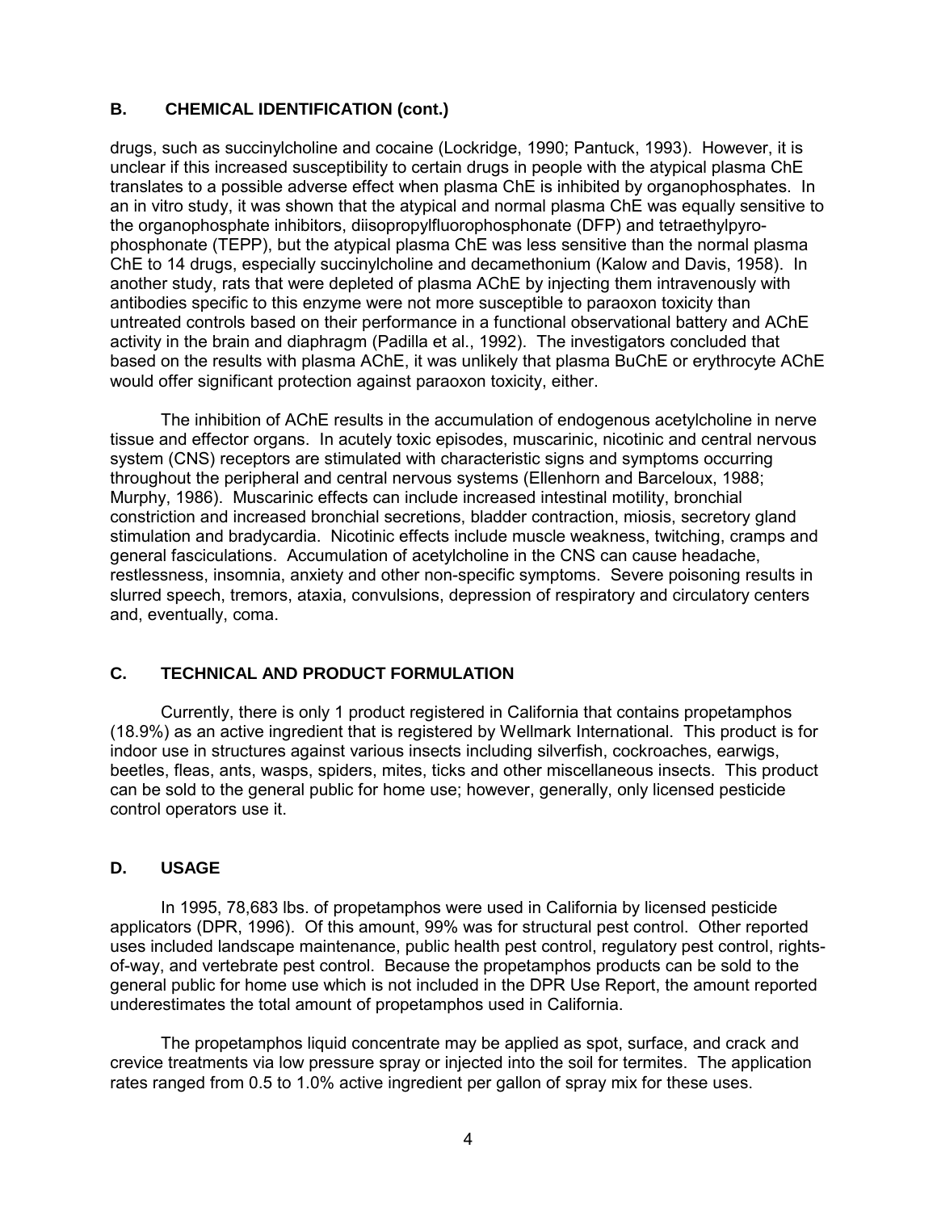## B. CHEMICAL IDENTIFICATION (cont.)

drugs, such as succinylcholine and cocaine (Lockridge, 1990; Pantuck, 1993). However, it is unclear if this increased susceptibility to certain drugs in people with the atypical plasma ChE translates to a possible adverse effect when plasma ChE is inhibited by organophosphates. In an in vitro study, it was shown that the atypical and normal plasma ChE was equally sensitive to the organophosphate inhibitors, diisopropylfluorophosphonate (DFP) and tetraethylpyrophosphonate (TEPP), but the atypical plasma ChE was less sensitive than the normal plasma ChE to 14 drugs, especially succinylcholine and decamethonium (Kalow and Davis, 1958). In another study, rats that were depleted of plasma AChE by injecting them intravenously with antibodies specific to this enzyme were not more susceptible to paraoxon toxicity than untreated controls based on their performance in a functional observational battery and AChE activity in the brain and diaphragm (Padilla et al., 1992). The investigators concluded that based on the results with plasma AChE, it was unlikely that plasma BuChE or erythrocyte AChE would offer significant protection against paraoxon toxicity, either.

The inhibition of AChE results in the accumulation of endogenous acetylcholine in nerve tissue and effector organs. In acutely toxic episodes, muscarinic, nicotinic and central nervous system (CNS) receptors are stimulated with characteristic signs and symptoms occurring throughout the peripheral and central nervous systems (Ellenhorn and Barceloux, 1988; Murphy, 1986). Muscarinic effects can include increased intestinal motility, bronchial constriction and increased bronchial secretions, bladder contraction, miosis, secretory gland stimulation and bradycardia. Nicotinic effects include muscle weakness, twitching, cramps and general fasciculations. Accumulation of acetylcholine in the CNS can cause headache, restlessness, insomnia, anxiety and other non-specific symptoms. Severe poisoning results in slurred speech, tremors, ataxia, convulsions, depression of respiratory and circulatory centers and, eventually, coma.

## C. TECHNICAL AND PRODUCT FORMULATION

Currently, there is only 1 product registered in California that contains propetamphos (18.9%) as an active ingredient that is registered by Wellmark International. This product is for indoor use in structures against various insects including silverfish, cockroaches, earwigs, beetles, fleas, ants, wasps, spiders, mites, ticks and other miscellaneous insects. This product can be sold to the general public for home use; however, generally, only licensed pesticide control operators use it.

## D. USAGE

In 1995, 78,683 lbs. of propetamphos were used in California by licensed pesticide applicators (DPR, 1996). Of this amount, 99% was for structural pest control. Other reported uses included landscape maintenance, public health pest control, regulatory pest control, rights-of-way, and vertebrate pest control. Because the propetamphos products can be sold to the general public for home use which is not included in the DPR Use Report, the amount reported underestimates the total amount of propetamphos used in California.

The propetamphos liquid concentrate may be applied as spot, surface, and crack and crevice treatments via low pressure spray or injected into the soil for termites. The application rates ranged from 0.5 to 1.0% active ingredient per gallon of spray mix for these uses.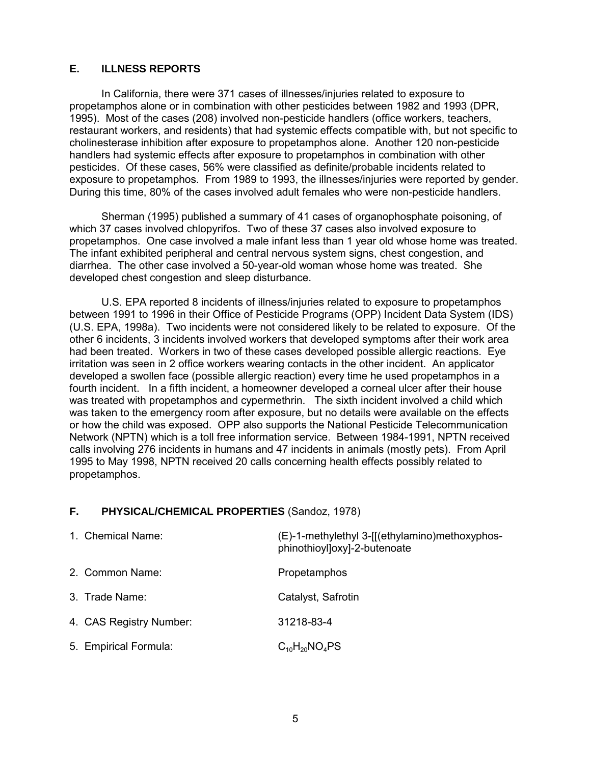## E. ILLNESS REPORTS

In California, there were 371 cases of illnesses/injuries related to exposure to propetamphos alone or in combination with other pesticides between 1982 and 1993 (DPR, 1995). Most of the cases (208) involved non-pesticide handlers (office workers, teachers, restaurant workers, and residents) that had systemic effects compatible with, but not specific to cholinesterase inhibition after exposure to propetamphos alone. Another 120 non-pesticide handlers had systemic effects after exposure to propetamphos in combination with other pesticides. Of these cases, 56% were classified as definite/probable incidents related to exposure to propetamphos. From 1989 to 1993, the illnesses/injuries were reported by gender. During this time, 80% of the cases involved adult females who were non-pesticide handlers.

Sherman (1995) published a summary of 41 cases of organophosphate poisoning, of which 37 cases involved chlopyrifos. Two of these 37 cases also involved exposure to propetamphos. One case involved a male infant less than 1 year old whose home was treated. The infant exhibited peripheral and central nervous system signs, chest congestion, and diarrhea. The other case involved a 50-year-old woman whose home was treated. She developed chest congestion and sleep disturbance.

U.S. EPA reported 8 incidents of illness/injuries related to exposure to propetamphos between 1991 to 1996 in their Office of Pesticide Programs (OPP) Incident Data System (IDS) (U.S. EPA, 1998a). Two incidents were not considered likely to be related to exposure. Of the other 6 incidents, 3 incidents involved workers that developed symptoms after their work area had been treated. Workers in two of these cases developed possible allergic reactions. Eye irritation was seen in 2 office workers wearing contacts in the other incident. An applicator developed a swollen face (possible allergic reaction) every time he used propetamphos in a fourth incident. In a fifth incident, a homeowner developed a corneal ulcer after their house was treated with propetamphos and cypermethrin. The sixth incident involved a child which was taken to the emergency room after exposure, but no details were available on the effects or how the child was exposed. OPP also supports the National Pesticide Telecommunication Network (NPTN) which is a toll free information service. Between 1984-1991, NPTN received calls involving 276 incidents in humans and 47 incidents in animals (mostly pets). From April 1995 to May 1998, NPTN received 20 calls concerning health effects possibly related to propetamphos.

## F. PHYSICAL/CHEMICAL PROPERTIES (Sandoz, 1978)

1. Chemical Name: (E)-1-methylethyl 3-[[(ethylamino)methoxyphosphinothioyl]oxy]-2-butenoate
2. Common Name: Propetamphos
3. Trade Name: Catalyst, Safrotin
4. CAS Registry Number: 31218-83-4
5. Empirical Formula: $C_{10}H_{20}NO_4PS$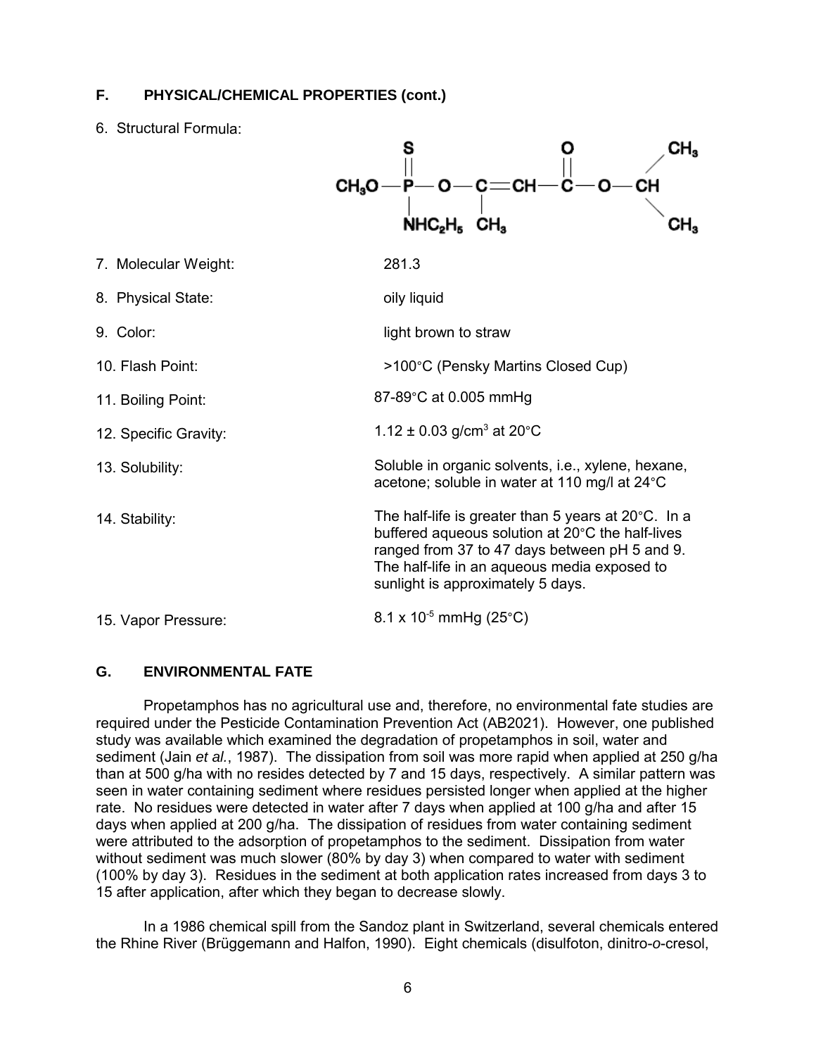## F. PHYSICAL/CHEMICAL PROPERTIES (cont.)

6. Structural Formula:

$$CH_3O-\overset{\overset{\large S}{\|}}{\underset{\underset{\large NHC_2H_5}{|}}{P}}-O-\underset{\underset{\large CH_3}{|}}{C}=CH-\overset{\overset{\large O}{\|}}{C}-O-CH(CH_3)_2$$

7. Molecular Weight: 281.3

8. Physical State: oily liquid

9. Color: light brown to straw

10. Flash Point: >100°C (Pensky Martins Closed Cup)

11. Boiling Point: 87-89°C at 0.005 mmHg

12. Specific Gravity: 1.12 ± 0.03 g/cm$^3$ at 20°C

13. Solubility: Soluble in organic solvents, i.e., xylene, hexane, acetone; soluble in water at 110 mg/l at 24°C

14. Stability: The half-life is greater than 5 years at 20°C. In a buffered aqueous solution at 20°C the half-lives ranged from 37 to 47 days between pH 5 and 9. The half-life in an aqueous media exposed to sunlight is approximately 5 days.

15. Vapor Pressure: 8.1 x $10^{-5}$ mmHg (25°C)

## G. ENVIRONMENTAL FATE

Propetamphos has no agricultural use and, therefore, no environmental fate studies are required under the Pesticide Contamination Prevention Act (AB2021). However, one published study was available which examined the degradation of propetamphos in soil, water and sediment (Jain *et al.*, 1987). The dissipation from soil was more rapid when applied at 250 g/ha than at 500 g/ha with no resides detected by 7 and 15 days, respectively. A similar pattern was seen in water containing sediment where residues persisted longer when applied at the higher rate. No residues were detected in water after 7 days when applied at 100 g/ha and after 15 days when applied at 200 g/ha. The dissipation of residues from water containing sediment were attributed to the adsorption of propetamphos to the sediment. Dissipation from water without sediment was much slower (80% by day 3) when compared to water with sediment (100% by day 3). Residues in the sediment at both application rates increased from days 3 to 15 after application, after which they began to decrease slowly.

In a 1986 chemical spill from the Sandoz plant in Switzerland, several chemicals entered the Rhine River (Brüggemann and Halfon, 1990). Eight chemicals (disulfoton, dinitro-*o*-cresol,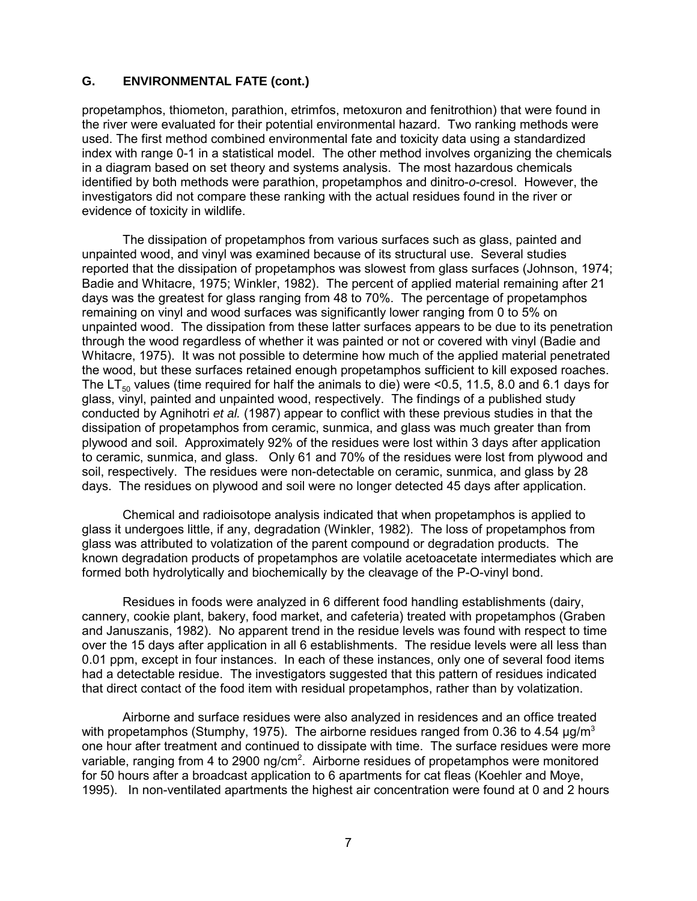## G. ENVIRONMENTAL FATE (cont.)

propetamphos, thiometon, parathion, etrimfos, metoxuron and fenitrothion) that were found in the river were evaluated for their potential environmental hazard. Two ranking methods were used. The first method combined environmental fate and toxicity data using a standardized index with range 0-1 in a statistical model. The other method involves organizing the chemicals in a diagram based on set theory and systems analysis. The most hazardous chemicals identified by both methods were parathion, propetamphos and dinitro-*o*-cresol. However, the investigators did not compare these ranking with the actual residues found in the river or evidence of toxicity in wildlife.

The dissipation of propetamphos from various surfaces such as glass, painted and unpainted wood, and vinyl was examined because of its structural use. Several studies reported that the dissipation of propetamphos was slowest from glass surfaces (Johnson, 1974; Badie and Whitacre, 1975; Winkler, 1982). The percent of applied material remaining after 21 days was the greatest for glass ranging from 48 to 70%. The percentage of propetamphos remaining on vinyl and wood surfaces was significantly lower ranging from 0 to 5% on unpainted wood. The dissipation from these latter surfaces appears to be due to its penetration through the wood regardless of whether it was painted or not or covered with vinyl (Badie and Whitacre, 1975). It was not possible to determine how much of the applied material penetrated the wood, but these surfaces retained enough propetamphos sufficient to kill exposed roaches. The $LT_{50}$ values (time required for half the animals to die) were <0.5, 11.5, 8.0 and 6.1 days for glass, vinyl, painted and unpainted wood, respectively. The findings of a published study conducted by Agnihotri *et al.* (1987) appear to conflict with these previous studies in that the dissipation of propetamphos from ceramic, sunmica, and glass was much greater than from plywood and soil. Approximately 92% of the residues were lost within 3 days after application to ceramic, sunmica, and glass. Only 61 and 70% of the residues were lost from plywood and soil, respectively. The residues were non-detectable on ceramic, sunmica, and glass by 28 days. The residues on plywood and soil were no longer detected 45 days after application.

Chemical and radioisotope analysis indicated that when propetamphos is applied to glass it undergoes little, if any, degradation (Winkler, 1982). The loss of propetamphos from glass was attributed to volatization of the parent compound or degradation products. The known degradation products of propetamphos are volatile acetoacetate intermediates which are formed both hydrolytically and biochemically by the cleavage of the P-O-vinyl bond.

Residues in foods were analyzed in 6 different food handling establishments (dairy, cannery, cookie plant, bakery, food market, and cafeteria) treated with propetamphos (Graben and Januszanis, 1982). No apparent trend in the residue levels was found with respect to time over the 15 days after application in all 6 establishments. The residue levels were all less than 0.01 ppm, except in four instances. In each of these instances, only one of several food items had a detectable residue. The investigators suggested that this pattern of residues indicated that direct contact of the food item with residual propetamphos, rather than by volatization.

Airborne and surface residues were also analyzed in residences and an office treated with propetamphos (Stumphy, 1975). The airborne residues ranged from 0.36 to 4.54 $\mu g/m^3$ one hour after treatment and continued to dissipate with time. The surface residues were more variable, ranging from 4 to 2900 $ng/cm^2$. Airborne residues of propetamphos were monitored for 50 hours after a broadcast application to 6 apartments for cat fleas (Koehler and Moye, 1995). In non-ventilated apartments the highest air concentration were found at 0 and 2 hours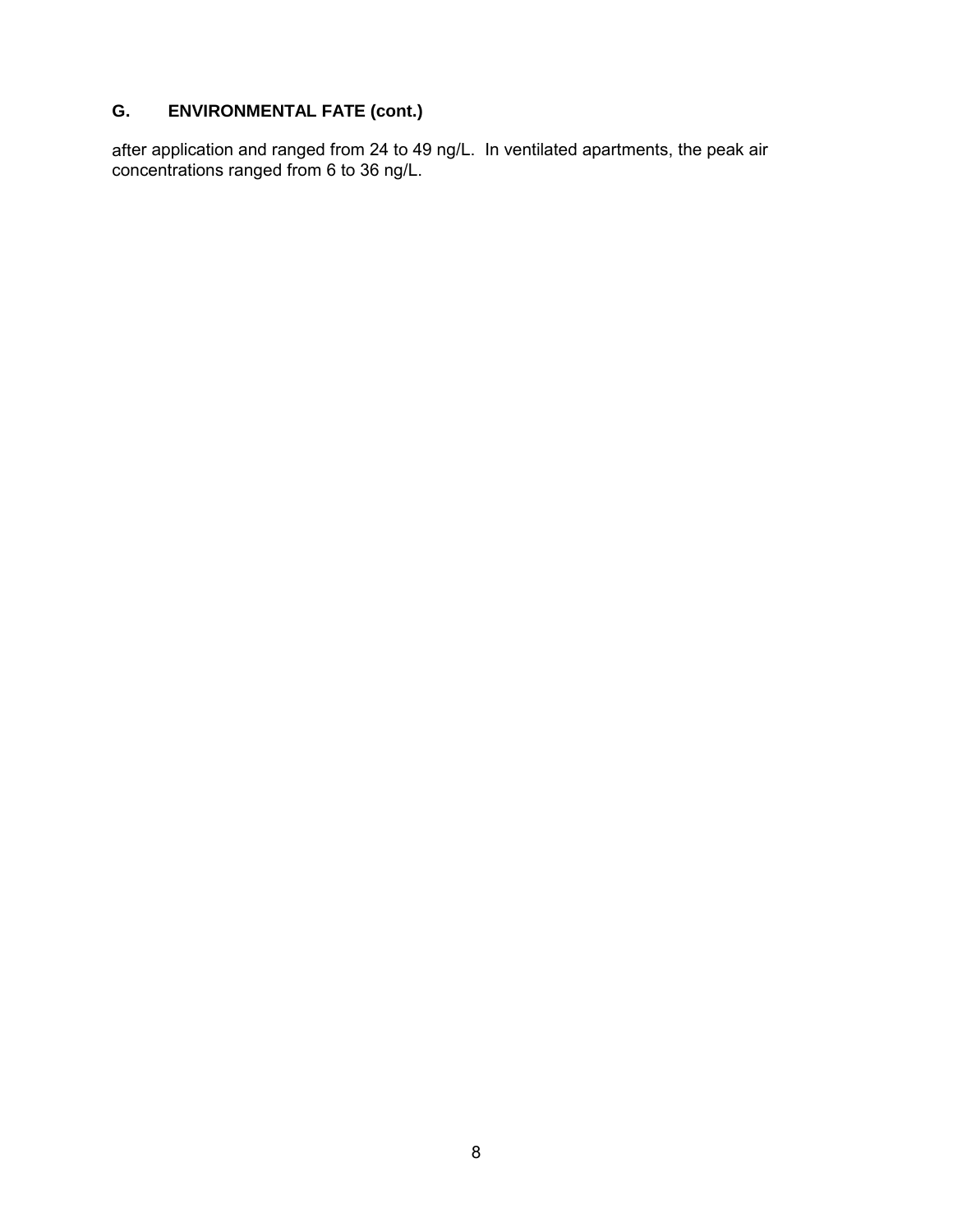## G. ENVIRONMENTAL FATE (cont.)

after application and ranged from 24 to 49 ng/L. In ventilated apartments, the peak air concentrations ranged from 6 to 36 ng/L.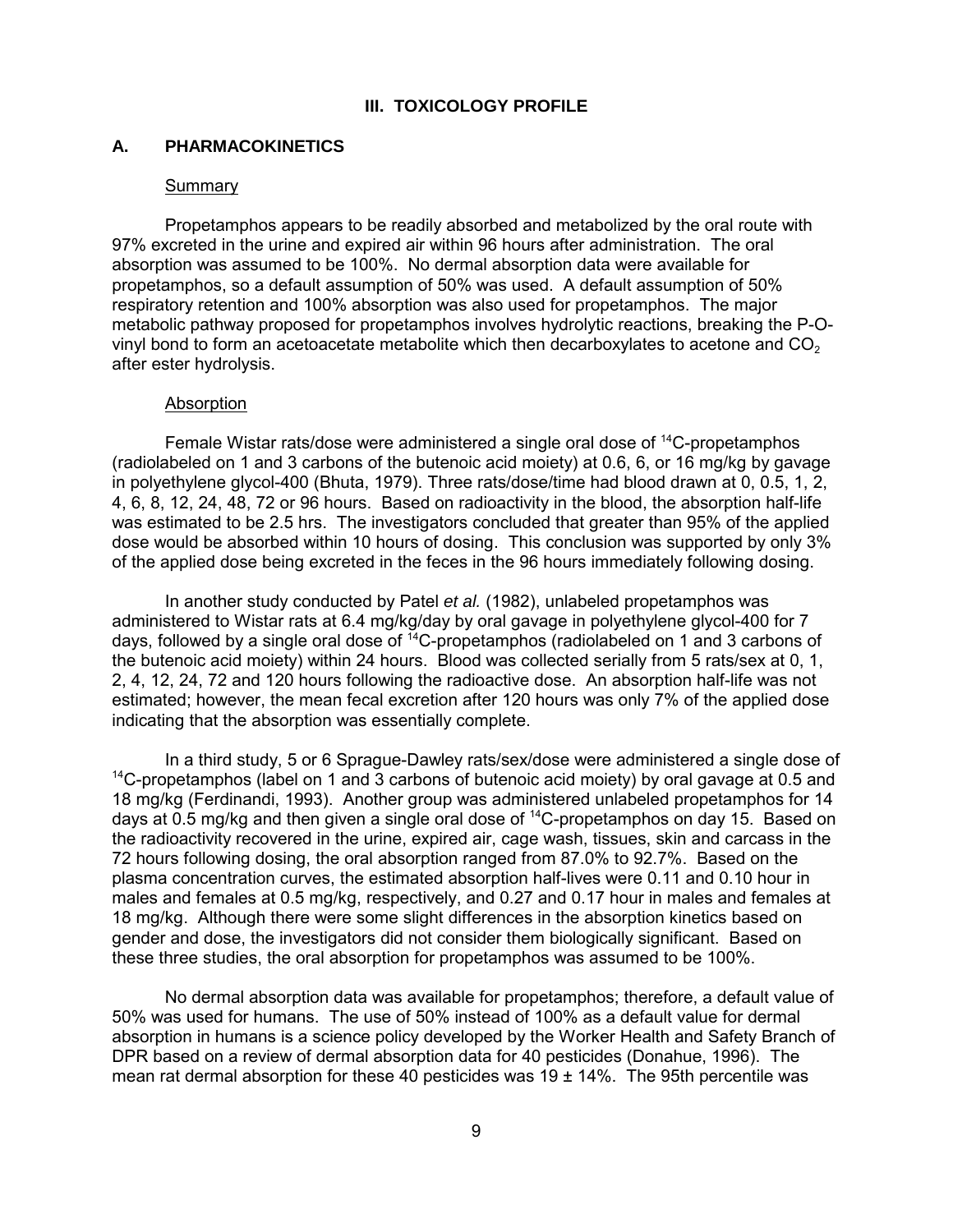## III. TOXICOLOGY PROFILE

### A. PHARMACOKINETICS

Summary

Propetamphos appears to be readily absorbed and metabolized by the oral route with 97% excreted in the urine and expired air within 96 hours after administration. The oral absorption was assumed to be 100%. No dermal absorption data were available for propetamphos, so a default assumption of 50% was used. A default assumption of 50% respiratory retention and 100% absorption was also used for propetamphos. The major metabolic pathway proposed for propetamphos involves hydrolytic reactions, breaking the P-O-vinyl bond to form an acetoacetate metabolite which then decarboxylates to acetone and $CO_2$ after ester hydrolysis.

Absorption

Female Wistar rats/dose were administered a single oral dose of $^{14}$C-propetamphos (radiolabeled on 1 and 3 carbons of the butenoic acid moiety) at 0.6, 6, or 16 mg/kg by gavage in polyethylene glycol-400 (Bhuta, 1979). Three rats/dose/time had blood drawn at 0, 0.5, 1, 2, 4, 6, 8, 12, 24, 48, 72 or 96 hours. Based on radioactivity in the blood, the absorption half-life was estimated to be 2.5 hrs. The investigators concluded that greater than 95% of the applied dose would be absorbed within 10 hours of dosing. This conclusion was supported by only 3% of the applied dose being excreted in the feces in the 96 hours immediately following dosing.

In another study conducted by Patel *et al.* (1982), unlabeled propetamphos was administered to Wistar rats at 6.4 mg/kg/day by oral gavage in polyethylene glycol-400 for 7 days, followed by a single oral dose of $^{14}$C-propetamphos (radiolabeled on 1 and 3 carbons of the butenoic acid moiety) within 24 hours. Blood was collected serially from 5 rats/sex at 0, 1, 2, 4, 12, 24, 72 and 120 hours following the radioactive dose. An absorption half-life was not estimated; however, the mean fecal excretion after 120 hours was only 7% of the applied dose indicating that the absorption was essentially complete.

In a third study, 5 or 6 Sprague-Dawley rats/sex/dose were administered a single dose of $^{14}$C-propetamphos (label on 1 and 3 carbons of butenoic acid moiety) by oral gavage at 0.5 and 18 mg/kg (Ferdinandi, 1993). Another group was administered unlabeled propetamphos for 14 days at 0.5 mg/kg and then given a single oral dose of $^{14}$C-propetamphos on day 15. Based on the radioactivity recovered in the urine, expired air, cage wash, tissues, skin and carcass in the 72 hours following dosing, the oral absorption ranged from 87.0% to 92.7%. Based on the plasma concentration curves, the estimated absorption half-lives were 0.11 and 0.10 hour in males and females at 0.5 mg/kg, respectively, and 0.27 and 0.17 hour in males and females at 18 mg/kg. Although there were some slight differences in the absorption kinetics based on gender and dose, the investigators did not consider them biologically significant. Based on these three studies, the oral absorption for propetamphos was assumed to be 100%.

No dermal absorption data was available for propetamphos; therefore, a default value of 50% was used for humans. The use of 50% instead of 100% as a default value for dermal absorption in humans is a science policy developed by the Worker Health and Safety Branch of DPR based on a review of dermal absorption data for 40 pesticides (Donahue, 1996). The mean rat dermal absorption for these 40 pesticides was 19 ± 14%. The 95th percentile was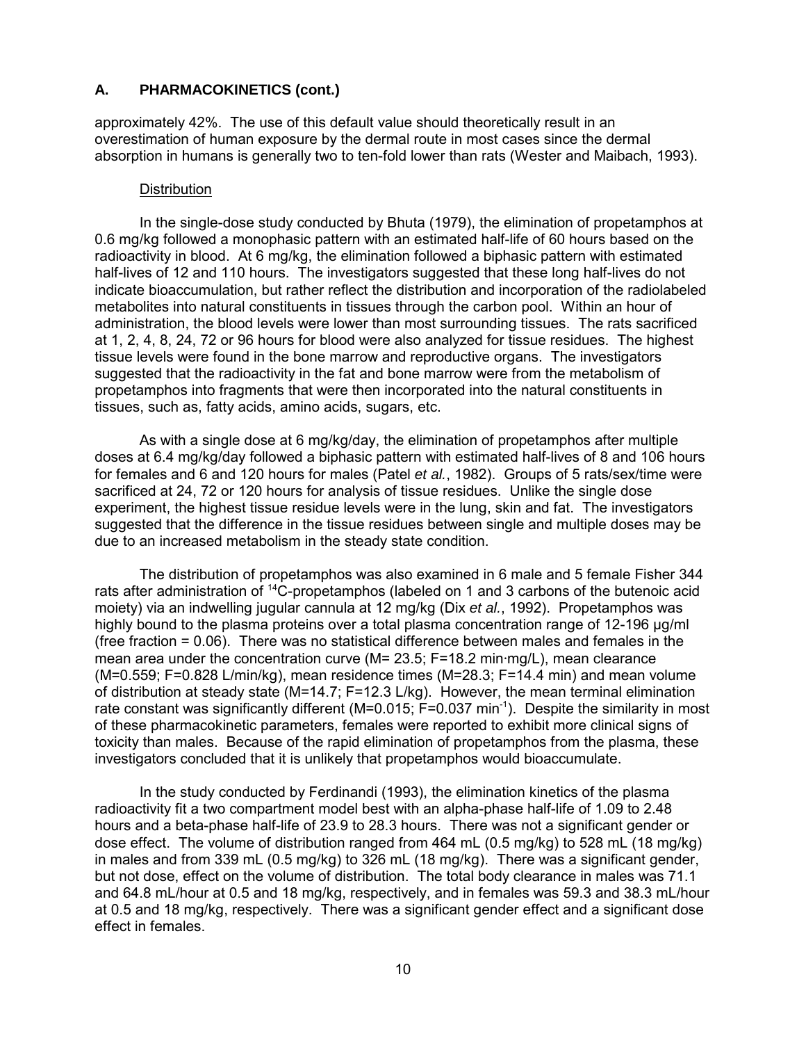## A. PHARMACOKINETICS (cont.)

approximately 42%. The use of this default value should theoretically result in an overestimation of human exposure by the dermal route in most cases since the dermal absorption in humans is generally two to ten-fold lower than rats (Wester and Maibach, 1993).

Distribution

In the single-dose study conducted by Bhuta (1979), the elimination of propetamphos at 0.6 mg/kg followed a monophasic pattern with an estimated half-life of 60 hours based on the radioactivity in blood. At 6 mg/kg, the elimination followed a biphasic pattern with estimated half-lives of 12 and 110 hours. The investigators suggested that these long half-lives do not indicate bioaccumulation, but rather reflect the distribution and incorporation of the radiolabeled metabolites into natural constituents in tissues through the carbon pool. Within an hour of administration, the blood levels were lower than most surrounding tissues. The rats sacrificed at 1, 2, 4, 8, 24, 72 or 96 hours for blood were also analyzed for tissue residues. The highest tissue levels were found in the bone marrow and reproductive organs. The investigators suggested that the radioactivity in the fat and bone marrow were from the metabolism of propetamphos into fragments that were then incorporated into the natural constituents in tissues, such as, fatty acids, amino acids, sugars, etc.

As with a single dose at 6 mg/kg/day, the elimination of propetamphos after multiple doses at 6.4 mg/kg/day followed a biphasic pattern with estimated half-lives of 8 and 106 hours for females and 6 and 120 hours for males (Patel *et al.*, 1982). Groups of 5 rats/sex/time were sacrificed at 24, 72 or 120 hours for analysis of tissue residues. Unlike the single dose experiment, the highest tissue residue levels were in the lung, skin and fat. The investigators suggested that the difference in the tissue residues between single and multiple doses may be due to an increased metabolism in the steady state condition.

The distribution of propetamphos was also examined in 6 male and 5 female Fisher 344 rats after administration of $^{14}C$-propetamphos (labeled on 1 and 3 carbons of the butenoic acid moiety) via an indwelling jugular cannula at 12 mg/kg (Dix *et al.*, 1992). Propetamphos was highly bound to the plasma proteins over a total plasma concentration range of 12-196 µg/ml (free fraction = 0.06). There was no statistical difference between males and females in the mean area under the concentration curve (M= 23.5; F=18.2 min·mg/L), mean clearance (M=0.559; F=0.828 L/min/kg), mean residence times (M=28.3; F=14.4 min) and mean volume of distribution at steady state (M=14.7; F=12.3 L/kg). However, the mean terminal elimination rate constant was significantly different (M=0.015; F=0.037 $min^{-1}$). Despite the similarity in most of these pharmacokinetic parameters, females were reported to exhibit more clinical signs of toxicity than males. Because of the rapid elimination of propetamphos from the plasma, these investigators concluded that it is unlikely that propetamphos would bioaccumulate.

In the study conducted by Ferdinandi (1993), the elimination kinetics of the plasma radioactivity fit a two compartment model best with an alpha-phase half-life of 1.09 to 2.48 hours and a beta-phase half-life of 23.9 to 28.3 hours. There was not a significant gender or dose effect. The volume of distribution ranged from 464 mL (0.5 mg/kg) to 528 mL (18 mg/kg) in males and from 339 mL (0.5 mg/kg) to 326 mL (18 mg/kg). There was a significant gender, but not dose, effect on the volume of distribution. The total body clearance in males was 71.1 and 64.8 mL/hour at 0.5 and 18 mg/kg, respectively, and in females was 59.3 and 38.3 mL/hour at 0.5 and 18 mg/kg, respectively. There was a significant gender effect and a significant dose effect in females.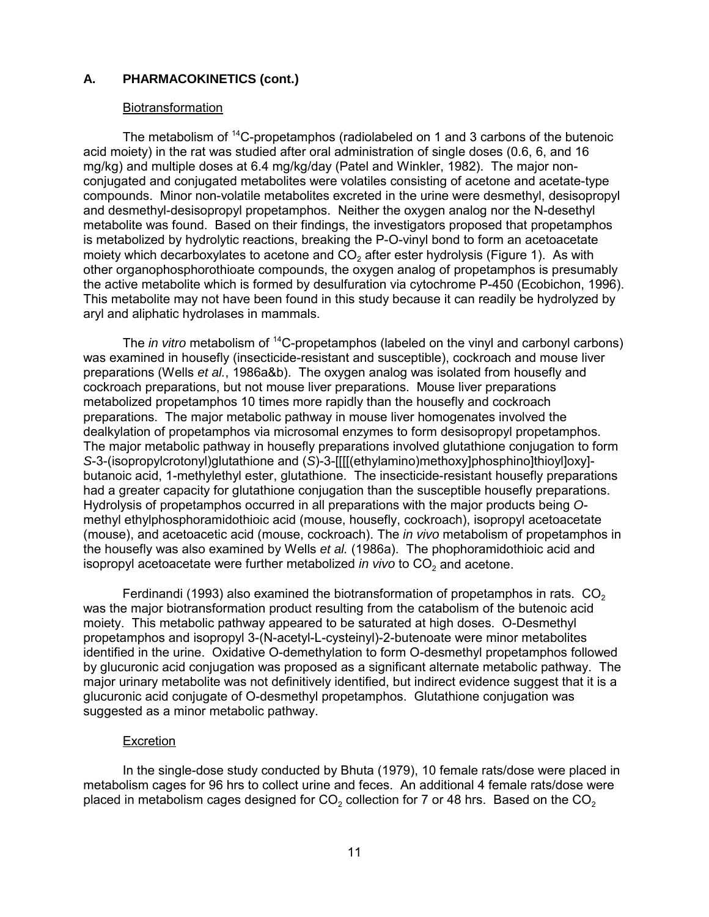## A. PHARMACOKINETICS (cont.)

### Biotransformation

The metabolism of $^{14}$C-propetamphos (radiolabeled on 1 and 3 carbons of the butenoic acid moiety) in the rat was studied after oral administration of single doses (0.6, 6, and 16 mg/kg) and multiple doses at 6.4 mg/kg/day (Patel and Winkler, 1982). The major non-conjugated and conjugated metabolites were volatiles consisting of acetone and acetate-type compounds. Minor non-volatile metabolites excreted in the urine were desmethyl, desisopropyl and desmethyl-desisopropyl propetamphos. Neither the oxygen analog nor the N-desethyl metabolite was found. Based on their findings, the investigators proposed that propetamphos is metabolized by hydrolytic reactions, breaking the P-O-vinyl bond to form an acetoacetate moiety which decarboxylates to acetone and $CO_2$ after ester hydrolysis (Figure 1). As with other organophosphorothioate compounds, the oxygen analog of propetamphos is presumably the active metabolite which is formed by desulfuration via cytochrome P-450 (Ecobichon, 1996). This metabolite may not have been found in this study because it can readily be hydrolyzed by aryl and aliphatic hydrolases in mammals.

The *in vitro* metabolism of $^{14}$C-propetamphos (labeled on the vinyl and carbonyl carbons) was examined in housefly (insecticide-resistant and susceptible), cockroach and mouse liver preparations (Wells *et al.*, 1986a&b). The oxygen analog was isolated from housefly and cockroach preparations, but not mouse liver preparations. Mouse liver preparations metabolized propetamphos 10 times more rapidly than the housefly and cockroach preparations. The major metabolic pathway in mouse liver homogenates involved the dealkylation of propetamphos via microsomal enzymes to form desisopropyl propetamphos. The major metabolic pathway in housefly preparations involved glutathione conjugation to form *S*-3-(isopropylcrotonyl)glutathione and (*S*)-3-[[[[(ethylamino)methoxy]phosphino]thioyl]oxy]-butanoic acid, 1-methylethyl ester, glutathione. The insecticide-resistant housefly preparations had a greater capacity for glutathione conjugation than the susceptible housefly preparations. Hydrolysis of propetamphos occurred in all preparations with the major products being *O*-methyl ethylphosphoramidothioic acid (mouse, housefly, cockroach), isopropyl acetoacetate (mouse), and acetoacetic acid (mouse, cockroach). The *in vivo* metabolism of propetamphos in the housefly was also examined by Wells *et al.* (1986a). The phophoramidothioic acid and isopropyl acetoacetate were further metabolized *in vivo* to $CO_2$ and acetone.

Ferdinandi (1993) also examined the biotransformation of propetamphos in rats. $CO_2$ was the major biotransformation product resulting from the catabolism of the butenoic acid moiety. This metabolic pathway appeared to be saturated at high doses. O-Desmethyl propetamphos and isopropyl 3-(N-acetyl-L-cysteinyl)-2-butenoate were minor metabolites identified in the urine. Oxidative O-demethylation to form O-desmethyl propetamphos followed by glucuronic acid conjugation was proposed as a significant alternate metabolic pathway. The major urinary metabolite was not definitively identified, but indirect evidence suggest that it is a glucuronic acid conjugate of O-desmethyl propetamphos. Glutathione conjugation was suggested as a minor metabolic pathway.

### Excretion

In the single-dose study conducted by Bhuta (1979), 10 female rats/dose were placed in metabolism cages for 96 hrs to collect urine and feces. An additional 4 female rats/dose were placed in metabolism cages designed for $CO_2$ collection for 7 or 48 hrs. Based on the $CO_2$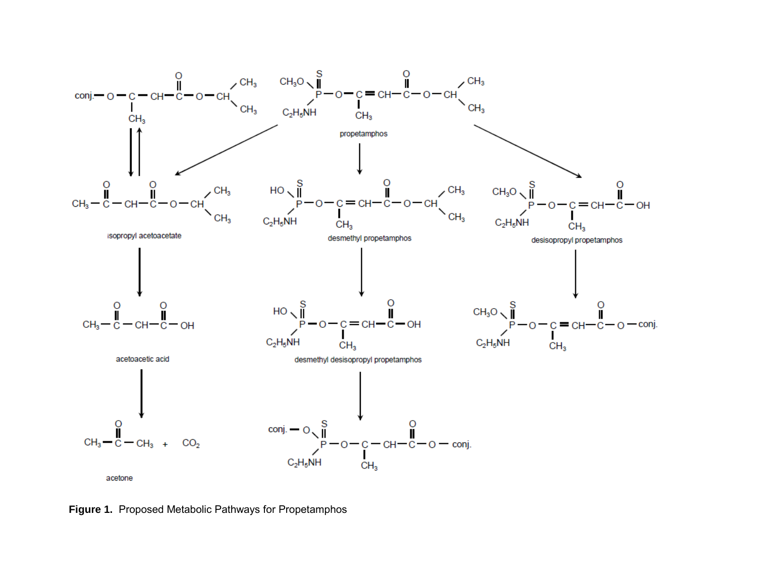Figure 1. Proposed Metabolic Pathways for Propetamphos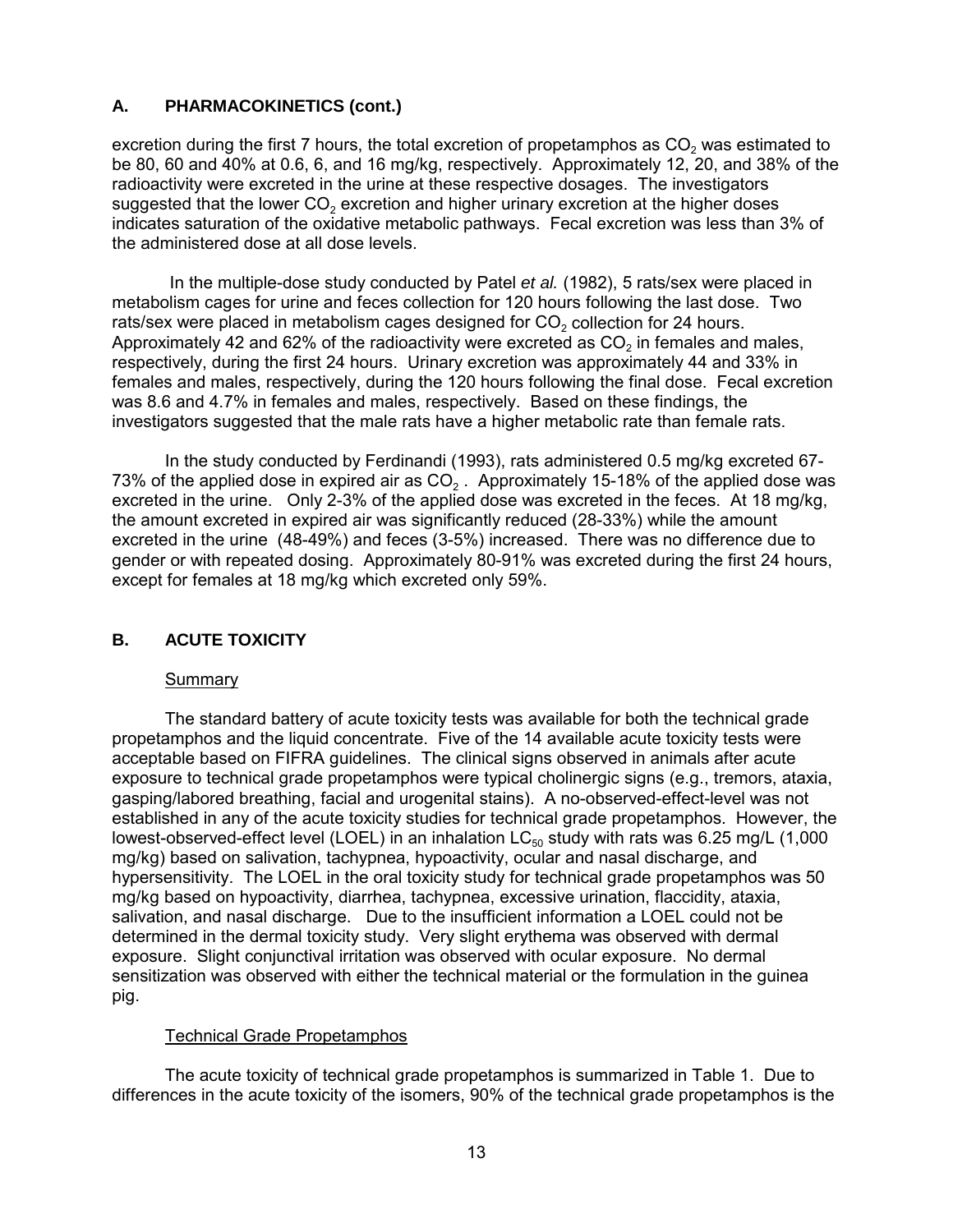## A. PHARMACOKINETICS (cont.)

excretion during the first 7 hours, the total excretion of propetamphos as $CO_2$ was estimated to be 80, 60 and 40% at 0.6, 6, and 16 mg/kg, respectively. Approximately 12, 20, and 38% of the radioactivity were excreted in the urine at these respective dosages. The investigators suggested that the lower $CO_2$ excretion and higher urinary excretion at the higher doses indicates saturation of the oxidative metabolic pathways. Fecal excretion was less than 3% of the administered dose at all dose levels.

In the multiple-dose study conducted by Patel *et al.* (1982), 5 rats/sex were placed in metabolism cages for urine and feces collection for 120 hours following the last dose. Two rats/sex were placed in metabolism cages designed for $CO_2$ collection for 24 hours. Approximately 42 and 62% of the radioactivity were excreted as $CO_2$ in females and males, respectively, during the first 24 hours. Urinary excretion was approximately 44 and 33% in females and males, respectively, during the 120 hours following the final dose. Fecal excretion was 8.6 and 4.7% in females and males, respectively. Based on these findings, the investigators suggested that the male rats have a higher metabolic rate than female rats.

In the study conducted by Ferdinandi (1993), rats administered 0.5 mg/kg excreted 67-73% of the applied dose in expired air as $CO_2$ . Approximately 15-18% of the applied dose was excreted in the urine. Only 2-3% of the applied dose was excreted in the feces. At 18 mg/kg, the amount excreted in expired air was significantly reduced (28-33%) while the amount excreted in the urine (48-49%) and feces (3-5%) increased. There was no difference due to gender or with repeated dosing. Approximately 80-91% was excreted during the first 24 hours, except for females at 18 mg/kg which excreted only 59%.

## B. ACUTE TOXICITY

Summary

The standard battery of acute toxicity tests was available for both the technical grade propetamphos and the liquid concentrate. Five of the 14 available acute toxicity tests were acceptable based on FIFRA guidelines. The clinical signs observed in animals after acute exposure to technical grade propetamphos were typical cholinergic signs (e.g., tremors, ataxia, gasping/labored breathing, facial and urogenital stains). A no-observed-effect-level was not established in any of the acute toxicity studies for technical grade propetamphos. However, the lowest-observed-effect level (LOEL) in an inhalation $LC_{50}$ study with rats was 6.25 mg/L (1,000 mg/kg) based on salivation, tachypnea, hypoactivity, ocular and nasal discharge, and hypersensitivity. The LOEL in the oral toxicity study for technical grade propetamphos was 50 mg/kg based on hypoactivity, diarrhea, tachypnea, excessive urination, flaccidity, ataxia, salivation, and nasal discharge. Due to the insufficient information a LOEL could not be determined in the dermal toxicity study. Very slight erythema was observed with dermal exposure. Slight conjunctival irritation was observed with ocular exposure. No dermal sensitization was observed with either the technical material or the formulation in the guinea pig.

Technical Grade Propetamphos

The acute toxicity of technical grade propetamphos is summarized in Table 1. Due to differences in the acute toxicity of the isomers, 90% of the technical grade propetamphos is the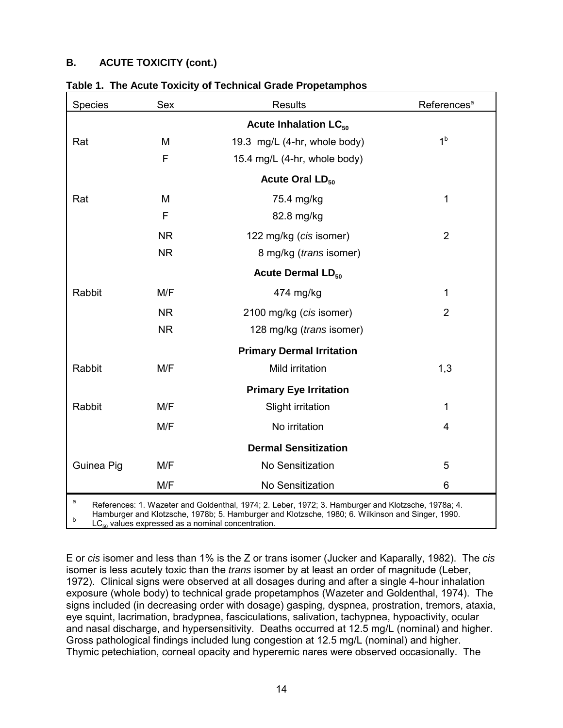## B. ACUTE TOXICITY (cont.)

**Table 1. The Acute Toxicity of Technical Grade Propetamphos**

| Species | Sex | Results | References[a] |
|---|---|---|---|
| | | **Acute Inhalation $LC_{50}$** | |
| Rat | M | 19.3 mg/L (4-hr, whole body) | 1[b] |
| | F | 15.4 mg/L (4-hr, whole body) | |
| | | **Acute Oral $LD_{50}$** | |
| Rat | M | 75.4 mg/kg | 1 |
| | F | 82.8 mg/kg | |
| | NR | 122 mg/kg (*cis* isomer) | 2 |
| | NR | 8 mg/kg (*trans* isomer) | |
| | | **Acute Dermal $LD_{50}$** | |
| Rabbit | M/F | 474 mg/kg | 1 |
| | NR | 2100 mg/kg (*cis* isomer) | 2 |
| | NR | 128 mg/kg (*trans* isomer) | |
| | | **Primary Dermal Irritation** | |
| Rabbit | M/F | Mild irritation | 1,3 |
| | | **Primary Eye Irritation** | |
| Rabbit | M/F | Slight irritation | 1 |
| | M/F | No irritation | 4 |
| | | **Dermal Sensitization** | |
| Guinea Pig | M/F | No Sensitization | 5 |
| | M/F | No Sensitization | 6 |

[a] References: 1. Wazeter and Goldenthal, 1974; 2. Leber, 1972; 3. Hamburger and Klotzsche, 1978a; 4. Hamburger and Klotzsche, 1978b; 5. Hamburger and Klotzsche, 1980; 6. Wilkinson and Singer, 1990.
[b] $LC_{50}$ values expressed as a nominal concentration.

E or *cis* isomer and less than 1% is the Z or trans isomer (Jucker and Kaparally, 1982). The *cis* isomer is less acutely toxic than the *trans* isomer by at least an order of magnitude (Leber, 1972). Clinical signs were observed at all dosages during and after a single 4-hour inhalation exposure (whole body) to technical grade propetamphos (Wazeter and Goldenthal, 1974). The signs included (in decreasing order with dosage) gasping, dyspnea, prostration, tremors, ataxia, eye squint, lacrimation, bradypnea, fasciculations, salivation, tachypnea, hypoactivity, ocular and nasal discharge, and hypersensitivity. Deaths occurred at 12.5 mg/L (nominal) and higher. Gross pathological findings included lung congestion at 12.5 mg/L (nominal) and higher. Thymic petechiation, corneal opacity and hyperemic nares were observed occasionally. The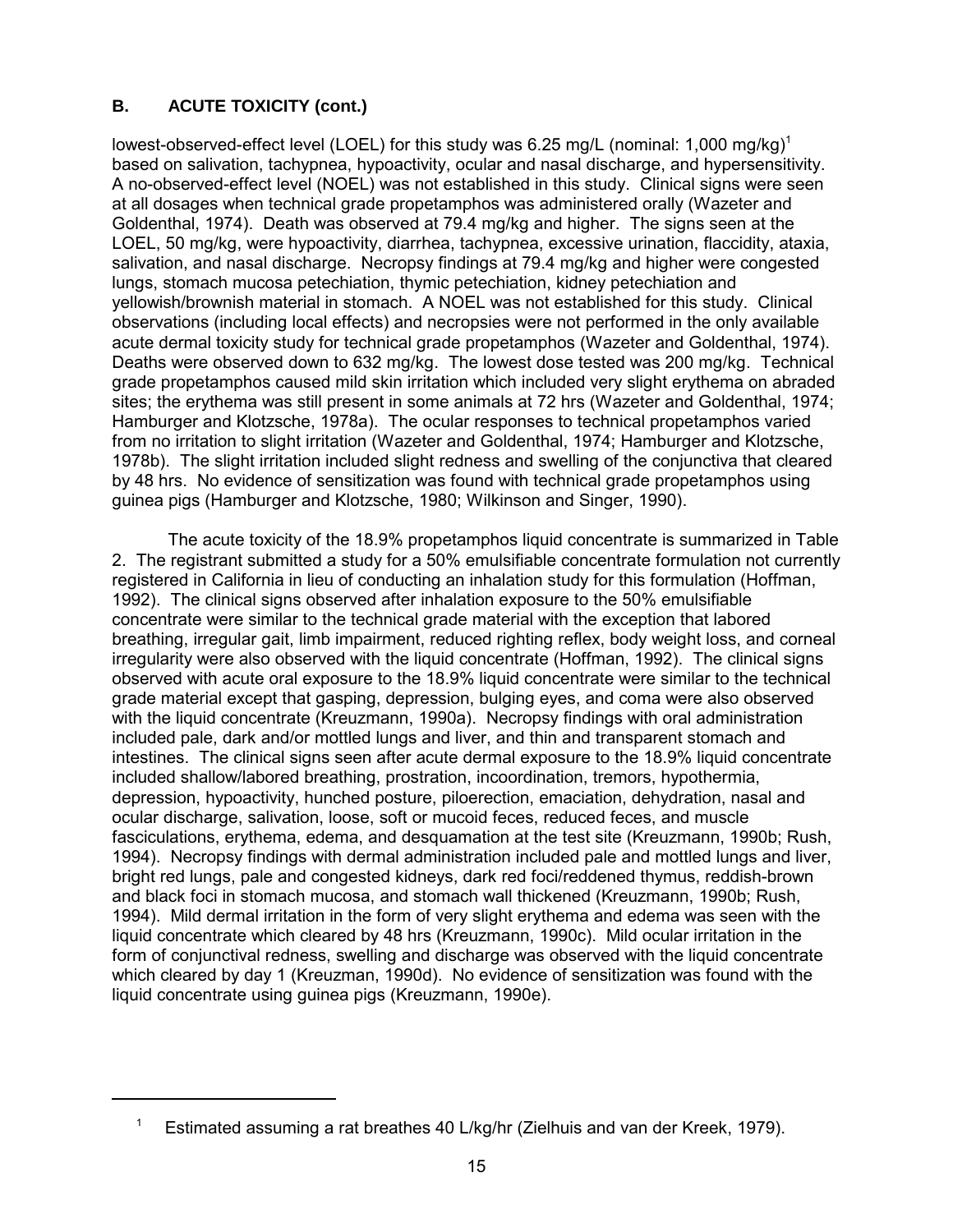## B. ACUTE TOXICITY (cont.)

lowest-observed-effect level (LOEL) for this study was 6.25 mg/L (nominal: 1,000 mg/kg)[1] based on salivation, tachypnea, hypoactivity, ocular and nasal discharge, and hypersensitivity. A no-observed-effect level (NOEL) was not established in this study. Clinical signs were seen at all dosages when technical grade propetamphos was administered orally (Wazeter and Goldenthal, 1974). Death was observed at 79.4 mg/kg and higher. The signs seen at the LOEL, 50 mg/kg, were hypoactivity, diarrhea, tachypnea, excessive urination, flaccidity, ataxia, salivation, and nasal discharge. Necropsy findings at 79.4 mg/kg and higher were congested lungs, stomach mucosa petechiation, thymic petechiation, kidney petechiation and yellowish/brownish material in stomach. A NOEL was not established for this study. Clinical observations (including local effects) and necropsies were not performed in the only available acute dermal toxicity study for technical grade propetamphos (Wazeter and Goldenthal, 1974). Deaths were observed down to 632 mg/kg. The lowest dose tested was 200 mg/kg. Technical grade propetamphos caused mild skin irritation which included very slight erythema on abraded sites; the erythema was still present in some animals at 72 hrs (Wazeter and Goldenthal, 1974; Hamburger and Klotzsche, 1978a). The ocular responses to technical propetamphos varied from no irritation to slight irritation (Wazeter and Goldenthal, 1974; Hamburger and Klotzsche, 1978b). The slight irritation included slight redness and swelling of the conjunctiva that cleared by 48 hrs. No evidence of sensitization was found with technical grade propetamphos using guinea pigs (Hamburger and Klotzsche, 1980; Wilkinson and Singer, 1990).

The acute toxicity of the 18.9% propetamphos liquid concentrate is summarized in Table 2. The registrant submitted a study for a 50% emulsifiable concentrate formulation not currently registered in California in lieu of conducting an inhalation study for this formulation (Hoffman, 1992). The clinical signs observed after inhalation exposure to the 50% emulsifiable concentrate were similar to the technical grade material with the exception that labored breathing, irregular gait, limb impairment, reduced righting reflex, body weight loss, and corneal irregularity were also observed with the liquid concentrate (Hoffman, 1992). The clinical signs observed with acute oral exposure to the 18.9% liquid concentrate were similar to the technical grade material except that gasping, depression, bulging eyes, and coma were also observed with the liquid concentrate (Kreuzmann, 1990a). Necropsy findings with oral administration included pale, dark and/or mottled lungs and liver, and thin and transparent stomach and intestines. The clinical signs seen after acute dermal exposure to the 18.9% liquid concentrate included shallow/labored breathing, prostration, incoordination, tremors, hypothermia, depression, hypoactivity, hunched posture, piloerection, emaciation, dehydration, nasal and ocular discharge, salivation, loose, soft or mucoid feces, reduced feces, and muscle fasciculations, erythema, edema, and desquamation at the test site (Kreuzmann, 1990b; Rush, 1994). Necropsy findings with dermal administration included pale and mottled lungs and liver, bright red lungs, pale and congested kidneys, dark red foci/reddened thymus, reddish-brown and black foci in stomach mucosa, and stomach wall thickened (Kreuzmann, 1990b; Rush, 1994). Mild dermal irritation in the form of very slight erythema and edema was seen with the liquid concentrate which cleared by 48 hrs (Kreuzmann, 1990c). Mild ocular irritation in the form of conjunctival redness, swelling and discharge was observed with the liquid concentrate which cleared by day 1 (Kreuzman, 1990d). No evidence of sensitization was found with the liquid concentrate using guinea pigs (Kreuzmann, 1990e).

---

[1] Estimated assuming a rat breathes 40 L/kg/hr (Zielhuis and van der Kreek, 1979).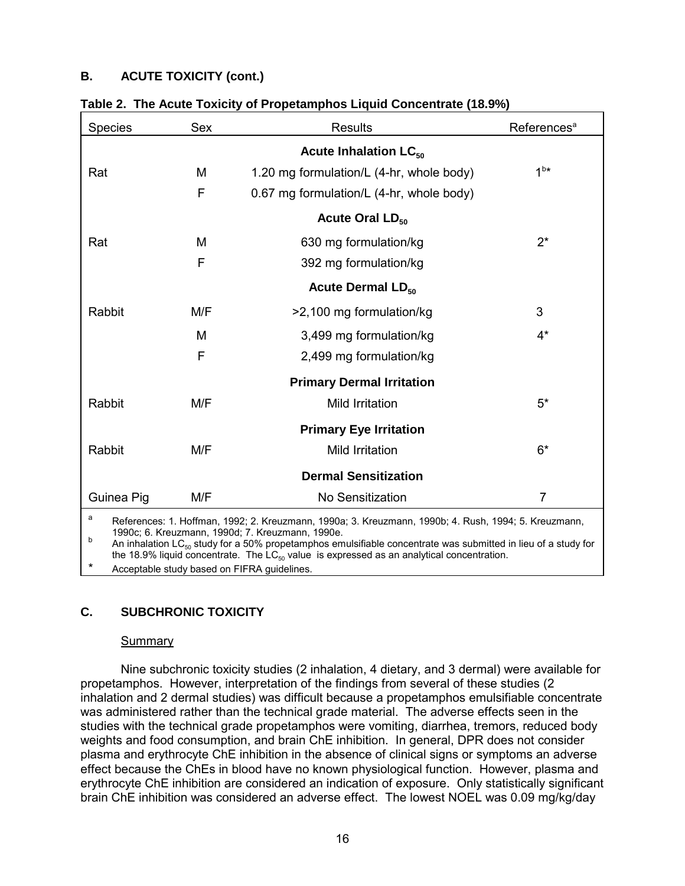### B. ACUTE TOXICITY (cont.)

**Table 2. The Acute Toxicity of Propetamphos Liquid Concentrate (18.9%)**

| Species | Sex | Results | References[a] |
|---|---|---|---|
| | | **Acute Inhalation $LC_{50}$** | |
| Rat | M | 1.20 mg formulation/L (4-hr, whole body) | 1[b]* |
| | F | 0.67 mg formulation/L (4-hr, whole body) | |
| | | **Acute Oral $LD_{50}$** | |
| Rat | M | 630 mg formulation/kg | 2* |
| | F | 392 mg formulation/kg | |
| | | **Acute Dermal $LD_{50}$** | |
| Rabbit | M/F | >2,100 mg formulation/kg | 3 |
| | M | 3,499 mg formulation/kg | 4* |
| | F | 2,499 mg formulation/kg | |
| | | **Primary Dermal Irritation** | |
| Rabbit | M/F | Mild Irritation | 5* |
| | | **Primary Eye Irritation** | |
| Rabbit | M/F | Mild Irritation | 6* |
| | | **Dermal Sensitization** | |
| Guinea Pig | M/F | No Sensitization | 7 |

a References: 1. Hoffman, 1992; 2. Kreuzmann, 1990a; 3. Kreuzmann, 1990b; 4. Rush, 1994; 5. Kreuzmann, 1990c; 6. Kreuzmann, 1990d; 7. Kreuzmann, 1990e.

b An inhalation $LC_{50}$ study for a 50% propetamphos emulsifiable concentrate was submitted in lieu of a study for the 18.9% liquid concentrate. The $LC_{50}$ value is expressed as an analytical concentration.

\* Acceptable study based on FIFRA guidelines.

### C. SUBCHRONIC TOXICITY

Summary

Nine subchronic toxicity studies (2 inhalation, 4 dietary, and 3 dermal) were available for propetamphos. However, interpretation of the findings from several of these studies (2 inhalation and 2 dermal studies) was difficult because a propetamphos emulsifiable concentrate was administered rather than the technical grade material. The adverse effects seen in the studies with the technical grade propetamphos were vomiting, diarrhea, tremors, reduced body weights and food consumption, and brain ChE inhibition. In general, DPR does not consider plasma and erythrocyte ChE inhibition in the absence of clinical signs or symptoms an adverse effect because the ChEs in blood have no known physiological function. However, plasma and erythrocyte ChE inhibition are considered an indication of exposure. Only statistically significant brain ChE inhibition was considered an adverse effect. The lowest NOEL was 0.09 mg/kg/day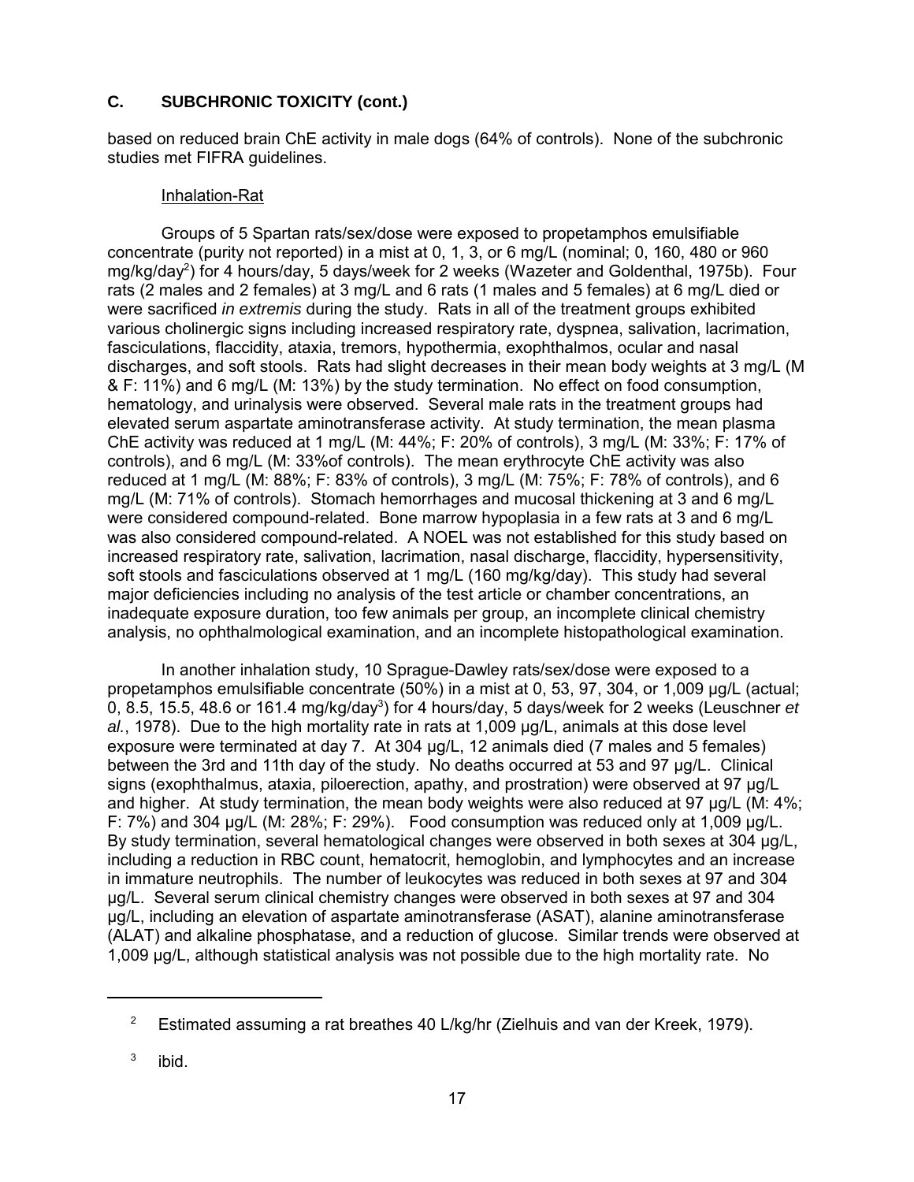## C. SUBCHRONIC TOXICITY (cont.)

based on reduced brain ChE activity in male dogs (64% of controls). None of the subchronic studies met FIFRA guidelines.

Inhalation-Rat

Groups of 5 Spartan rats/sex/dose were exposed to propetamphos emulsifiable concentrate (purity not reported) in a mist at 0, 1, 3, or 6 mg/L (nominal; 0, 160, 480 or 960 mg/kg/day[2]) for 4 hours/day, 5 days/week for 2 weeks (Wazeter and Goldenthal, 1975b). Four rats (2 males and 2 females) at 3 mg/L and 6 rats (1 males and 5 females) at 6 mg/L died or were sacrificed *in extremis* during the study. Rats in all of the treatment groups exhibited various cholinergic signs including increased respiratory rate, dyspnea, salivation, lacrimation, fasciculations, flaccidity, ataxia, tremors, hypothermia, exophthalmos, ocular and nasal discharges, and soft stools. Rats had slight decreases in their mean body weights at 3 mg/L (M & F: 11%) and 6 mg/L (M: 13%) by the study termination. No effect on food consumption, hematology, and urinalysis were observed. Several male rats in the treatment groups had elevated serum aspartate aminotransferase activity. At study termination, the mean plasma ChE activity was reduced at 1 mg/L (M: 44%; F: 20% of controls), 3 mg/L (M: 33%; F: 17% of controls), and 6 mg/L (M: 33%of controls). The mean erythrocyte ChE activity was also reduced at 1 mg/L (M: 88%; F: 83% of controls), 3 mg/L (M: 75%; F: 78% of controls), and 6 mg/L (M: 71% of controls). Stomach hemorrhages and mucosal thickening at 3 and 6 mg/L were considered compound-related. Bone marrow hypoplasia in a few rats at 3 and 6 mg/L was also considered compound-related. A NOEL was not established for this study based on increased respiratory rate, salivation, lacrimation, nasal discharge, flaccidity, hypersensitivity, soft stools and fasciculations observed at 1 mg/L (160 mg/kg/day). This study had several major deficiencies including no analysis of the test article or chamber concentrations, an inadequate exposure duration, too few animals per group, an incomplete clinical chemistry analysis, no ophthalmological examination, and an incomplete histopathological examination.

In another inhalation study, 10 Sprague-Dawley rats/sex/dose were exposed to a propetamphos emulsifiable concentrate (50%) in a mist at 0, 53, 97, 304, or 1,009 µg/L (actual; 0, 8.5, 15.5, 48.6 or 161.4 mg/kg/day[3]) for 4 hours/day, 5 days/week for 2 weeks (Leuschner *et al.*, 1978). Due to the high mortality rate in rats at 1,009 µg/L, animals at this dose level exposure were terminated at day 7. At 304 µg/L, 12 animals died (7 males and 5 females) between the 3rd and 11th day of the study. No deaths occurred at 53 and 97 µg/L. Clinical signs (exophthalmus, ataxia, piloerection, apathy, and prostration) were observed at 97 µg/L and higher. At study termination, the mean body weights were also reduced at 97 µg/L (M: 4%; F: 7%) and 304 µg/L (M: 28%; F: 29%). Food consumption was reduced only at 1,009 µg/L. By study termination, several hematological changes were observed in both sexes at 304 µg/L, including a reduction in RBC count, hematocrit, hemoglobin, and lymphocytes and an increase in immature neutrophils. The number of leukocytes was reduced in both sexes at 97 and 304 µg/L. Several serum clinical chemistry changes were observed in both sexes at 97 and 304 µg/L, including an elevation of aspartate aminotransferase (ASAT), alanine aminotransferase (ALAT) and alkaline phosphatase, and a reduction of glucose. Similar trends were observed at 1,009 µg/L, although statistical analysis was not possible due to the high mortality rate. No

---

[2] Estimated assuming a rat breathes 40 L/kg/hr (Zielhuis and van der Kreek, 1979).

[3] ibid.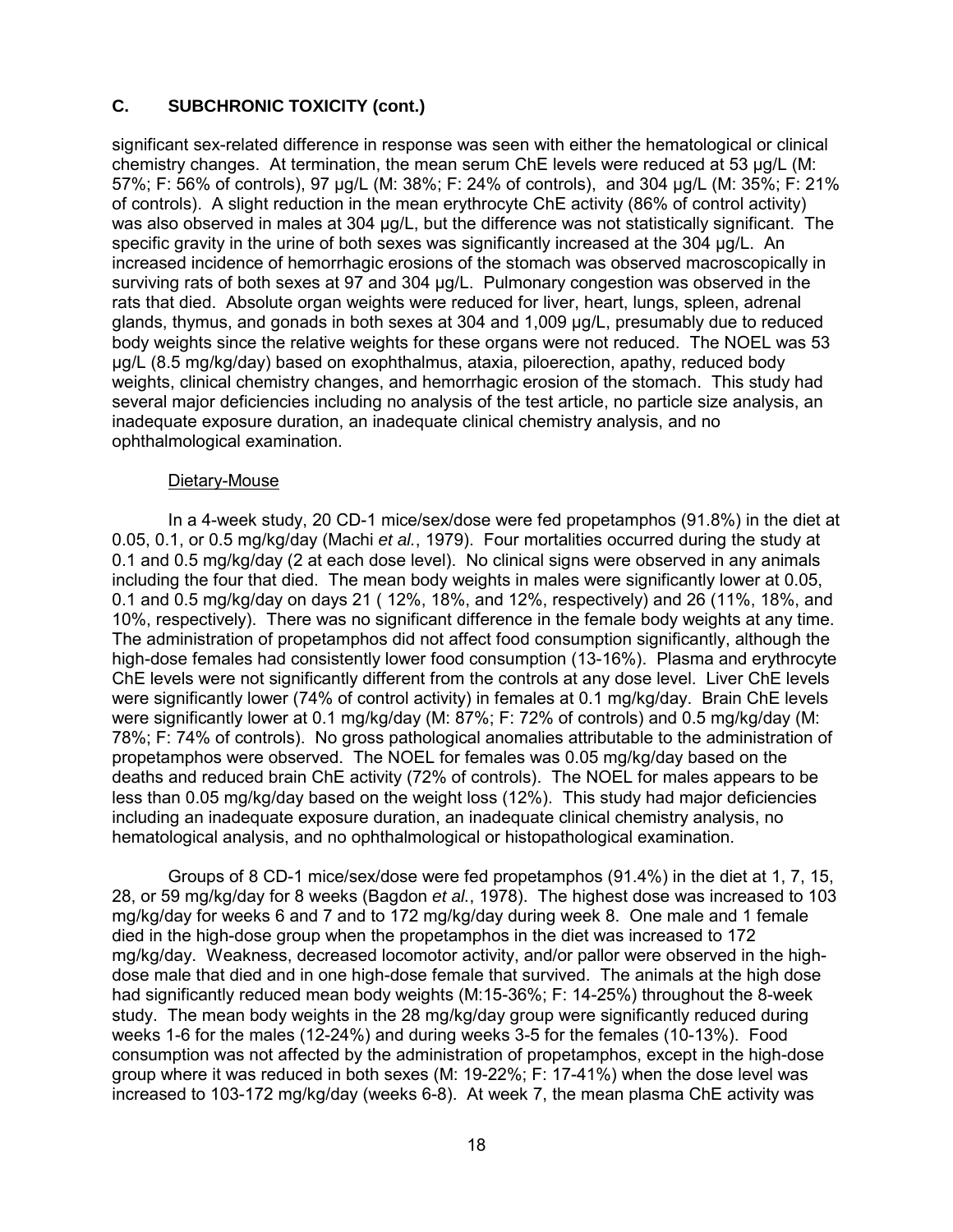## C. SUBCHRONIC TOXICITY (cont.)

significant sex-related difference in response was seen with either the hematological or clinical chemistry changes. At termination, the mean serum ChE levels were reduced at 53 µg/L (M: 57%; F: 56% of controls), 97 µg/L (M: 38%; F: 24% of controls), and 304 µg/L (M: 35%; F: 21% of controls). A slight reduction in the mean erythrocyte ChE activity (86% of control activity) was also observed in males at 304 µg/L, but the difference was not statistically significant. The specific gravity in the urine of both sexes was significantly increased at the 304 µg/L. An increased incidence of hemorrhagic erosions of the stomach was observed macroscopically in surviving rats of both sexes at 97 and 304 µg/L. Pulmonary congestion was observed in the rats that died. Absolute organ weights were reduced for liver, heart, lungs, spleen, adrenal glands, thymus, and gonads in both sexes at 304 and 1,009 µg/L, presumably due to reduced body weights since the relative weights for these organs were not reduced. The NOEL was 53 µg/L (8.5 mg/kg/day) based on exophthalmus, ataxia, piloerection, apathy, reduced body weights, clinical chemistry changes, and hemorrhagic erosion of the stomach. This study had several major deficiencies including no analysis of the test article, no particle size analysis, an inadequate exposure duration, an inadequate clinical chemistry analysis, and no ophthalmological examination.

Dietary-Mouse

In a 4-week study, 20 CD-1 mice/sex/dose were fed propetamphos (91.8%) in the diet at 0.05, 0.1, or 0.5 mg/kg/day (Machi *et al.*, 1979). Four mortalities occurred during the study at 0.1 and 0.5 mg/kg/day (2 at each dose level). No clinical signs were observed in any animals including the four that died. The mean body weights in males were significantly lower at 0.05, 0.1 and 0.5 mg/kg/day on days 21 ( 12%, 18%, and 12%, respectively) and 26 (11%, 18%, and 10%, respectively). There was no significant difference in the female body weights at any time. The administration of propetamphos did not affect food consumption significantly, although the high-dose females had consistently lower food consumption (13-16%). Plasma and erythrocyte ChE levels were not significantly different from the controls at any dose level. Liver ChE levels were significantly lower (74% of control activity) in females at 0.1 mg/kg/day. Brain ChE levels were significantly lower at 0.1 mg/kg/day (M: 87%; F: 72% of controls) and 0.5 mg/kg/day (M: 78%; F: 74% of controls). No gross pathological anomalies attributable to the administration of propetamphos were observed. The NOEL for females was 0.05 mg/kg/day based on the deaths and reduced brain ChE activity (72% of controls). The NOEL for males appears to be less than 0.05 mg/kg/day based on the weight loss (12%). This study had major deficiencies including an inadequate exposure duration, an inadequate clinical chemistry analysis, no hematological analysis, and no ophthalmological or histopathological examination.

Groups of 8 CD-1 mice/sex/dose were fed propetamphos (91.4%) in the diet at 1, 7, 15, 28, or 59 mg/kg/day for 8 weeks (Bagdon *et al.*, 1978). The highest dose was increased to 103 mg/kg/day for weeks 6 and 7 and to 172 mg/kg/day during week 8. One male and 1 female died in the high-dose group when the propetamphos in the diet was increased to 172 mg/kg/day. Weakness, decreased locomotor activity, and/or pallor were observed in the high-dose male that died and in one high-dose female that survived. The animals at the high dose had significantly reduced mean body weights (M:15-36%; F: 14-25%) throughout the 8-week study. The mean body weights in the 28 mg/kg/day group were significantly reduced during weeks 1-6 for the males (12-24%) and during weeks 3-5 for the females (10-13%). Food consumption was not affected by the administration of propetamphos, except in the high-dose group where it was reduced in both sexes (M: 19-22%; F: 17-41%) when the dose level was increased to 103-172 mg/kg/day (weeks 6-8). At week 7, the mean plasma ChE activity was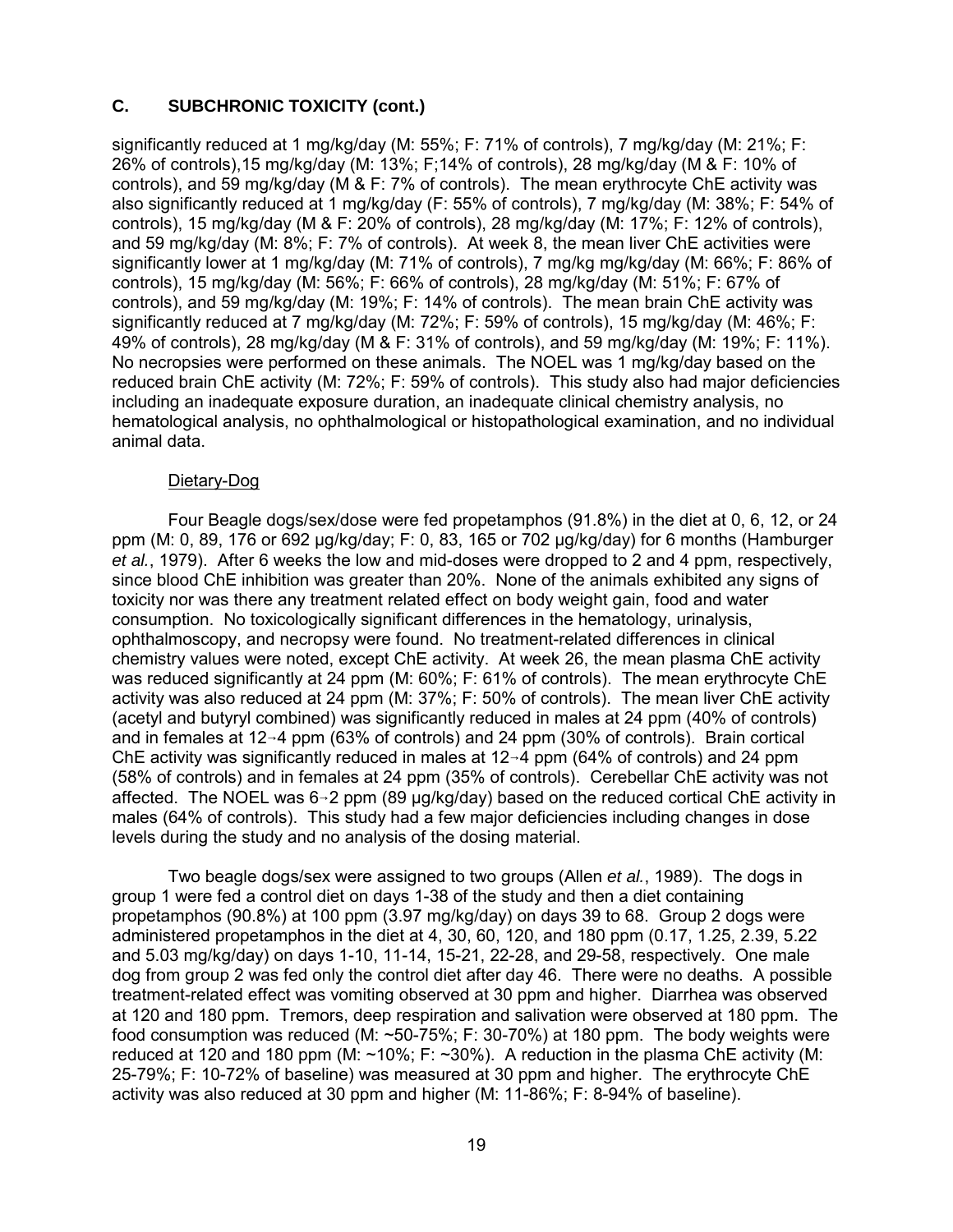## C. SUBCHRONIC TOXICITY (cont.)

significantly reduced at 1 mg/kg/day (M: 55%; F: 71% of controls), 7 mg/kg/day (M: 21%; F: 26% of controls),15 mg/kg/day (M: 13%; F;14% of controls), 28 mg/kg/day (M & F: 10% of controls), and 59 mg/kg/day (M & F: 7% of controls). The mean erythrocyte ChE activity was also significantly reduced at 1 mg/kg/day (F: 55% of controls), 7 mg/kg/day (M: 38%; F: 54% of controls), 15 mg/kg/day (M & F: 20% of controls), 28 mg/kg/day (M: 17%; F: 12% of controls), and 59 mg/kg/day (M: 8%; F: 7% of controls). At week 8, the mean liver ChE activities were significantly lower at 1 mg/kg/day (M: 71% of controls), 7 mg/kg mg/kg/day (M: 66%; F: 86% of controls), 15 mg/kg/day (M: 56%; F: 66% of controls), 28 mg/kg/day (M: 51%; F: 67% of controls), and 59 mg/kg/day (M: 19%; F: 14% of controls). The mean brain ChE activity was significantly reduced at 7 mg/kg/day (M: 72%; F: 59% of controls), 15 mg/kg/day (M: 46%; F: 49% of controls), 28 mg/kg/day (M & F: 31% of controls), and 59 mg/kg/day (M: 19%; F: 11%). No necropsies were performed on these animals. The NOEL was 1 mg/kg/day based on the reduced brain ChE activity (M: 72%; F: 59% of controls). This study also had major deficiencies including an inadequate exposure duration, an inadequate clinical chemistry analysis, no hematological analysis, no ophthalmological or histopathological examination, and no individual animal data.

Dietary-Dog

Four Beagle dogs/sex/dose were fed propetamphos (91.8%) in the diet at 0, 6, 12, or 24 ppm (M: 0, 89, 176 or 692 µg/kg/day; F: 0, 83, 165 or 702 µg/kg/day) for 6 months (Hamburger *et al.*, 1979). After 6 weeks the low and mid-doses were dropped to 2 and 4 ppm, respectively, since blood ChE inhibition was greater than 20%. None of the animals exhibited any signs of toxicity nor was there any treatment related effect on body weight gain, food and water consumption. No toxicologically significant differences in the hematology, urinalysis, ophthalmoscopy, and necropsy were found. No treatment-related differences in clinical chemistry values were noted, except ChE activity. At week 26, the mean plasma ChE activity was reduced significantly at 24 ppm (M: 60%; F: 61% of controls). The mean erythrocyte ChE activity was also reduced at 24 ppm (M: 37%; F: 50% of controls). The mean liver ChE activity (acetyl and butyryl combined) was significantly reduced in males at 24 ppm (40% of controls) and in females at 12→4 ppm (63% of controls) and 24 ppm (30% of controls). Brain cortical ChE activity was significantly reduced in males at 12→4 ppm (64% of controls) and 24 ppm (58% of controls) and in females at 24 ppm (35% of controls). Cerebellar ChE activity was not affected. The NOEL was 6→2 ppm (89 µg/kg/day) based on the reduced cortical ChE activity in males (64% of controls). This study had a few major deficiencies including changes in dose levels during the study and no analysis of the dosing material.

Two beagle dogs/sex were assigned to two groups (Allen *et al.*, 1989). The dogs in group 1 were fed a control diet on days 1-38 of the study and then a diet containing propetamphos (90.8%) at 100 ppm (3.97 mg/kg/day) on days 39 to 68. Group 2 dogs were administered propetamphos in the diet at 4, 30, 60, 120, and 180 ppm (0.17, 1.25, 2.39, 5.22 and 5.03 mg/kg/day) on days 1-10, 11-14, 15-21, 22-28, and 29-58, respectively. One male dog from group 2 was fed only the control diet after day 46. There were no deaths. A possible treatment-related effect was vomiting observed at 30 ppm and higher. Diarrhea was observed at 120 and 180 ppm. Tremors, deep respiration and salivation were observed at 180 ppm. The food consumption was reduced (M: ~50-75%; F: 30-70%) at 180 ppm. The body weights were reduced at 120 and 180 ppm (M: ~10%; F: ~30%). A reduction in the plasma ChE activity (M: 25-79%; F: 10-72% of baseline) was measured at 30 ppm and higher. The erythrocyte ChE activity was also reduced at 30 ppm and higher (M: 11-86%; F: 8-94% of baseline).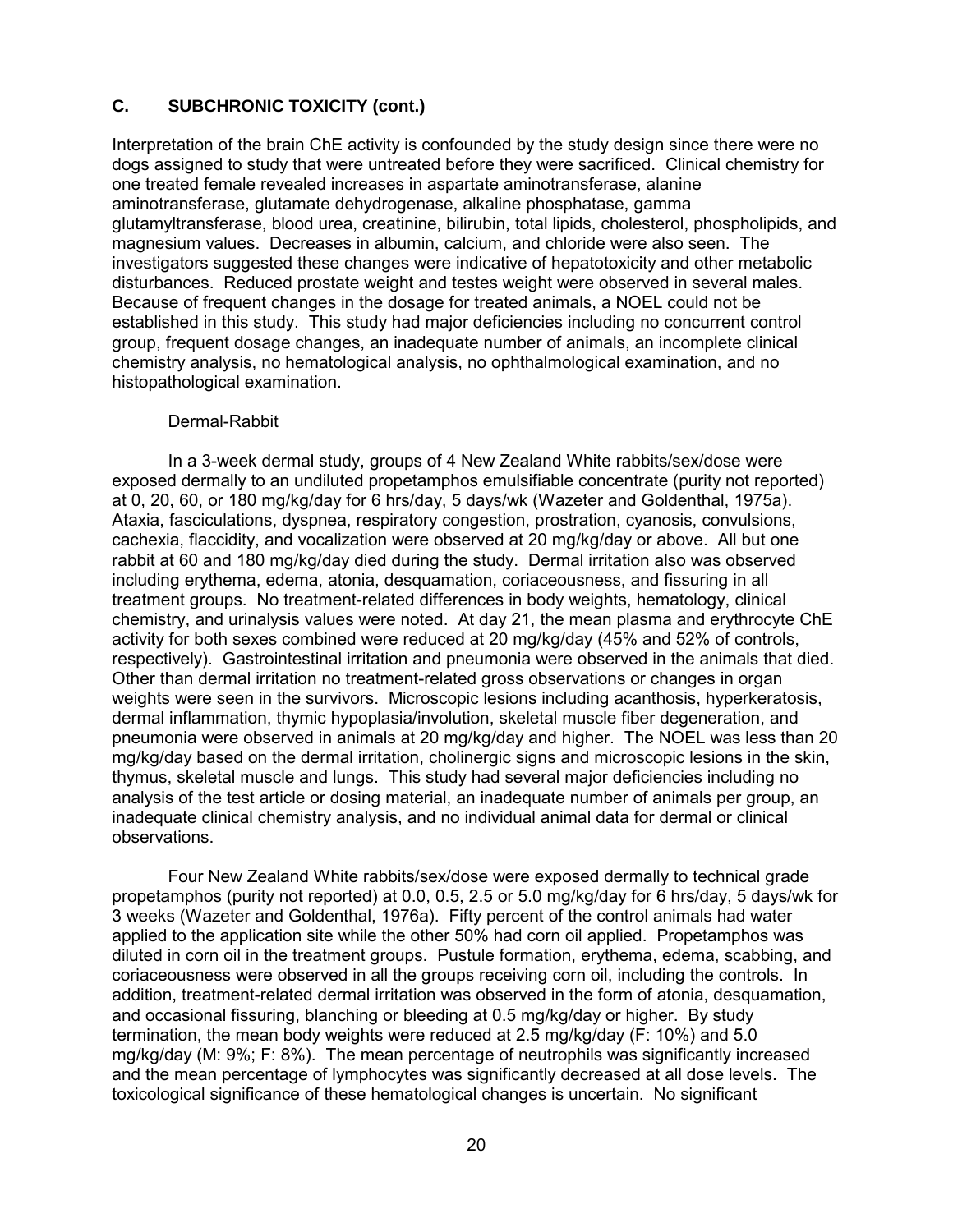### C. SUBCHRONIC TOXICITY (cont.)

Interpretation of the brain ChE activity is confounded by the study design since there were no dogs assigned to study that were untreated before they were sacrificed. Clinical chemistry for one treated female revealed increases in aspartate aminotransferase, alanine aminotransferase, glutamate dehydrogenase, alkaline phosphatase, gamma glutamyltransferase, blood urea, creatinine, bilirubin, total lipids, cholesterol, phospholipids, and magnesium values. Decreases in albumin, calcium, and chloride were also seen. The investigators suggested these changes were indicative of hepatotoxicity and other metabolic disturbances. Reduced prostate weight and testes weight were observed in several males. Because of frequent changes in the dosage for treated animals, a NOEL could not be established in this study. This study had major deficiencies including no concurrent control group, frequent dosage changes, an inadequate number of animals, an incomplete clinical chemistry analysis, no hematological analysis, no ophthalmological examination, and no histopathological examination.

Dermal-Rabbit

In a 3-week dermal study, groups of 4 New Zealand White rabbits/sex/dose were exposed dermally to an undiluted propetamphos emulsifiable concentrate (purity not reported) at 0, 20, 60, or 180 mg/kg/day for 6 hrs/day, 5 days/wk (Wazeter and Goldenthal, 1975a). Ataxia, fasciculations, dyspnea, respiratory congestion, prostration, cyanosis, convulsions, cachexia, flaccidity, and vocalization were observed at 20 mg/kg/day or above. All but one rabbit at 60 and 180 mg/kg/day died during the study. Dermal irritation also was observed including erythema, edema, atonia, desquamation, coriaceousness, and fissuring in all treatment groups. No treatment-related differences in body weights, hematology, clinical chemistry, and urinalysis values were noted. At day 21, the mean plasma and erythrocyte ChE activity for both sexes combined were reduced at 20 mg/kg/day (45% and 52% of controls, respectively). Gastrointestinal irritation and pneumonia were observed in the animals that died. Other than dermal irritation no treatment-related gross observations or changes in organ weights were seen in the survivors. Microscopic lesions including acanthosis, hyperkeratosis, dermal inflammation, thymic hypoplasia/involution, skeletal muscle fiber degeneration, and pneumonia were observed in animals at 20 mg/kg/day and higher. The NOEL was less than 20 mg/kg/day based on the dermal irritation, cholinergic signs and microscopic lesions in the skin, thymus, skeletal muscle and lungs. This study had several major deficiencies including no analysis of the test article or dosing material, an inadequate number of animals per group, an inadequate clinical chemistry analysis, and no individual animal data for dermal or clinical observations.

Four New Zealand White rabbits/sex/dose were exposed dermally to technical grade propetamphos (purity not reported) at 0.0, 0.5, 2.5 or 5.0 mg/kg/day for 6 hrs/day, 5 days/wk for 3 weeks (Wazeter and Goldenthal, 1976a). Fifty percent of the control animals had water applied to the application site while the other 50% had corn oil applied. Propetamphos was diluted in corn oil in the treatment groups. Pustule formation, erythema, edema, scabbing, and coriaceousness were observed in all the groups receiving corn oil, including the controls. In addition, treatment-related dermal irritation was observed in the form of atonia, desquamation, and occasional fissuring, blanching or bleeding at 0.5 mg/kg/day or higher. By study termination, the mean body weights were reduced at 2.5 mg/kg/day (F: 10%) and 5.0 mg/kg/day (M: 9%; F: 8%). The mean percentage of neutrophils was significantly increased and the mean percentage of lymphocytes was significantly decreased at all dose levels. The toxicological significance of these hematological changes is uncertain. No significant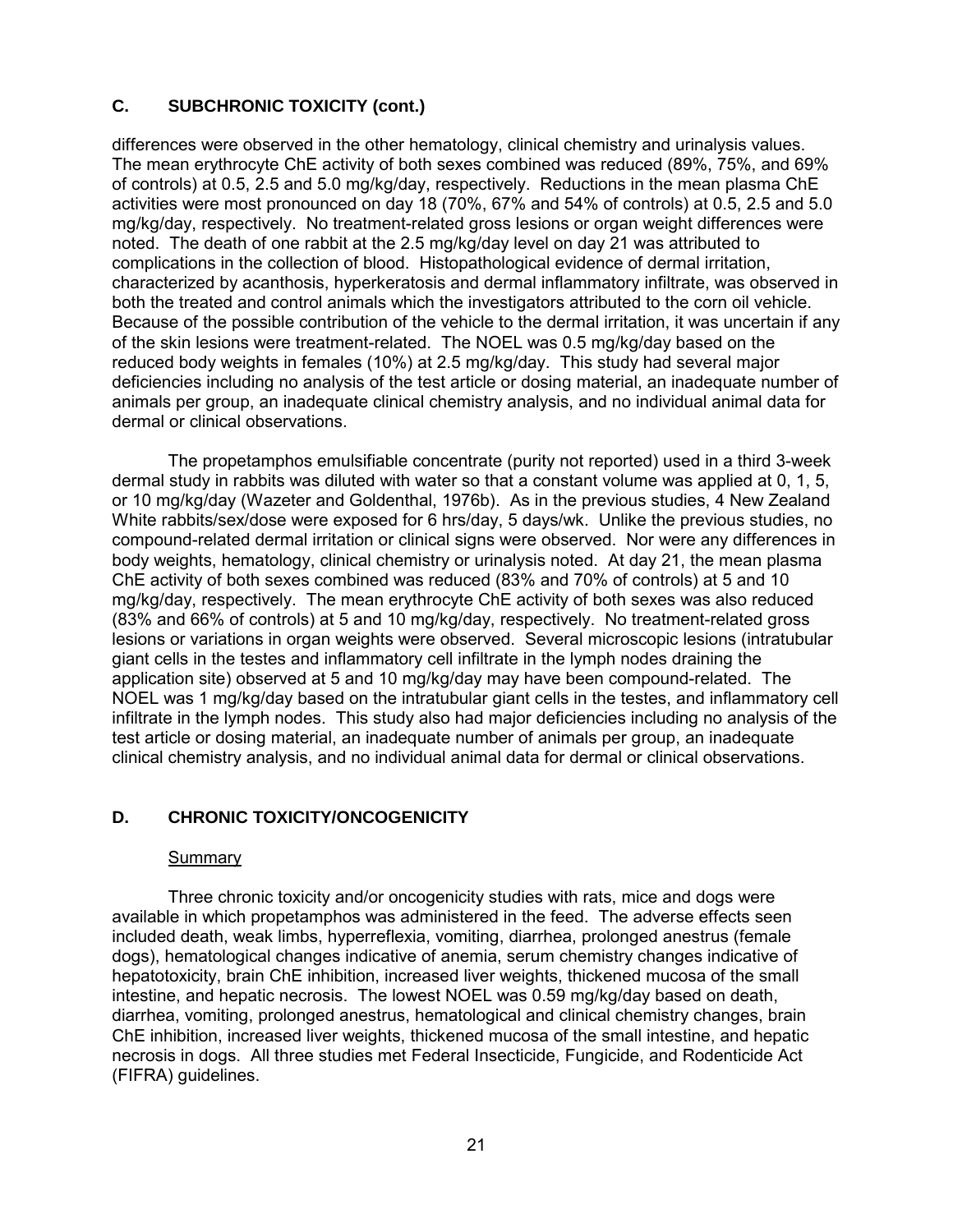## C. SUBCHRONIC TOXICITY (cont.)

differences were observed in the other hematology, clinical chemistry and urinalysis values. The mean erythrocyte ChE activity of both sexes combined was reduced (89%, 75%, and 69% of controls) at 0.5, 2.5 and 5.0 mg/kg/day, respectively. Reductions in the mean plasma ChE activities were most pronounced on day 18 (70%, 67% and 54% of controls) at 0.5, 2.5 and 5.0 mg/kg/day, respectively. No treatment-related gross lesions or organ weight differences were noted. The death of one rabbit at the 2.5 mg/kg/day level on day 21 was attributed to complications in the collection of blood. Histopathological evidence of dermal irritation, characterized by acanthosis, hyperkeratosis and dermal inflammatory infiltrate, was observed in both the treated and control animals which the investigators attributed to the corn oil vehicle. Because of the possible contribution of the vehicle to the dermal irritation, it was uncertain if any of the skin lesions were treatment-related. The NOEL was 0.5 mg/kg/day based on the reduced body weights in females (10%) at 2.5 mg/kg/day. This study had several major deficiencies including no analysis of the test article or dosing material, an inadequate number of animals per group, an inadequate clinical chemistry analysis, and no individual animal data for dermal or clinical observations.

The propetamphos emulsifiable concentrate (purity not reported) used in a third 3-week dermal study in rabbits was diluted with water so that a constant volume was applied at 0, 1, 5, or 10 mg/kg/day (Wazeter and Goldenthal, 1976b). As in the previous studies, 4 New Zealand White rabbits/sex/dose were exposed for 6 hrs/day, 5 days/wk. Unlike the previous studies, no compound-related dermal irritation or clinical signs were observed. Nor were any differences in body weights, hematology, clinical chemistry or urinalysis noted. At day 21, the mean plasma ChE activity of both sexes combined was reduced (83% and 70% of controls) at 5 and 10 mg/kg/day, respectively. The mean erythrocyte ChE activity of both sexes was also reduced (83% and 66% of controls) at 5 and 10 mg/kg/day, respectively. No treatment-related gross lesions or variations in organ weights were observed. Several microscopic lesions (intratubular giant cells in the testes and inflammatory cell infiltrate in the lymph nodes draining the application site) observed at 5 and 10 mg/kg/day may have been compound-related. The NOEL was 1 mg/kg/day based on the intratubular giant cells in the testes, and inflammatory cell infiltrate in the lymph nodes. This study also had major deficiencies including no analysis of the test article or dosing material, an inadequate number of animals per group, an inadequate clinical chemistry analysis, and no individual animal data for dermal or clinical observations.

## D. CHRONIC TOXICITY/ONCOGENICITY

Summary

Three chronic toxicity and/or oncogenicity studies with rats, mice and dogs were available in which propetamphos was administered in the feed. The adverse effects seen included death, weak limbs, hyperreflexia, vomiting, diarrhea, prolonged anestrus (female dogs), hematological changes indicative of anemia, serum chemistry changes indicative of hepatotoxicity, brain ChE inhibition, increased liver weights, thickened mucosa of the small intestine, and hepatic necrosis. The lowest NOEL was 0.59 mg/kg/day based on death, diarrhea, vomiting, prolonged anestrus, hematological and clinical chemistry changes, brain ChE inhibition, increased liver weights, thickened mucosa of the small intestine, and hepatic necrosis in dogs. All three studies met Federal Insecticide, Fungicide, and Rodenticide Act (FIFRA) guidelines.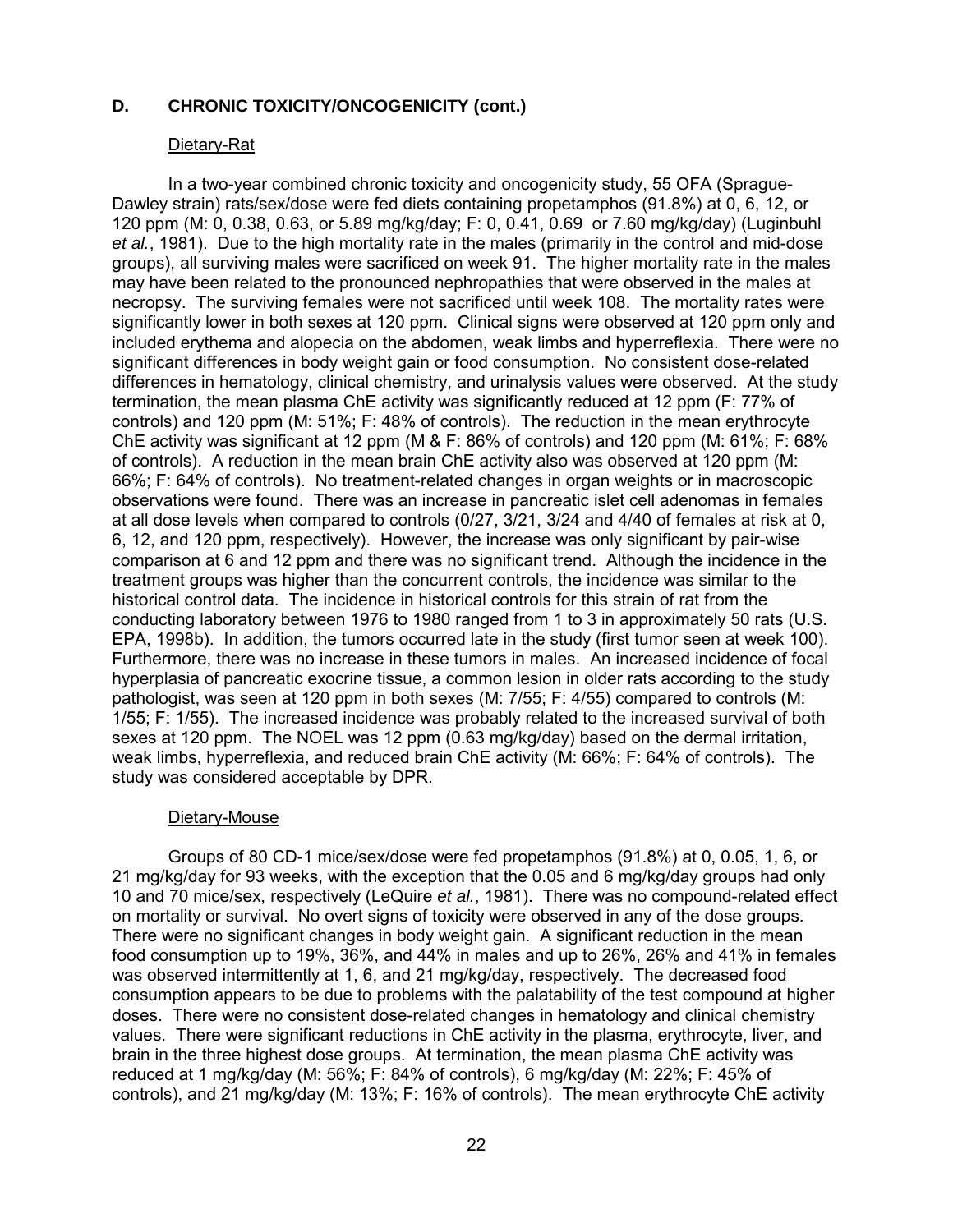## D. CHRONIC TOXICITY/ONCOGENICITY (cont.)

### Dietary-Rat

In a two-year combined chronic toxicity and oncogenicity study, 55 OFA (Sprague-Dawley strain) rats/sex/dose were fed diets containing propetamphos (91.8%) at 0, 6, 12, or 120 ppm (M: 0, 0.38, 0.63, or 5.89 mg/kg/day; F: 0, 0.41, 0.69 or 7.60 mg/kg/day) (Luginbuhl *et al.*, 1981). Due to the high mortality rate in the males (primarily in the control and mid-dose groups), all surviving males were sacrificed on week 91. The higher mortality rate in the males may have been related to the pronounced nephropathies that were observed in the males at necropsy. The surviving females were not sacrificed until week 108. The mortality rates were significantly lower in both sexes at 120 ppm. Clinical signs were observed at 120 ppm only and included erythema and alopecia on the abdomen, weak limbs and hyperreflexia. There were no significant differences in body weight gain or food consumption. No consistent dose-related differences in hematology, clinical chemistry, and urinalysis values were observed. At the study termination, the mean plasma ChE activity was significantly reduced at 12 ppm (F: 77% of controls) and 120 ppm (M: 51%; F: 48% of controls). The reduction in the mean erythrocyte ChE activity was significant at 12 ppm (M & F: 86% of controls) and 120 ppm (M: 61%; F: 68% of controls). A reduction in the mean brain ChE activity also was observed at 120 ppm (M: 66%; F: 64% of controls). No treatment-related changes in organ weights or in macroscopic observations were found. There was an increase in pancreatic islet cell adenomas in females at all dose levels when compared to controls (0/27, 3/21, 3/24 and 4/40 of females at risk at 0, 6, 12, and 120 ppm, respectively). However, the increase was only significant by pair-wise comparison at 6 and 12 ppm and there was no significant trend. Although the incidence in the treatment groups was higher than the concurrent controls, the incidence was similar to the historical control data. The incidence in historical controls for this strain of rat from the conducting laboratory between 1976 to 1980 ranged from 1 to 3 in approximately 50 rats (U.S. EPA, 1998b). In addition, the tumors occurred late in the study (first tumor seen at week 100). Furthermore, there was no increase in these tumors in males. An increased incidence of focal hyperplasia of pancreatic exocrine tissue, a common lesion in older rats according to the study pathologist, was seen at 120 ppm in both sexes (M: 7/55; F: 4/55) compared to controls (M: 1/55; F: 1/55). The increased incidence was probably related to the increased survival of both sexes at 120 ppm. The NOEL was 12 ppm (0.63 mg/kg/day) based on the dermal irritation, weak limbs, hyperreflexia, and reduced brain ChE activity (M: 66%; F: 64% of controls). The study was considered acceptable by DPR.

### Dietary-Mouse

Groups of 80 CD-1 mice/sex/dose were fed propetamphos (91.8%) at 0, 0.05, 1, 6, or 21 mg/kg/day for 93 weeks, with the exception that the 0.05 and 6 mg/kg/day groups had only 10 and 70 mice/sex, respectively (LeQuire *et al.*, 1981). There was no compound-related effect on mortality or survival. No overt signs of toxicity were observed in any of the dose groups. There were no significant changes in body weight gain. A significant reduction in the mean food consumption up to 19%, 36%, and 44% in males and up to 26%, 26% and 41% in females was observed intermittently at 1, 6, and 21 mg/kg/day, respectively. The decreased food consumption appears to be due to problems with the palatability of the test compound at higher doses. There were no consistent dose-related changes in hematology and clinical chemistry values. There were significant reductions in ChE activity in the plasma, erythrocyte, liver, and brain in the three highest dose groups. At termination, the mean plasma ChE activity was reduced at 1 mg/kg/day (M: 56%; F: 84% of controls), 6 mg/kg/day (M: 22%; F: 45% of controls), and 21 mg/kg/day (M: 13%; F: 16% of controls). The mean erythrocyte ChE activity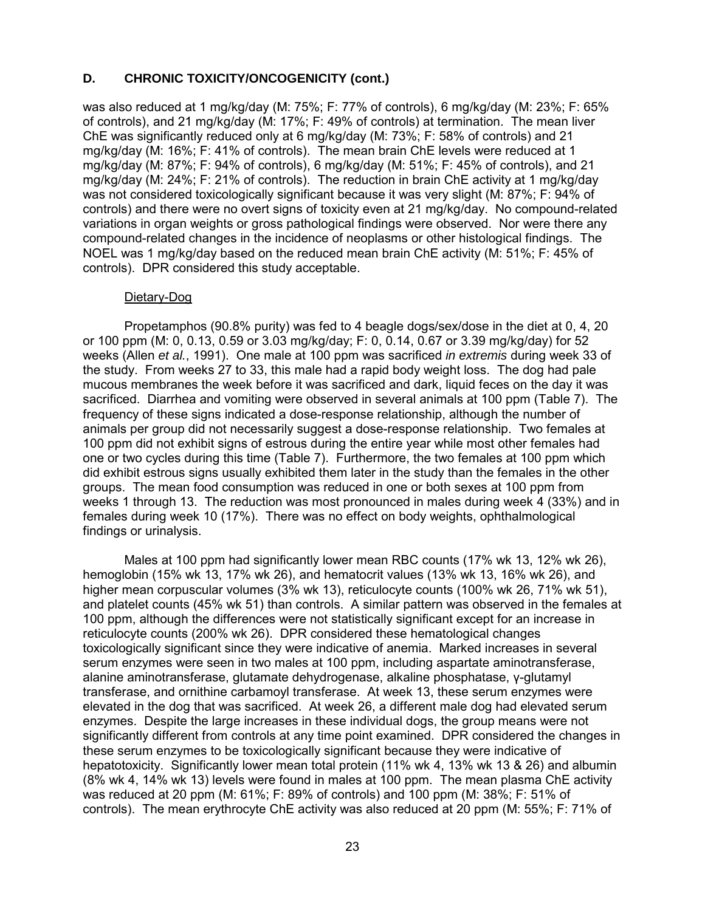### D. CHRONIC TOXICITY/ONCOGENICITY (cont.)

was also reduced at 1 mg/kg/day (M: 75%; F: 77% of controls), 6 mg/kg/day (M: 23%; F: 65% of controls), and 21 mg/kg/day (M: 17%; F: 49% of controls) at termination. The mean liver ChE was significantly reduced only at 6 mg/kg/day (M: 73%; F: 58% of controls) and 21 mg/kg/day (M: 16%; F: 41% of controls). The mean brain ChE levels were reduced at 1 mg/kg/day (M: 87%; F: 94% of controls), 6 mg/kg/day (M: 51%; F: 45% of controls), and 21 mg/kg/day (M: 24%; F: 21% of controls). The reduction in brain ChE activity at 1 mg/kg/day was not considered toxicologically significant because it was very slight (M: 87%; F: 94% of controls) and there were no overt signs of toxicity even at 21 mg/kg/day. No compound-related variations in organ weights or gross pathological findings were observed. Nor were there any compound-related changes in the incidence of neoplasms or other histological findings. The NOEL was 1 mg/kg/day based on the reduced mean brain ChE activity (M: 51%; F: 45% of controls). DPR considered this study acceptable.

Dietary-Dog

Propetamphos (90.8% purity) was fed to 4 beagle dogs/sex/dose in the diet at 0, 4, 20 or 100 ppm (M: 0, 0.13, 0.59 or 3.03 mg/kg/day; F: 0, 0.14, 0.67 or 3.39 mg/kg/day) for 52 weeks (Allen *et al.*, 1991). One male at 100 ppm was sacrificed *in extremis* during week 33 of the study. From weeks 27 to 33, this male had a rapid body weight loss. The dog had pale mucous membranes the week before it was sacrificed and dark, liquid feces on the day it was sacrificed. Diarrhea and vomiting were observed in several animals at 100 ppm (Table 7). The frequency of these signs indicated a dose-response relationship, although the number of animals per group did not necessarily suggest a dose-response relationship. Two females at 100 ppm did not exhibit signs of estrous during the entire year while most other females had one or two cycles during this time (Table 7). Furthermore, the two females at 100 ppm which did exhibit estrous signs usually exhibited them later in the study than the females in the other groups. The mean food consumption was reduced in one or both sexes at 100 ppm from weeks 1 through 13. The reduction was most pronounced in males during week 4 (33%) and in females during week 10 (17%). There was no effect on body weights, ophthalmological findings or urinalysis.

Males at 100 ppm had significantly lower mean RBC counts (17% wk 13, 12% wk 26), hemoglobin (15% wk 13, 17% wk 26), and hematocrit values (13% wk 13, 16% wk 26), and higher mean corpuscular volumes (3% wk 13), reticulocyte counts (100% wk 26, 71% wk 51), and platelet counts (45% wk 51) than controls. A similar pattern was observed in the females at 100 ppm, although the differences were not statistically significant except for an increase in reticulocyte counts (200% wk 26). DPR considered these hematological changes toxicologically significant since they were indicative of anemia. Marked increases in several serum enzymes were seen in two males at 100 ppm, including aspartate aminotransferase, alanine aminotransferase, glutamate dehydrogenase, alkaline phosphatase, γ-glutamyl transferase, and ornithine carbamoyl transferase. At week 13, these serum enzymes were elevated in the dog that was sacrificed. At week 26, a different male dog had elevated serum enzymes. Despite the large increases in these individual dogs, the group means were not significantly different from controls at any time point examined. DPR considered the changes in these serum enzymes to be toxicologically significant because they were indicative of hepatotoxicity. Significantly lower mean total protein (11% wk 4, 13% wk 13 & 26) and albumin (8% wk 4, 14% wk 13) levels were found in males at 100 ppm. The mean plasma ChE activity was reduced at 20 ppm (M: 61%; F: 89% of controls) and 100 ppm (M: 38%; F: 51% of controls). The mean erythrocyte ChE activity was also reduced at 20 ppm (M: 55%; F: 71% of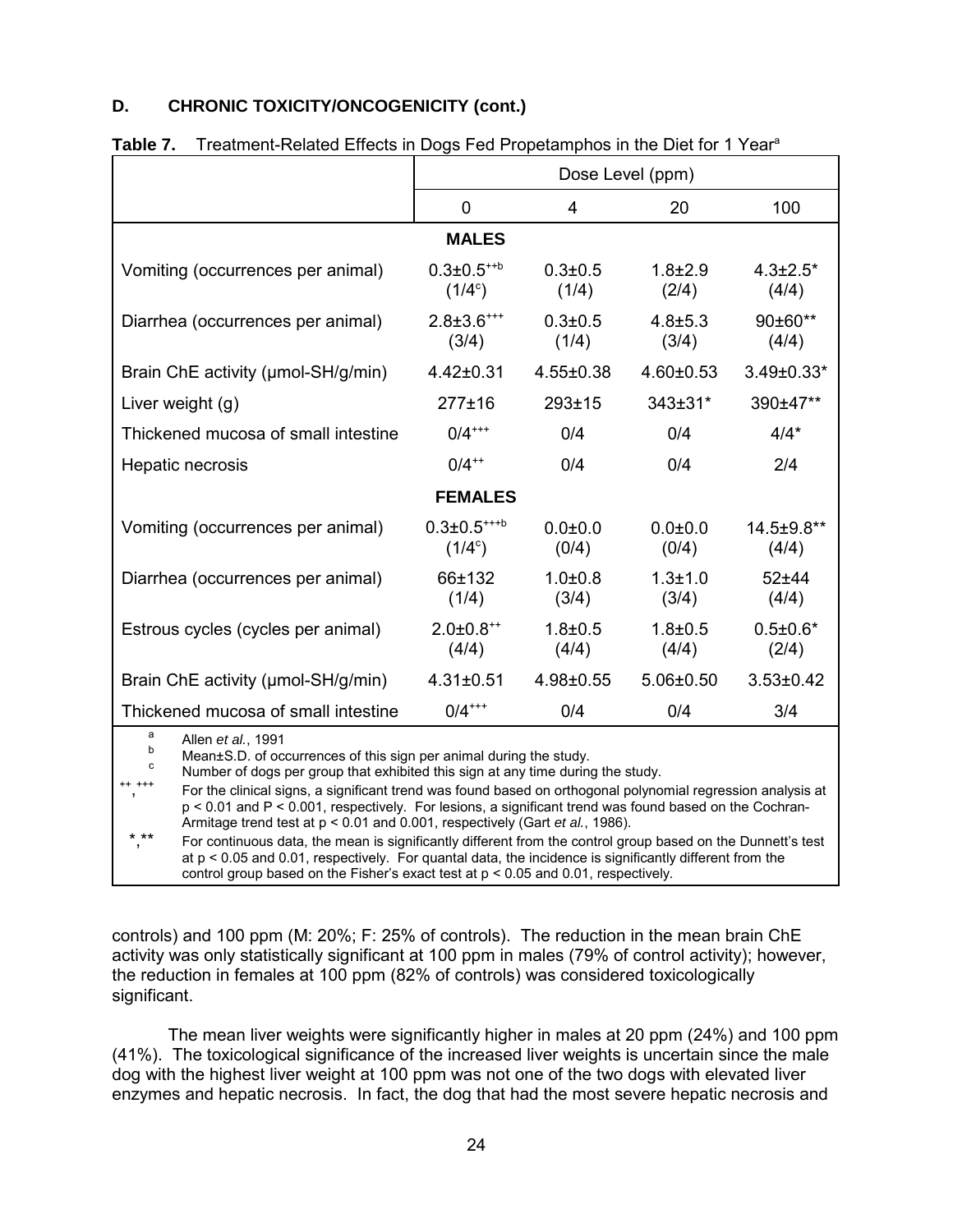**D. CHRONIC TOXICITY/ONCOGENICITY (cont.)**

**Table 7.** Treatment-Related Effects in Dogs Fed Propetamphos in the Diet for 1 Year[a]

| | Dose Level (ppm) | | | |
|---|---|---|---|---|
| | 0 | 4 | 20 | 100 |
| **MALES** | | | | |
| Vomiting (occurrences per animal) | 0.3±0.5[++b] (1/4[c]) | 0.3±0.5 (1/4) | 1.8±2.9 (2/4) | 4.3±2.5* (4/4) |
| Diarrhea (occurrences per animal) | 2.8±3.6[+++] (3/4) | 0.3±0.5 (1/4) | 4.8±5.3 (3/4) | 90±60** (4/4) |
| Brain ChE activity (μmol-SH/g/min) | 4.42±0.31 | 4.55±0.38 | 4.60±0.53 | 3.49±0.33* |
| Liver weight (g) | 277±16 | 293±15 | 343±31* | 390±47** |
| Thickened mucosa of small intestine | 0/4[+++] | 0/4 | 0/4 | 4/4* |
| Hepatic necrosis | 0/4[++] | 0/4 | 0/4 | 2/4 |
| **FEMALES** | | | | |
| Vomiting (occurrences per animal) | 0.3±0.5[+++b] (1/4[c]) | 0.0±0.0 (0/4) | 0.0±0.0 (0/4) | 14.5±9.8** (4/4) |
| Diarrhea (occurrences per animal) | 66±132 (1/4) | 1.0±0.8 (3/4) | 1.3±1.0 (3/4) | 52±44 (4/4) |
| Estrous cycles (cycles per animal) | 2.0±0.8[++] (4/4) | 1.8±0.5 (4/4) | 1.8±0.5 (4/4) | 0.5±0.6* (2/4) |
| Brain ChE activity (μmol-SH/g/min) | 4.31±0.51 | 4.98±0.55 | 5.06±0.50 | 3.53±0.42 |
| Thickened mucosa of small intestine | 0/4[+++] | 0/4 | 0/4 | 3/4 |

[a] Allen *et al.*, 1991
[b] Mean±S.D. of occurrences of this sign per animal during the study.
[c] Number of dogs per group that exhibited this sign at any time during the study.
[++], [+++] For the clinical signs, a significant trend was found based on orthogonal polynomial regression analysis at $p < 0.01$ and $P < 0.001$, respectively. For lesions, a significant trend was found based on the Cochran-Armitage trend test at $p < 0.01$ and 0.001, respectively (Gart *et al.*, 1986).
*, ** For continuous data, the mean is significantly different from the control group based on the Dunnett's test at $p < 0.05$ and 0.01, respectively. For quantal data, the incidence is significantly different from the control group based on the Fisher's exact test at $p < 0.05$ and 0.01, respectively.

controls) and 100 ppm (M: 20%; F: 25% of controls). The reduction in the mean brain ChE activity was only statistically significant at 100 ppm in males (79% of control activity); however, the reduction in females at 100 ppm (82% of controls) was considered toxicologically significant.

The mean liver weights were significantly higher in males at 20 ppm (24%) and 100 ppm (41%). The toxicological significance of the increased liver weights is uncertain since the male dog with the highest liver weight at 100 ppm was not one of the two dogs with elevated liver enzymes and hepatic necrosis. In fact, the dog that had the most severe hepatic necrosis and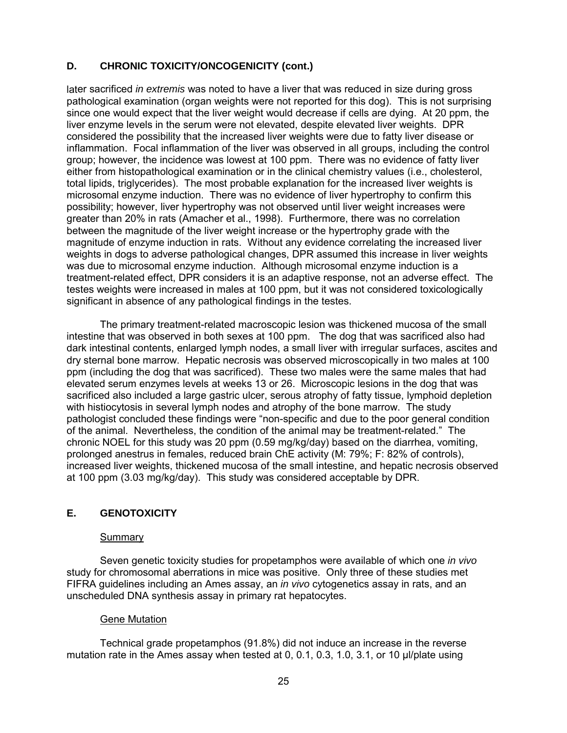## D. CHRONIC TOXICITY/ONCOGENICITY (cont.)

later sacrificed *in extremis* was noted to have a liver that was reduced in size during gross pathological examination (organ weights were not reported for this dog). This is not surprising since one would expect that the liver weight would decrease if cells are dying. At 20 ppm, the liver enzyme levels in the serum were not elevated, despite elevated liver weights. DPR considered the possibility that the increased liver weights were due to fatty liver disease or inflammation. Focal inflammation of the liver was observed in all groups, including the control group; however, the incidence was lowest at 100 ppm. There was no evidence of fatty liver either from histopathological examination or in the clinical chemistry values (i.e., cholesterol, total lipids, triglycerides). The most probable explanation for the increased liver weights is microsomal enzyme induction. There was no evidence of liver hypertrophy to confirm this possibility; however, liver hypertrophy was not observed until liver weight increases were greater than 20% in rats (Amacher et al., 1998). Furthermore, there was no correlation between the magnitude of the liver weight increase or the hypertrophy grade with the magnitude of enzyme induction in rats. Without any evidence correlating the increased liver weights in dogs to adverse pathological changes, DPR assumed this increase in liver weights was due to microsomal enzyme induction. Although microsomal enzyme induction is a treatment-related effect, DPR considers it is an adaptive response, not an adverse effect. The testes weights were increased in males at 100 ppm, but it was not considered toxicologically significant in absence of any pathological findings in the testes.

The primary treatment-related macroscopic lesion was thickened mucosa of the small intestine that was observed in both sexes at 100 ppm. The dog that was sacrificed also had dark intestinal contents, enlarged lymph nodes, a small liver with irregular surfaces, ascites and dry sternal bone marrow. Hepatic necrosis was observed microscopically in two males at 100 ppm (including the dog that was sacrificed). These two males were the same males that had elevated serum enzymes levels at weeks 13 or 26. Microscopic lesions in the dog that was sacrificed also included a large gastric ulcer, serous atrophy of fatty tissue, lymphoid depletion with histiocytosis in several lymph nodes and atrophy of the bone marrow. The study pathologist concluded these findings were "non-specific and due to the poor general condition of the animal. Nevertheless, the condition of the animal may be treatment-related." The chronic NOEL for this study was 20 ppm (0.59 mg/kg/day) based on the diarrhea, vomiting, prolonged anestrus in females, reduced brain ChE activity (M: 79%; F: 82% of controls), increased liver weights, thickened mucosa of the small intestine, and hepatic necrosis observed at 100 ppm (3.03 mg/kg/day). This study was considered acceptable by DPR.

## E. GENOTOXICITY

### Summary

Seven genetic toxicity studies for propetamphos were available of which one *in vivo* study for chromosomal aberrations in mice was positive. Only three of these studies met FIFRA guidelines including an Ames assay, an *in vivo* cytogenetics assay in rats, and an unscheduled DNA synthesis assay in primary rat hepatocytes.

### Gene Mutation

Technical grade propetamphos (91.8%) did not induce an increase in the reverse mutation rate in the Ames assay when tested at 0, 0.1, 0.3, 1.0, 3.1, or 10 µl/plate using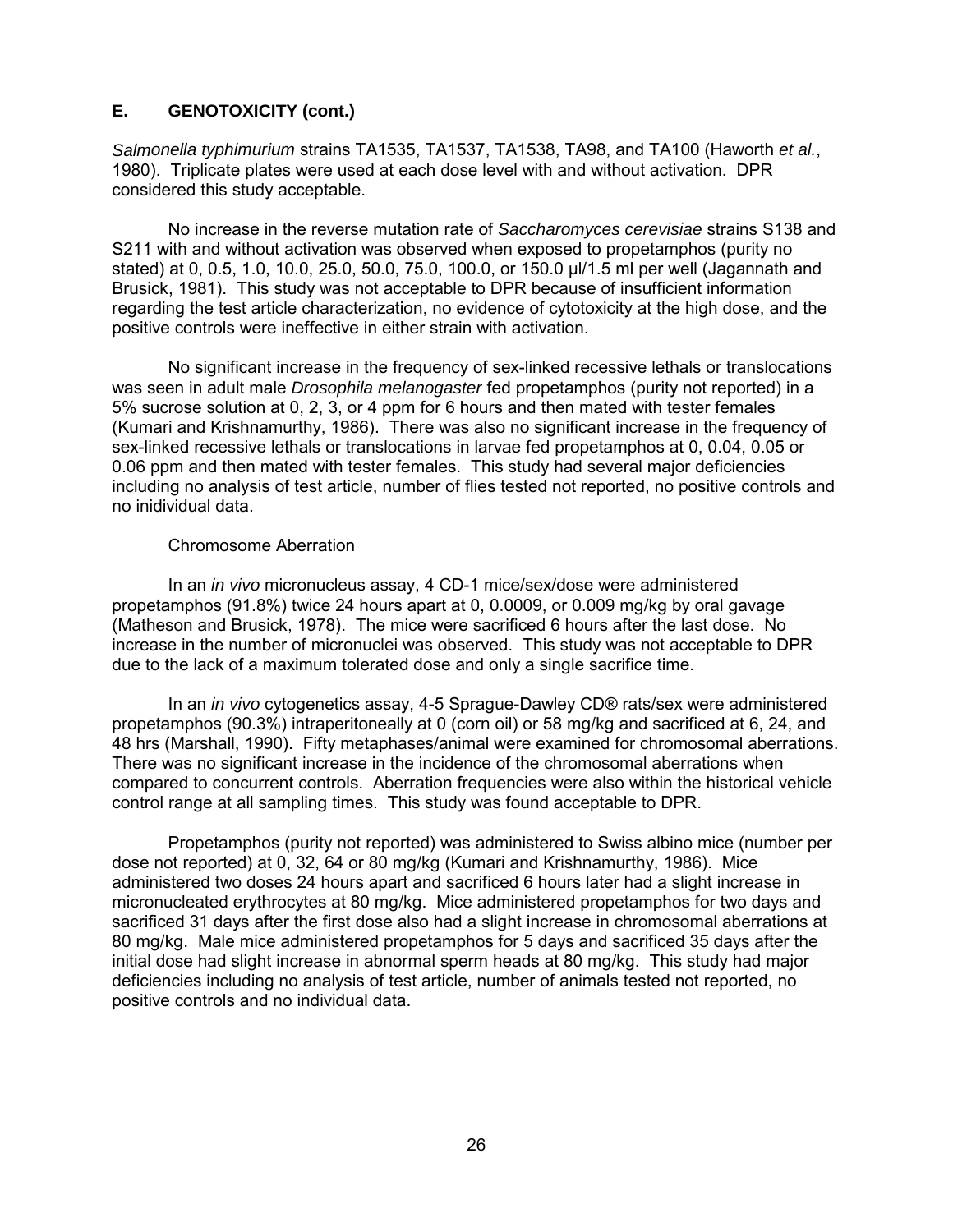## E. GENOTOXICITY (cont.)

*Salmonella typhimurium* strains TA1535, TA1537, TA1538, TA98, and TA100 (Haworth *et al.*, 1980). Triplicate plates were used at each dose level with and without activation. DPR considered this study acceptable.

No increase in the reverse mutation rate of *Saccharomyces cerevisiae* strains S138 and S211 with and without activation was observed when exposed to propetamphos (purity no stated) at 0, 0.5, 1.0, 10.0, 25.0, 50.0, 75.0, 100.0, or 150.0 µl/1.5 ml per well (Jagannath and Brusick, 1981). This study was not acceptable to DPR because of insufficient information regarding the test article characterization, no evidence of cytotoxicity at the high dose, and the positive controls were ineffective in either strain with activation.

No significant increase in the frequency of sex-linked recessive lethals or translocations was seen in adult male *Drosophila melanogaster* fed propetamphos (purity not reported) in a 5% sucrose solution at 0, 2, 3, or 4 ppm for 6 hours and then mated with tester females (Kumari and Krishnamurthy, 1986). There was also no significant increase in the frequency of sex-linked recessive lethals or translocations in larvae fed propetamphos at 0, 0.04, 0.05 or 0.06 ppm and then mated with tester females. This study had several major deficiencies including no analysis of test article, number of flies tested not reported, no positive controls and no inidividual data.

### Chromosome Aberration

In an *in vivo* micronucleus assay, 4 CD-1 mice/sex/dose were administered propetamphos (91.8%) twice 24 hours apart at 0, 0.0009, or 0.009 mg/kg by oral gavage (Matheson and Brusick, 1978). The mice were sacrificed 6 hours after the last dose. No increase in the number of micronuclei was observed. This study was not acceptable to DPR due to the lack of a maximum tolerated dose and only a single sacrifice time.

In an *in vivo* cytogenetics assay, 4-5 Sprague-Dawley CD® rats/sex were administered propetamphos (90.3%) intraperitoneally at 0 (corn oil) or 58 mg/kg and sacrificed at 6, 24, and 48 hrs (Marshall, 1990). Fifty metaphases/animal were examined for chromosomal aberrations. There was no significant increase in the incidence of the chromosomal aberrations when compared to concurrent controls. Aberration frequencies were also within the historical vehicle control range at all sampling times. This study was found acceptable to DPR.

Propetamphos (purity not reported) was administered to Swiss albino mice (number per dose not reported) at 0, 32, 64 or 80 mg/kg (Kumari and Krishnamurthy, 1986). Mice administered two doses 24 hours apart and sacrificed 6 hours later had a slight increase in micronucleated erythrocytes at 80 mg/kg. Mice administered propetamphos for two days and sacrificed 31 days after the first dose also had a slight increase in chromosomal aberrations at 80 mg/kg. Male mice administered propetamphos for 5 days and sacrificed 35 days after the initial dose had slight increase in abnormal sperm heads at 80 mg/kg. This study had major deficiencies including no analysis of test article, number of animals tested not reported, no positive controls and no individual data.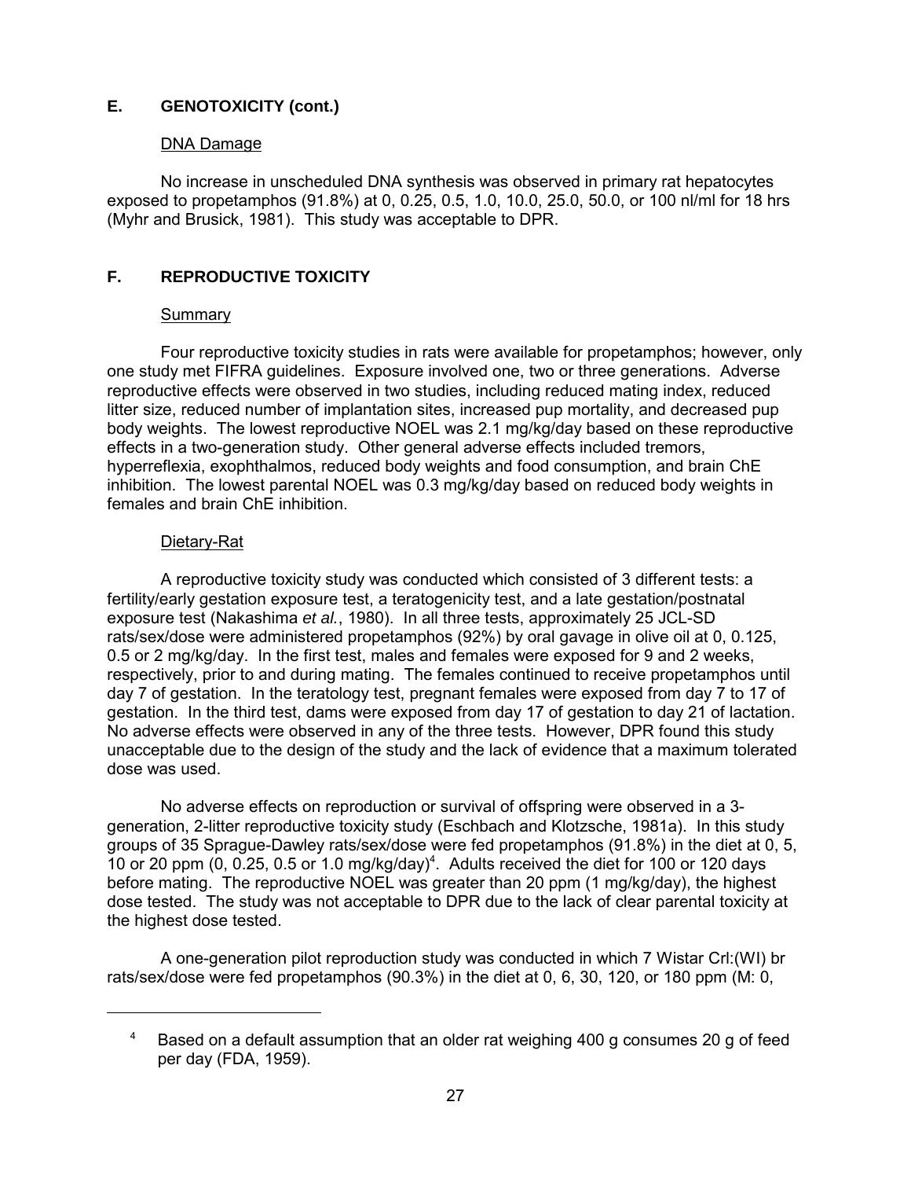## E. GENOTOXICITY (cont.)

### DNA Damage

No increase in unscheduled DNA synthesis was observed in primary rat hepatocytes exposed to propetamphos (91.8%) at 0, 0.25, 0.5, 1.0, 10.0, 25.0, 50.0, or 100 nl/ml for 18 hrs (Myhr and Brusick, 1981). This study was acceptable to DPR.

## F. REPRODUCTIVE TOXICITY

### Summary

Four reproductive toxicity studies in rats were available for propetamphos; however, only one study met FIFRA guidelines. Exposure involved one, two or three generations. Adverse reproductive effects were observed in two studies, including reduced mating index, reduced litter size, reduced number of implantation sites, increased pup mortality, and decreased pup body weights. The lowest reproductive NOEL was 2.1 mg/kg/day based on these reproductive effects in a two-generation study. Other general adverse effects included tremors, hyperreflexia, exophthalmos, reduced body weights and food consumption, and brain ChE inhibition. The lowest parental NOEL was 0.3 mg/kg/day based on reduced body weights in females and brain ChE inhibition.

### Dietary-Rat

A reproductive toxicity study was conducted which consisted of 3 different tests: a fertility/early gestation exposure test, a teratogenicity test, and a late gestation/postnatal exposure test (Nakashima *et al.*, 1980). In all three tests, approximately 25 JCL-SD rats/sex/dose were administered propetamphos (92%) by oral gavage in olive oil at 0, 0.125, 0.5 or 2 mg/kg/day. In the first test, males and females were exposed for 9 and 2 weeks, respectively, prior to and during mating. The females continued to receive propetamphos until day 7 of gestation. In the teratology test, pregnant females were exposed from day 7 to 17 of gestation. In the third test, dams were exposed from day 17 of gestation to day 21 of lactation. No adverse effects were observed in any of the three tests. However, DPR found this study unacceptable due to the design of the study and the lack of evidence that a maximum tolerated dose was used.

No adverse effects on reproduction or survival of offspring were observed in a 3-generation, 2-litter reproductive toxicity study (Eschbach and Klotzsche, 1981a). In this study groups of 35 Sprague-Dawley rats/sex/dose were fed propetamphos (91.8%) in the diet at 0, 5, 10 or 20 ppm (0, 0.25, 0.5 or 1.0 mg/kg/day)[4]. Adults received the diet for 100 or 120 days before mating. The reproductive NOEL was greater than 20 ppm (1 mg/kg/day), the highest dose tested. The study was not acceptable to DPR due to the lack of clear parental toxicity at the highest dose tested.

A one-generation pilot reproduction study was conducted in which 7 Wistar Crl:(WI) br rats/sex/dose were fed propetamphos (90.3%) in the diet at 0, 6, 30, 120, or 180 ppm (M: 0,

---

[4] Based on a default assumption that an older rat weighing 400 g consumes 20 g of feed per day (FDA, 1959).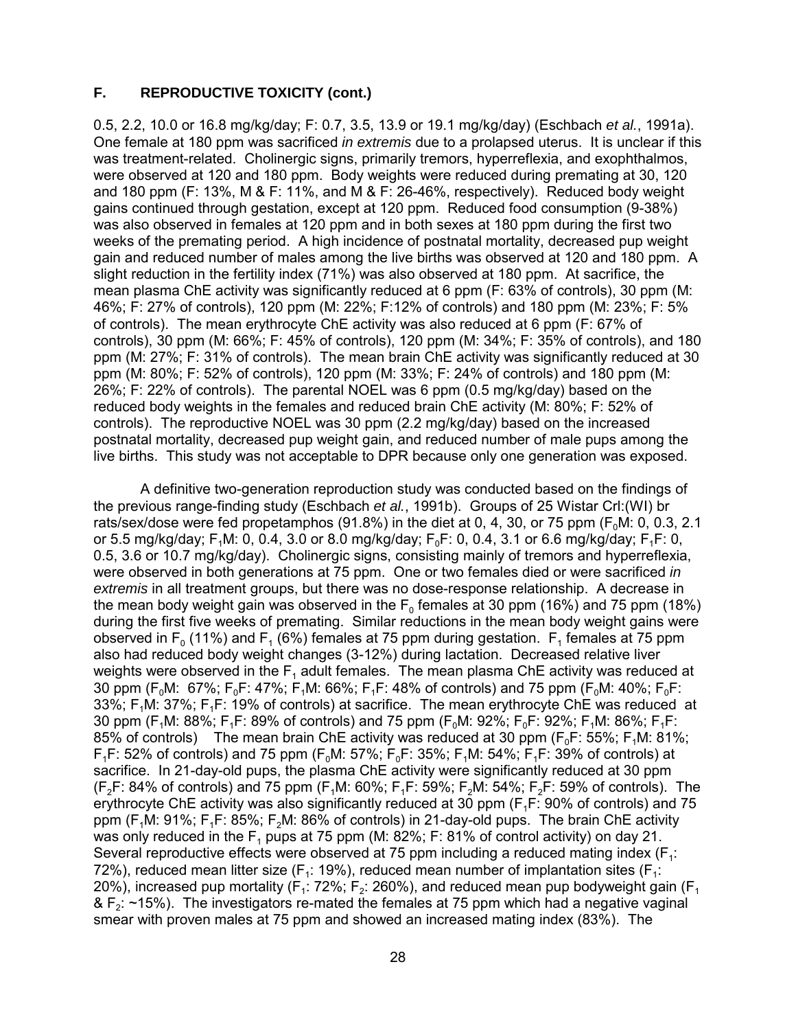## F. REPRODUCTIVE TOXICITY (cont.)

0.5, 2.2, 10.0 or 16.8 mg/kg/day; F: 0.7, 3.5, 13.9 or 19.1 mg/kg/day) (Eschbach *et al.*, 1991a). One female at 180 ppm was sacrificed *in extremis* due to a prolapsed uterus. It is unclear if this was treatment-related. Cholinergic signs, primarily tremors, hyperreflexia, and exophthalmos, were observed at 120 and 180 ppm. Body weights were reduced during premating at 30, 120 and 180 ppm (F: 13%, M & F: 11%, and M & F: 26-46%, respectively). Reduced body weight gains continued through gestation, except at 120 ppm. Reduced food consumption (9-38%) was also observed in females at 120 ppm and in both sexes at 180 ppm during the first two weeks of the premating period. A high incidence of postnatal mortality, decreased pup weight gain and reduced number of males among the live births was observed at 120 and 180 ppm. A slight reduction in the fertility index (71%) was also observed at 180 ppm. At sacrifice, the mean plasma ChE activity was significantly reduced at 6 ppm (F: 63% of controls), 30 ppm (M: 46%; F: 27% of controls), 120 ppm (M: 22%; F:12% of controls) and 180 ppm (M: 23%; F: 5% of controls). The mean erythrocyte ChE activity was also reduced at 6 ppm (F: 67% of controls), 30 ppm (M: 66%; F: 45% of controls), 120 ppm (M: 34%; F: 35% of controls), and 180 ppm (M: 27%; F: 31% of controls). The mean brain ChE activity was significantly reduced at 30 ppm (M: 80%; F: 52% of controls), 120 ppm (M: 33%; F: 24% of controls) and 180 ppm (M: 26%; F: 22% of controls). The parental NOEL was 6 ppm (0.5 mg/kg/day) based on the reduced body weights in the females and reduced brain ChE activity (M: 80%; F: 52% of controls). The reproductive NOEL was 30 ppm (2.2 mg/kg/day) based on the increased postnatal mortality, decreased pup weight gain, and reduced number of male pups among the live births. This study was not acceptable to DPR because only one generation was exposed.

A definitive two-generation reproduction study was conducted based on the findings of the previous range-finding study (Eschbach *et al.*, 1991b). Groups of 25 Wistar Crl:(WI) br rats/sex/dose were fed propetamphos (91.8%) in the diet at 0, 4, 30, or 75 ppm ($F_0$M: 0, 0.3, 2.1 or 5.5 mg/kg/day; $F_1$M: 0, 0.4, 3.0 or 8.0 mg/kg/day; $F_0$F: 0, 0.4, 3.1 or 6.6 mg/kg/day; $F_1$F: 0, 0.5, 3.6 or 10.7 mg/kg/day). Cholinergic signs, consisting mainly of tremors and hyperreflexia, were observed in both generations at 75 ppm. One or two females died or were sacrificed *in extremis* in all treatment groups, but there was no dose-response relationship. A decrease in the mean body weight gain was observed in the $F_0$ females at 30 ppm (16%) and 75 ppm (18%) during the first five weeks of premating. Similar reductions in the mean body weight gains were observed in $F_0$ (11%) and $F_1$ (6%) females at 75 ppm during gestation. $F_1$ females at 75 ppm also had reduced body weight changes (3-12%) during lactation. Decreased relative liver weights were observed in the $F_1$ adult females. The mean plasma ChE activity was reduced at 30 ppm ($F_0$M: 67%; $F_0$F: 47%; $F_1$M: 66%; $F_1$F: 48% of controls) and 75 ppm ($F_0$M: 40%; $F_0$F: 33%; $F_1$M: 37%; $F_1$F: 19% of controls) at sacrifice. The mean erythrocyte ChE was reduced at 30 ppm ($F_1$M: 88%; $F_1$F: 89% of controls) and 75 ppm ($F_0$M: 92%; $F_0$F: 92%; $F_1$M: 86%; $F_1$F: 85% of controls) The mean brain ChE activity was reduced at 30 ppm ($F_0$F: 55%; $F_1$M: 81%; $F_1$F: 52% of controls) and 75 ppm ($F_0$M: 57%; $F_0$F: 35%; $F_1$M: 54%; $F_1$F: 39% of controls) at sacrifice. In 21-day-old pups, the plasma ChE activity were significantly reduced at 30 ppm ($F_2$F: 84% of controls) and 75 ppm ($F_1$M: 60%; $F_1$F: 59%; $F_2$M: 54%; $F_2$F: 59% of controls). The erythrocyte ChE activity was also significantly reduced at 30 ppm ($F_1$F: 90% of controls) and 75 ppm ($F_1$M: 91%; $F_1$F: 85%; $F_2$M: 86% of controls) in 21-day-old pups. The brain ChE activity was only reduced in the $F_1$ pups at 75 ppm (M: 82%; F: 81% of control activity) on day 21. Several reproductive effects were observed at 75 ppm including a reduced mating index ($F_1$: 72%), reduced mean litter size ($F_1$: 19%), reduced mean number of implantation sites ($F_1$: 20%), increased pup mortality ($F_1$: 72%; $F_2$: 260%), and reduced mean pup bodyweight gain ($F_1$ & $F_2$: ~15%). The investigators re-mated the females at 75 ppm which had a negative vaginal smear with proven males at 75 ppm and showed an increased mating index (83%). The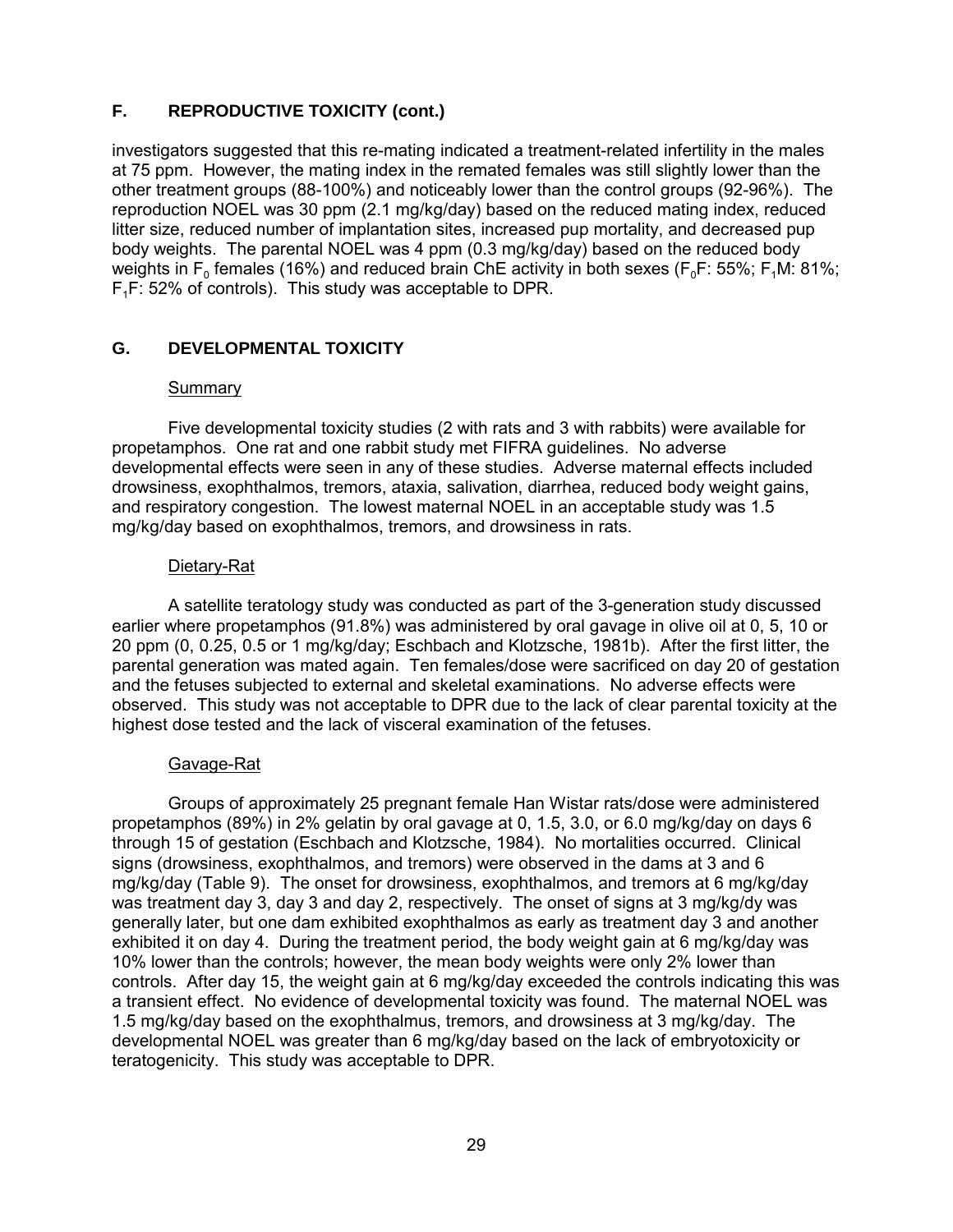## F. REPRODUCTIVE TOXICITY (cont.)

investigators suggested that this re-mating indicated a treatment-related infertility in the males at 75 ppm. However, the mating index in the remated females was still slightly lower than the other treatment groups (88-100%) and noticeably lower than the control groups (92-96%). The reproduction NOEL was 30 ppm (2.1 mg/kg/day) based on the reduced mating index, reduced litter size, reduced number of implantation sites, increased pup mortality, and decreased pup body weights. The parental NOEL was 4 ppm (0.3 mg/kg/day) based on the reduced body weights in $F_0$ females (16%) and reduced brain ChE activity in both sexes ($F_0$F: 55%; $F_1$M: 81%; $F_1$F: 52% of controls). This study was acceptable to DPR.

## G. DEVELOPMENTAL TOXICITY

### Summary

Five developmental toxicity studies (2 with rats and 3 with rabbits) were available for propetamphos. One rat and one rabbit study met FIFRA guidelines. No adverse developmental effects were seen in any of these studies. Adverse maternal effects included drowsiness, exophthalmos, tremors, ataxia, salivation, diarrhea, reduced body weight gains, and respiratory congestion. The lowest maternal NOEL in an acceptable study was 1.5 mg/kg/day based on exophthalmos, tremors, and drowsiness in rats.

### Dietary-Rat

A satellite teratology study was conducted as part of the 3-generation study discussed earlier where propetamphos (91.8%) was administered by oral gavage in olive oil at 0, 5, 10 or 20 ppm (0, 0.25, 0.5 or 1 mg/kg/day; Eschbach and Klotzsche, 1981b). After the first litter, the parental generation was mated again. Ten females/dose were sacrificed on day 20 of gestation and the fetuses subjected to external and skeletal examinations. No adverse effects were observed. This study was not acceptable to DPR due to the lack of clear parental toxicity at the highest dose tested and the lack of visceral examination of the fetuses.

### Gavage-Rat

Groups of approximately 25 pregnant female Han Wistar rats/dose were administered propetamphos (89%) in 2% gelatin by oral gavage at 0, 1.5, 3.0, or 6.0 mg/kg/day on days 6 through 15 of gestation (Eschbach and Klotzsche, 1984). No mortalities occurred. Clinical signs (drowsiness, exophthalmos, and tremors) were observed in the dams at 3 and 6 mg/kg/day (Table 9). The onset for drowsiness, exophthalmos, and tremors at 6 mg/kg/day was treatment day 3, day 3 and day 2, respectively. The onset of signs at 3 mg/kg/dy was generally later, but one dam exhibited exophthalmos as early as treatment day 3 and another exhibited it on day 4. During the treatment period, the body weight gain at 6 mg/kg/day was 10% lower than the controls; however, the mean body weights were only 2% lower than controls. After day 15, the weight gain at 6 mg/kg/day exceeded the controls indicating this was a transient effect. No evidence of developmental toxicity was found. The maternal NOEL was 1.5 mg/kg/day based on the exophthalmus, tremors, and drowsiness at 3 mg/kg/day. The developmental NOEL was greater than 6 mg/kg/day based on the lack of embryotoxicity or teratogenicity. This study was acceptable to DPR.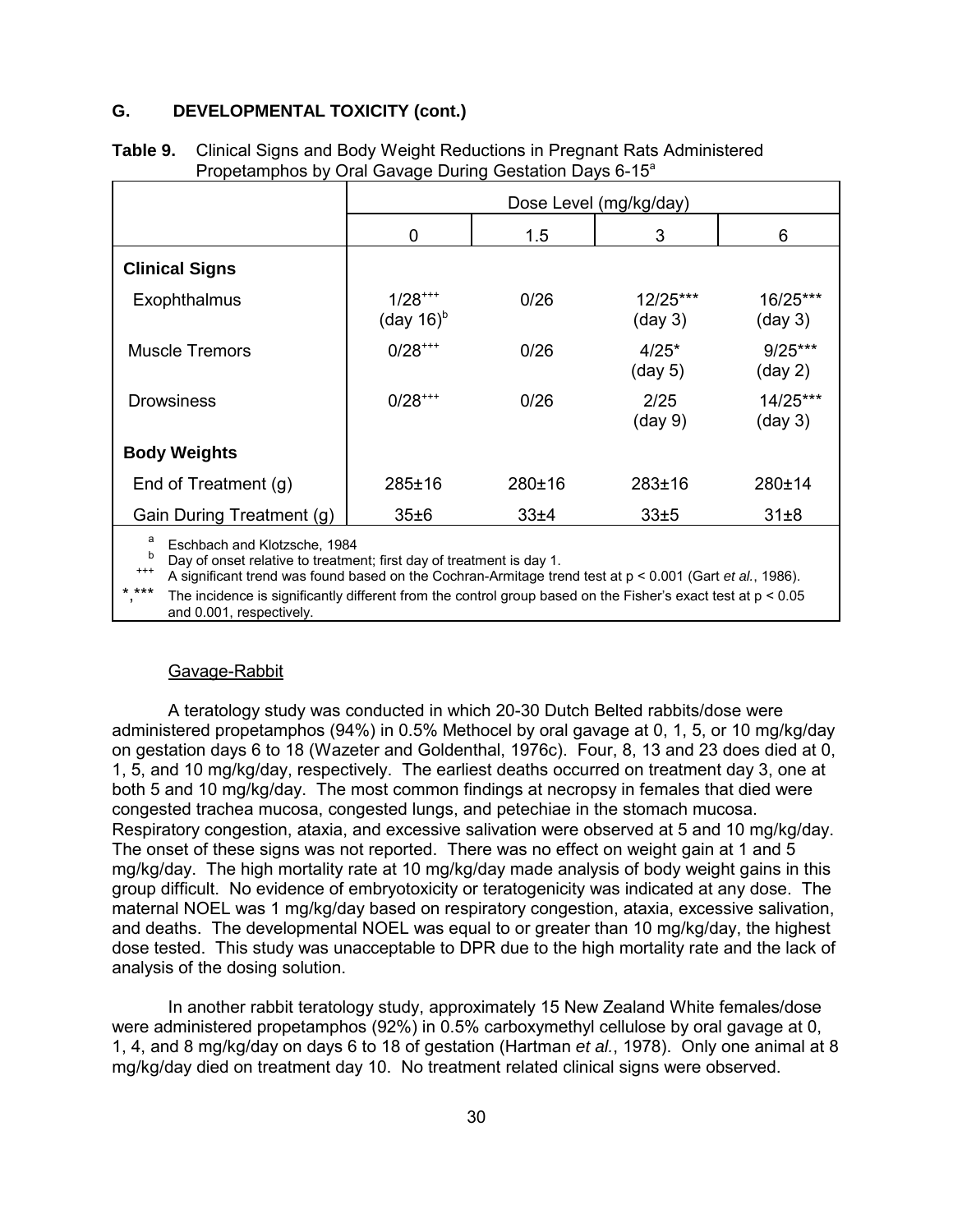## G. DEVELOPMENTAL TOXICITY (cont.)

**Table 9.** Clinical Signs and Body Weight Reductions in Pregnant Rats Administered Propetamphos by Oral Gavage During Gestation Days 6-15[a]

| | Dose Level (mg/kg/day) | | | |
|---|---|---|---|---|
| | 0 | 1.5 | 3 | 6 |
| **Clinical Signs** | | | | |
| Exophthalmus | 1/28[+++] (day 16)[b] | 0/26 | 12/25*** (day 3) | 16/25*** (day 3) |
| Muscle Tremors | 0/28[+++] | 0/26 | 4/25* (day 5) | 9/25*** (day 2) |
| Drowsiness | 0/28[+++] | 0/26 | 2/25 (day 9) | 14/25*** (day 3) |
| **Body Weights** | | | | |
| End of Treatment (g) | 285±16 | 280±16 | 283±16 | 280±14 |
| Gain During Treatment (g) | 35±6 | 33±4 | 33±5 | 31±8 |

[a] Eschbach and Klotzsche, 1984
[b] Day of onset relative to treatment; first day of treatment is day 1.
[+++] A significant trend was found based on the Cochran-Armitage trend test at $p < 0.001$ (Gart *et al.*, 1986).
*,*** The incidence is significantly different from the control group based on the Fisher's exact test at $p < 0.05$ and 0.001, respectively.

Gavage-Rabbit

A teratology study was conducted in which 20-30 Dutch Belted rabbits/dose were administered propetamphos (94%) in 0.5% Methocel by oral gavage at 0, 1, 5, or 10 mg/kg/day on gestation days 6 to 18 (Wazeter and Goldenthal, 1976c). Four, 8, 13 and 23 does died at 0, 1, 5, and 10 mg/kg/day, respectively. The earliest deaths occurred on treatment day 3, one at both 5 and 10 mg/kg/day. The most common findings at necropsy in females that died were congested trachea mucosa, congested lungs, and petechiae in the stomach mucosa. Respiratory congestion, ataxia, and excessive salivation were observed at 5 and 10 mg/kg/day. The onset of these signs was not reported. There was no effect on weight gain at 1 and 5 mg/kg/day. The high mortality rate at 10 mg/kg/day made analysis of body weight gains in this group difficult. No evidence of embryotoxicity or teratogenicity was indicated at any dose. The maternal NOEL was 1 mg/kg/day based on respiratory congestion, ataxia, excessive salivation, and deaths. The developmental NOEL was equal to or greater than 10 mg/kg/day, the highest dose tested. This study was unacceptable to DPR due to the high mortality rate and the lack of analysis of the dosing solution.

In another rabbit teratology study, approximately 15 New Zealand White females/dose were administered propetamphos (92%) in 0.5% carboxymethyl cellulose by oral gavage at 0, 1, 4, and 8 mg/kg/day on days 6 to 18 of gestation (Hartman *et al.*, 1978). Only one animal at 8 mg/kg/day died on treatment day 10. No treatment related clinical signs were observed.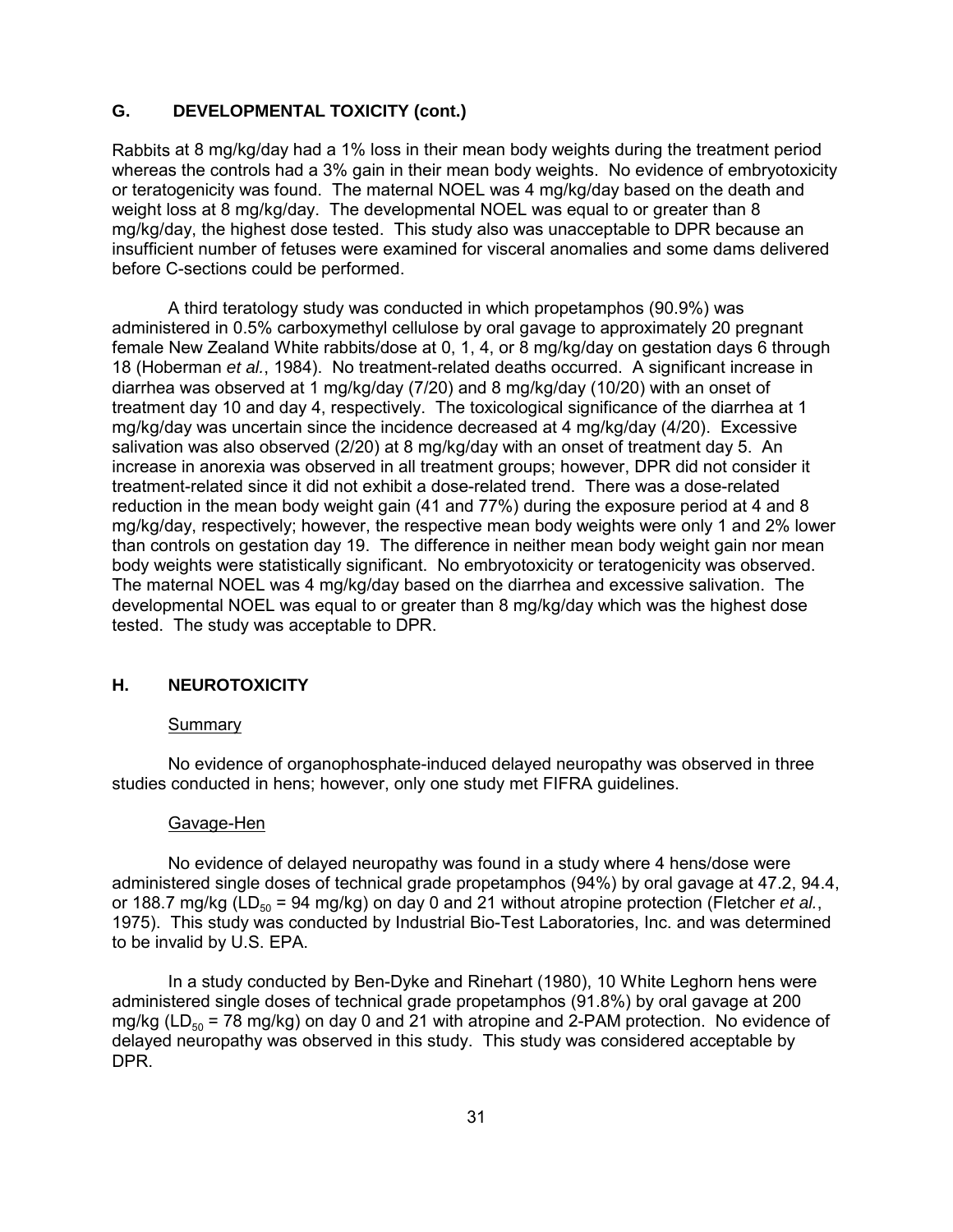## G. DEVELOPMENTAL TOXICITY (cont.)

Rabbits at 8 mg/kg/day had a 1% loss in their mean body weights during the treatment period whereas the controls had a 3% gain in their mean body weights. No evidence of embryotoxicity or teratogenicity was found. The maternal NOEL was 4 mg/kg/day based on the death and weight loss at 8 mg/kg/day. The developmental NOEL was equal to or greater than 8 mg/kg/day, the highest dose tested. This study also was unacceptable to DPR because an insufficient number of fetuses were examined for visceral anomalies and some dams delivered before C-sections could be performed.

A third teratology study was conducted in which propetamphos (90.9%) was administered in 0.5% carboxymethyl cellulose by oral gavage to approximately 20 pregnant female New Zealand White rabbits/dose at 0, 1, 4, or 8 mg/kg/day on gestation days 6 through 18 (Hoberman *et al.*, 1984). No treatment-related deaths occurred. A significant increase in diarrhea was observed at 1 mg/kg/day (7/20) and 8 mg/kg/day (10/20) with an onset of treatment day 10 and day 4, respectively. The toxicological significance of the diarrhea at 1 mg/kg/day was uncertain since the incidence decreased at 4 mg/kg/day (4/20). Excessive salivation was also observed (2/20) at 8 mg/kg/day with an onset of treatment day 5. An increase in anorexia was observed in all treatment groups; however, DPR did not consider it treatment-related since it did not exhibit a dose-related trend. There was a dose-related reduction in the mean body weight gain (41 and 77%) during the exposure period at 4 and 8 mg/kg/day, respectively; however, the respective mean body weights were only 1 and 2% lower than controls on gestation day 19. The difference in neither mean body weight gain nor mean body weights were statistically significant. No embryotoxicity or teratogenicity was observed. The maternal NOEL was 4 mg/kg/day based on the diarrhea and excessive salivation. The developmental NOEL was equal to or greater than 8 mg/kg/day which was the highest dose tested. The study was acceptable to DPR.

## H. NEUROTOXICITY

Summary

No evidence of organophosphate-induced delayed neuropathy was observed in three studies conducted in hens; however, only one study met FIFRA guidelines.

Gavage-Hen

No evidence of delayed neuropathy was found in a study where 4 hens/dose were administered single doses of technical grade propetamphos (94%) by oral gavage at 47.2, 94.4, or 188.7 mg/kg ($LD_{50}$ = 94 mg/kg) on day 0 and 21 without atropine protection (Fletcher *et al.*, 1975). This study was conducted by Industrial Bio-Test Laboratories, Inc. and was determined to be invalid by U.S. EPA.

In a study conducted by Ben-Dyke and Rinehart (1980), 10 White Leghorn hens were administered single doses of technical grade propetamphos (91.8%) by oral gavage at 200 mg/kg ($LD_{50}$ = 78 mg/kg) on day 0 and 21 with atropine and 2-PAM protection. No evidence of delayed neuropathy was observed in this study. This study was considered acceptable by DPR.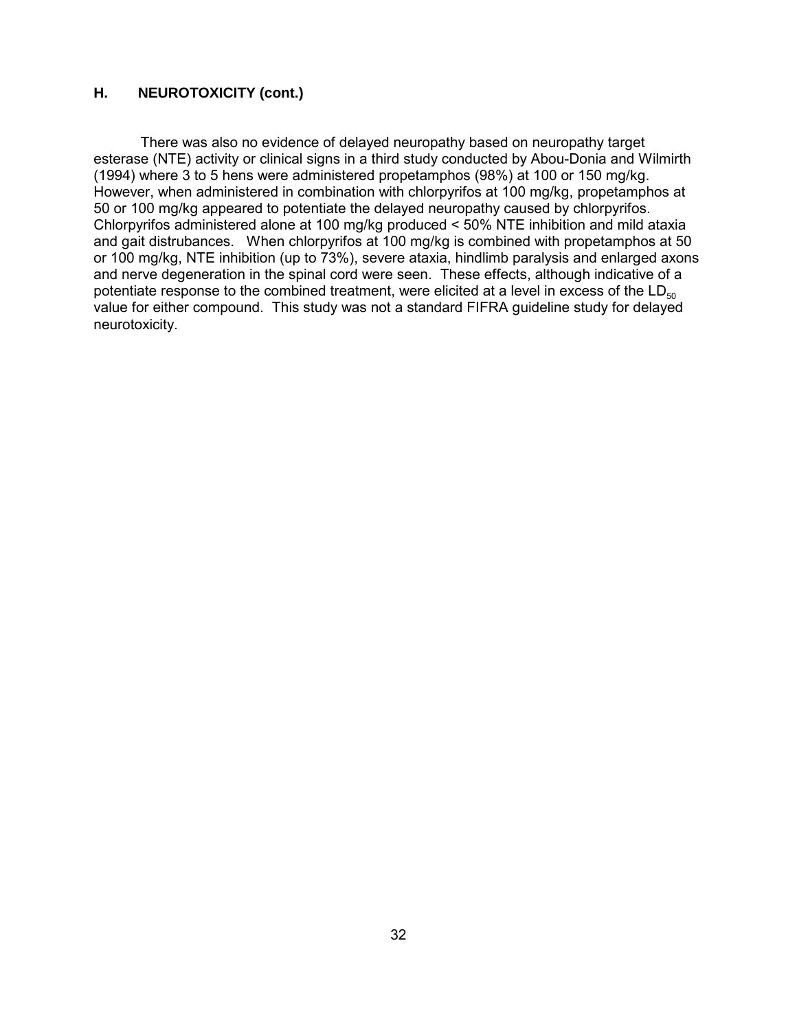## H. NEUROTOXICITY (cont.)

There was also no evidence of delayed neuropathy based on neuropathy target esterase (NTE) activity or clinical signs in a third study conducted by Abou-Donia and Wilmirth (1994) where 3 to 5 hens were administered propetamphos (98%) at 100 or 150 mg/kg. However, when administered in combination with chlorpyrifos at 100 mg/kg, propetamphos at 50 or 100 mg/kg appeared to potentiate the delayed neuropathy caused by chlorpyrifos. Chlorpyrifos administered alone at 100 mg/kg produced < 50% NTE inhibition and mild ataxia and gait distrubances. When chlorpyrifos at 100 mg/kg is combined with propetamphos at 50 or 100 mg/kg, NTE inhibition (up to 73%), severe ataxia, hindlimb paralysis and enlarged axons and nerve degeneration in the spinal cord were seen. These effects, although indicative of a potentiate response to the combined treatment, were elicited at a level in excess of the $LD_{50}$ value for either compound. This study was not a standard FIFRA guideline study for delayed neurotoxicity.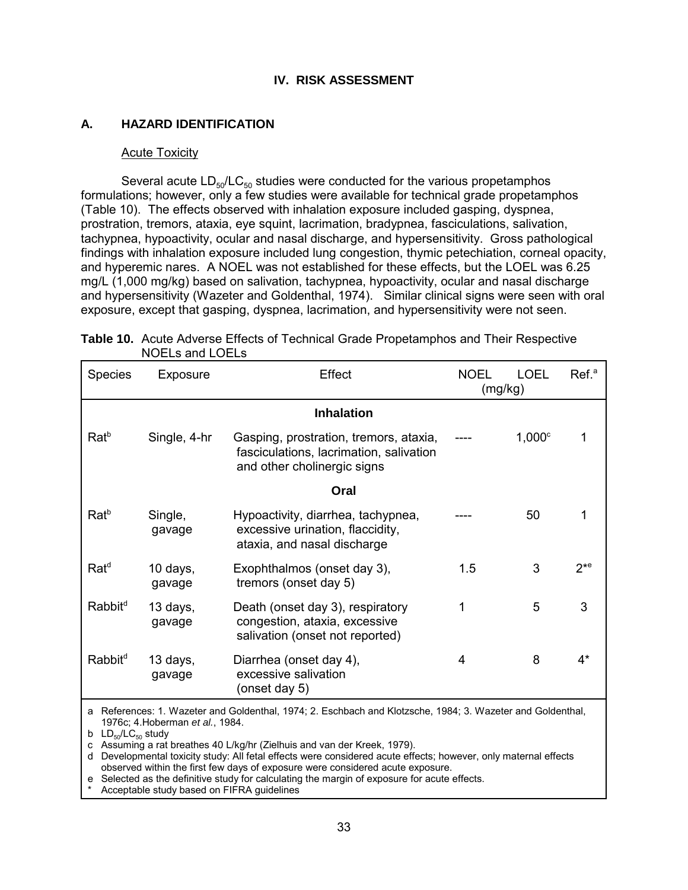## IV. RISK ASSESSMENT

### A. HAZARD IDENTIFICATION

#### Acute Toxicity

Several acute $LD_{50}/LC_{50}$ studies were conducted for the various propetamphos formulations; however, only a few studies were available for technical grade propetamphos (Table 10). The effects observed with inhalation exposure included gasping, dyspnea, prostration, tremors, ataxia, eye squint, lacrimation, bradypnea, fasciculations, salivation, tachypnea, hypoactivity, ocular and nasal discharge, and hypersensitivity. Gross pathological findings with inhalation exposure included lung congestion, thymic petechiation, corneal opacity, and hyperemic nares. A NOEL was not established for these effects, but the LOEL was 6.25 mg/L (1,000 mg/kg) based on salivation, tachypnea, hypoactivity, ocular and nasal discharge and hypersensitivity (Wazeter and Goldenthal, 1974). Similar clinical signs were seen with oral exposure, except that gasping, dyspnea, lacrimation, and hypersensitivity were not seen.

**Table 10.** Acute Adverse Effects of Technical Grade Propetamphos and Their Respective NOELs and LOELs

| Species | Exposure | Effect | NOEL (mg/kg) | LOEL (mg/kg) | Ref.[a] |
|---|---|---|---|---|---|
| | | **Inhalation** | | | |
| Rat[b] | Single, 4-hr | Gasping, prostration, tremors, ataxia, fasciculations, lacrimation, salivation and other cholinergic signs | ---- | 1,000[c] | 1 |
| | | **Oral** | | | |
| Rat[b] | Single, gavage | Hypoactivity, diarrhea, tachypnea, excessive urination, flaccidity, ataxia, and nasal discharge | ---- | 50 | 1 |
| Rat[d] | 10 days, gavage | Exophthalmos (onset day 3), tremors (onset day 5) | 1.5 | 3 | 2*[e] |
| Rabbit[d] | 13 days, gavage | Death (onset day 3), respiratory congestion, ataxia, excessive salivation (onset not reported) | 1 | 5 | 3 |
| Rabbit[d] | 13 days, gavage | Diarrhea (onset day 4), excessive salivation (onset day 5) | 4 | 8 | 4* |

a References: 1. Wazeter and Goldenthal, 1974; 2. Eschbach and Klotzsche, 1984; 3. Wazeter and Goldenthal, 1976c; 4.Hoberman *et al.*, 1984.
b $LD_{50}/LC_{50}$ study
c Assuming a rat breathes 40 L/kg/hr (Zielhuis and van der Kreek, 1979).
d Developmental toxicity study: All fetal effects were considered acute effects; however, only maternal effects observed within the first few days of exposure were considered acute exposure.
e Selected as the definitive study for calculating the margin of exposure for acute effects.
\* Acceptable study based on FIFRA guidelines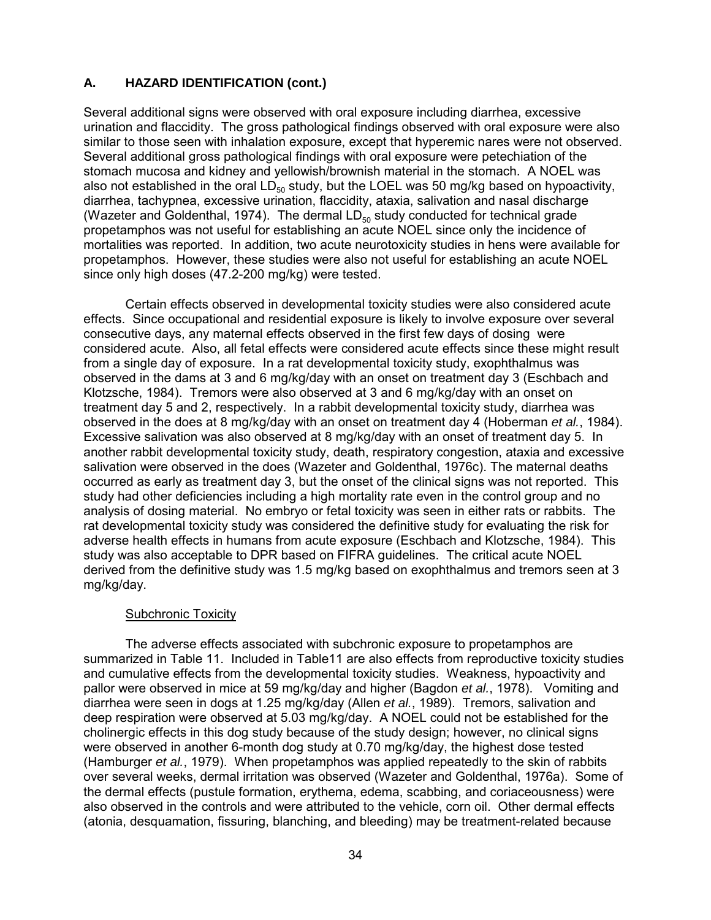## A. HAZARD IDENTIFICATION (cont.)

Several additional signs were observed with oral exposure including diarrhea, excessive urination and flaccidity. The gross pathological findings observed with oral exposure were also similar to those seen with inhalation exposure, except that hyperemic nares were not observed. Several additional gross pathological findings with oral exposure were petechiation of the stomach mucosa and kidney and yellowish/brownish material in the stomach. A NOEL was also not established in the oral $LD_{50}$ study, but the LOEL was 50 mg/kg based on hypoactivity, diarrhea, tachypnea, excessive urination, flaccidity, ataxia, salivation and nasal discharge (Wazeter and Goldenthal, 1974). The dermal $LD_{50}$ study conducted for technical grade propetamphos was not useful for establishing an acute NOEL since only the incidence of mortalities was reported. In addition, two acute neurotoxicity studies in hens were available for propetamphos. However, these studies were also not useful for establishing an acute NOEL since only high doses (47.2-200 mg/kg) were tested.

Certain effects observed in developmental toxicity studies were also considered acute effects. Since occupational and residential exposure is likely to involve exposure over several consecutive days, any maternal effects observed in the first few days of dosing were considered acute. Also, all fetal effects were considered acute effects since these might result from a single day of exposure. In a rat developmental toxicity study, exophthalmus was observed in the dams at 3 and 6 mg/kg/day with an onset on treatment day 3 (Eschbach and Klotzsche, 1984). Tremors were also observed at 3 and 6 mg/kg/day with an onset on treatment day 5 and 2, respectively. In a rabbit developmental toxicity study, diarrhea was observed in the does at 8 mg/kg/day with an onset on treatment day 4 (Hoberman *et al.*, 1984). Excessive salivation was also observed at 8 mg/kg/day with an onset of treatment day 5. In another rabbit developmental toxicity study, death, respiratory congestion, ataxia and excessive salivation were observed in the does (Wazeter and Goldenthal, 1976c). The maternal deaths occurred as early as treatment day 3, but the onset of the clinical signs was not reported. This study had other deficiencies including a high mortality rate even in the control group and no analysis of dosing material. No embryo or fetal toxicity was seen in either rats or rabbits. The rat developmental toxicity study was considered the definitive study for evaluating the risk for adverse health effects in humans from acute exposure (Eschbach and Klotzsche, 1984). This study was also acceptable to DPR based on FIFRA guidelines. The critical acute NOEL derived from the definitive study was 1.5 mg/kg based on exophthalmus and tremors seen at 3 mg/kg/day.

### Subchronic Toxicity

The adverse effects associated with subchronic exposure to propetamphos are summarized in Table 11. Included in Table11 are also effects from reproductive toxicity studies and cumulative effects from the developmental toxicity studies. Weakness, hypoactivity and pallor were observed in mice at 59 mg/kg/day and higher (Bagdon *et al.*, 1978). Vomiting and diarrhea were seen in dogs at 1.25 mg/kg/day (Allen *et al.*, 1989). Tremors, salivation and deep respiration were observed at 5.03 mg/kg/day. A NOEL could not be established for the cholinergic effects in this dog study because of the study design; however, no clinical signs were observed in another 6-month dog study at 0.70 mg/kg/day, the highest dose tested (Hamburger *et al.*, 1979). When propetamphos was applied repeatedly to the skin of rabbits over several weeks, dermal irritation was observed (Wazeter and Goldenthal, 1976a). Some of the dermal effects (pustule formation, erythema, edema, scabbing, and coriaceousness) were also observed in the controls and were attributed to the vehicle, corn oil. Other dermal effects (atonia, desquamation, fissuring, blanching, and bleeding) may be treatment-related because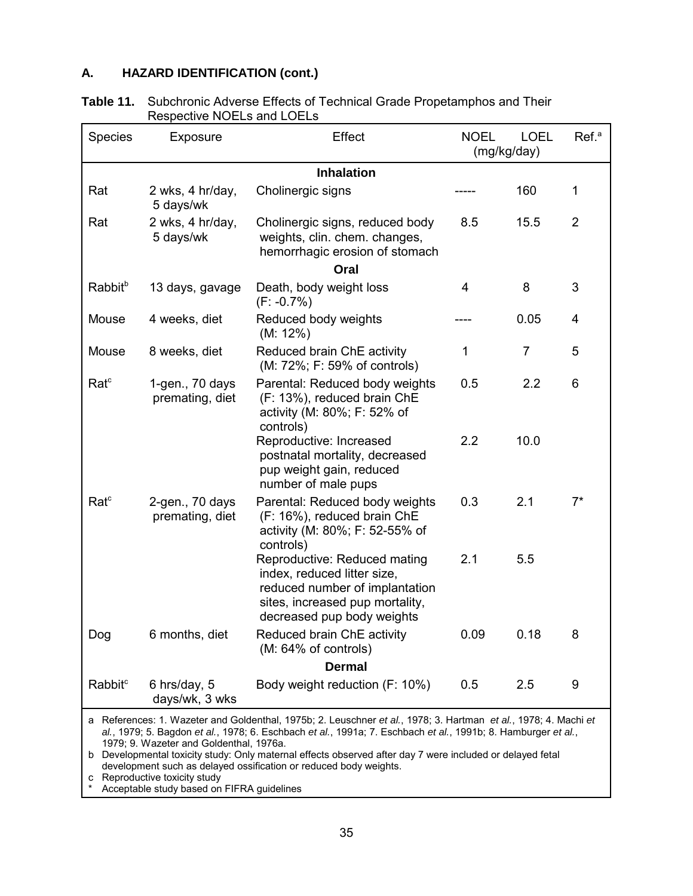## A. HAZARD IDENTIFICATION (cont.)

**Table 11.** Subchronic Adverse Effects of Technical Grade Propetamphos and Their Respective NOELs and LOELs

| Species | Exposure | Effect | NOEL (mg/kg/day) | LOEL (mg/kg/day) | Ref.[a] |
|---|---|---|---|---|---|
| | | **Inhalation** | | | |
| Rat | 2 wks, 4 hr/day, 5 days/wk | Cholinergic signs | ----- | 160 | 1 |
| Rat | 2 wks, 4 hr/day, 5 days/wk | Cholinergic signs, reduced body weights, clin. chem. changes, hemorrhagic erosion of stomach | 8.5 | 15.5 | 2 |
| | | **Oral** | | | |
| Rabbit[b] | 13 days, gavage | Death, body weight loss (F: -0.7%) | 4 | 8 | 3 |
| Mouse | 4 weeks, diet | Reduced body weights (M: 12%) | ---- | 0.05 | 4 |
| Mouse | 8 weeks, diet | Reduced brain ChE activity (M: 72%; F: 59% of controls) | 1 | 7 | 5 |
| Rat[c] | 1-gen., 70 days premating, diet | Parental: Reduced body weights (F: 13%), reduced brain ChE activity (M: 80%; F: 52% of controls) | 0.5 | 2.2 | 6 |
| | | Reproductive: Increased postnatal mortality, decreased pup weight gain, reduced number of male pups | 2.2 | 10.0 | |
| Rat[c] | 2-gen., 70 days premating, diet | Parental: Reduced body weights (F: 16%), reduced brain ChE activity (M: 80%; F: 52-55% of controls) | 0.3 | 2.1 | 7* |
| | | Reproductive: Reduced mating index, reduced litter size, reduced number of implantation sites, increased pup mortality, decreased pup body weights | 2.1 | 5.5 | |
| Dog | 6 months, diet | Reduced brain ChE activity (M: 64% of controls) | 0.09 | 0.18 | 8 |
| | | **Dermal** | | | |
| Rabbit[c] | 6 hrs/day, 5 days/wk, 3 wks | Body weight reduction (F: 10%) | 0.5 | 2.5 | 9 |

a References: 1. Wazeter and Goldenthal, 1975b; 2. Leuschner *et al.*, 1978; 3. Hartman *et al.*, 1978; 4. Machi *et al.*, 1979; 5. Bagdon *et al.*, 1978; 6. Eschbach *et al.*, 1991a; 7. Eschbach *et al.*, 1991b; 8. Hamburger *et al.*, 1979; 9. Wazeter and Goldenthal, 1976a.

b Developmental toxicity study: Only maternal effects observed after day 7 were included or delayed fetal development such as delayed ossification or reduced body weights.

c Reproductive toxicity study

\* Acceptable study based on FIFRA guidelines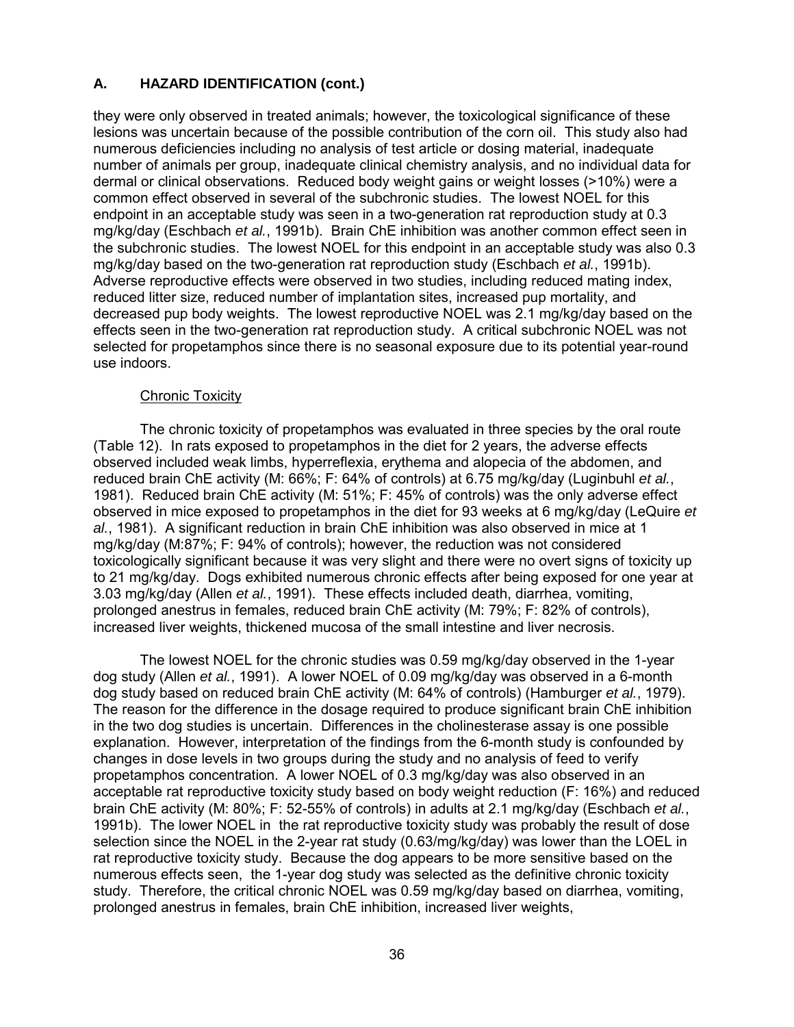## A. HAZARD IDENTIFICATION (cont.)

they were only observed in treated animals; however, the toxicological significance of these lesions was uncertain because of the possible contribution of the corn oil. This study also had numerous deficiencies including no analysis of test article or dosing material, inadequate number of animals per group, inadequate clinical chemistry analysis, and no individual data for dermal or clinical observations. Reduced body weight gains or weight losses (>10%) were a common effect observed in several of the subchronic studies. The lowest NOEL for this endpoint in an acceptable study was seen in a two-generation rat reproduction study at 0.3 mg/kg/day (Eschbach *et al.*, 1991b). Brain ChE inhibition was another common effect seen in the subchronic studies. The lowest NOEL for this endpoint in an acceptable study was also 0.3 mg/kg/day based on the two-generation rat reproduction study (Eschbach *et al.*, 1991b). Adverse reproductive effects were observed in two studies, including reduced mating index, reduced litter size, reduced number of implantation sites, increased pup mortality, and decreased pup body weights. The lowest reproductive NOEL was 2.1 mg/kg/day based on the effects seen in the two-generation rat reproduction study. A critical subchronic NOEL was not selected for propetamphos since there is no seasonal exposure due to its potential year-round use indoors.

Chronic Toxicity

The chronic toxicity of propetamphos was evaluated in three species by the oral route (Table 12). In rats exposed to propetamphos in the diet for 2 years, the adverse effects observed included weak limbs, hyperreflexia, erythema and alopecia of the abdomen, and reduced brain ChE activity (M: 66%; F: 64% of controls) at 6.75 mg/kg/day (Luginbuhl *et al.*, 1981). Reduced brain ChE activity (M: 51%; F: 45% of controls) was the only adverse effect observed in mice exposed to propetamphos in the diet for 93 weeks at 6 mg/kg/day (LeQuire *et al.*, 1981). A significant reduction in brain ChE inhibition was also observed in mice at 1 mg/kg/day (M:87%; F: 94% of controls); however, the reduction was not considered toxicologically significant because it was very slight and there were no overt signs of toxicity up to 21 mg/kg/day. Dogs exhibited numerous chronic effects after being exposed for one year at 3.03 mg/kg/day (Allen *et al.*, 1991). These effects included death, diarrhea, vomiting, prolonged anestrus in females, reduced brain ChE activity (M: 79%; F: 82% of controls), increased liver weights, thickened mucosa of the small intestine and liver necrosis.

The lowest NOEL for the chronic studies was 0.59 mg/kg/day observed in the 1-year dog study (Allen *et al.*, 1991). A lower NOEL of 0.09 mg/kg/day was observed in a 6-month dog study based on reduced brain ChE activity (M: 64% of controls) (Hamburger *et al.*, 1979). The reason for the difference in the dosage required to produce significant brain ChE inhibition in the two dog studies is uncertain. Differences in the cholinesterase assay is one possible explanation. However, interpretation of the findings from the 6-month study is confounded by changes in dose levels in two groups during the study and no analysis of feed to verify propetamphos concentration. A lower NOEL of 0.3 mg/kg/day was also observed in an acceptable rat reproductive toxicity study based on body weight reduction (F: 16%) and reduced brain ChE activity (M: 80%; F: 52-55% of controls) in adults at 2.1 mg/kg/day (Eschbach *et al.*, 1991b). The lower NOEL in the rat reproductive toxicity study was probably the result of dose selection since the NOEL in the 2-year rat study (0.63/mg/kg/day) was lower than the LOEL in rat reproductive toxicity study. Because the dog appears to be more sensitive based on the numerous effects seen, the 1-year dog study was selected as the definitive chronic toxicity study. Therefore, the critical chronic NOEL was 0.59 mg/kg/day based on diarrhea, vomiting, prolonged anestrus in females, brain ChE inhibition, increased liver weights,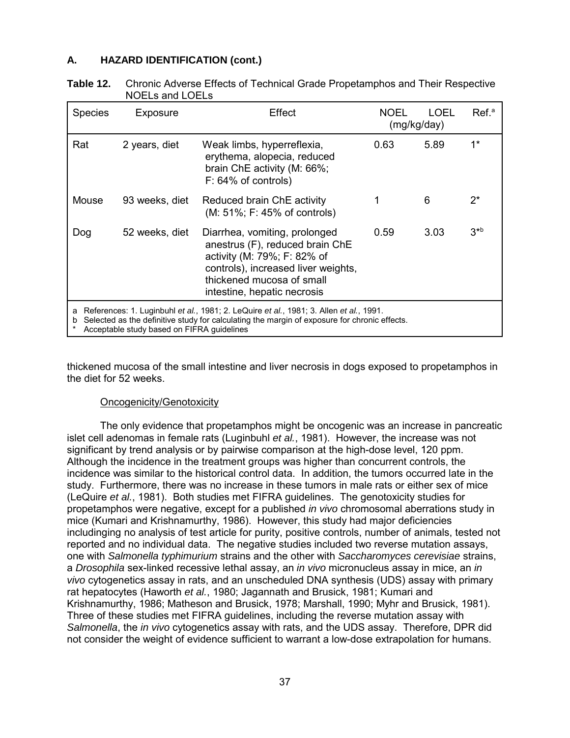## A. HAZARD IDENTIFICATION (cont.)

**Table 12.** Chronic Adverse Effects of Technical Grade Propetamphos and Their Respective NOELs and LOELs

| Species | Exposure | Effect | NOEL (mg/kg/day) | LOEL (mg/kg/day) | Ref.[a] |
|---|---|---|---|---|---|
| Rat | 2 years, diet | Weak limbs, hyperreflexia, erythema, alopecia, reduced brain ChE activity (M: 66%; F: 64% of controls) | 0.63 | 5.89 | 1* |
| Mouse | 93 weeks, diet | Reduced brain ChE activity (M: 51%; F: 45% of controls) | 1 | 6 | 2* |
| Dog | 52 weeks, diet | Diarrhea, vomiting, prolonged anestrus (F), reduced brain ChE activity (M: 79%; F: 82% of controls), increased liver weights, thickened mucosa of small intestine, hepatic necrosis | 0.59 | 3.03 | 3*[b] |

a References: 1. Luginbuhl *et al.*, 1981; 2. LeQuire *et al.*, 1981; 3. Allen *et al.*, 1991.
b Selected as the definitive study for calculating the margin of exposure for chronic effects.
\* Acceptable study based on FIFRA guidelines

thickened mucosa of the small intestine and liver necrosis in dogs exposed to propetamphos in the diet for 52 weeks.

Oncogenicity/Genotoxicity

The only evidence that propetamphos might be oncogenic was an increase in pancreatic islet cell adenomas in female rats (Luginbuhl *et al.*, 1981). However, the increase was not significant by trend analysis or by pairwise comparison at the high-dose level, 120 ppm. Although the incidence in the treatment groups was higher than concurrent controls, the incidence was similar to the historical control data. In addition, the tumors occurred late in the study. Furthermore, there was no increase in these tumors in male rats or either sex of mice (LeQuire *et al.*, 1981). Both studies met FIFRA guidelines. The genotoxicity studies for propetamphos were negative, except for a published *in vivo* chromosomal aberrations study in mice (Kumari and Krishnamurthy, 1986). However, this study had major deficiencies includinging no analysis of test article for purity, positive controls, number of animals, tested not reported and no individual data. The negative studies included two reverse mutation assays, one with *Salmonella typhimurium* strains and the other with *Saccharomyces cerevisiae* strains, a *Drosophila* sex-linked recessive lethal assay, an *in vivo* micronucleus assay in mice, an *in vivo* cytogenetics assay in rats, and an unscheduled DNA synthesis (UDS) assay with primary rat hepatocytes (Haworth *et al.*, 1980; Jagannath and Brusick, 1981; Kumari and Krishnamurthy, 1986; Matheson and Brusick, 1978; Marshall, 1990; Myhr and Brusick, 1981). Three of these studies met FIFRA guidelines, including the reverse mutation assay with *Salmonella*, the *in vivo* cytogenetics assay with rats, and the UDS assay. Therefore, DPR did not consider the weight of evidence sufficient to warrant a low-dose extrapolation for humans.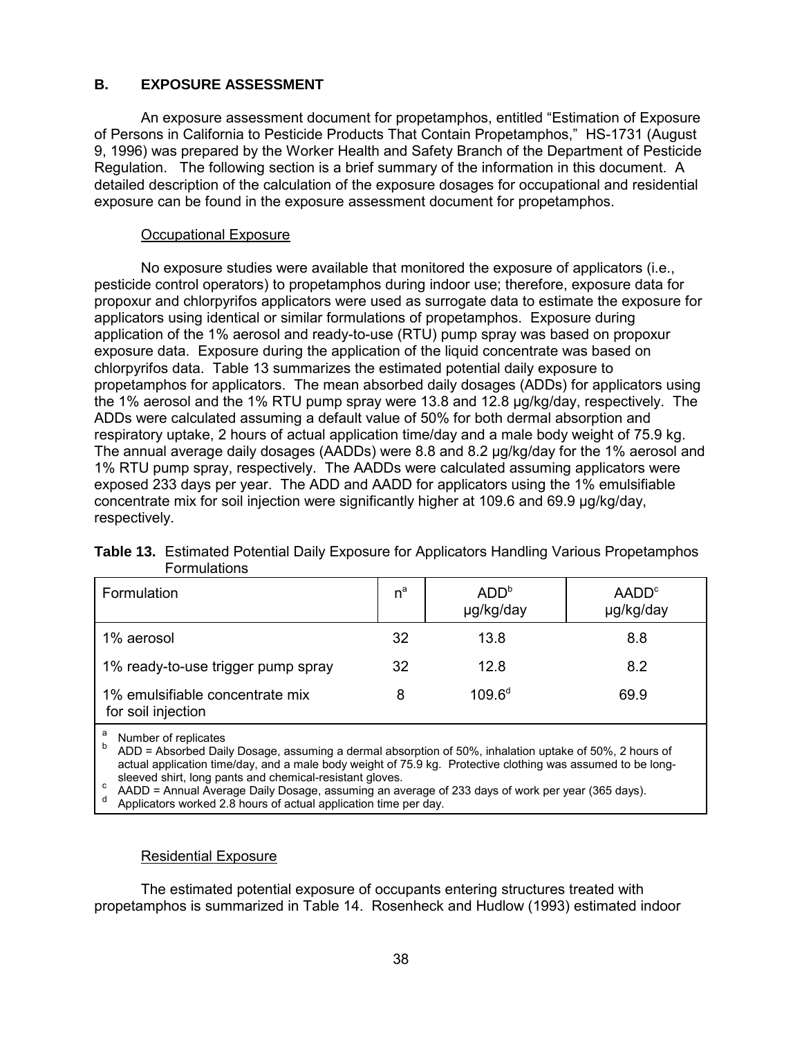## B. EXPOSURE ASSESSMENT

An exposure assessment document for propetamphos, entitled "Estimation of Exposure of Persons in California to Pesticide Products That Contain Propetamphos," HS-1731 (August 9, 1996) was prepared by the Worker Health and Safety Branch of the Department of Pesticide Regulation. The following section is a brief summary of the information in this document. A detailed description of the calculation of the exposure dosages for occupational and residential exposure can be found in the exposure assessment document for propetamphos.

### Occupational Exposure

No exposure studies were available that monitored the exposure of applicators (i.e., pesticide control operators) to propetamphos during indoor use; therefore, exposure data for propoxur and chlorpyrifos applicators were used as surrogate data to estimate the exposure for applicators using identical or similar formulations of propetamphos. Exposure during application of the 1% aerosol and ready-to-use (RTU) pump spray was based on propoxur exposure data. Exposure during the application of the liquid concentrate was based on chlorpyrifos data. Table 13 summarizes the estimated potential daily exposure to propetamphos for applicators. The mean absorbed daily dosages (ADDs) for applicators using the 1% aerosol and the 1% RTU pump spray were 13.8 and 12.8 µg/kg/day, respectively. The ADDs were calculated assuming a default value of 50% for both dermal absorption and respiratory uptake, 2 hours of actual application time/day and a male body weight of 75.9 kg. The annual average daily dosages (AADDs) were 8.8 and 8.2 µg/kg/day for the 1% aerosol and 1% RTU pump spray, respectively. The AADDs were calculated assuming applicators were exposed 233 days per year. The ADD and AADD for applicators using the 1% emulsifiable concentrate mix for soil injection were significantly higher at 109.6 and 69.9 µg/kg/day, respectively.

**Table 13.** Estimated Potential Daily Exposure for Applicators Handling Various Propetamphos Formulations

| Formulation | n[a] | ADD[b] µg/kg/day | AADD[c] µg/kg/day |
|---|---|---|---|
| 1% aerosol | 32 | 13.8 | 8.8 |
| 1% ready-to-use trigger pump spray | 32 | 12.8 | 8.2 |
| 1% emulsifiable concentrate mix for soil injection | 8 | 109.6[d] | 69.9 |

[a] Number of replicates
[b] ADD = Absorbed Daily Dosage, assuming a dermal absorption of 50%, inhalation uptake of 50%, 2 hours of actual application time/day, and a male body weight of 75.9 kg. Protective clothing was assumed to be long-sleeved shirt, long pants and chemical-resistant gloves.
[c] AADD = Annual Average Daily Dosage, assuming an average of 233 days of work per year (365 days).
[d] Applicators worked 2.8 hours of actual application time per day.

### Residential Exposure

The estimated potential exposure of occupants entering structures treated with propetamphos is summarized in Table 14. Rosenheck and Hudlow (1993) estimated indoor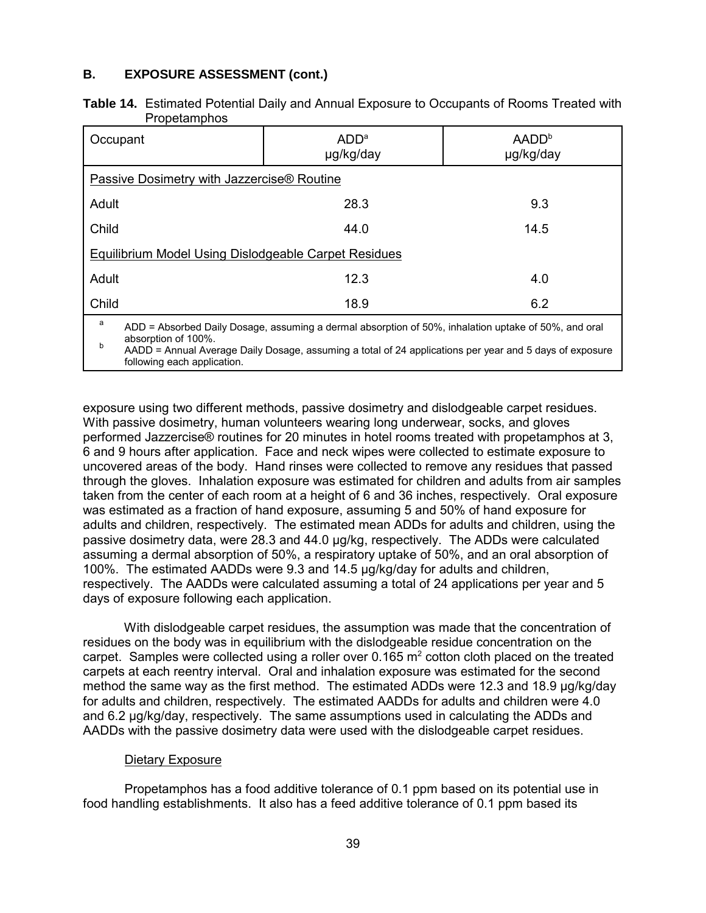## B. EXPOSURE ASSESSMENT (cont.)

**Table 14.** Estimated Potential Daily and Annual Exposure to Occupants of Rooms Treated with Propetamphos

| Occupant | ADD[a] μg/kg/day | AADD[b] μg/kg/day |
|---|---|---|
| Passive Dosimetry with Jazzercise® Routine | | |
| Adult | 28.3 | 9.3 |
| Child | 44.0 | 14.5 |
| Equilibrium Model Using Dislodgeable Carpet Residues | | |
| Adult | 12.3 | 4.0 |
| Child | 18.9 | 6.2 |

[a] ADD = Absorbed Daily Dosage, assuming a dermal absorption of 50%, inhalation uptake of 50%, and oral absorption of 100%.
[b] AADD = Annual Average Daily Dosage, assuming a total of 24 applications per year and 5 days of exposure following each application.

exposure using two different methods, passive dosimetry and dislodgeable carpet residues. With passive dosimetry, human volunteers wearing long underwear, socks, and gloves performed Jazzercise® routines for 20 minutes in hotel rooms treated with propetamphos at 3, 6 and 9 hours after application. Face and neck wipes were collected to estimate exposure to uncovered areas of the body. Hand rinses were collected to remove any residues that passed through the gloves. Inhalation exposure was estimated for children and adults from air samples taken from the center of each room at a height of 6 and 36 inches, respectively. Oral exposure was estimated as a fraction of hand exposure, assuming 5 and 50% of hand exposure for adults and children, respectively. The estimated mean ADDs for adults and children, using the passive dosimetry data, were 28.3 and 44.0 μg/kg, respectively. The ADDs were calculated assuming a dermal absorption of 50%, a respiratory uptake of 50%, and an oral absorption of 100%. The estimated AADDs were 9.3 and 14.5 μg/kg/day for adults and children, respectively. The AADDs were calculated assuming a total of 24 applications per year and 5 days of exposure following each application.

With dislodgeable carpet residues, the assumption was made that the concentration of residues on the body was in equilibrium with the dislodgeable residue concentration on the carpet. Samples were collected using a roller over 0.165 $m^2$ cotton cloth placed on the treated carpets at each reentry interval. Oral and inhalation exposure was estimated for the second method the same way as the first method. The estimated ADDs were 12.3 and 18.9 μg/kg/day for adults and children, respectively. The estimated AADDs for adults and children were 4.0 and 6.2 μg/kg/day, respectively. The same assumptions used in calculating the ADDs and AADDs with the passive dosimetry data were used with the dislodgeable carpet residues.

### Dietary Exposure

Propetamphos has a food additive tolerance of 0.1 ppm based on its potential use in food handling establishments. It also has a feed additive tolerance of 0.1 ppm based its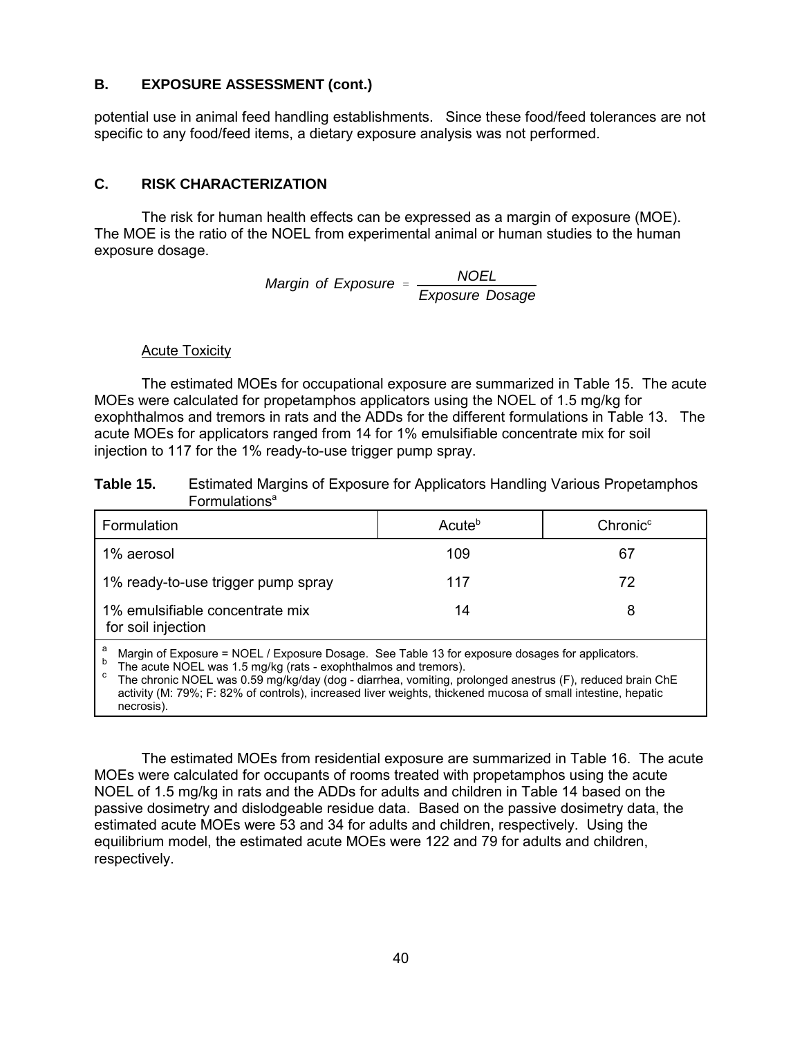## B. EXPOSURE ASSESSMENT (cont.)

potential use in animal feed handling establishments. Since these food/feed tolerances are not specific to any food/feed items, a dietary exposure analysis was not performed.

## C. RISK CHARACTERIZATION

The risk for human health effects can be expressed as a margin of exposure (MOE). The MOE is the ratio of the NOEL from experimental animal or human studies to the human exposure dosage.

$$\textit{Margin of Exposure} = \frac{\textit{NOEL}}{\textit{Exposure Dosage}}$$

### Acute Toxicity

The estimated MOEs for occupational exposure are summarized in Table 15. The acute MOEs were calculated for propetamphos applicators using the NOEL of 1.5 mg/kg for exophthalmos and tremors in rats and the ADDs for the different formulations in Table 13. The acute MOEs for applicators ranged from 14 for 1% emulsifiable concentrate mix for soil injection to 117 for the 1% ready-to-use trigger pump spray.

**Table 15.** Estimated Margins of Exposure for Applicators Handling Various Propetamphos Formulations[a]

| Formulation | Acute[b] | Chronic[c] |
|---|---|---|
| 1% aerosol | 109 | 67 |
| 1% ready-to-use trigger pump spray | 117 | 72 |
| 1% emulsifiable concentrate mix for soil injection | 14 | 8 |

[a] Margin of Exposure = NOEL / Exposure Dosage. See Table 13 for exposure dosages for applicators.
[b] The acute NOEL was 1.5 mg/kg (rats - exophthalmos and tremors).
[c] The chronic NOEL was 0.59 mg/kg/day (dog - diarrhea, vomiting, prolonged anestrus (F), reduced brain ChE activity (M: 79%; F: 82% of controls), increased liver weights, thickened mucosa of small intestine, hepatic necrosis).

The estimated MOEs from residential exposure are summarized in Table 16. The acute MOEs were calculated for occupants of rooms treated with propetamphos using the acute NOEL of 1.5 mg/kg in rats and the ADDs for adults and children in Table 14 based on the passive dosimetry and dislodgeable residue data. Based on the passive dosimetry data, the estimated acute MOEs were 53 and 34 for adults and children, respectively. Using the equilibrium model, the estimated acute MOEs were 122 and 79 for adults and children, respectively.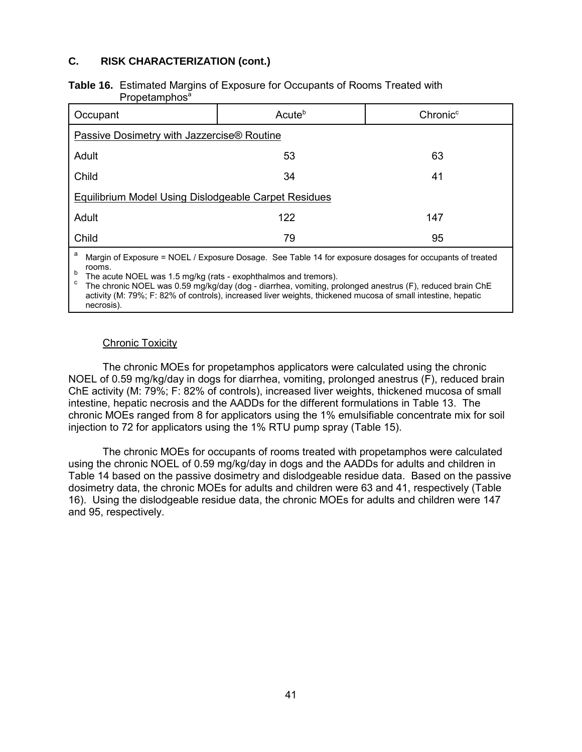### C. RISK CHARACTERIZATION (cont.)

**Table 16.** Estimated Margins of Exposure for Occupants of Rooms Treated with Propetamphos[a]

| Occupant | Acute[b] | Chronic[c] |
|---|---|---|
| Passive Dosimetry with Jazzercise® Routine | | |
| Adult | 53 | 63 |
| Child | 34 | 41 |
| Equilibrium Model Using Dislodgeable Carpet Residues | | |
| Adult | 122 | 147 |
| Child | 79 | 95 |

[a] Margin of Exposure = NOEL / Exposure Dosage. See Table 14 for exposure dosages for occupants of treated rooms.
[b] The acute NOEL was 1.5 mg/kg (rats - exophthalmos and tremors).
[c] The chronic NOEL was 0.59 mg/kg/day (dog - diarrhea, vomiting, prolonged anestrus (F), reduced brain ChE activity (M: 79%; F: 82% of controls), increased liver weights, thickened mucosa of small intestine, hepatic necrosis).

Chronic Toxicity

The chronic MOEs for propetamphos applicators were calculated using the chronic NOEL of 0.59 mg/kg/day in dogs for diarrhea, vomiting, prolonged anestrus (F), reduced brain ChE activity (M: 79%; F: 82% of controls), increased liver weights, thickened mucosa of small intestine, hepatic necrosis and the AADDs for the different formulations in Table 13. The chronic MOEs ranged from 8 for applicators using the 1% emulsifiable concentrate mix for soil injection to 72 for applicators using the 1% RTU pump spray (Table 15).

The chronic MOEs for occupants of rooms treated with propetamphos were calculated using the chronic NOEL of 0.59 mg/kg/day in dogs and the AADDs for adults and children in Table 14 based on the passive dosimetry and dislodgeable residue data. Based on the passive dosimetry data, the chronic MOEs for adults and children were 63 and 41, respectively (Table 16). Using the dislodgeable residue data, the chronic MOEs for adults and children were 147 and 95, respectively.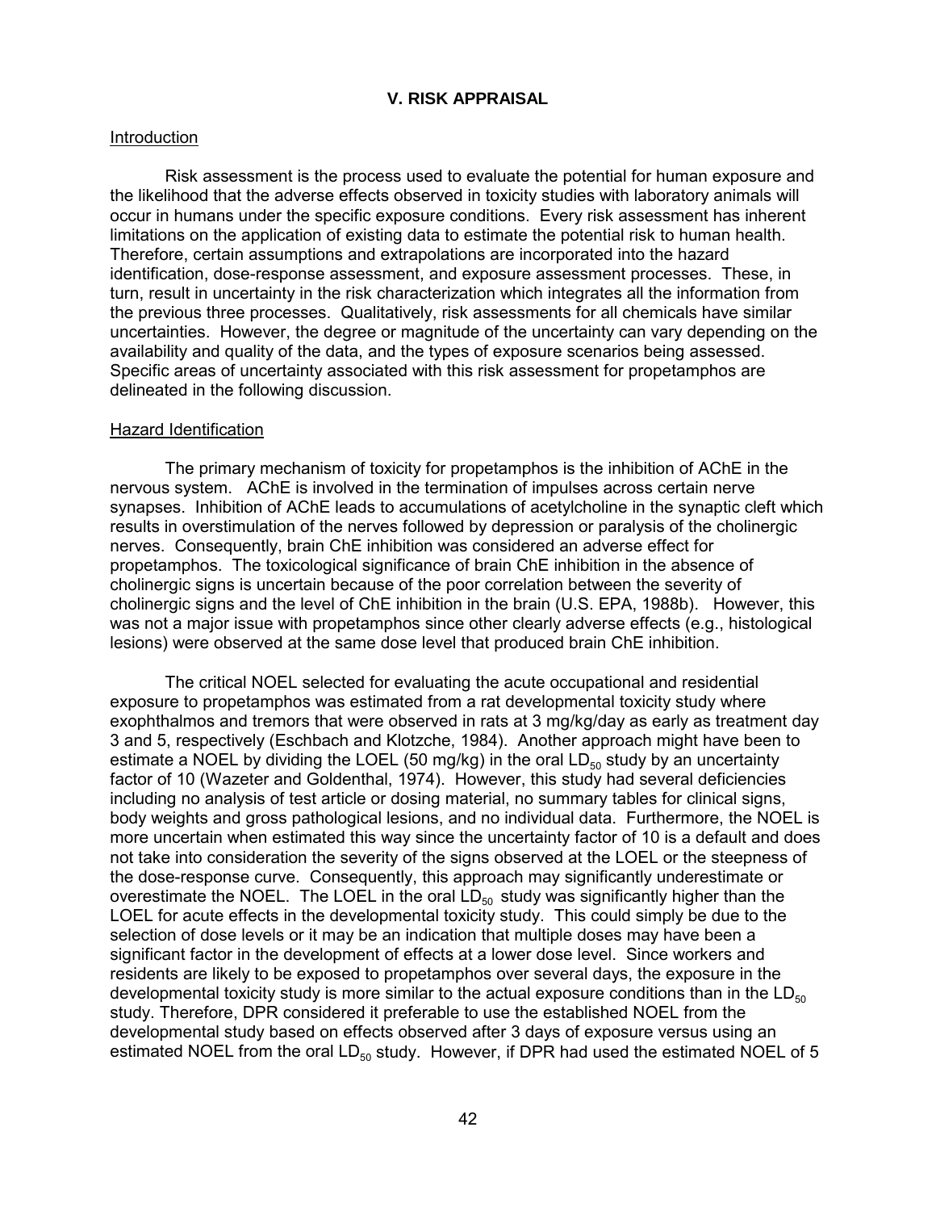## V. RISK APPRAISAL

### Introduction

Risk assessment is the process used to evaluate the potential for human exposure and the likelihood that the adverse effects observed in toxicity studies with laboratory animals will occur in humans under the specific exposure conditions. Every risk assessment has inherent limitations on the application of existing data to estimate the potential risk to human health. Therefore, certain assumptions and extrapolations are incorporated into the hazard identification, dose-response assessment, and exposure assessment processes. These, in turn, result in uncertainty in the risk characterization which integrates all the information from the previous three processes. Qualitatively, risk assessments for all chemicals have similar uncertainties. However, the degree or magnitude of the uncertainty can vary depending on the availability and quality of the data, and the types of exposure scenarios being assessed. Specific areas of uncertainty associated with this risk assessment for propetamphos are delineated in the following discussion.

### Hazard Identification

The primary mechanism of toxicity for propetamphos is the inhibition of AChE in the nervous system. AChE is involved in the termination of impulses across certain nerve synapses. Inhibition of AChE leads to accumulations of acetylcholine in the synaptic cleft which results in overstimulation of the nerves followed by depression or paralysis of the cholinergic nerves. Consequently, brain ChE inhibition was considered an adverse effect for propetamphos. The toxicological significance of brain ChE inhibition in the absence of cholinergic signs is uncertain because of the poor correlation between the severity of cholinergic signs and the level of ChE inhibition in the brain (U.S. EPA, 1988b). However, this was not a major issue with propetamphos since other clearly adverse effects (e.g., histological lesions) were observed at the same dose level that produced brain ChE inhibition.

The critical NOEL selected for evaluating the acute occupational and residential exposure to propetamphos was estimated from a rat developmental toxicity study where exophthalmos and tremors that were observed in rats at 3 mg/kg/day as early as treatment day 3 and 5, respectively (Eschbach and Klotzche, 1984). Another approach might have been to estimate a NOEL by dividing the LOEL (50 mg/kg) in the oral $LD_{50}$ study by an uncertainty factor of 10 (Wazeter and Goldenthal, 1974). However, this study had several deficiencies including no analysis of test article or dosing material, no summary tables for clinical signs, body weights and gross pathological lesions, and no individual data. Furthermore, the NOEL is more uncertain when estimated this way since the uncertainty factor of 10 is a default and does not take into consideration the severity of the signs observed at the LOEL or the steepness of the dose-response curve. Consequently, this approach may significantly underestimate or overestimate the NOEL. The LOEL in the oral $LD_{50}$ study was significantly higher than the LOEL for acute effects in the developmental toxicity study. This could simply be due to the selection of dose levels or it may be an indication that multiple doses may have been a significant factor in the development of effects at a lower dose level. Since workers and residents are likely to be exposed to propetamphos over several days, the exposure in the developmental toxicity study is more similar to the actual exposure conditions than in the $LD_{50}$ study. Therefore, DPR considered it preferable to use the established NOEL from the developmental study based on effects observed after 3 days of exposure versus using an estimated NOEL from the oral $LD_{50}$ study. However, if DPR had used the estimated NOEL of 5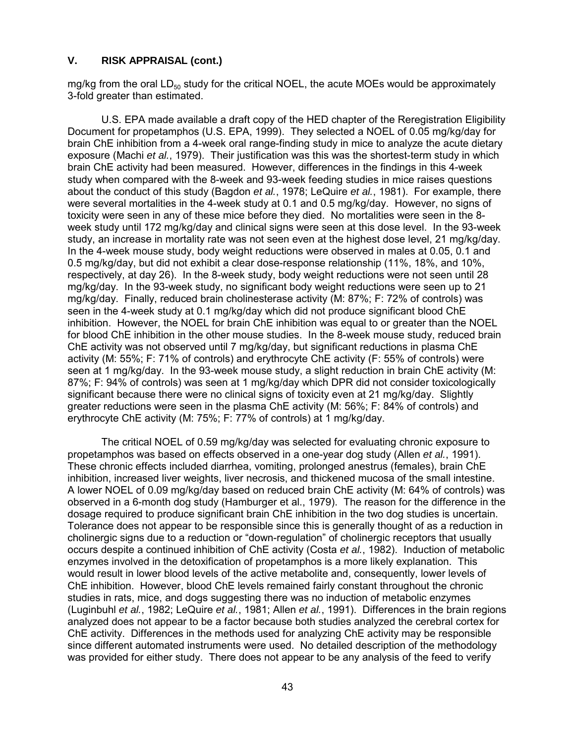## V. RISK APPRAISAL (cont.)

mg/kg from the oral $LD_{50}$ study for the critical NOEL, the acute MOEs would be approximately 3-fold greater than estimated.

U.S. EPA made available a draft copy of the HED chapter of the Reregistration Eligibility Document for propetamphos (U.S. EPA, 1999). They selected a NOEL of 0.05 mg/kg/day for brain ChE inhibition from a 4-week oral range-finding study in mice to analyze the acute dietary exposure (Machi *et al.*, 1979). Their justification was this was the shortest-term study in which brain ChE activity had been measured. However, differences in the findings in this 4-week study when compared with the 8-week and 93-week feeding studies in mice raises questions about the conduct of this study (Bagdon *et al.*, 1978; LeQuire *et al.*, 1981). For example, there were several mortalities in the 4-week study at 0.1 and 0.5 mg/kg/day. However, no signs of toxicity were seen in any of these mice before they died. No mortalities were seen in the 8-week study until 172 mg/kg/day and clinical signs were seen at this dose level. In the 93-week study, an increase in mortality rate was not seen even at the highest dose level, 21 mg/kg/day. In the 4-week mouse study, body weight reductions were observed in males at 0.05, 0.1 and 0.5 mg/kg/day, but did not exhibit a clear dose-response relationship (11%, 18%, and 10%, respectively, at day 26). In the 8-week study, body weight reductions were not seen until 28 mg/kg/day. In the 93-week study, no significant body weight reductions were seen up to 21 mg/kg/day. Finally, reduced brain cholinesterase activity (M: 87%; F: 72% of controls) was seen in the 4-week study at 0.1 mg/kg/day which did not produce significant blood ChE inhibition. However, the NOEL for brain ChE inhibition was equal to or greater than the NOEL for blood ChE inhibition in the other mouse studies. In the 8-week mouse study, reduced brain ChE activity was not observed until 7 mg/kg/day, but significant reductions in plasma ChE activity (M: 55%; F: 71% of controls) and erythrocyte ChE activity (F: 55% of controls) were seen at 1 mg/kg/day. In the 93-week mouse study, a slight reduction in brain ChE activity (M: 87%; F: 94% of controls) was seen at 1 mg/kg/day which DPR did not consider toxicologically significant because there were no clinical signs of toxicity even at 21 mg/kg/day. Slightly greater reductions were seen in the plasma ChE activity (M: 56%; F: 84% of controls) and erythrocyte ChE activity (M: 75%; F: 77% of controls) at 1 mg/kg/day.

The critical NOEL of 0.59 mg/kg/day was selected for evaluating chronic exposure to propetamphos was based on effects observed in a one-year dog study (Allen *et al.*, 1991). These chronic effects included diarrhea, vomiting, prolonged anestrus (females), brain ChE inhibition, increased liver weights, liver necrosis, and thickened mucosa of the small intestine. A lower NOEL of 0.09 mg/kg/day based on reduced brain ChE activity (M: 64% of controls) was observed in a 6-month dog study (Hamburger et al., 1979). The reason for the difference in the dosage required to produce significant brain ChE inhibition in the two dog studies is uncertain. Tolerance does not appear to be responsible since this is generally thought of as a reduction in cholinergic signs due to a reduction or "down-regulation" of cholinergic receptors that usually occurs despite a continued inhibition of ChE activity (Costa *et al.*, 1982). Induction of metabolic enzymes involved in the detoxification of propetamphos is a more likely explanation. This would result in lower blood levels of the active metabolite and, consequently, lower levels of ChE inhibition. However, blood ChE levels remained fairly constant throughout the chronic studies in rats, mice, and dogs suggesting there was no induction of metabolic enzymes (Luginbuhl *et al.*, 1982; LeQuire *et al.*, 1981; Allen *et al.*, 1991). Differences in the brain regions analyzed does not appear to be a factor because both studies analyzed the cerebral cortex for ChE activity. Differences in the methods used for analyzing ChE activity may be responsible since different automated instruments were used. No detailed description of the methodology was provided for either study. There does not appear to be any analysis of the feed to verify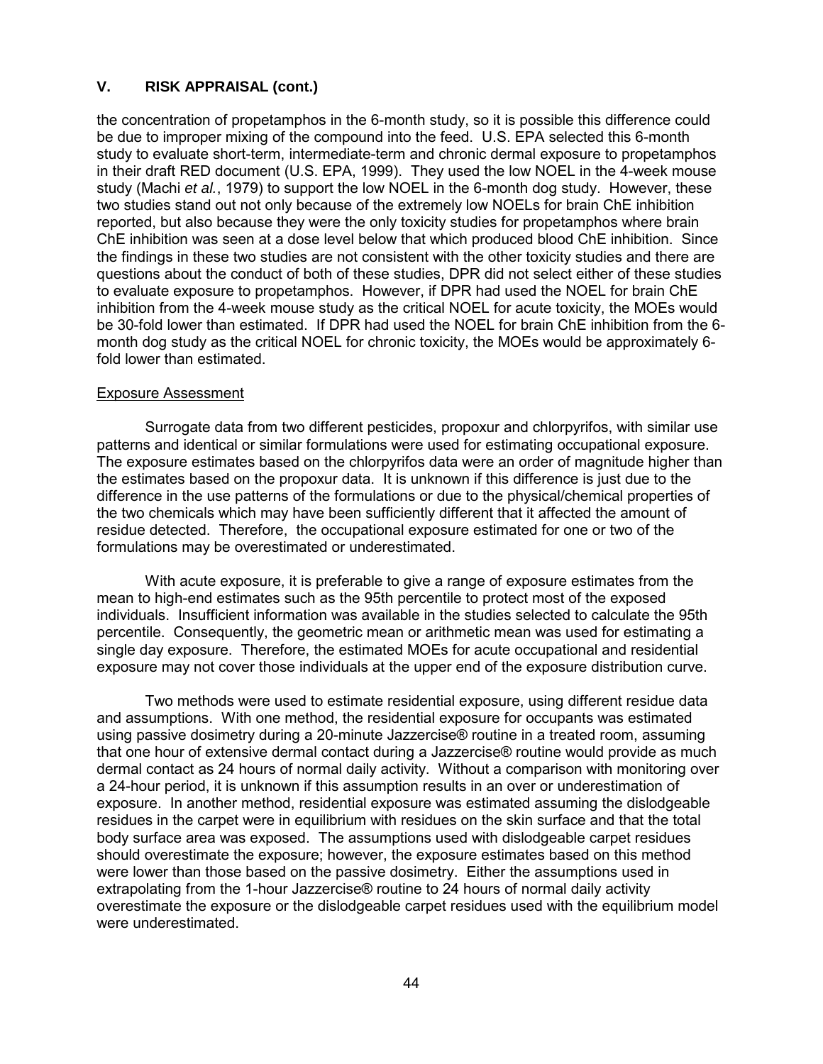## V. RISK APPRAISAL (cont.)

the concentration of propetamphos in the 6-month study, so it is possible this difference could be due to improper mixing of the compound into the feed. U.S. EPA selected this 6-month study to evaluate short-term, intermediate-term and chronic dermal exposure to propetamphos in their draft RED document (U.S. EPA, 1999). They used the low NOEL in the 4-week mouse study (Machi *et al.*, 1979) to support the low NOEL in the 6-month dog study. However, these two studies stand out not only because of the extremely low NOELs for brain ChE inhibition reported, but also because they were the only toxicity studies for propetamphos where brain ChE inhibition was seen at a dose level below that which produced blood ChE inhibition. Since the findings in these two studies are not consistent with the other toxicity studies and there are questions about the conduct of both of these studies, DPR did not select either of these studies to evaluate exposure to propetamphos. However, if DPR had used the NOEL for brain ChE inhibition from the 4-week mouse study as the critical NOEL for acute toxicity, the MOEs would be 30-fold lower than estimated. If DPR had used the NOEL for brain ChE inhibition from the 6-month dog study as the critical NOEL for chronic toxicity, the MOEs would be approximately 6-fold lower than estimated.

Exposure Assessment

Surrogate data from two different pesticides, propoxur and chlorpyrifos, with similar use patterns and identical or similar formulations were used for estimating occupational exposure. The exposure estimates based on the chlorpyrifos data were an order of magnitude higher than the estimates based on the propoxur data. It is unknown if this difference is just due to the difference in the use patterns of the formulations or due to the physical/chemical properties of the two chemicals which may have been sufficiently different that it affected the amount of residue detected. Therefore, the occupational exposure estimated for one or two of the formulations may be overestimated or underestimated.

With acute exposure, it is preferable to give a range of exposure estimates from the mean to high-end estimates such as the 95th percentile to protect most of the exposed individuals. Insufficient information was available in the studies selected to calculate the 95th percentile. Consequently, the geometric mean or arithmetic mean was used for estimating a single day exposure. Therefore, the estimated MOEs for acute occupational and residential exposure may not cover those individuals at the upper end of the exposure distribution curve.

Two methods were used to estimate residential exposure, using different residue data and assumptions. With one method, the residential exposure for occupants was estimated using passive dosimetry during a 20-minute Jazzercise® routine in a treated room, assuming that one hour of extensive dermal contact during a Jazzercise® routine would provide as much dermal contact as 24 hours of normal daily activity. Without a comparison with monitoring over a 24-hour period, it is unknown if this assumption results in an over or underestimation of exposure. In another method, residential exposure was estimated assuming the dislodgeable residues in the carpet were in equilibrium with residues on the skin surface and that the total body surface area was exposed. The assumptions used with dislodgeable carpet residues should overestimate the exposure; however, the exposure estimates based on this method were lower than those based on the passive dosimetry. Either the assumptions used in extrapolating from the 1-hour Jazzercise® routine to 24 hours of normal daily activity overestimate the exposure or the dislodgeable carpet residues used with the equilibrium model were underestimated.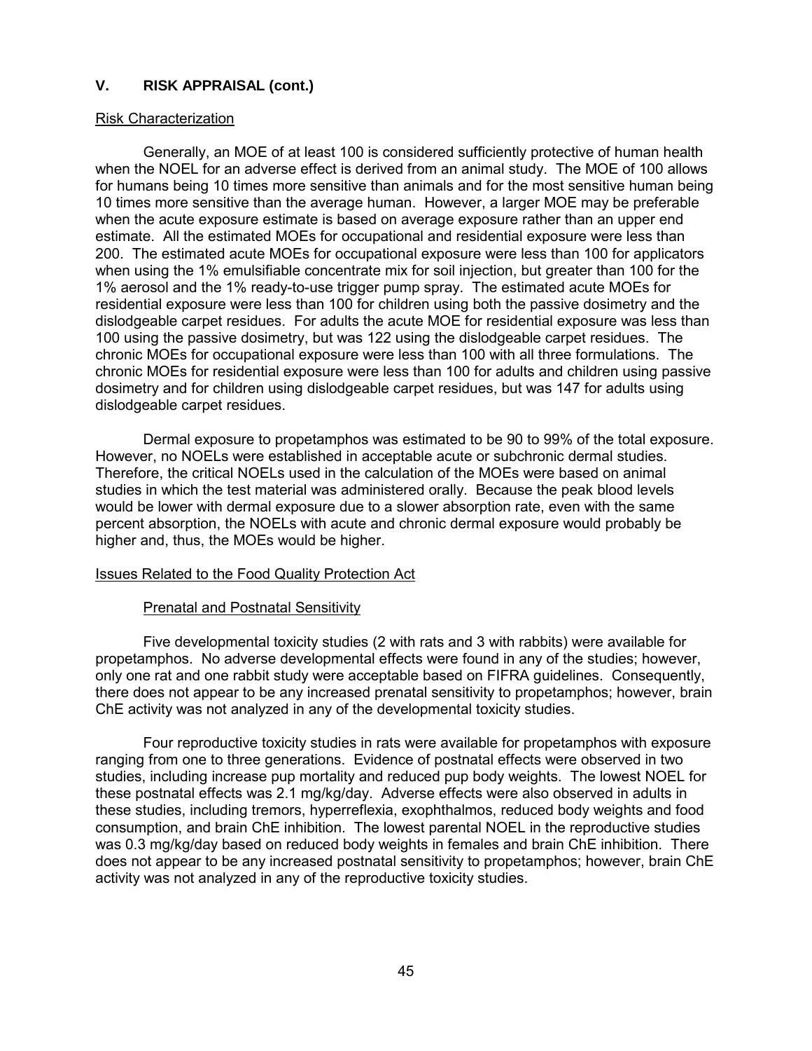## V. RISK APPRAISAL (cont.)

Risk Characterization

Generally, an MOE of at least 100 is considered sufficiently protective of human health when the NOEL for an adverse effect is derived from an animal study. The MOE of 100 allows for humans being 10 times more sensitive than animals and for the most sensitive human being 10 times more sensitive than the average human. However, a larger MOE may be preferable when the acute exposure estimate is based on average exposure rather than an upper end estimate. All the estimated MOEs for occupational and residential exposure were less than 200. The estimated acute MOEs for occupational exposure were less than 100 for applicators when using the 1% emulsifiable concentrate mix for soil injection, but greater than 100 for the 1% aerosol and the 1% ready-to-use trigger pump spray. The estimated acute MOEs for residential exposure were less than 100 for children using both the passive dosimetry and the dislodgeable carpet residues. For adults the acute MOE for residential exposure was less than 100 using the passive dosimetry, but was 122 using the dislodgeable carpet residues. The chronic MOEs for occupational exposure were less than 100 with all three formulations. The chronic MOEs for residential exposure were less than 100 for adults and children using passive dosimetry and for children using dislodgeable carpet residues, but was 147 for adults using dislodgeable carpet residues.

Dermal exposure to propetamphos was estimated to be 90 to 99% of the total exposure. However, no NOELs were established in acceptable acute or subchronic dermal studies. Therefore, the critical NOELs used in the calculation of the MOEs were based on animal studies in which the test material was administered orally. Because the peak blood levels would be lower with dermal exposure due to a slower absorption rate, even with the same percent absorption, the NOELs with acute and chronic dermal exposure would probably be higher and, thus, the MOEs would be higher.

Issues Related to the Food Quality Protection Act

Prenatal and Postnatal Sensitivity

Five developmental toxicity studies (2 with rats and 3 with rabbits) were available for propetamphos. No adverse developmental effects were found in any of the studies; however, only one rat and one rabbit study were acceptable based on FIFRA guidelines. Consequently, there does not appear to be any increased prenatal sensitivity to propetamphos; however, brain ChE activity was not analyzed in any of the developmental toxicity studies.

Four reproductive toxicity studies in rats were available for propetamphos with exposure ranging from one to three generations. Evidence of postnatal effects were observed in two studies, including increase pup mortality and reduced pup body weights. The lowest NOEL for these postnatal effects was 2.1 mg/kg/day. Adverse effects were also observed in adults in these studies, including tremors, hyperreflexia, exophthalmos, reduced body weights and food consumption, and brain ChE inhibition. The lowest parental NOEL in the reproductive studies was 0.3 mg/kg/day based on reduced body weights in females and brain ChE inhibition. There does not appear to be any increased postnatal sensitivity to propetamphos; however, brain ChE activity was not analyzed in any of the reproductive toxicity studies.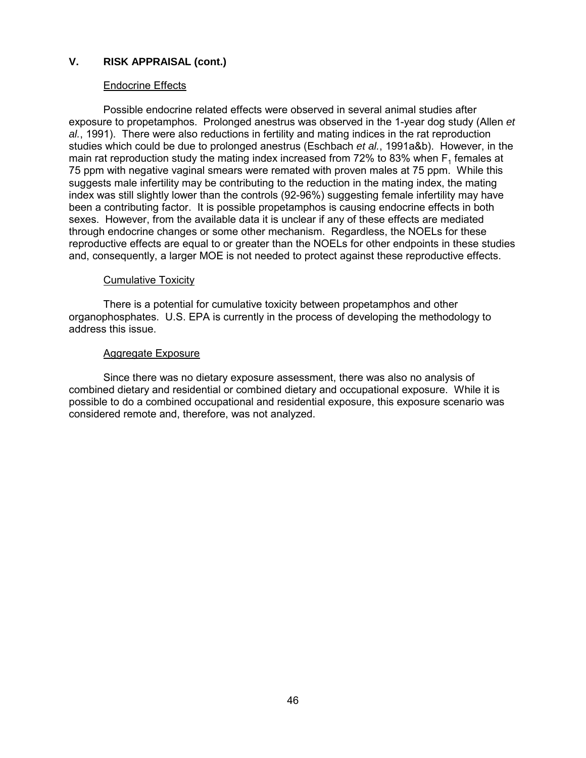## V. RISK APPRAISAL (cont.)

Endocrine Effects

Possible endocrine related effects were observed in several animal studies after exposure to propetamphos. Prolonged anestrus was observed in the 1-year dog study (Allen *et al.*, 1991). There were also reductions in fertility and mating indices in the rat reproduction studies which could be due to prolonged anestrus (Eschbach *et al.*, 1991a&b). However, in the main rat reproduction study the mating index increased from 72% to 83% when $F_1$ females at 75 ppm with negative vaginal smears were remated with proven males at 75 ppm. While this suggests male infertility may be contributing to the reduction in the mating index, the mating index was still slightly lower than the controls (92-96%) suggesting female infertility may have been a contributing factor. It is possible propetamphos is causing endocrine effects in both sexes. However, from the available data it is unclear if any of these effects are mediated through endocrine changes or some other mechanism. Regardless, the NOELs for these reproductive effects are equal to or greater than the NOELs for other endpoints in these studies and, consequently, a larger MOE is not needed to protect against these reproductive effects.

Cumulative Toxicity

There is a potential for cumulative toxicity between propetamphos and other organophosphates. U.S. EPA is currently in the process of developing the methodology to address this issue.

Aggregate Exposure

Since there was no dietary exposure assessment, there was also no analysis of combined dietary and residential or combined dietary and occupational exposure. While it is possible to do a combined occupational and residential exposure, this exposure scenario was considered remote and, therefore, was not analyzed.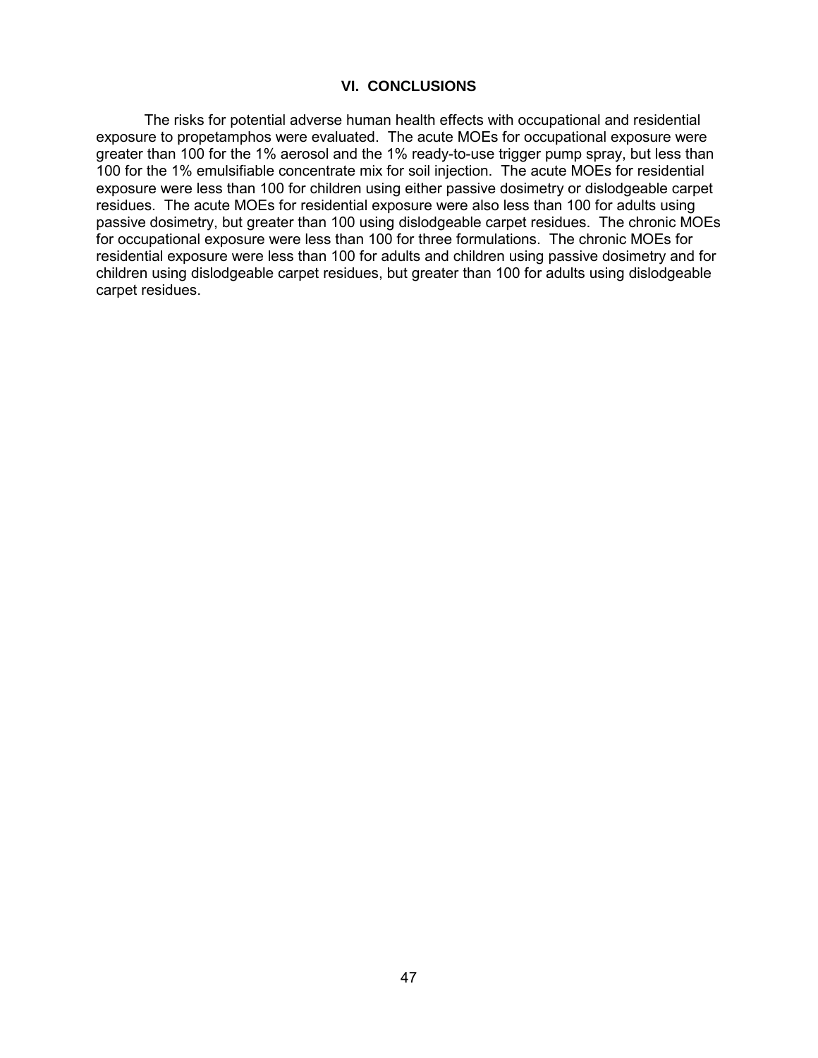## VI. CONCLUSIONS

The risks for potential adverse human health effects with occupational and residential exposure to propetamphos were evaluated. The acute MOEs for occupational exposure were greater than 100 for the 1% aerosol and the 1% ready-to-use trigger pump spray, but less than 100 for the 1% emulsifiable concentrate mix for soil injection. The acute MOEs for residential exposure were less than 100 for children using either passive dosimetry or dislodgeable carpet residues. The acute MOEs for residential exposure were also less than 100 for adults using passive dosimetry, but greater than 100 using dislodgeable carpet residues. The chronic MOEs for occupational exposure were less than 100 for three formulations. The chronic MOEs for residential exposure were less than 100 for adults and children using passive dosimetry and for children using dislodgeable carpet residues, but greater than 100 for adults using dislodgeable carpet residues.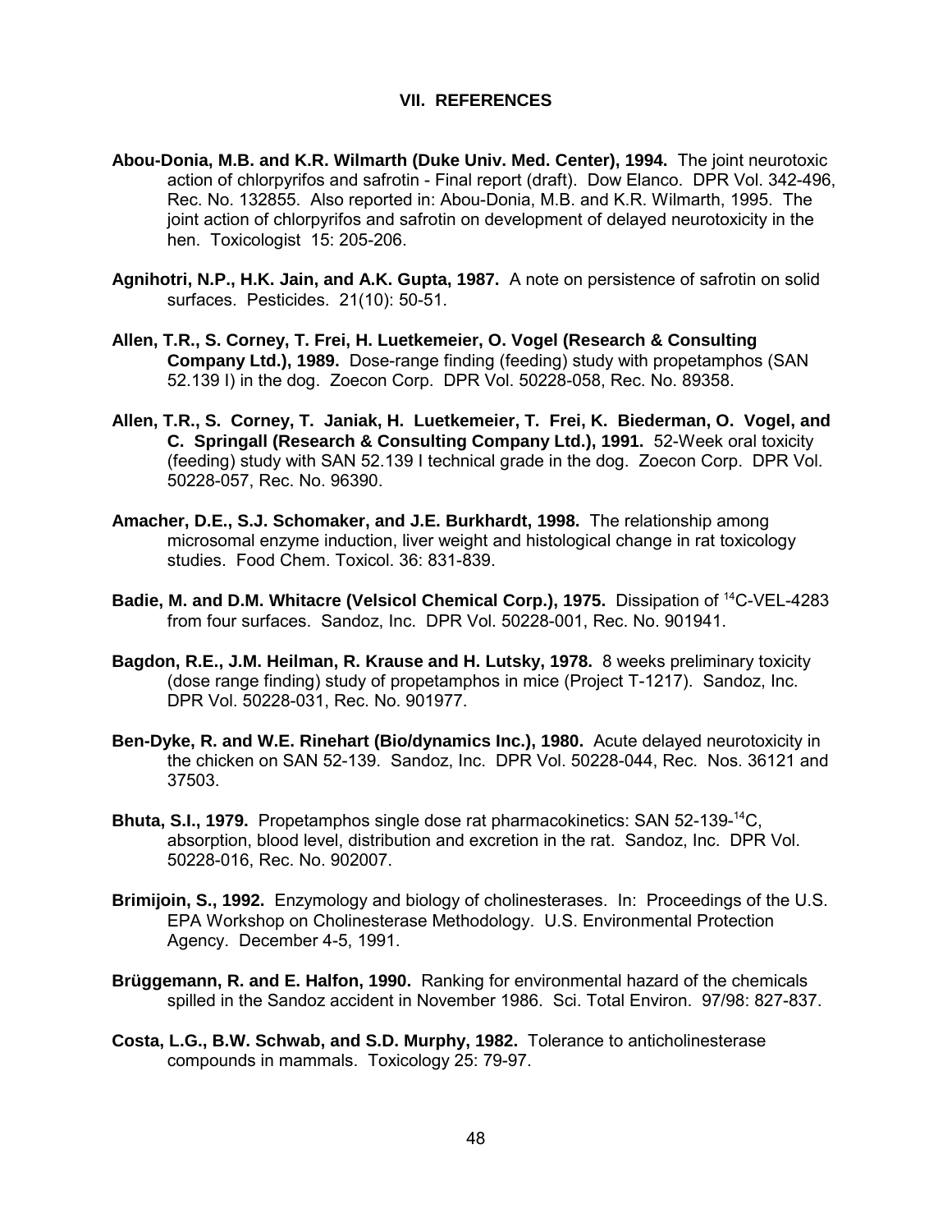## VII. REFERENCES

**Abou-Donia, M.B. and K.R. Wilmarth (Duke Univ. Med. Center), 1994.** The joint neurotoxic action of chlorpyrifos and safrotin - Final report (draft). Dow Elanco. DPR Vol. 342-496, Rec. No. 132855. Also reported in: Abou-Donia, M.B. and K.R. Wilmarth, 1995. The joint action of chlorpyrifos and safrotin on development of delayed neurotoxicity in the hen. Toxicologist 15: 205-206.

**Agnihotri, N.P., H.K. Jain, and A.K. Gupta, 1987.** A note on persistence of safrotin on solid surfaces. Pesticides. 21(10): 50-51.

**Allen, T.R., S. Corney, T. Frei, H. Luetkemeier, O. Vogel (Research & Consulting Company Ltd.), 1989.** Dose-range finding (feeding) study with propetamphos (SAN 52.139 I) in the dog. Zoecon Corp. DPR Vol. 50228-058, Rec. No. 89358.

**Allen, T.R., S. Corney, T. Janiak, H. Luetkemeier, T. Frei, K. Biederman, O. Vogel, and C. Springall (Research & Consulting Company Ltd.), 1991.** 52-Week oral toxicity (feeding) study with SAN 52.139 I technical grade in the dog. Zoecon Corp. DPR Vol. 50228-057, Rec. No. 96390.

**Amacher, D.E., S.J. Schomaker, and J.E. Burkhardt, 1998.** The relationship among microsomal enzyme induction, liver weight and histological change in rat toxicology studies. Food Chem. Toxicol. 36: 831-839.

**Badie, M. and D.M. Whitacre (Velsicol Chemical Corp.), 1975.** Dissipation of $^{14}$C-VEL-4283 from four surfaces. Sandoz, Inc. DPR Vol. 50228-001, Rec. No. 901941.

**Bagdon, R.E., J.M. Heilman, R. Krause and H. Lutsky, 1978.** 8 weeks preliminary toxicity (dose range finding) study of propetamphos in mice (Project T-1217). Sandoz, Inc. DPR Vol. 50228-031, Rec. No. 901977.

**Ben-Dyke, R. and W.E. Rinehart (Bio/dynamics Inc.), 1980.** Acute delayed neurotoxicity in the chicken on SAN 52-139. Sandoz, Inc. DPR Vol. 50228-044, Rec. Nos. 36121 and 37503.

**Bhuta, S.I., 1979.** Propetamphos single dose rat pharmacokinetics: SAN 52-139-$^{14}$C, absorption, blood level, distribution and excretion in the rat. Sandoz, Inc. DPR Vol. 50228-016, Rec. No. 902007.

**Brimijoin, S., 1992.** Enzymology and biology of cholinesterases. In: Proceedings of the U.S. EPA Workshop on Cholinesterase Methodology. U.S. Environmental Protection Agency. December 4-5, 1991.

**Brüggemann, R. and E. Halfon, 1990.** Ranking for environmental hazard of the chemicals spilled in the Sandoz accident in November 1986. Sci. Total Environ. 97/98: 827-837.

**Costa, L.G., B.W. Schwab, and S.D. Murphy, 1982.** Tolerance to anticholinesterase compounds in mammals. Toxicology 25: 79-97.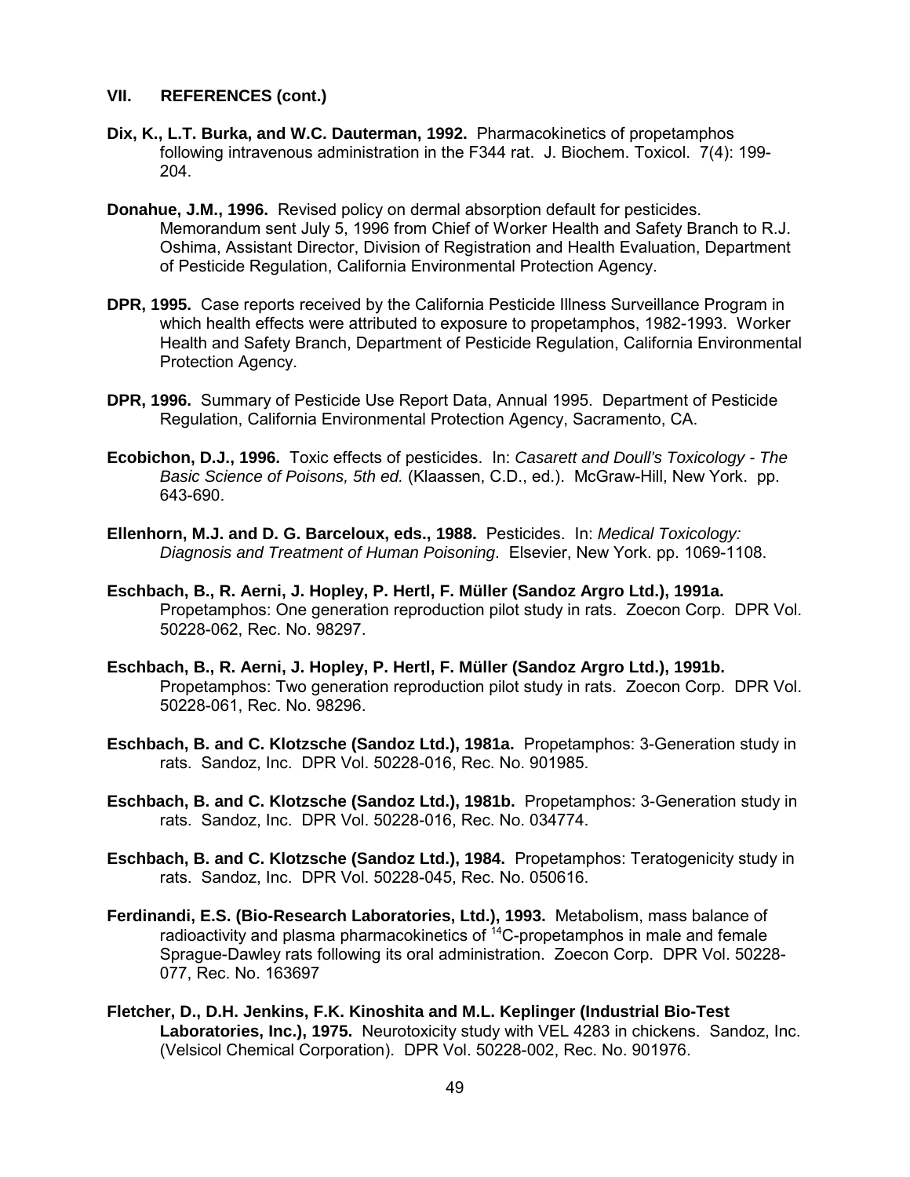## VII. REFERENCES (cont.)

**Dix, K., L.T. Burka, and W.C. Dauterman, 1992.** Pharmacokinetics of propetamphos following intravenous administration in the F344 rat. J. Biochem. Toxicol. 7(4): 199-204.

**Donahue, J.M., 1996.** Revised policy on dermal absorption default for pesticides. Memorandum sent July 5, 1996 from Chief of Worker Health and Safety Branch to R.J. Oshima, Assistant Director, Division of Registration and Health Evaluation, Department of Pesticide Regulation, California Environmental Protection Agency.

**DPR, 1995.** Case reports received by the California Pesticide Illness Surveillance Program in which health effects were attributed to exposure to propetamphos, 1982-1993. Worker Health and Safety Branch, Department of Pesticide Regulation, California Environmental Protection Agency.

**DPR, 1996.** Summary of Pesticide Use Report Data, Annual 1995. Department of Pesticide Regulation, California Environmental Protection Agency, Sacramento, CA.

**Ecobichon, D.J., 1996.** Toxic effects of pesticides. In: *Casarett and Doull's Toxicology - The Basic Science of Poisons, 5th ed.* (Klaassen, C.D., ed.). McGraw-Hill, New York. pp. 643-690.

**Ellenhorn, M.J. and D. G. Barceloux, eds., 1988.** Pesticides. In: *Medical Toxicology: Diagnosis and Treatment of Human Poisoning*. Elsevier, New York. pp. 1069-1108.

**Eschbach, B., R. Aerni, J. Hopley, P. Hertl, F. Müller (Sandoz Argro Ltd.), 1991a.** Propetamphos: One generation reproduction pilot study in rats. Zoecon Corp. DPR Vol. 50228-062, Rec. No. 98297.

**Eschbach, B., R. Aerni, J. Hopley, P. Hertl, F. Müller (Sandoz Argro Ltd.), 1991b.** Propetamphos: Two generation reproduction pilot study in rats. Zoecon Corp. DPR Vol. 50228-061, Rec. No. 98296.

**Eschbach, B. and C. Klotzsche (Sandoz Ltd.), 1981a.** Propetamphos: 3-Generation study in rats. Sandoz, Inc. DPR Vol. 50228-016, Rec. No. 901985.

**Eschbach, B. and C. Klotzsche (Sandoz Ltd.), 1981b.** Propetamphos: 3-Generation study in rats. Sandoz, Inc. DPR Vol. 50228-016, Rec. No. 034774.

**Eschbach, B. and C. Klotzsche (Sandoz Ltd.), 1984.** Propetamphos: Teratogenicity study in rats. Sandoz, Inc. DPR Vol. 50228-045, Rec. No. 050616.

**Ferdinandi, E.S. (Bio-Research Laboratories, Ltd.), 1993.** Metabolism, mass balance of radioactivity and plasma pharmacokinetics of $^{14}$C-propetamphos in male and female Sprague-Dawley rats following its oral administration. Zoecon Corp. DPR Vol. 50228-077, Rec. No. 163697

**Fletcher, D., D.H. Jenkins, F.K. Kinoshita and M.L. Keplinger (Industrial Bio-Test Laboratories, Inc.), 1975.** Neurotoxicity study with VEL 4283 in chickens. Sandoz, Inc. (Velsicol Chemical Corporation). DPR Vol. 50228-002, Rec. No. 901976.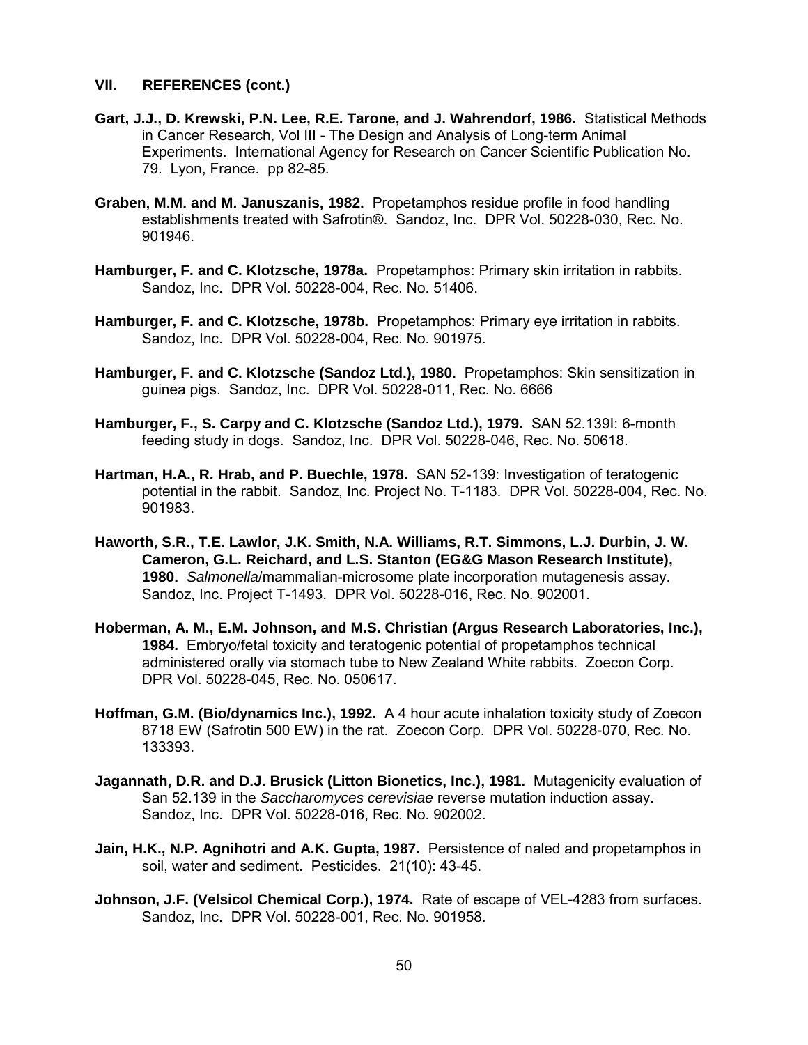## VII. REFERENCES (cont.)

**Gart, J.J., D. Krewski, P.N. Lee, R.E. Tarone, and J. Wahrendorf, 1986.** Statistical Methods in Cancer Research, Vol III - The Design and Analysis of Long-term Animal Experiments. International Agency for Research on Cancer Scientific Publication No. 79. Lyon, France. pp 82-85.

**Graben, M.M. and M. Januszanis, 1982.** Propetamphos residue profile in food handling establishments treated with Safrotin®. Sandoz, Inc. DPR Vol. 50228-030, Rec. No. 901946.

**Hamburger, F. and C. Klotzsche, 1978a.** Propetamphos: Primary skin irritation in rabbits. Sandoz, Inc. DPR Vol. 50228-004, Rec. No. 51406.

**Hamburger, F. and C. Klotzsche, 1978b.** Propetamphos: Primary eye irritation in rabbits. Sandoz, Inc. DPR Vol. 50228-004, Rec. No. 901975.

**Hamburger, F. and C. Klotzsche (Sandoz Ltd.), 1980.** Propetamphos: Skin sensitization in guinea pigs. Sandoz, Inc. DPR Vol. 50228-011, Rec. No. 6666

**Hamburger, F., S. Carpy and C. Klotzsche (Sandoz Ltd.), 1979.** SAN 52.139I: 6-month feeding study in dogs. Sandoz, Inc. DPR Vol. 50228-046, Rec. No. 50618.

**Hartman, H.A., R. Hrab, and P. Buechle, 1978.** SAN 52-139: Investigation of teratogenic potential in the rabbit. Sandoz, Inc. Project No. T-1183. DPR Vol. 50228-004, Rec. No. 901983.

**Haworth, S.R., T.E. Lawlor, J.K. Smith, N.A. Williams, R.T. Simmons, L.J. Durbin, J. W. Cameron, G.L. Reichard, and L.S. Stanton (EG&G Mason Research Institute), 1980.** *Salmonella*/mammalian-microsome plate incorporation mutagenesis assay. Sandoz, Inc. Project T-1493. DPR Vol. 50228-016, Rec. No. 902001.

**Hoberman, A. M., E.M. Johnson, and M.S. Christian (Argus Research Laboratories, Inc.), 1984.** Embryo/fetal toxicity and teratogenic potential of propetamphos technical administered orally via stomach tube to New Zealand White rabbits. Zoecon Corp. DPR Vol. 50228-045, Rec. No. 050617.

**Hoffman, G.M. (Bio/dynamics Inc.), 1992.** A 4 hour acute inhalation toxicity study of Zoecon 8718 EW (Safrotin 500 EW) in the rat. Zoecon Corp. DPR Vol. 50228-070, Rec. No. 133393.

**Jagannath, D.R. and D.J. Brusick (Litton Bionetics, Inc.), 1981.** Mutagenicity evaluation of San 52.139 in the *Saccharomyces cerevisiae* reverse mutation induction assay. Sandoz, Inc. DPR Vol. 50228-016, Rec. No. 902002.

**Jain, H.K., N.P. Agnihotri and A.K. Gupta, 1987.** Persistence of naled and propetamphos in soil, water and sediment. Pesticides. 21(10): 43-45.

**Johnson, J.F. (Velsicol Chemical Corp.), 1974.** Rate of escape of VEL-4283 from surfaces. Sandoz, Inc. DPR Vol. 50228-001, Rec. No. 901958.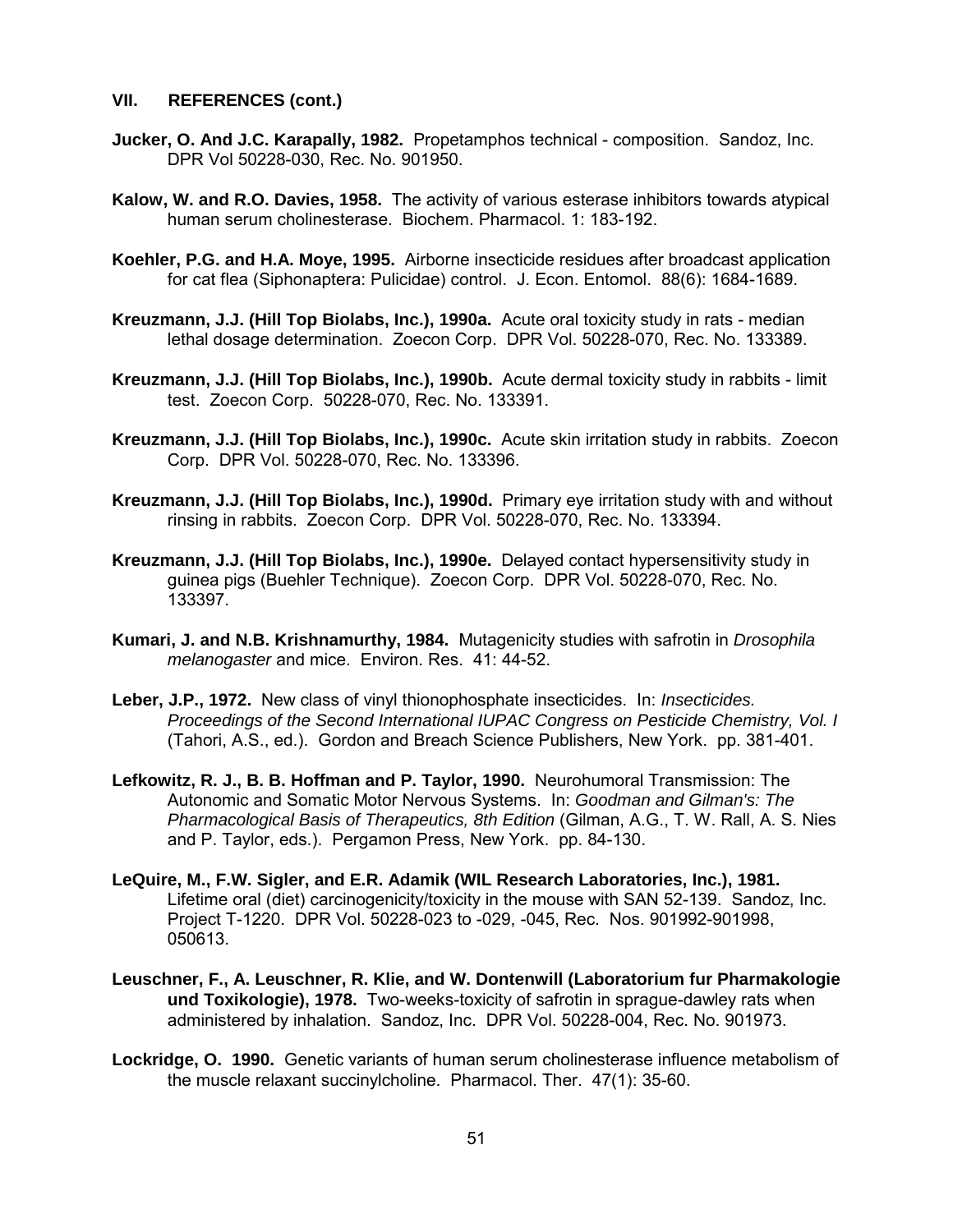## VII. REFERENCES (cont.)

**Jucker, O. And J.C. Karapally, 1982.** Propetamphos technical - composition. Sandoz, Inc. DPR Vol 50228-030, Rec. No. 901950.

**Kalow, W. and R.O. Davies, 1958.** The activity of various esterase inhibitors towards atypical human serum cholinesterase. Biochem. Pharmacol. 1: 183-192.

**Koehler, P.G. and H.A. Moye, 1995.** Airborne insecticide residues after broadcast application for cat flea (Siphonaptera: Pulicidae) control. J. Econ. Entomol. 88(6): 1684-1689.

**Kreuzmann, J.J. (Hill Top Biolabs, Inc.), 1990a.** Acute oral toxicity study in rats - median lethal dosage determination. Zoecon Corp. DPR Vol. 50228-070, Rec. No. 133389.

**Kreuzmann, J.J. (Hill Top Biolabs, Inc.), 1990b.** Acute dermal toxicity study in rabbits - limit test. Zoecon Corp. 50228-070, Rec. No. 133391.

**Kreuzmann, J.J. (Hill Top Biolabs, Inc.), 1990c.** Acute skin irritation study in rabbits. Zoecon Corp. DPR Vol. 50228-070, Rec. No. 133396.

**Kreuzmann, J.J. (Hill Top Biolabs, Inc.), 1990d.** Primary eye irritation study with and without rinsing in rabbits. Zoecon Corp. DPR Vol. 50228-070, Rec. No. 133394.

**Kreuzmann, J.J. (Hill Top Biolabs, Inc.), 1990e.** Delayed contact hypersensitivity study in guinea pigs (Buehler Technique). Zoecon Corp. DPR Vol. 50228-070, Rec. No. 133397.

**Kumari, J. and N.B. Krishnamurthy, 1984.** Mutagenicity studies with safrotin in *Drosophila melanogaster* and mice. Environ. Res. 41: 44-52.

**Leber, J.P., 1972.** New class of vinyl thionophosphate insecticides. In: *Insecticides. Proceedings of the Second International IUPAC Congress on Pesticide Chemistry, Vol. I* (Tahori, A.S., ed.). Gordon and Breach Science Publishers, New York. pp. 381-401.

**Lefkowitz, R. J., B. B. Hoffman and P. Taylor, 1990.** Neurohumoral Transmission: The Autonomic and Somatic Motor Nervous Systems. In: *Goodman and Gilman's: The Pharmacological Basis of Therapeutics, 8th Edition* (Gilman, A.G., T. W. Rall, A. S. Nies and P. Taylor, eds.). Pergamon Press, New York. pp. 84-130.

**LeQuire, M., F.W. Sigler, and E.R. Adamik (WIL Research Laboratories, Inc.), 1981.** Lifetime oral (diet) carcinogenicity/toxicity in the mouse with SAN 52-139. Sandoz, Inc. Project T-1220. DPR Vol. 50228-023 to -029, -045, Rec. Nos. 901992-901998, 050613.

**Leuschner, F., A. Leuschner, R. Klie, and W. Dontenwill (Laboratorium fur Pharmakologie und Toxikologie), 1978.** Two-weeks-toxicity of safrotin in sprague-dawley rats when administered by inhalation. Sandoz, Inc. DPR Vol. 50228-004, Rec. No. 901973.

**Lockridge, O. 1990.** Genetic variants of human serum cholinesterase influence metabolism of the muscle relaxant succinylcholine. Pharmacol. Ther. 47(1): 35-60.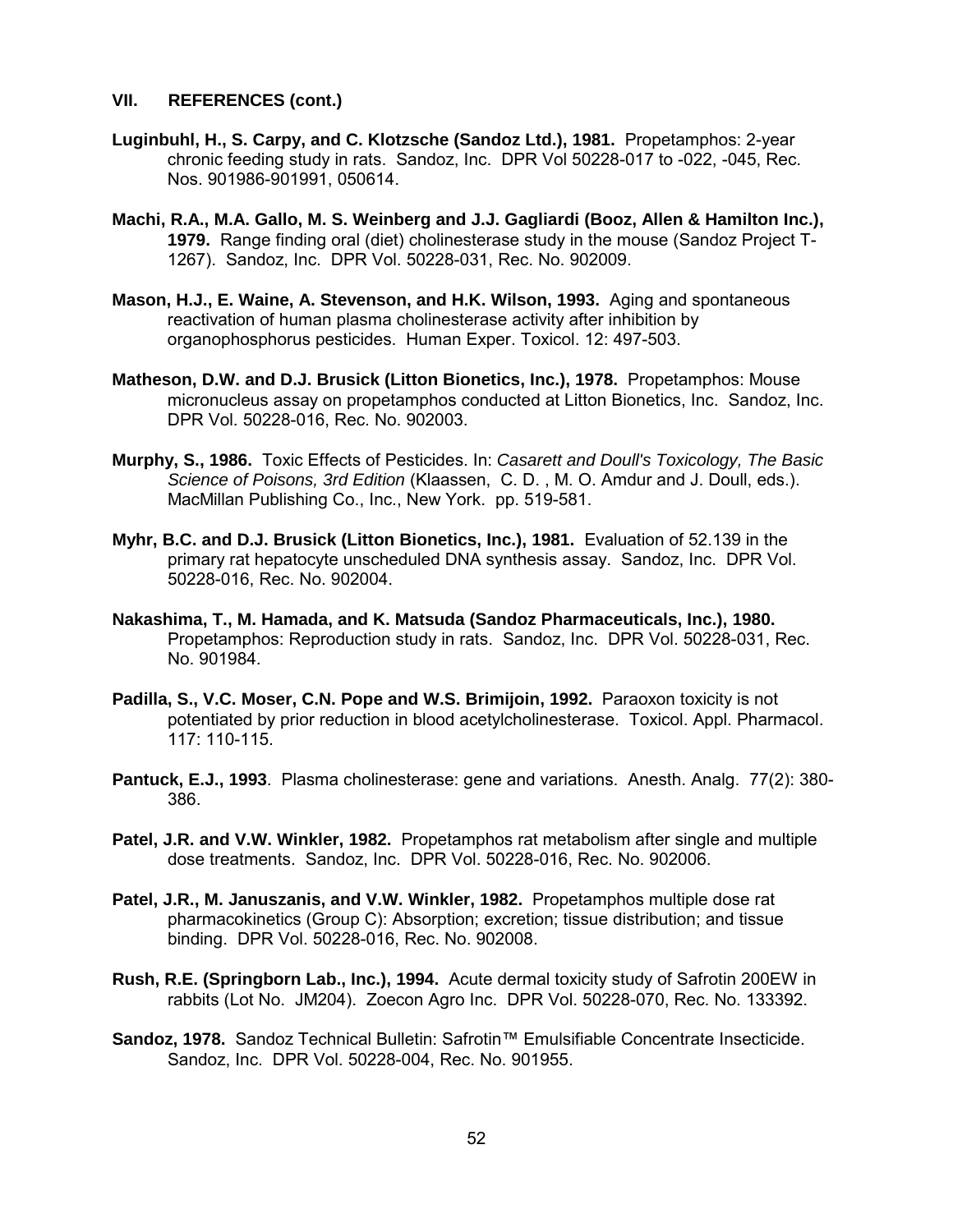## VII. REFERENCES (cont.)

**Luginbuhl, H., S. Carpy, and C. Klotzsche (Sandoz Ltd.), 1981.** Propetamphos: 2-year chronic feeding study in rats. Sandoz, Inc. DPR Vol 50228-017 to -022, -045, Rec. Nos. 901986-901991, 050614.

**Machi, R.A., M.A. Gallo, M. S. Weinberg and J.J. Gagliardi (Booz, Allen & Hamilton Inc.), 1979.** Range finding oral (diet) cholinesterase study in the mouse (Sandoz Project T-1267). Sandoz, Inc. DPR Vol. 50228-031, Rec. No. 902009.

**Mason, H.J., E. Waine, A. Stevenson, and H.K. Wilson, 1993.** Aging and spontaneous reactivation of human plasma cholinesterase activity after inhibition by organophosphorus pesticides. Human Exper. Toxicol. 12: 497-503.

**Matheson, D.W. and D.J. Brusick (Litton Bionetics, Inc.), 1978.** Propetamphos: Mouse micronucleus assay on propetamphos conducted at Litton Bionetics, Inc. Sandoz, Inc. DPR Vol. 50228-016, Rec. No. 902003.

**Murphy, S., 1986.** Toxic Effects of Pesticides. In: *Casarett and Doull's Toxicology, The Basic Science of Poisons, 3rd Edition* (Klaassen, C. D. , M. O. Amdur and J. Doull, eds.). MacMillan Publishing Co., Inc., New York. pp. 519-581.

**Myhr, B.C. and D.J. Brusick (Litton Bionetics, Inc.), 1981.** Evaluation of 52.139 in the primary rat hepatocyte unscheduled DNA synthesis assay. Sandoz, Inc. DPR Vol. 50228-016, Rec. No. 902004.

**Nakashima, T., M. Hamada, and K. Matsuda (Sandoz Pharmaceuticals, Inc.), 1980.** Propetamphos: Reproduction study in rats. Sandoz, Inc. DPR Vol. 50228-031, Rec. No. 901984.

**Padilla, S., V.C. Moser, C.N. Pope and W.S. Brimijoin, 1992.** Paraoxon toxicity is not potentiated by prior reduction in blood acetylcholinesterase. Toxicol. Appl. Pharmacol. 117: 110-115.

**Pantuck, E.J., 1993**. Plasma cholinesterase: gene and variations. Anesth. Analg. 77(2): 380-386.

**Patel, J.R. and V.W. Winkler, 1982.** Propetamphos rat metabolism after single and multiple dose treatments. Sandoz, Inc. DPR Vol. 50228-016, Rec. No. 902006.

**Patel, J.R., M. Januszanis, and V.W. Winkler, 1982.** Propetamphos multiple dose rat pharmacokinetics (Group C): Absorption; excretion; tissue distribution; and tissue binding. DPR Vol. 50228-016, Rec. No. 902008.

**Rush, R.E. (Springborn Lab., Inc.), 1994.** Acute dermal toxicity study of Safrotin 200EW in rabbits (Lot No. JM204). Zoecon Agro Inc. DPR Vol. 50228-070, Rec. No. 133392.

**Sandoz, 1978.** Sandoz Technical Bulletin: Safrotin™ Emulsifiable Concentrate Insecticide. Sandoz, Inc. DPR Vol. 50228-004, Rec. No. 901955.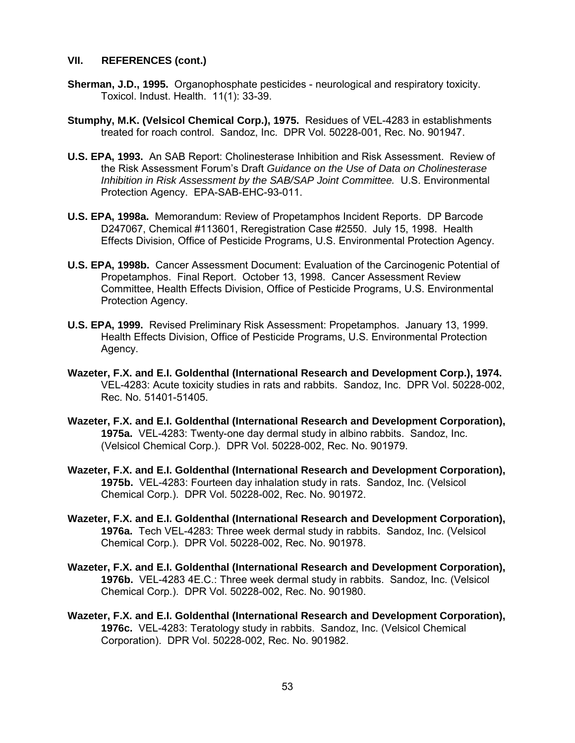### VII. REFERENCES (cont.)

**Sherman, J.D., 1995.** Organophosphate pesticides - neurological and respiratory toxicity. Toxicol. Indust. Health. 11(1): 33-39.

**Stumphy, M.K. (Velsicol Chemical Corp.), 1975.** Residues of VEL-4283 in establishments treated for roach control. Sandoz, Inc. DPR Vol. 50228-001, Rec. No. 901947.

**U.S. EPA, 1993.** An SAB Report: Cholinesterase Inhibition and Risk Assessment. Review of the Risk Assessment Forum's Draft *Guidance on the Use of Data on Cholinesterase Inhibition in Risk Assessment by the SAB/SAP Joint Committee.* U.S. Environmental Protection Agency. EPA-SAB-EHC-93-011.

**U.S. EPA, 1998a.** Memorandum: Review of Propetamphos Incident Reports. DP Barcode D247067, Chemical #113601, Reregistration Case #2550. July 15, 1998. Health Effects Division, Office of Pesticide Programs, U.S. Environmental Protection Agency.

**U.S. EPA, 1998b.** Cancer Assessment Document: Evaluation of the Carcinogenic Potential of Propetamphos. Final Report. October 13, 1998. Cancer Assessment Review Committee, Health Effects Division, Office of Pesticide Programs, U.S. Environmental Protection Agency.

**U.S. EPA, 1999.** Revised Preliminary Risk Assessment: Propetamphos. January 13, 1999. Health Effects Division, Office of Pesticide Programs, U.S. Environmental Protection Agency.

**Wazeter, F.X. and E.I. Goldenthal (International Research and Development Corp.), 1974.** VEL-4283: Acute toxicity studies in rats and rabbits. Sandoz, Inc. DPR Vol. 50228-002, Rec. No. 51401-51405.

**Wazeter, F.X. and E.I. Goldenthal (International Research and Development Corporation), 1975a.** VEL-4283: Twenty-one day dermal study in albino rabbits. Sandoz, Inc. (Velsicol Chemical Corp.). DPR Vol. 50228-002, Rec. No. 901979.

**Wazeter, F.X. and E.I. Goldenthal (International Research and Development Corporation), 1975b.** VEL-4283: Fourteen day inhalation study in rats. Sandoz, Inc. (Velsicol Chemical Corp.). DPR Vol. 50228-002, Rec. No. 901972.

**Wazeter, F.X. and E.I. Goldenthal (International Research and Development Corporation), 1976a.** Tech VEL-4283: Three week dermal study in rabbits. Sandoz, Inc. (Velsicol Chemical Corp.). DPR Vol. 50228-002, Rec. No. 901978.

**Wazeter, F.X. and E.I. Goldenthal (International Research and Development Corporation), 1976b.** VEL-4283 4E.C.: Three week dermal study in rabbits. Sandoz, Inc. (Velsicol Chemical Corp.). DPR Vol. 50228-002, Rec. No. 901980.

**Wazeter, F.X. and E.I. Goldenthal (International Research and Development Corporation), 1976c.** VEL-4283: Teratology study in rabbits. Sandoz, Inc. (Velsicol Chemical Corporation). DPR Vol. 50228-002, Rec. No. 901982.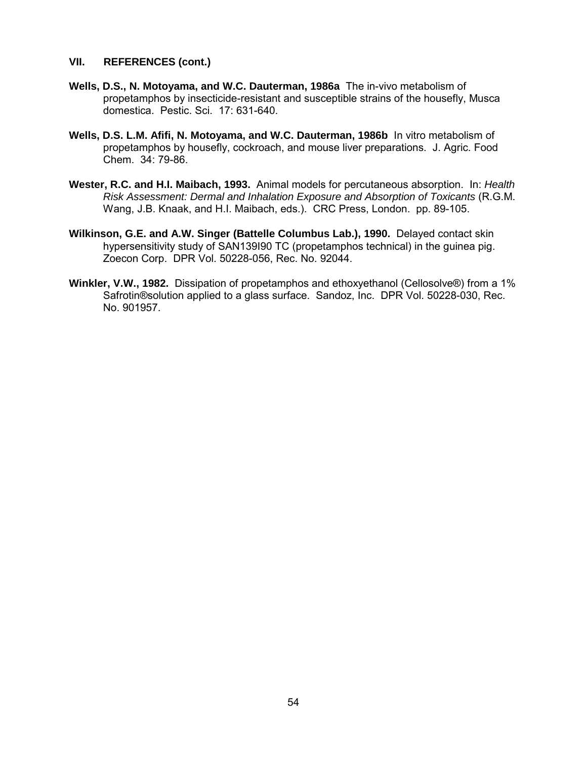## VII. REFERENCES (cont.)

**Wells, D.S., N. Motoyama, and W.C. Dauterman, 1986a** The in-vivo metabolism of propetamphos by insecticide-resistant and susceptible strains of the housefly, Musca domestica. Pestic. Sci. 17: 631-640.

**Wells, D.S. L.M. Afifi, N. Motoyama, and W.C. Dauterman, 1986b** In vitro metabolism of propetamphos by housefly, cockroach, and mouse liver preparations. J. Agric. Food Chem. 34: 79-86.

**Wester, R.C. and H.I. Maibach, 1993.** Animal models for percutaneous absorption. In: *Health Risk Assessment: Dermal and Inhalation Exposure and Absorption of Toxicants* (R.G.M. Wang, J.B. Knaak, and H.I. Maibach, eds.). CRC Press, London. pp. 89-105.

**Wilkinson, G.E. and A.W. Singer (Battelle Columbus Lab.), 1990.** Delayed contact skin hypersensitivity study of SAN139I90 TC (propetamphos technical) in the guinea pig. Zoecon Corp. DPR Vol. 50228-056, Rec. No. 92044.

**Winkler, V.W., 1982.** Dissipation of propetamphos and ethoxyethanol (Cellosolve®) from a 1% Safrotin®solution applied to a glass surface. Sandoz, Inc. DPR Vol. 50228-030, Rec. No. 901957.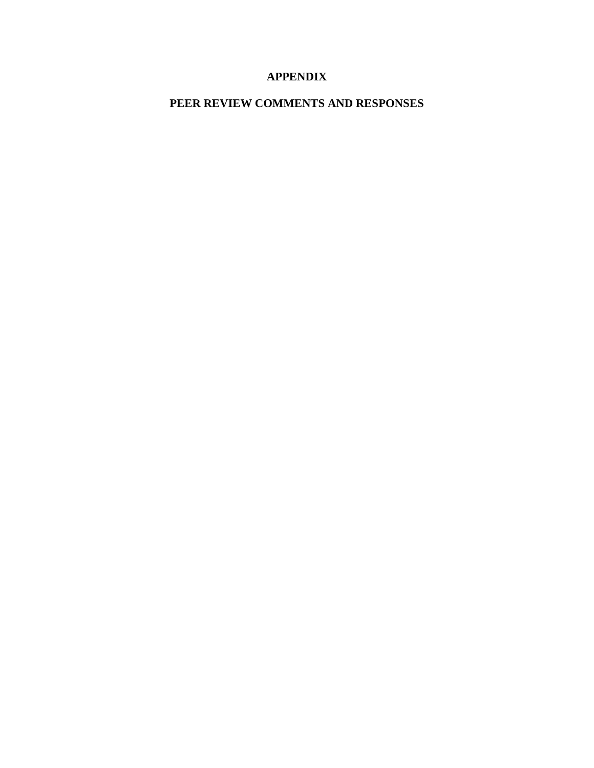# APPENDIX

# PEER REVIEW COMMENTS AND RESPONSES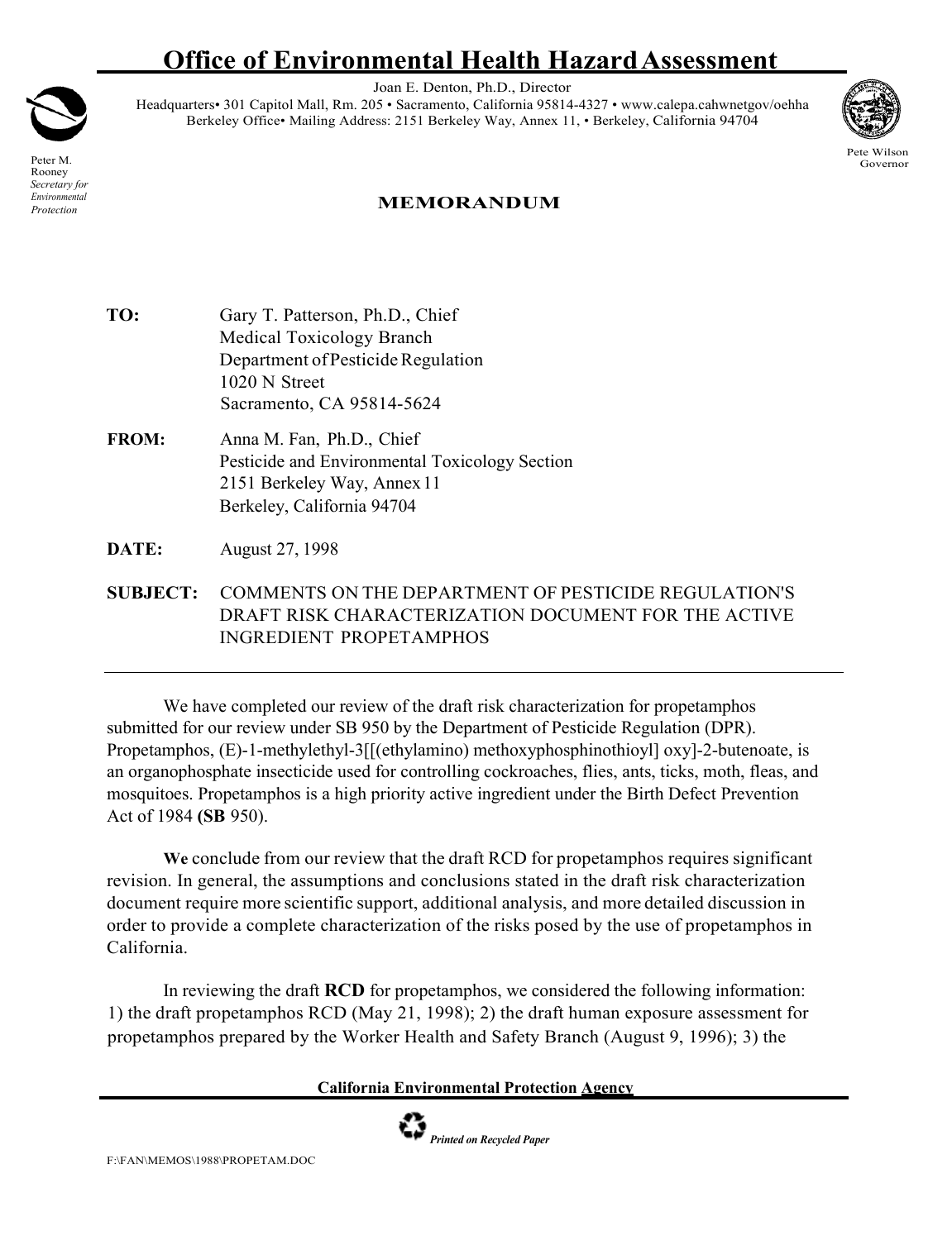# Office of Environmental Health Hazard Assessment

Joan E. Denton, Ph.D., Director

Headquarters• 301 Capitol Mall, Rm. 205 • Sacramento, California 95814-4327 • www.calepa.cahwnetgov/oehha

Berkeley Office• Mailing Address: 2151 Berkeley Way, Annex 11, • Berkeley, California 94704

Peter M. Rooney
*Secretary for Environmental Protection*

Pete Wilson
Governor

**MEMORANDUM**

**TO:** Gary T. Patterson, Ph.D., Chief
Medical Toxicology Branch
Department of Pesticide Regulation
1020 N Street
Sacramento, CA 95814-5624

**FROM:** Anna M. Fan, Ph.D., Chief
Pesticide and Environmental Toxicology Section
2151 Berkeley Way, Annex 11
Berkeley, California 94704

**DATE:** August 27, 1998

**SUBJECT:** COMMENTS ON THE DEPARTMENT OF PESTICIDE REGULATION'S DRAFT RISK CHARACTERIZATION DOCUMENT FOR THE ACTIVE INGREDIENT PROPETAMPHOS

---

We have completed our review of the draft risk characterization for propetamphos submitted for our review under SB 950 by the Department of Pesticide Regulation (DPR). Propetamphos, (E)-1-methylethyl-3[[(ethylamino) methoxyphosphinothioyl] oxy]-2-butenoate, is an organophosphate insecticide used for controlling cockroaches, flies, ants, ticks, moth, fleas, and mosquitoes. Propetamphos is a high priority active ingredient under the Birth Defect Prevention Act of 1984 **(SB** 950).

**We** conclude from our review that the draft RCD for propetamphos requires significant revision. In general, the assumptions and conclusions stated in the draft risk characterization document require more scientific support, additional analysis, and more detailed discussion in order to provide a complete characterization of the risks posed by the use of propetamphos in California.

In reviewing the draft **RCD** for propetamphos, we considered the following information: 1) the draft propetamphos RCD (May 21, 1998); 2) the draft human exposure assessment for propetamphos prepared by the Worker Health and Safety Branch (August 9, 1996); 3) the

**California Environmental Protection Agency**

*Printed on Recycled Paper*

F:\FAN\MEMOS\1988\PROPETAM.DOC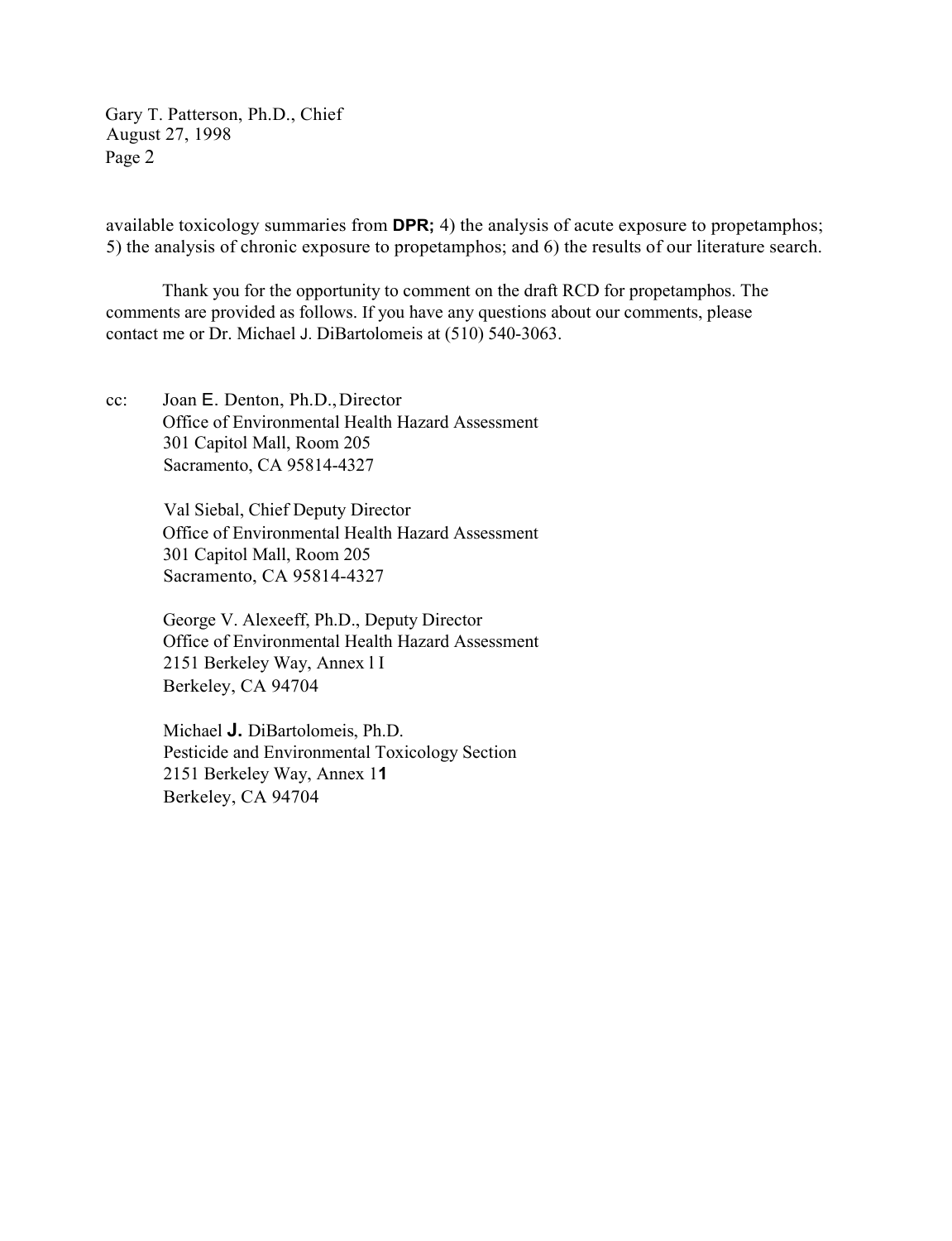available toxicology summaries from DPR; 4) the analysis of acute exposure to propetamphos; 5) the analysis of chronic exposure to propetamphos; and 6) the results of our literature search.

Thank you for the opportunity to comment on the draft RCD for propetamphos. The comments are provided as follows. If you have any questions about our comments, please contact me or Dr. Michael J. DiBartolomeis at (510) 540-3063.

cc: Joan E. Denton, Ph.D., Director
Office of Environmental Health Hazard Assessment
301 Capitol Mall, Room 205
Sacramento, CA 95814-4327

Val Siebal, Chief Deputy Director
Office of Environmental Health Hazard Assessment
301 Capitol Mall, Room 205
Sacramento, CA 95814-4327

George V. Alexeeff, Ph.D., Deputy Director
Office of Environmental Health Hazard Assessment
2151 Berkeley Way, Annex l I
Berkeley, CA 94704

Michael J. DiBartolomeis, Ph.D.
Pesticide and Environmental Toxicology Section
2151 Berkeley Way, Annex 11
Berkeley, CA 94704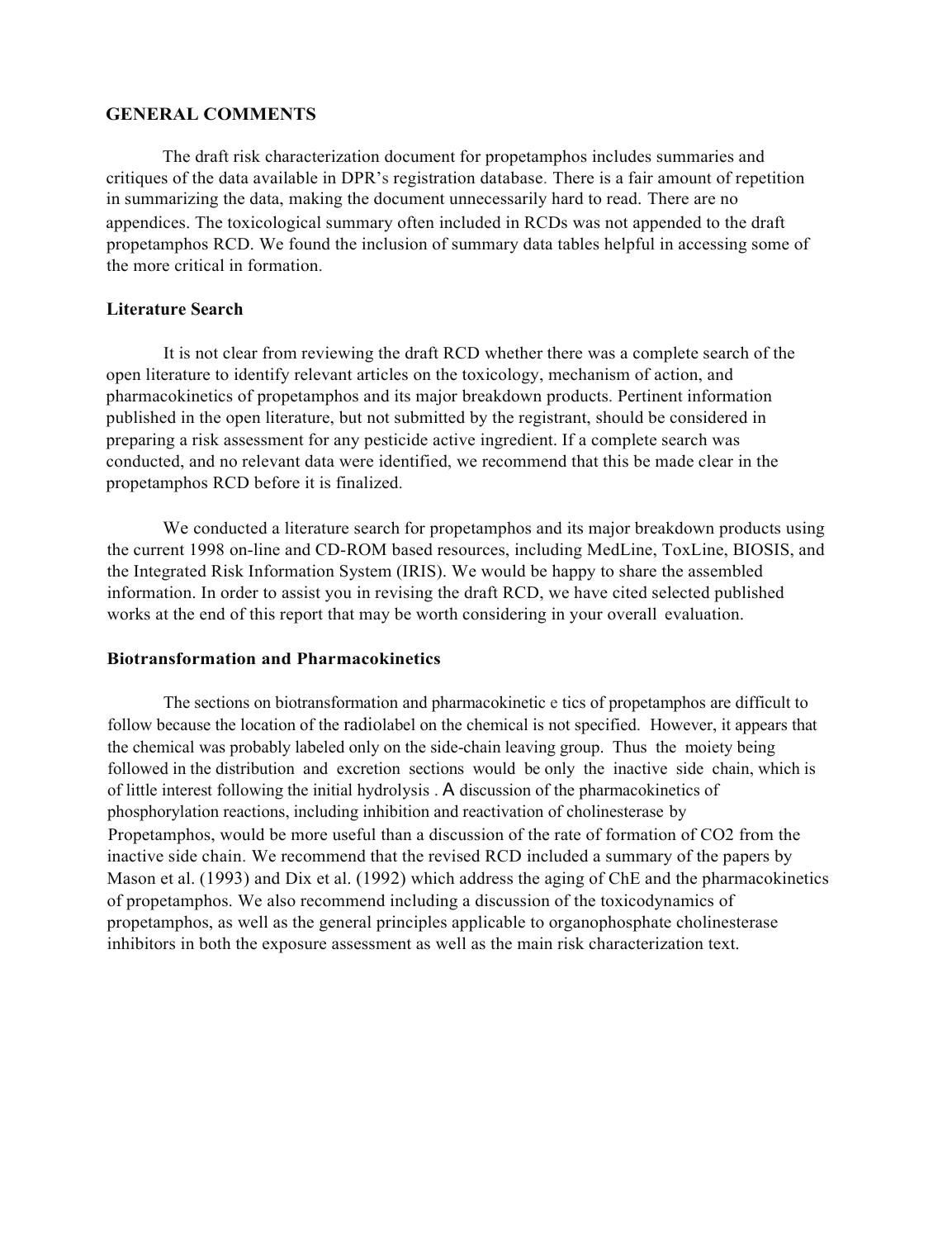## GENERAL COMMENTS

The draft risk characterization document for propetamphos includes summaries and critiques of the data available in DPR's registration database. There is a fair amount of repetition in summarizing the data, making the document unnecessarily hard to read. There are no appendices. The toxicological summary often included in RCDs was not appended to the draft propetamphos RCD. We found the inclusion of summary data tables helpful in accessing some of the more critical in formation.

### Literature Search

It is not clear from reviewing the draft RCD whether there was a complete search of the open literature to identify relevant articles on the toxicology, mechanism of action, and pharmacokinetics of propetamphos and its major breakdown products. Pertinent information published in the open literature, but not submitted by the registrant, should be considered in preparing a risk assessment for any pesticide active ingredient. If a complete search was conducted, and no relevant data were identified, we recommend that this be made clear in the propetamphos RCD before it is finalized.

We conducted a literature search for propetamphos and its major breakdown products using the current 1998 on-line and CD-ROM based resources, including MedLine, ToxLine, BIOSIS, and the Integrated Risk Information System (IRIS). We would be happy to share the assembled information. In order to assist you in revising the draft RCD, we have cited selected published works at the end of this report that may be worth considering in your overall evaluation.

### Biotransformation and Pharmacokinetics

The sections on biotransformation and pharmacokinetic e tics of propetamphos are difficult to follow because the location of the radiolabel on the chemical is not specified. However, it appears that the chemical was probably labeled only on the side-chain leaving group. Thus the moiety being followed in the distribution and excretion sections would be only the inactive side chain, which is of little interest following the initial hydrolysis . A discussion of the pharmacokinetics of phosphorylation reactions, including inhibition and reactivation of cholinesterase by Propetamphos, would be more useful than a discussion of the rate of formation of $CO_2$ from the inactive side chain. We recommend that the revised RCD included a summary of the papers by Mason et al. (1993) and Dix et al. (1992) which address the aging of ChE and the pharmacokinetics of propetamphos. We also recommend including a discussion of the toxicodynamics of propetamphos, as well as the general principles applicable to organophosphate cholinesterase inhibitors in both the exposure assessment as well as the main risk characterization text.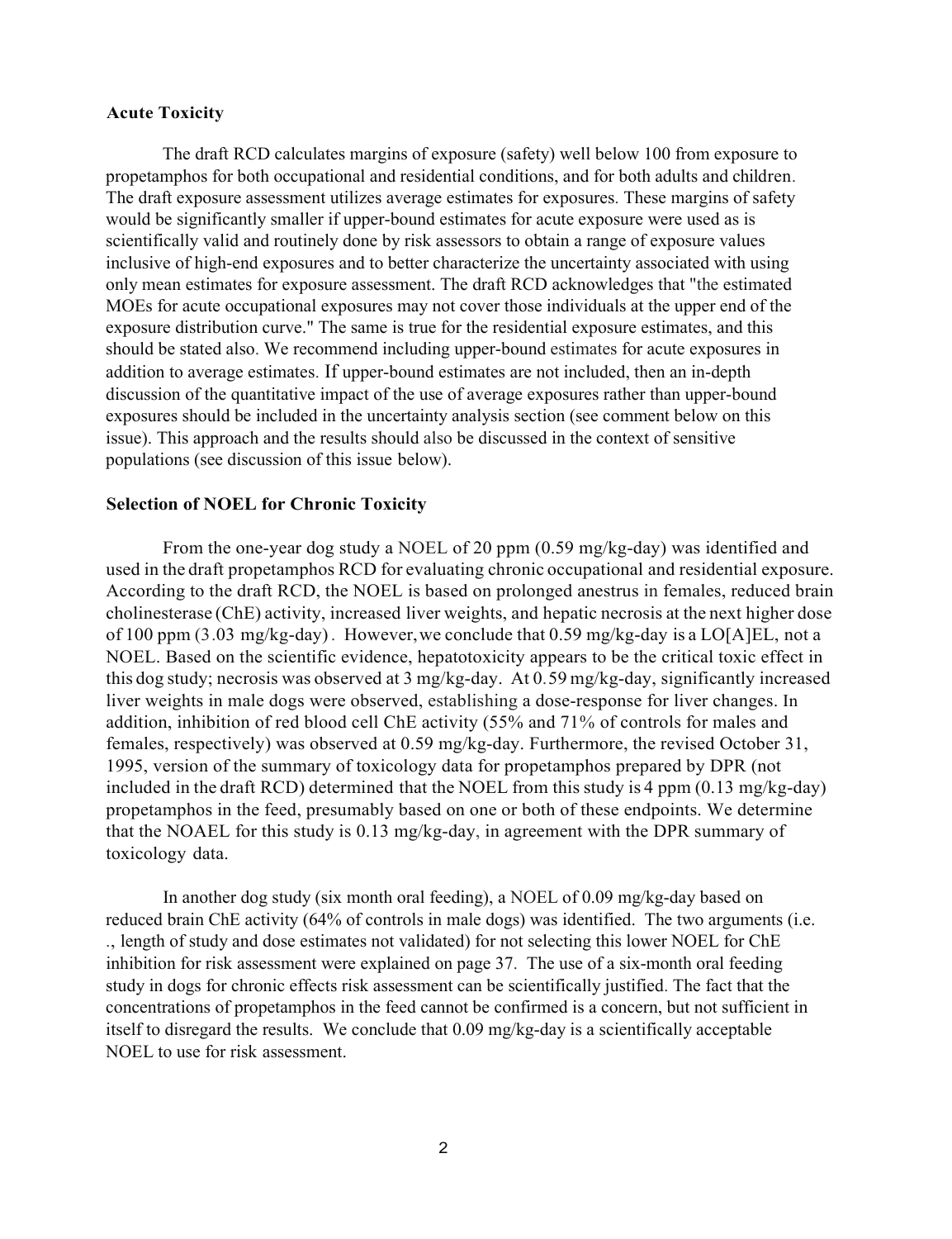**Acute Toxicity**

The draft RCD calculates margins of exposure (safety) well below 100 from exposure to propetamphos for both occupational and residential conditions, and for both adults and children. The draft exposure assessment utilizes average estimates for exposures. These margins of safety would be significantly smaller if upper-bound estimates for acute exposure were used as is scientifically valid and routinely done by risk assessors to obtain a range of exposure values inclusive of high-end exposures and to better characterize the uncertainty associated with using only mean estimates for exposure assessment. The draft RCD acknowledges that "the estimated MOEs for acute occupational exposures may not cover those individuals at the upper end of the exposure distribution curve." The same is true for the residential exposure estimates, and this should be stated also. We recommend including upper-bound estimates for acute exposures in addition to average estimates. If upper-bound estimates are not included, then an in-depth discussion of the quantitative impact of the use of average exposures rather than upper-bound exposures should be included in the uncertainty analysis section (see comment below on this issue). This approach and the results should also be discussed in the context of sensitive populations (see discussion of this issue below).

**Selection of NOEL for Chronic Toxicity**

From the one-year dog study a NOEL of 20 ppm (0.59 mg/kg-day) was identified and used in the draft propetamphos RCD for evaluating chronic occupational and residential exposure. According to the draft RCD, the NOEL is based on prolonged anestrus in females, reduced brain cholinesterase (ChE) activity, increased liver weights, and hepatic necrosis at the next higher dose of 100 ppm (3.03 mg/kg-day). However, we conclude that 0.59 mg/kg-day is a LO[A]EL, not a NOEL. Based on the scientific evidence, hepatotoxicity appears to be the critical toxic effect in this dog study; necrosis was observed at 3 mg/kg-day. At 0.59 mg/kg-day, significantly increased liver weights in male dogs were observed, establishing a dose-response for liver changes. In addition, inhibition of red blood cell ChE activity (55% and 71% of controls for males and females, respectively) was observed at 0.59 mg/kg-day. Furthermore, the revised October 31, 1995, version of the summary of toxicology data for propetamphos prepared by DPR (not included in the draft RCD) determined that the NOEL from this study is 4 ppm (0.13 mg/kg-day) propetamphos in the feed, presumably based on one or both of these endpoints. We determine that the NOAEL for this study is 0.13 mg/kg-day, in agreement with the DPR summary of toxicology data.

In another dog study (six month oral feeding), a NOEL of 0.09 mg/kg-day based on reduced brain ChE activity (64% of controls in male dogs) was identified. The two arguments (i.e. ., length of study and dose estimates not validated) for not selecting this lower NOEL for ChE inhibition for risk assessment were explained on page 37. The use of a six-month oral feeding study in dogs for chronic effects risk assessment can be scientifically justified. The fact that the concentrations of propetamphos in the feed cannot be confirmed is a concern, but not sufficient in itself to disregard the results. We conclude that 0.09 mg/kg-day is a scientifically acceptable NOEL to use for risk assessment.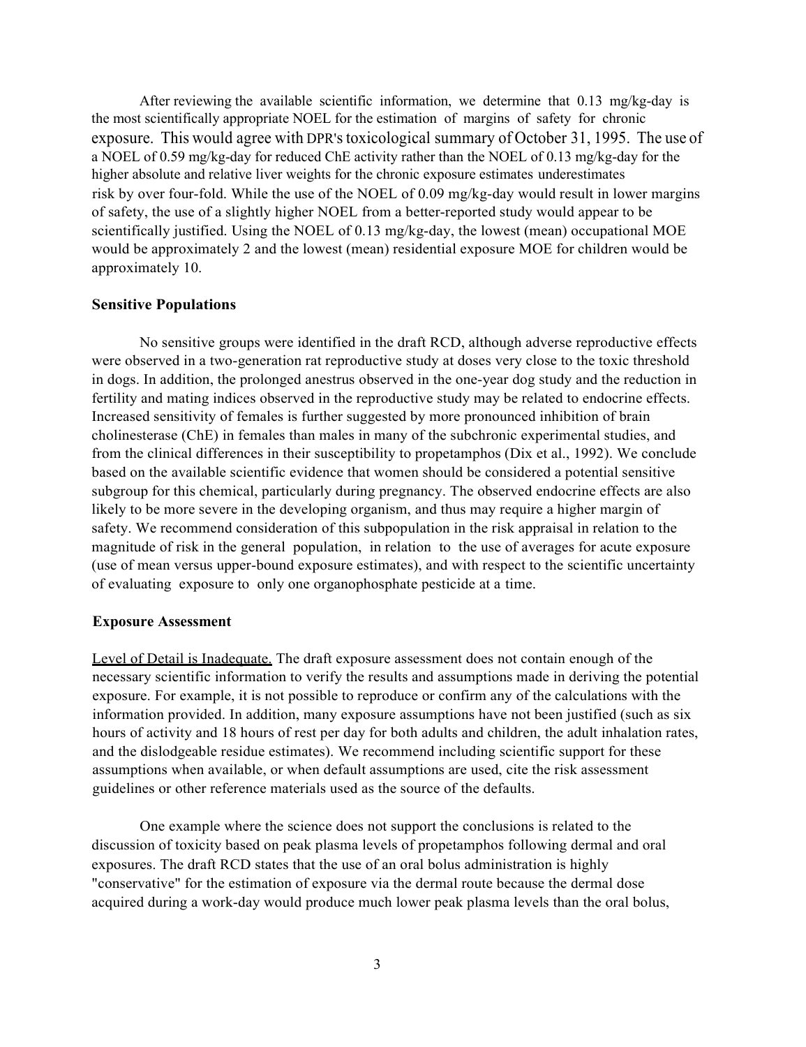After reviewing the available scientific information, we determine that 0.13 mg/kg-day is the most scientifically appropriate NOEL for the estimation of margins of safety for chronic exposure. This would agree with DPR's toxicological summary of October 31, 1995. The use of a NOEL of 0.59 mg/kg-day for reduced ChE activity rather than the NOEL of 0.13 mg/kg-day for the higher absolute and relative liver weights for the chronic exposure estimates underestimates risk by over four-fold. While the use of the NOEL of 0.09 mg/kg-day would result in lower margins of safety, the use of a slightly higher NOEL from a better-reported study would appear to be scientifically justified. Using the NOEL of 0.13 mg/kg-day, the lowest (mean) occupational MOE would be approximately 2 and the lowest (mean) residential exposure MOE for children would be approximately 10.

**Sensitive Populations**

No sensitive groups were identified in the draft RCD, although adverse reproductive effects were observed in a two-generation rat reproductive study at doses very close to the toxic threshold in dogs. In addition, the prolonged anestrus observed in the one-year dog study and the reduction in fertility and mating indices observed in the reproductive study may be related to endocrine effects. Increased sensitivity of females is further suggested by more pronounced inhibition of brain cholinesterase (ChE) in females than males in many of the subchronic experimental studies, and from the clinical differences in their susceptibility to propetamphos (Dix et al., 1992). We conclude based on the available scientific evidence that women should be considered a potential sensitive subgroup for this chemical, particularly during pregnancy. The observed endocrine effects are also likely to be more severe in the developing organism, and thus may require a higher margin of safety. We recommend consideration of this subpopulation in the risk appraisal in relation to the magnitude of risk in the general population, in relation to the use of averages for acute exposure (use of mean versus upper-bound exposure estimates), and with respect to the scientific uncertainty of evaluating exposure to only one organophosphate pesticide at a time.

**Exposure Assessment**

Level of Detail is Inadequate. The draft exposure assessment does not contain enough of the necessary scientific information to verify the results and assumptions made in deriving the potential exposure. For example, it is not possible to reproduce or confirm any of the calculations with the information provided. In addition, many exposure assumptions have not been justified (such as six hours of activity and 18 hours of rest per day for both adults and children, the adult inhalation rates, and the dislodgeable residue estimates). We recommend including scientific support for these assumptions when available, or when default assumptions are used, cite the risk assessment guidelines or other reference materials used as the source of the defaults.

One example where the science does not support the conclusions is related to the discussion of toxicity based on peak plasma levels of propetamphos following dermal and oral exposures. The draft RCD states that the use of an oral bolus administration is highly "conservative" for the estimation of exposure via the dermal route because the dermal dose acquired during a work-day would produce much lower peak plasma levels than the oral bolus,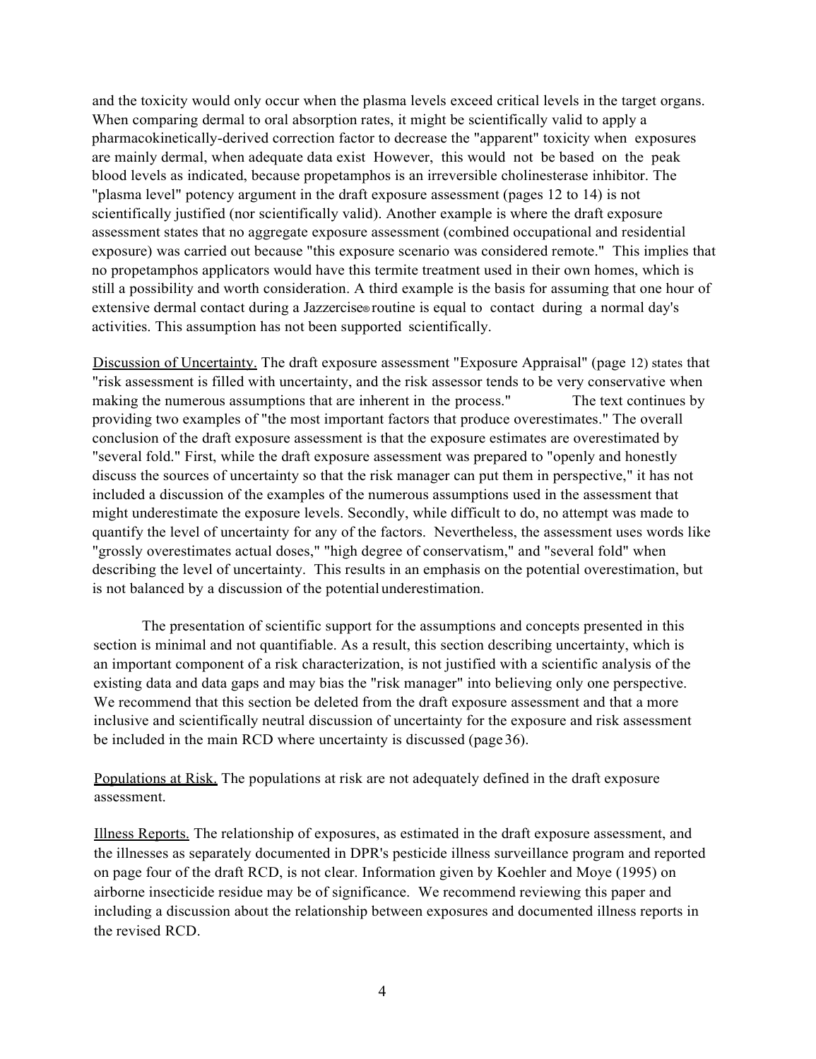and the toxicity would only occur when the plasma levels exceed critical levels in the target organs. When comparing dermal to oral absorption rates, it might be scientifically valid to apply a pharmacokinetically-derived correction factor to decrease the "apparent" toxicity when exposures are mainly dermal, when adequate data exist However, this would not be based on the peak blood levels as indicated, because propetamphos is an irreversible cholinesterase inhibitor. The "plasma level" potency argument in the draft exposure assessment (pages 12 to 14) is not scientifically justified (nor scientifically valid). Another example is where the draft exposure assessment states that no aggregate exposure assessment (combined occupational and residential exposure) was carried out because "this exposure scenario was considered remote." This implies that no propetamphos applicators would have this termite treatment used in their own homes, which is still a possibility and worth consideration. A third example is the basis for assuming that one hour of extensive dermal contact during a Jazzercise® routine is equal to contact during a normal day's activities. This assumption has not been supported scientifically.

<u>Discussion of Uncertainty.</u> The draft exposure assessment "Exposure Appraisal" (page 12) states that "risk assessment is filled with uncertainty, and the risk assessor tends to be very conservative when making the numerous assumptions that are inherent in the process." The text continues by providing two examples of "the most important factors that produce overestimates." The overall conclusion of the draft exposure assessment is that the exposure estimates are overestimated by "several fold." First, while the draft exposure assessment was prepared to "openly and honestly discuss the sources of uncertainty so that the risk manager can put them in perspective," it has not included a discussion of the examples of the numerous assumptions used in the assessment that might underestimate the exposure levels. Secondly, while difficult to do, no attempt was made to quantify the level of uncertainty for any of the factors. Nevertheless, the assessment uses words like "grossly overestimates actual doses," "high degree of conservatism," and "several fold" when describing the level of uncertainty. This results in an emphasis on the potential overestimation, but is not balanced by a discussion of the potential underestimation.

The presentation of scientific support for the assumptions and concepts presented in this section is minimal and not quantifiable. As a result, this section describing uncertainty, which is an important component of a risk characterization, is not justified with a scientific analysis of the existing data and data gaps and may bias the "risk manager" into believing only one perspective. We recommend that this section be deleted from the draft exposure assessment and that a more inclusive and scientifically neutral discussion of uncertainty for the exposure and risk assessment be included in the main RCD where uncertainty is discussed (page 36).

<u>Populations at Risk.</u> The populations at risk are not adequately defined in the draft exposure assessment.

<u>Illness Reports.</u> The relationship of exposures, as estimated in the draft exposure assessment, and the illnesses as separately documented in DPR's pesticide illness surveillance program and reported on page four of the draft RCD, is not clear. Information given by Koehler and Moye (1995) on airborne insecticide residue may be of significance. We recommend reviewing this paper and including a discussion about the relationship between exposures and documented illness reports in the revised RCD.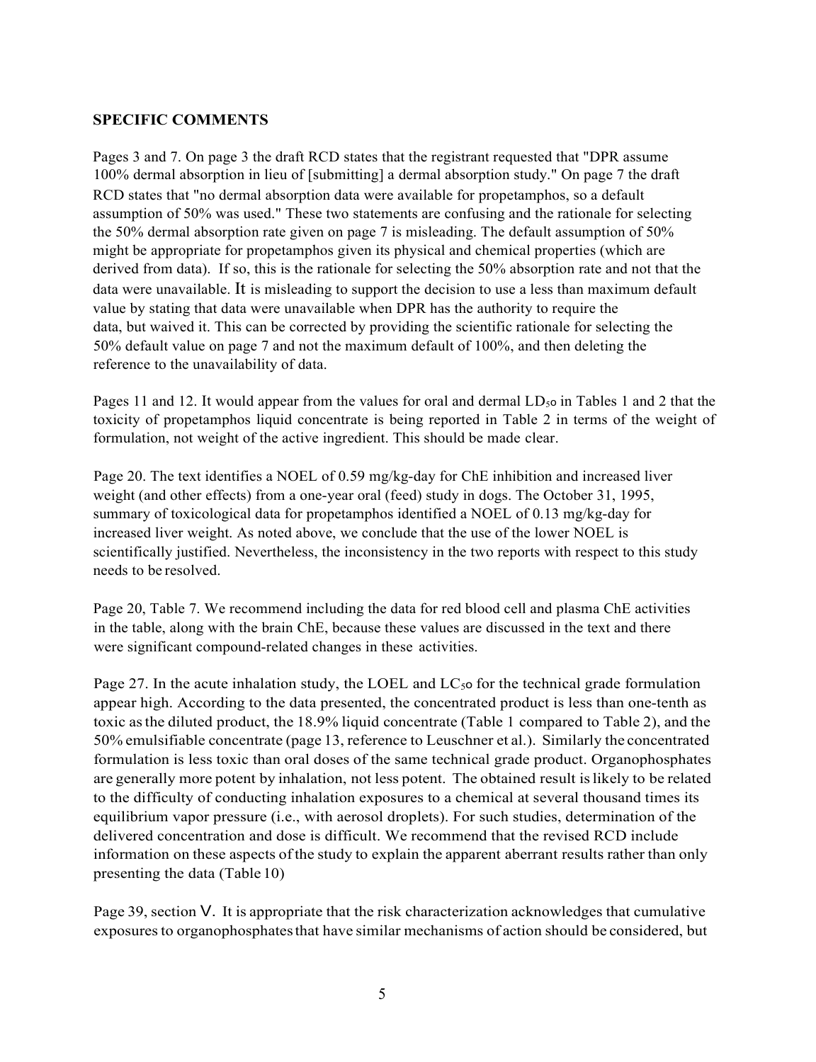**SPECIFIC COMMENTS**

Pages 3 and 7. On page 3 the draft RCD states that the registrant requested that "DPR assume 100% dermal absorption in lieu of [submitting] a dermal absorption study." On page 7 the draft RCD states that "no dermal absorption data were available for propetamphos, so a default assumption of 50% was used." These two statements are confusing and the rationale for selecting the 50% dermal absorption rate given on page 7 is misleading. The default assumption of 50% might be appropriate for propetamphos given its physical and chemical properties (which are derived from data). If so, this is the rationale for selecting the 50% absorption rate and not that the data were unavailable. It is misleading to support the decision to use a less than maximum default value by stating that data were unavailable when DPR has the authority to require the data, but waived it. This can be corrected by providing the scientific rationale for selecting the 50% default value on page 7 and not the maximum default of 100%, and then deleting the reference to the unavailability of data.

Pages 11 and 12. It would appear from the values for oral and dermal $LD_{50}$ in Tables 1 and 2 that the toxicity of propetamphos liquid concentrate is being reported in Table 2 in terms of the weight of formulation, not weight of the active ingredient. This should be made clear.

Page 20. The text identifies a NOEL of 0.59 mg/kg-day for ChE inhibition and increased liver weight (and other effects) from a one-year oral (feed) study in dogs. The October 31, 1995, summary of toxicological data for propetamphos identified a NOEL of 0.13 mg/kg-day for increased liver weight. As noted above, we conclude that the use of the lower NOEL is scientifically justified. Nevertheless, the inconsistency in the two reports with respect to this study needs to be resolved.

Page 20, Table 7. We recommend including the data for red blood cell and plasma ChE activities in the table, along with the brain ChE, because these values are discussed in the text and there were significant compound-related changes in these activities.

Page 27. In the acute inhalation study, the LOEL and $LC_{50}$ for the technical grade formulation appear high. According to the data presented, the concentrated product is less than one-tenth as toxic as the diluted product, the 18.9% liquid concentrate (Table 1 compared to Table 2), and the 50% emulsifiable concentrate (page 13, reference to Leuschner et al.). Similarly the concentrated formulation is less toxic than oral doses of the same technical grade product. Organophosphates are generally more potent by inhalation, not less potent. The obtained result is likely to be related to the difficulty of conducting inhalation exposures to a chemical at several thousand times its equilibrium vapor pressure (i.e., with aerosol droplets). For such studies, determination of the delivered concentration and dose is difficult. We recommend that the revised RCD include information on these aspects of the study to explain the apparent aberrant results rather than only presenting the data (Table 10)

Page 39, section V. It is appropriate that the risk characterization acknowledges that cumulative exposures to organophosphates that have similar mechanisms of action should be considered, but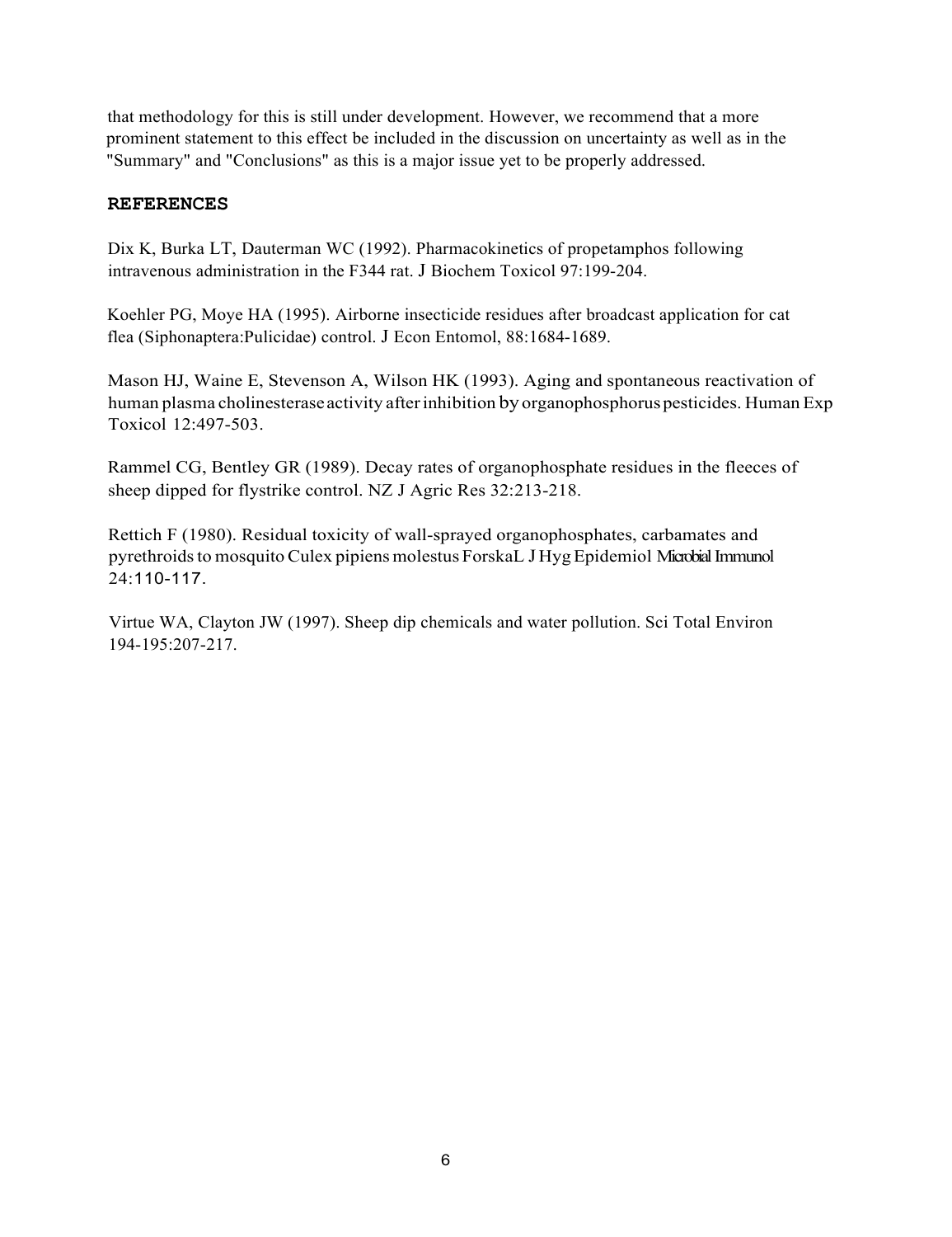that methodology for this is still under development. However, we recommend that a more prominent statement to this effect be included in the discussion on uncertainty as well as in the "Summary" and "Conclusions" as this is a major issue yet to be properly addressed.

## REFERENCES

Dix K, Burka LT, Dauterman WC (1992). Pharmacokinetics of propetamphos following intravenous administration in the F344 rat. J Biochem Toxicol 97:199-204.

Koehler PG, Moye HA (1995). Airborne insecticide residues after broadcast application for cat flea (Siphonaptera:Pulicidae) control. J Econ Entomol, 88:1684-1689.

Mason HJ, Waine E, Stevenson A, Wilson HK (1993). Aging and spontaneous reactivation of human plasma cholinesterase activity after inhibition by organophosphorus pesticides. Human Exp Toxicol 12:497-503.

Rammel CG, Bentley GR (1989). Decay rates of organophosphate residues in the fleeces of sheep dipped for flystrike control. NZ J Agric Res 32:213-218.

Rettich F (1980). Residual toxicity of wall-sprayed organophosphates, carbamates and pyrethroids to mosquito Culex pipiens molestus ForskaL J Hyg Epidemiol Microbial Immunol 24:110-117.

Virtue WA, Clayton JW (1997). Sheep dip chemicals and water pollution. Sci Total Environ 194-195:207-217.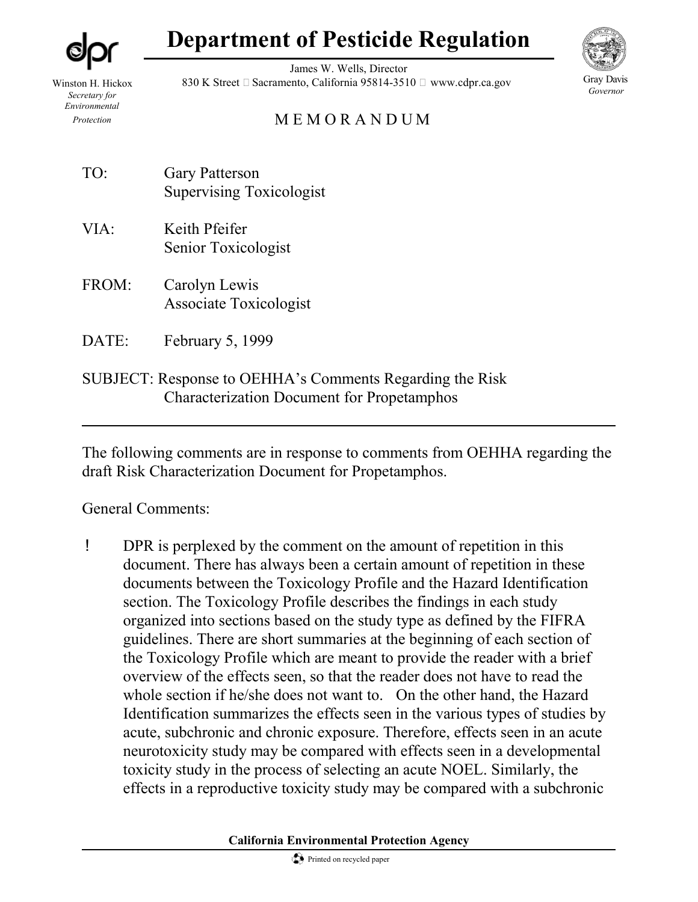# Department of Pesticide Regulation

Winston H. Hickox
*Secretary for Environmental Protection*

James W. Wells, Director
830 K Street • Sacramento, California 95814-3510 • www.cdpr.ca.gov

Gray Davis
*Governor*

M E M O R A N D U M

TO: Gary Patterson
Supervising Toxicologist

VIA: Keith Pfeifer
Senior Toxicologist

FROM: Carolyn Lewis
Associate Toxicologist

DATE: February 5, 1999

SUBJECT: Response to OEHHA's Comments Regarding the Risk Characterization Document for Propetamphos

---

The following comments are in response to comments from OEHHA regarding the draft Risk Characterization Document for Propetamphos.

General Comments:

- DPR is perplexed by the comment on the amount of repetition in this document. There has always been a certain amount of repetition in these documents between the Toxicology Profile and the Hazard Identification section. The Toxicology Profile describes the findings in each study organized into sections based on the study type as defined by the FIFRA guidelines. There are short summaries at the beginning of each section of the Toxicology Profile which are meant to provide the reader with a brief overview of the effects seen, so that the reader does not have to read the whole section if he/she does not want to. On the other hand, the Hazard Identification summarizes the effects seen in the various types of studies by acute, subchronic and chronic exposure. Therefore, effects seen in an acute neurotoxicity study may be compared with effects seen in a developmental toxicity study in the process of selecting an acute NOEL. Similarly, the effects in a reproductive toxicity study may be compared with a subchronic

California Environmental Protection Agency

Printed on recycled paper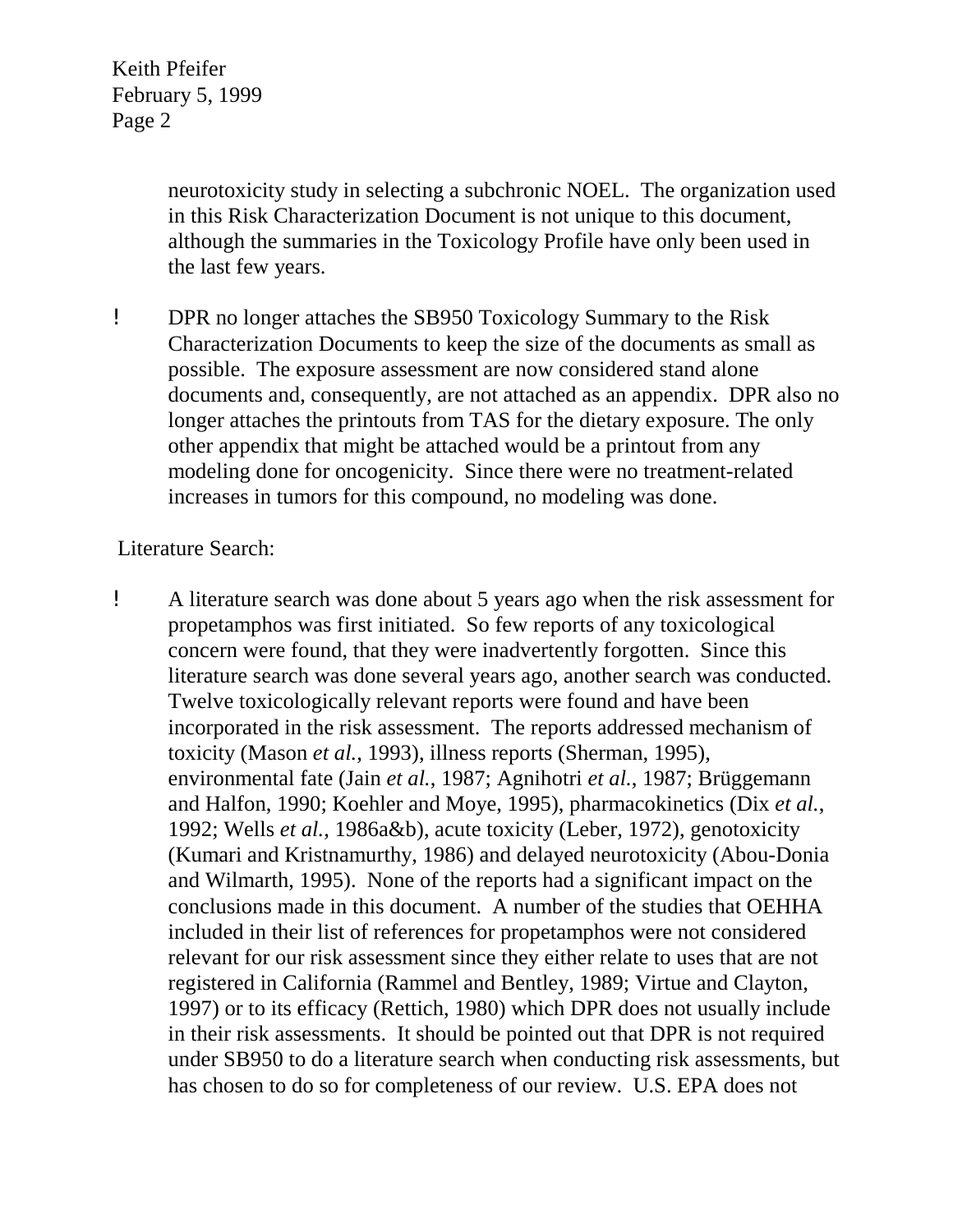neurotoxicity study in selecting a subchronic NOEL. The organization used in this Risk Characterization Document is not unique to this document, although the summaries in the Toxicology Profile have only been used in the last few years.

- DPR no longer attaches the SB950 Toxicology Summary to the Risk Characterization Documents to keep the size of the documents as small as possible. The exposure assessment are now considered stand alone documents and, consequently, are not attached as an appendix. DPR also no longer attaches the printouts from TAS for the dietary exposure. The only other appendix that might be attached would be a printout from any modeling done for oncogenicity. Since there were no treatment-related increases in tumors for this compound, no modeling was done.

Literature Search:

- A literature search was done about 5 years ago when the risk assessment for propetamphos was first initiated. So few reports of any toxicological concern were found, that they were inadvertently forgotten. Since this literature search was done several years ago, another search was conducted. Twelve toxicologically relevant reports were found and have been incorporated in the risk assessment. The reports addressed mechanism of toxicity (Mason *et al.*, 1993), illness reports (Sherman, 1995), environmental fate (Jain *et al.*, 1987; Agnihotri *et al.*, 1987; Brüggemann and Halfon, 1990; Koehler and Moye, 1995), pharmacokinetics (Dix *et al.*, 1992; Wells *et al.*, 1986a&b), acute toxicity (Leber, 1972), genotoxicity (Kumari and Kristnamurthy, 1986) and delayed neurotoxicity (Abou-Donia and Wilmarth, 1995). None of the reports had a significant impact on the conclusions made in this document. A number of the studies that OEHHA included in their list of references for propetamphos were not considered relevant for our risk assessment since they either relate to uses that are not registered in California (Rammel and Bentley, 1989; Virtue and Clayton, 1997) or to its efficacy (Rettich, 1980) which DPR does not usually include in their risk assessments. It should be pointed out that DPR is not required under SB950 to do a literature search when conducting risk assessments, but has chosen to do so for completeness of our review. U.S. EPA does not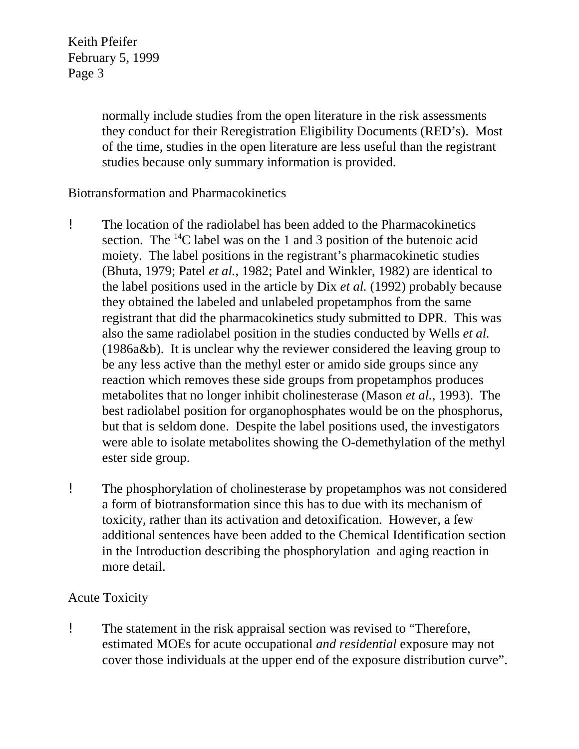normally include studies from the open literature in the risk assessments they conduct for their Reregistration Eligibility Documents (RED's). Most of the time, studies in the open literature are less useful than the registrant studies because only summary information is provided.

Biotransformation and Pharmacokinetics

- The location of the radiolabel has been added to the Pharmacokinetics section. The $^{14}C$ label was on the 1 and 3 position of the butenoic acid moiety. The label positions in the registrant's pharmacokinetic studies (Bhuta, 1979; Patel *et al.*, 1982; Patel and Winkler, 1982) are identical to the label positions used in the article by Dix *et al.* (1992) probably because they obtained the labeled and unlabeled propetamphos from the same registrant that did the pharmacokinetics study submitted to DPR. This was also the same radiolabel position in the studies conducted by Wells *et al.* (1986a&b). It is unclear why the reviewer considered the leaving group to be any less active than the methyl ester or amido side groups since any reaction which removes these side groups from propetamphos produces metabolites that no longer inhibit cholinesterase (Mason *et al.*, 1993). The best radiolabel position for organophosphates would be on the phosphorus, but that is seldom done. Despite the label positions used, the investigators were able to isolate metabolites showing the O-demethylation of the methyl ester side group.

- The phosphorylation of cholinesterase by propetamphos was not considered a form of biotransformation since this has to due with its mechanism of toxicity, rather than its activation and detoxification. However, a few additional sentences have been added to the Chemical Identification section in the Introduction describing the phosphorylation and aging reaction in more detail.

Acute Toxicity

- The statement in the risk appraisal section was revised to "Therefore, estimated MOEs for acute occupational *and residential* exposure may not cover those individuals at the upper end of the exposure distribution curve".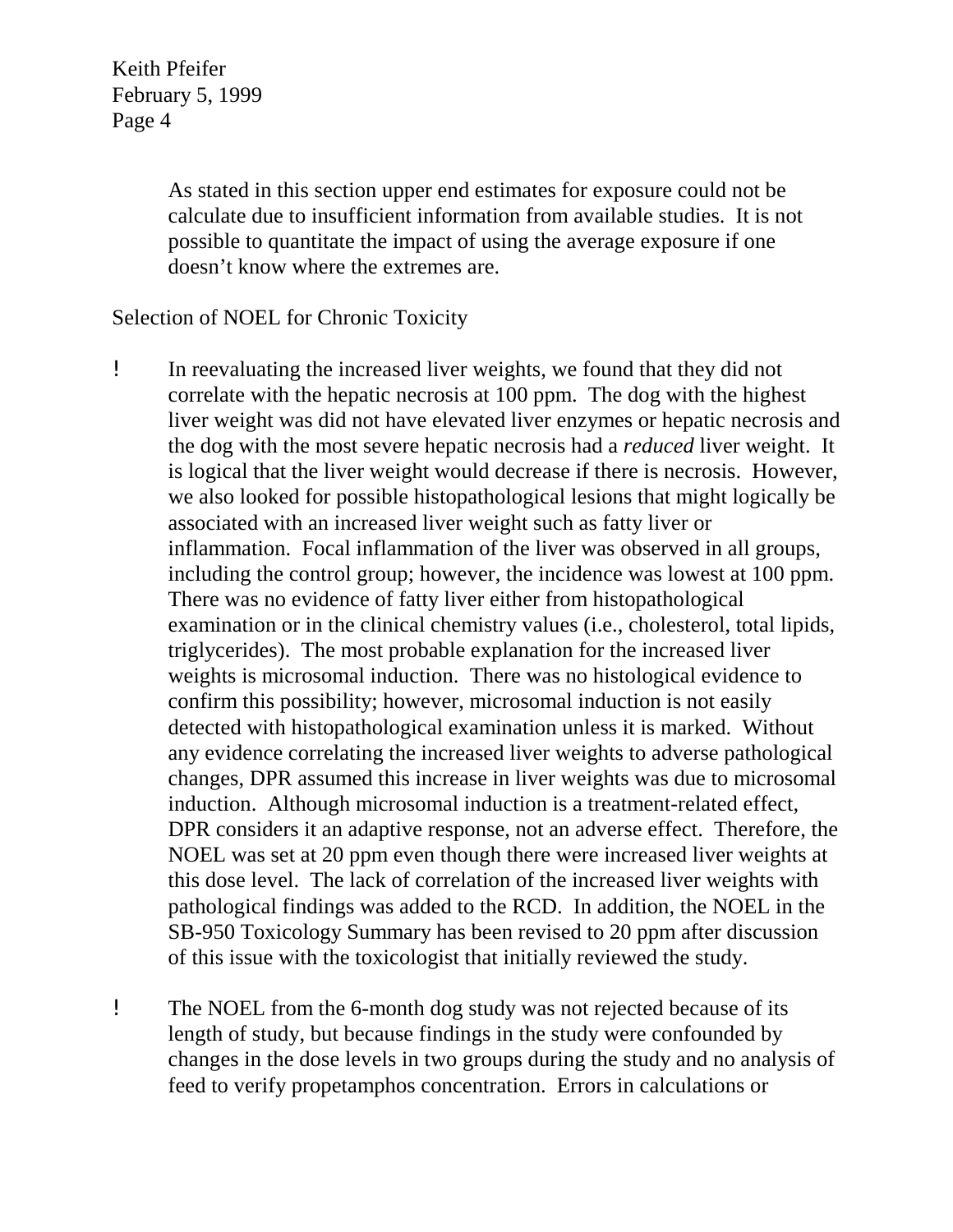As stated in this section upper end estimates for exposure could not be calculate due to insufficient information from available studies. It is not possible to quantitate the impact of using the average exposure if one doesn't know where the extremes are.

Selection of NOEL for Chronic Toxicity

- In reevaluating the increased liver weights, we found that they did not correlate with the hepatic necrosis at 100 ppm. The dog with the highest liver weight was did not have elevated liver enzymes or hepatic necrosis and the dog with the most severe hepatic necrosis had a *reduced* liver weight. It is logical that the liver weight would decrease if there is necrosis. However, we also looked for possible histopathological lesions that might logically be associated with an increased liver weight such as fatty liver or inflammation. Focal inflammation of the liver was observed in all groups, including the control group; however, the incidence was lowest at 100 ppm. There was no evidence of fatty liver either from histopathological examination or in the clinical chemistry values (i.e., cholesterol, total lipids, triglycerides). The most probable explanation for the increased liver weights is microsomal induction. There was no histological evidence to confirm this possibility; however, microsomal induction is not easily detected with histopathological examination unless it is marked. Without any evidence correlating the increased liver weights to adverse pathological changes, DPR assumed this increase in liver weights was due to microsomal induction. Although microsomal induction is a treatment-related effect, DPR considers it an adaptive response, not an adverse effect. Therefore, the NOEL was set at 20 ppm even though there were increased liver weights at this dose level. The lack of correlation of the increased liver weights with pathological findings was added to the RCD. In addition, the NOEL in the SB-950 Toxicology Summary has been revised to 20 ppm after discussion of this issue with the toxicologist that initially reviewed the study.

- The NOEL from the 6-month dog study was not rejected because of its length of study, but because findings in the study were confounded by changes in the dose levels in two groups during the study and no analysis of feed to verify propetamphos concentration. Errors in calculations or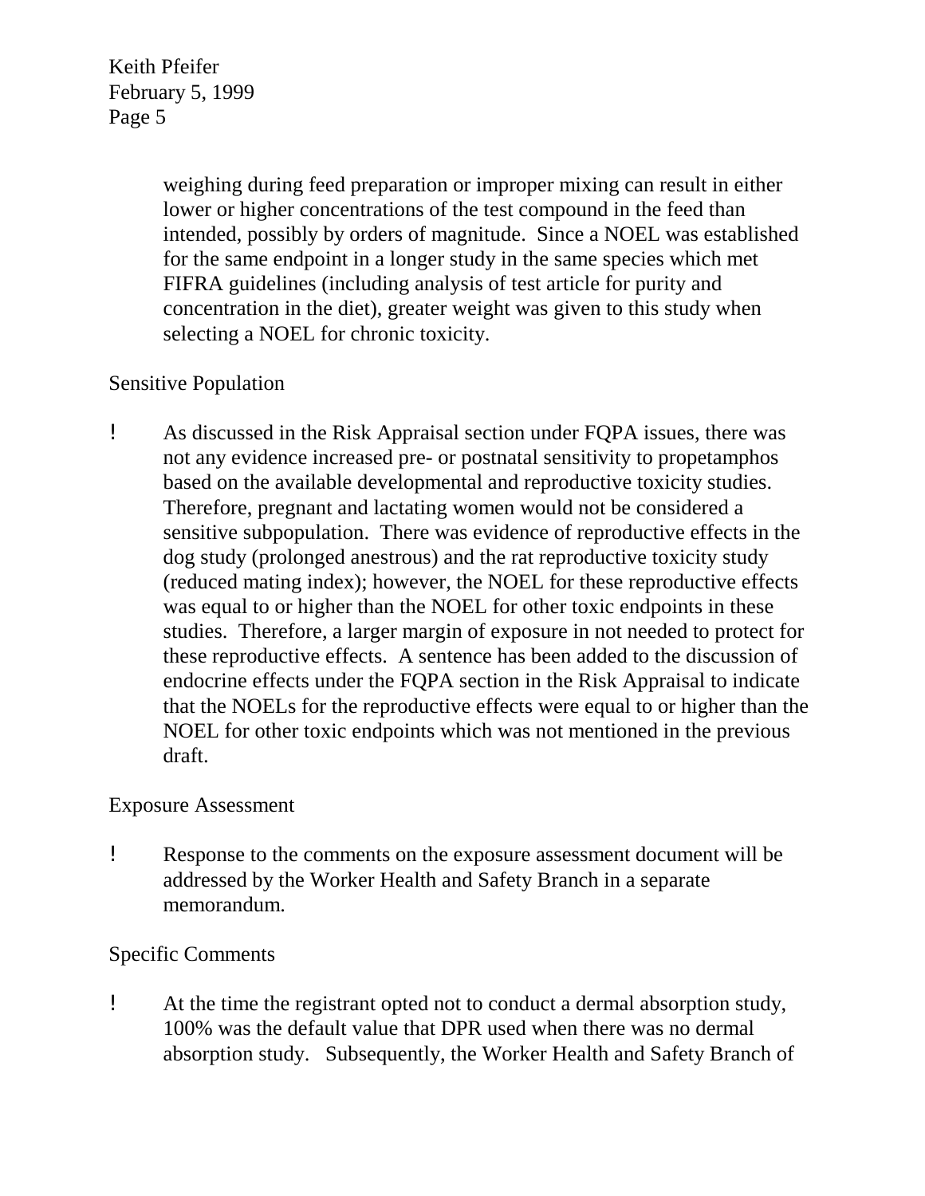weighing during feed preparation or improper mixing can result in either lower or higher concentrations of the test compound in the feed than intended, possibly by orders of magnitude. Since a NOEL was established for the same endpoint in a longer study in the same species which met FIFRA guidelines (including analysis of test article for purity and concentration in the diet), greater weight was given to this study when selecting a NOEL for chronic toxicity.

Sensitive Population

- As discussed in the Risk Appraisal section under FQPA issues, there was not any evidence increased pre- or postnatal sensitivity to propetamphos based on the available developmental and reproductive toxicity studies. Therefore, pregnant and lactating women would not be considered a sensitive subpopulation. There was evidence of reproductive effects in the dog study (prolonged anestrous) and the rat reproductive toxicity study (reduced mating index); however, the NOEL for these reproductive effects was equal to or higher than the NOEL for other toxic endpoints in these studies. Therefore, a larger margin of exposure in not needed to protect for these reproductive effects. A sentence has been added to the discussion of endocrine effects under the FQPA section in the Risk Appraisal to indicate that the NOELs for the reproductive effects were equal to or higher than the NOEL for other toxic endpoints which was not mentioned in the previous draft.

Exposure Assessment

- Response to the comments on the exposure assessment document will be addressed by the Worker Health and Safety Branch in a separate memorandum.

Specific Comments

- At the time the registrant opted not to conduct a dermal absorption study, 100% was the default value that DPR used when there was no dermal absorption study. Subsequently, the Worker Health and Safety Branch of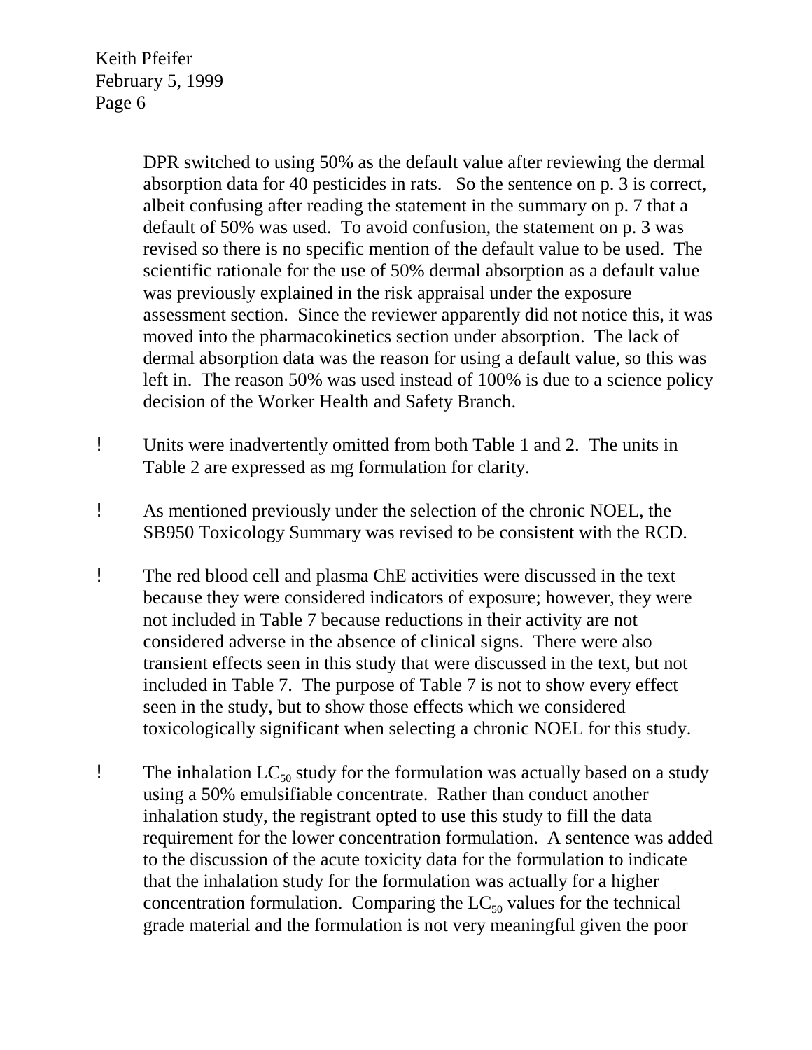DPR switched to using 50% as the default value after reviewing the dermal absorption data for 40 pesticides in rats. So the sentence on p. 3 is correct, albeit confusing after reading the statement in the summary on p. 7 that a default of 50% was used. To avoid confusion, the statement on p. 3 was revised so there is no specific mention of the default value to be used. The scientific rationale for the use of 50% dermal absorption as a default value was previously explained in the risk appraisal under the exposure assessment section. Since the reviewer apparently did not notice this, it was moved into the pharmacokinetics section under absorption. The lack of dermal absorption data was the reason for using a default value, so this was left in. The reason 50% was used instead of 100% is due to a science policy decision of the Worker Health and Safety Branch.

- Units were inadvertently omitted from both Table 1 and 2. The units in Table 2 are expressed as mg formulation for clarity.

- As mentioned previously under the selection of the chronic NOEL, the SB950 Toxicology Summary was revised to be consistent with the RCD.

- The red blood cell and plasma ChE activities were discussed in the text because they were considered indicators of exposure; however, they were not included in Table 7 because reductions in their activity are not considered adverse in the absence of clinical signs. There were also transient effects seen in this study that were discussed in the text, but not included in Table 7. The purpose of Table 7 is not to show every effect seen in the study, but to show those effects which we considered toxicologically significant when selecting a chronic NOEL for this study.

- The inhalation $LC_{50}$ study for the formulation was actually based on a study using a 50% emulsifiable concentrate. Rather than conduct another inhalation study, the registrant opted to use this study to fill the data requirement for the lower concentration formulation. A sentence was added to the discussion of the acute toxicity data for the formulation to indicate that the inhalation study for the formulation was actually for a higher concentration formulation. Comparing the $LC_{50}$ values for the technical grade material and the formulation is not very meaningful given the poor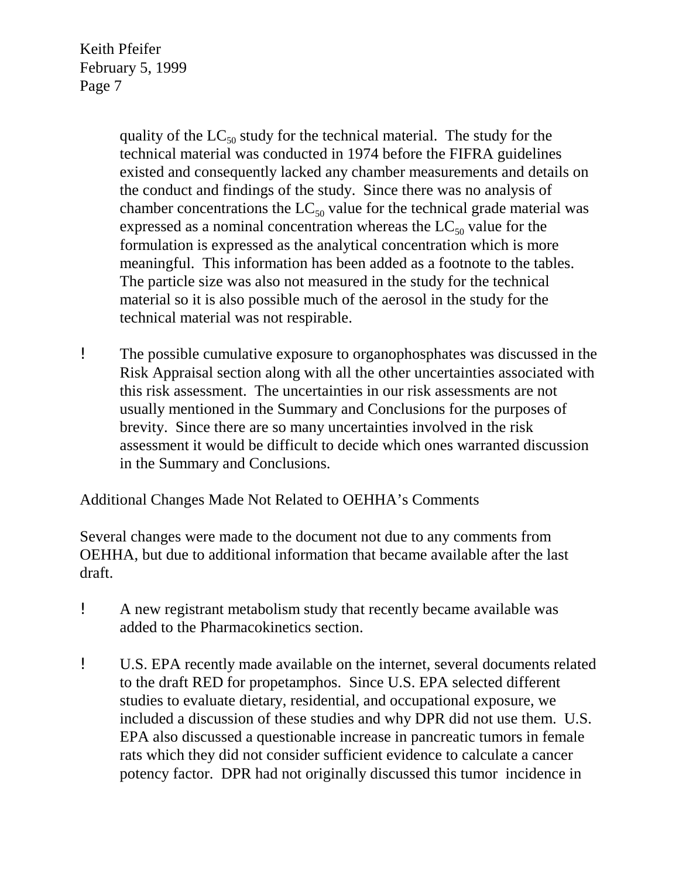quality of the $LC_{50}$ study for the technical material. The study for the technical material was conducted in 1974 before the FIFRA guidelines existed and consequently lacked any chamber measurements and details on the conduct and findings of the study. Since there was no analysis of chamber concentrations the $LC_{50}$ value for the technical grade material was expressed as a nominal concentration whereas the $LC_{50}$ value for the formulation is expressed as the analytical concentration which is more meaningful. This information has been added as a footnote to the tables. The particle size was also not measured in the study for the technical material so it is also possible much of the aerosol in the study for the technical material was not respirable.

- The possible cumulative exposure to organophosphates was discussed in the Risk Appraisal section along with all the other uncertainties associated with this risk assessment. The uncertainties in our risk assessments are not usually mentioned in the Summary and Conclusions for the purposes of brevity. Since there are so many uncertainties involved in the risk assessment it would be difficult to decide which ones warranted discussion in the Summary and Conclusions.

Additional Changes Made Not Related to OEHHA's Comments

Several changes were made to the document not due to any comments from OEHHA, but due to additional information that became available after the last draft.

- A new registrant metabolism study that recently became available was added to the Pharmacokinetics section.

- U.S. EPA recently made available on the internet, several documents related to the draft RED for propetamphos. Since U.S. EPA selected different studies to evaluate dietary, residential, and occupational exposure, we included a discussion of these studies and why DPR did not use them. U.S. EPA also discussed a questionable increase in pancreatic tumors in female rats which they did not consider sufficient evidence to calculate a cancer potency factor. DPR had not originally discussed this tumor incidence in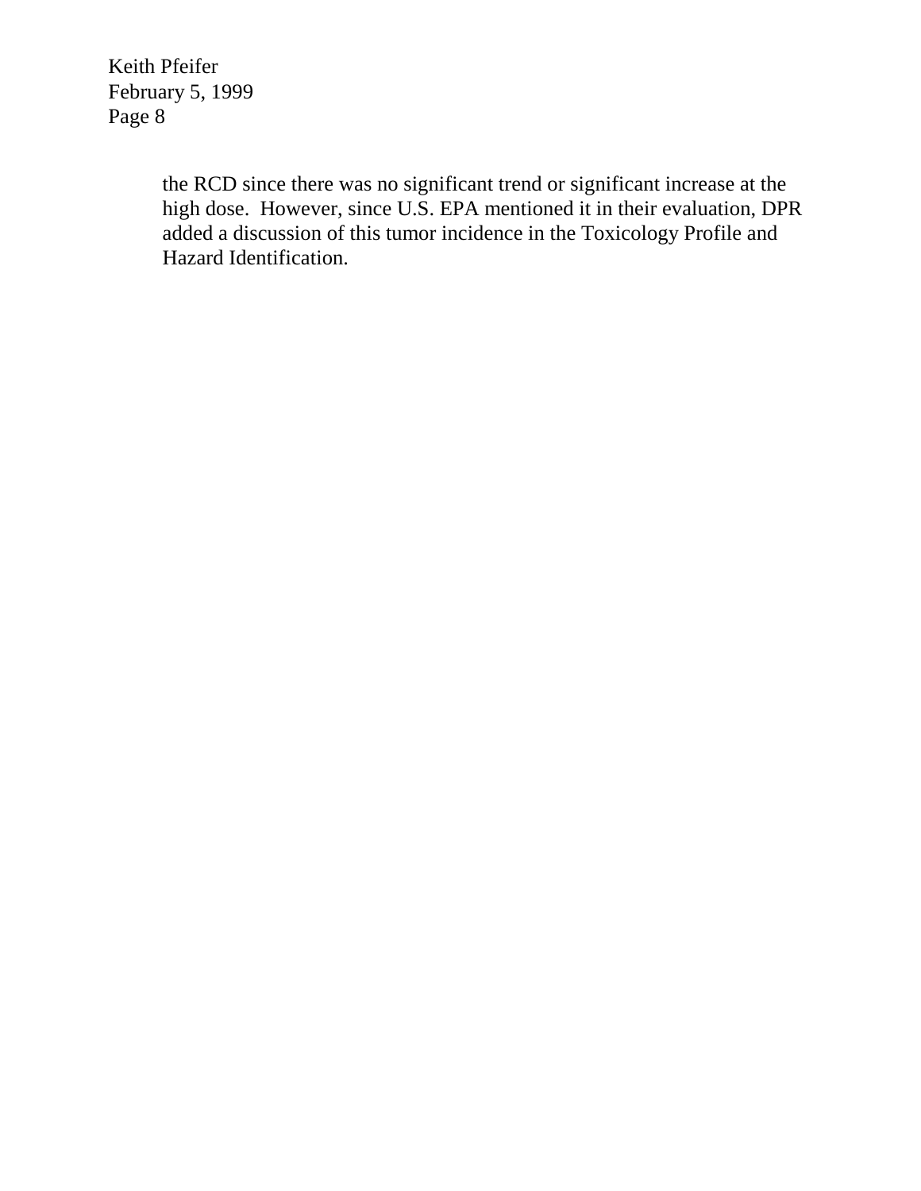the RCD since there was no significant trend or significant increase at the high dose. However, since U.S. EPA mentioned it in their evaluation, DPR added a discussion of this tumor incidence in the Toxicology Profile and Hazard Identification.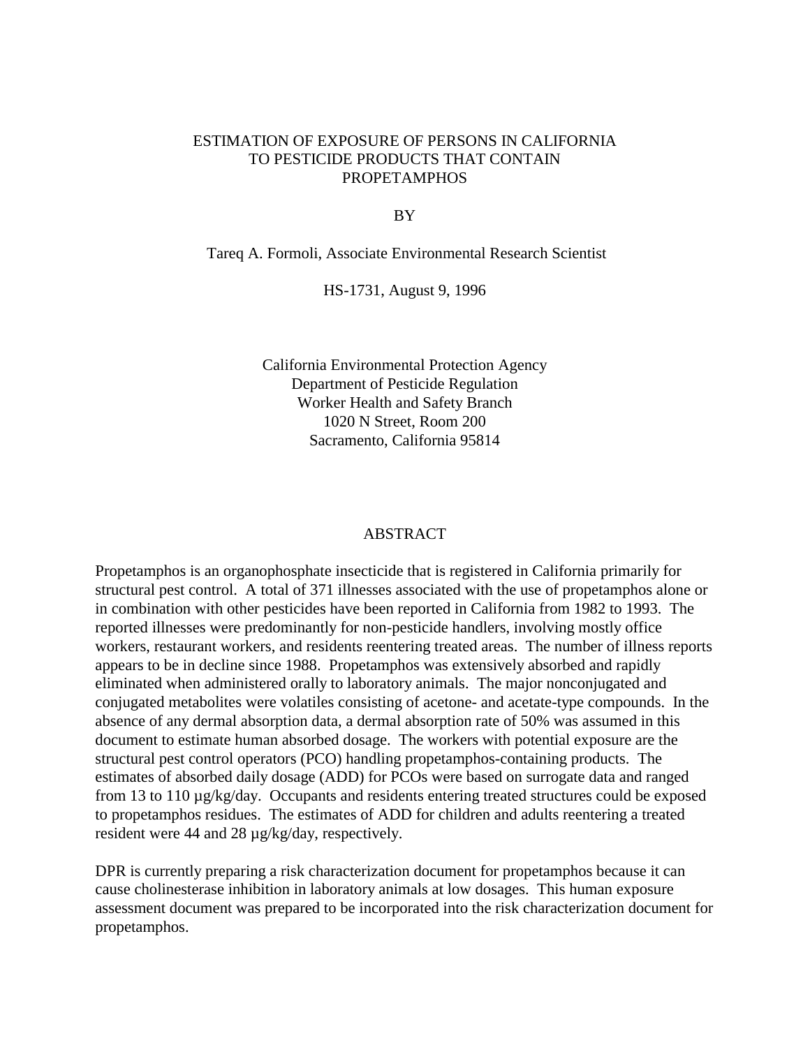# ESTIMATION OF EXPOSURE OF PERSONS IN CALIFORNIA TO PESTICIDE PRODUCTS THAT CONTAIN PROPETAMPHOS

BY

Tareq A. Formoli, Associate Environmental Research Scientist

HS-1731, August 9, 1996

California Environmental Protection Agency
Department of Pesticide Regulation
Worker Health and Safety Branch
1020 N Street, Room 200
Sacramento, California 95814

## ABSTRACT

Propetamphos is an organophosphate insecticide that is registered in California primarily for structural pest control. A total of 371 illnesses associated with the use of propetamphos alone or in combination with other pesticides have been reported in California from 1982 to 1993. The reported illnesses were predominantly for non-pesticide handlers, involving mostly office workers, restaurant workers, and residents reentering treated areas. The number of illness reports appears to be in decline since 1988. Propetamphos was extensively absorbed and rapidly eliminated when administered orally to laboratory animals. The major nonconjugated and conjugated metabolites were volatiles consisting of acetone- and acetate-type compounds. In the absence of any dermal absorption data, a dermal absorption rate of 50% was assumed in this document to estimate human absorbed dosage. The workers with potential exposure are the structural pest control operators (PCO) handling propetamphos-containing products. The estimates of absorbed daily dosage (ADD) for PCOs were based on surrogate data and ranged from 13 to 110 µg/kg/day. Occupants and residents entering treated structures could be exposed to propetamphos residues. The estimates of ADD for children and adults reentering a treated resident were 44 and 28 µg/kg/day, respectively.

DPR is currently preparing a risk characterization document for propetamphos because it can cause cholinesterase inhibition in laboratory animals at low dosages. This human exposure assessment document was prepared to be incorporated into the risk characterization document for propetamphos.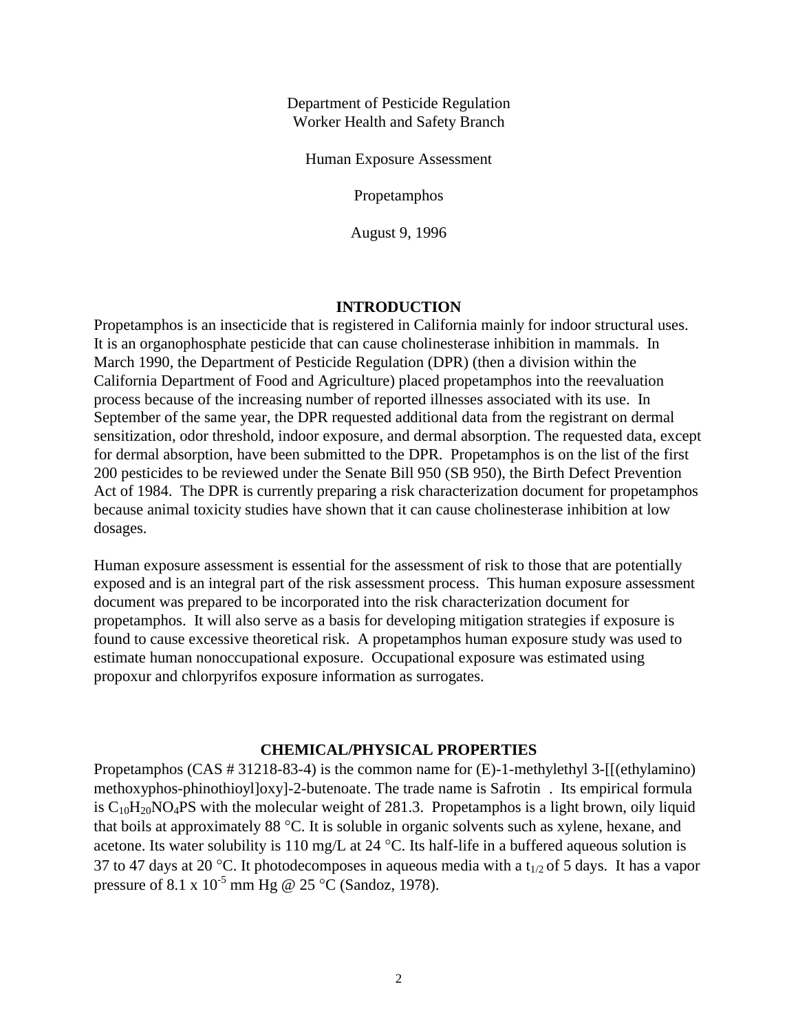Department of Pesticide Regulation
Worker Health and Safety Branch

Human Exposure Assessment

Propetamphos

August 9, 1996

## INTRODUCTION

Propetamphos is an insecticide that is registered in California mainly for indoor structural uses. It is an organophosphate pesticide that can cause cholinesterase inhibition in mammals. In March 1990, the Department of Pesticide Regulation (DPR) (then a division within the California Department of Food and Agriculture) placed propetamphos into the reevaluation process because of the increasing number of reported illnesses associated with its use. In September of the same year, the DPR requested additional data from the registrant on dermal sensitization, odor threshold, indoor exposure, and dermal absorption. The requested data, except for dermal absorption, have been submitted to the DPR. Propetamphos is on the list of the first 200 pesticides to be reviewed under the Senate Bill 950 (SB 950), the Birth Defect Prevention Act of 1984. The DPR is currently preparing a risk characterization document for propetamphos because animal toxicity studies have shown that it can cause cholinesterase inhibition at low dosages.

Human exposure assessment is essential for the assessment of risk to those that are potentially exposed and is an integral part of the risk assessment process. This human exposure assessment document was prepared to be incorporated into the risk characterization document for propetamphos. It will also serve as a basis for developing mitigation strategies if exposure is found to cause excessive theoretical risk. A propetamphos human exposure study was used to estimate human nonoccupational exposure. Occupational exposure was estimated using propoxur and chlorpyrifos exposure information as surrogates.

## CHEMICAL/PHYSICAL PROPERTIES

Propetamphos (CAS # 31218-83-4) is the common name for (E)-1-methylethyl 3-[[(ethylamino) methoxyphos-phinothioyl]oxy]-2-butenoate. The trade name is Safrotin . Its empirical formula is $C_{10}H_{20}NO_4PS$ with the molecular weight of 281.3. Propetamphos is a light brown, oily liquid that boils at approximately 88 °C. It is soluble in organic solvents such as xylene, hexane, and acetone. Its water solubility is 110 mg/L at 24 °C. Its half-life in a buffered aqueous solution is 37 to 47 days at 20 °C. It photodecomposes in aqueous media with a $t_{1/2}$ of 5 days. It has a vapor pressure of $8.1 \times 10^{-5}$ mm Hg @ 25 °C (Sandoz, 1978).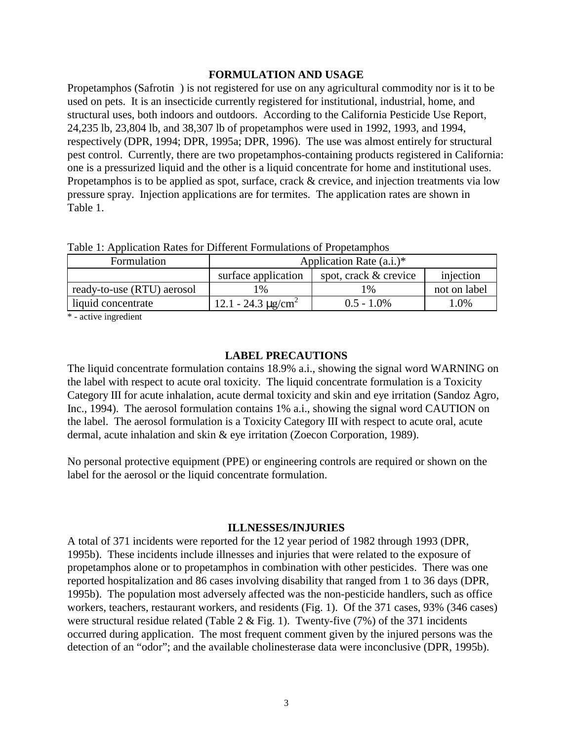## FORMULATION AND USAGE

Propetamphos (Safrotin ) is not registered for use on any agricultural commodity nor is it to be used on pets. It is an insecticide currently registered for institutional, industrial, home, and structural uses, both indoors and outdoors. According to the California Pesticide Use Report, 24,235 lb, 23,804 lb, and 38,307 lb of propetamphos were used in 1992, 1993, and 1994, respectively (DPR, 1994; DPR, 1995a; DPR, 1996). The use was almost entirely for structural pest control. Currently, there are two propetamphos-containing products registered in California: one is a pressurized liquid and the other is a liquid concentrate for home and institutional uses. Propetamphos is to be applied as spot, surface, crack & crevice, and injection treatments via low pressure spray. Injection applications are for termites. The application rates are shown in Table 1.

Table 1: Application Rates for Different Formulations of Propetamphos

| Formulation | Application Rate (a.i.)* | | |
|---|---|---|---|
| | surface application | spot, crack & crevice | injection |
| ready-to-use (RTU) aerosol | 1% | 1% | not on label |
| liquid concentrate | 12.1 - 24.3 $\mu g/cm^2$ | 0.5 - 1.0% | 1.0% |

* - active ingredient

## LABEL PRECAUTIONS

The liquid concentrate formulation contains 18.9% a.i., showing the signal word WARNING on the label with respect to acute oral toxicity. The liquid concentrate formulation is a Toxicity Category III for acute inhalation, acute dermal toxicity and skin and eye irritation (Sandoz Agro, Inc., 1994). The aerosol formulation contains 1% a.i., showing the signal word CAUTION on the label. The aerosol formulation is a Toxicity Category III with respect to acute oral, acute dermal, acute inhalation and skin & eye irritation (Zoecon Corporation, 1989).

No personal protective equipment (PPE) or engineering controls are required or shown on the label for the aerosol or the liquid concentrate formulation.

## ILLNESSES/INJURIES

A total of 371 incidents were reported for the 12 year period of 1982 through 1993 (DPR, 1995b). These incidents include illnesses and injuries that were related to the exposure of propetamphos alone or to propetamphos in combination with other pesticides. There was one reported hospitalization and 86 cases involving disability that ranged from 1 to 36 days (DPR, 1995b). The population most adversely affected was the non-pesticide handlers, such as office workers, teachers, restaurant workers, and residents (Fig. 1). Of the 371 cases, 93% (346 cases) were structural residue related (Table 2 & Fig. 1). Twenty-five (7%) of the 371 incidents occurred during application. The most frequent comment given by the injured persons was the detection of an “odor”; and the available cholinesterase data were inconclusive (DPR, 1995b).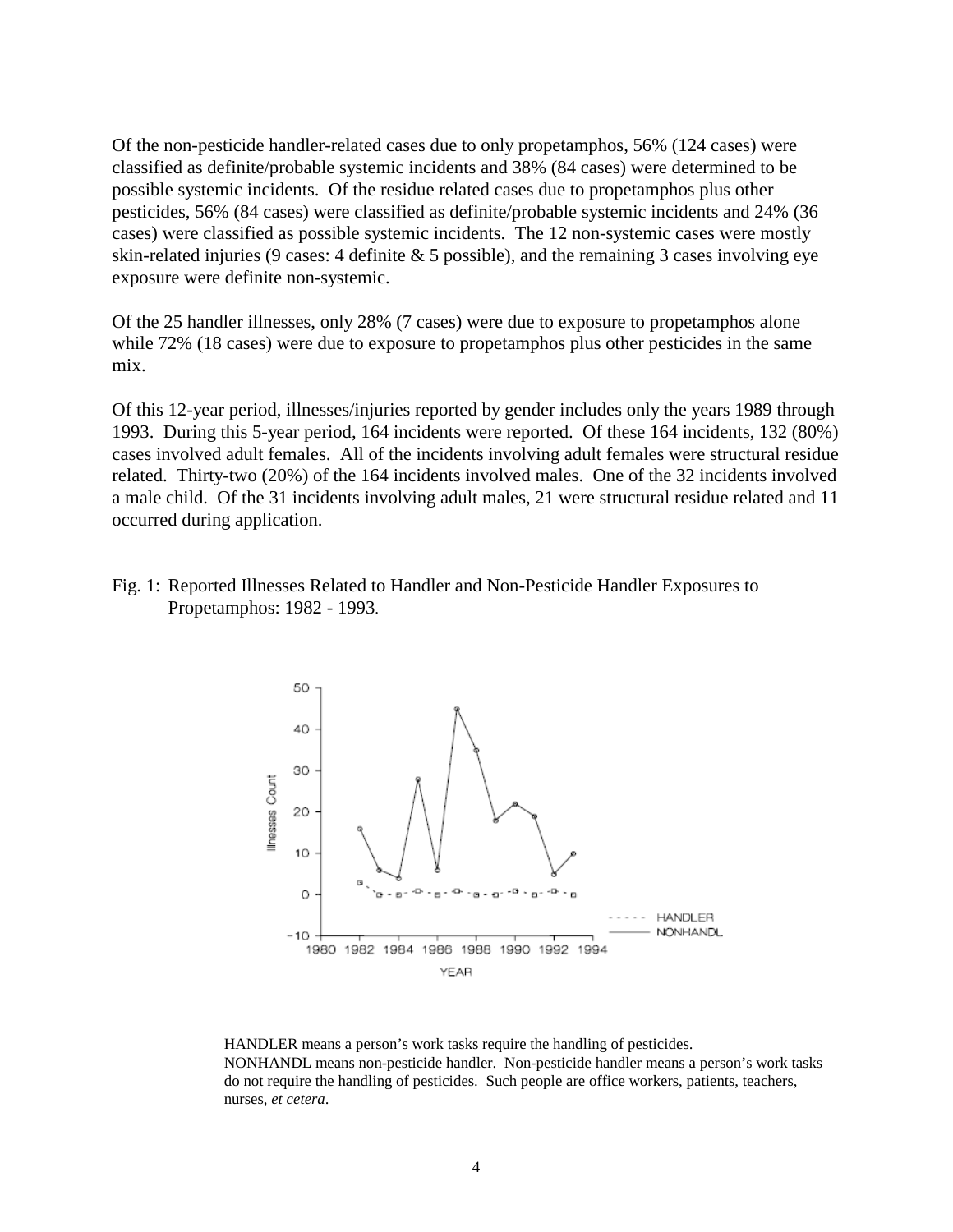Of the non-pesticide handler-related cases due to only propetamphos, 56% (124 cases) were classified as definite/probable systemic incidents and 38% (84 cases) were determined to be possible systemic incidents. Of the residue related cases due to propetamphos plus other pesticides, 56% (84 cases) were classified as definite/probable systemic incidents and 24% (36 cases) were classified as possible systemic incidents. The 12 non-systemic cases were mostly skin-related injuries (9 cases: 4 definite & 5 possible), and the remaining 3 cases involving eye exposure were definite non-systemic.

Of the 25 handler illnesses, only 28% (7 cases) were due to exposure to propetamphos alone while 72% (18 cases) were due to exposure to propetamphos plus other pesticides in the same mix.

Of this 12-year period, illnesses/injuries reported by gender includes only the years 1989 through 1993. During this 5-year period, 164 incidents were reported. Of these 164 incidents, 132 (80%) cases involved adult females. All of the incidents involving adult females were structural residue related. Thirty-two (20%) of the 164 incidents involved males. One of the 32 incidents involved a male child. Of the 31 incidents involving adult males, 21 were structural residue related and 11 occurred during application.

Fig. 1: Reported Illnesses Related to Handler and Non-Pesticide Handler Exposures to Propetamphos: 1982 - 1993.

HANDLER means a person's work tasks require the handling of pesticides.
NONHANDL means non-pesticide handler. Non-pesticide handler means a person's work tasks do not require the handling of pesticides. Such people are office workers, patients, teachers, nurses, *et cetera*.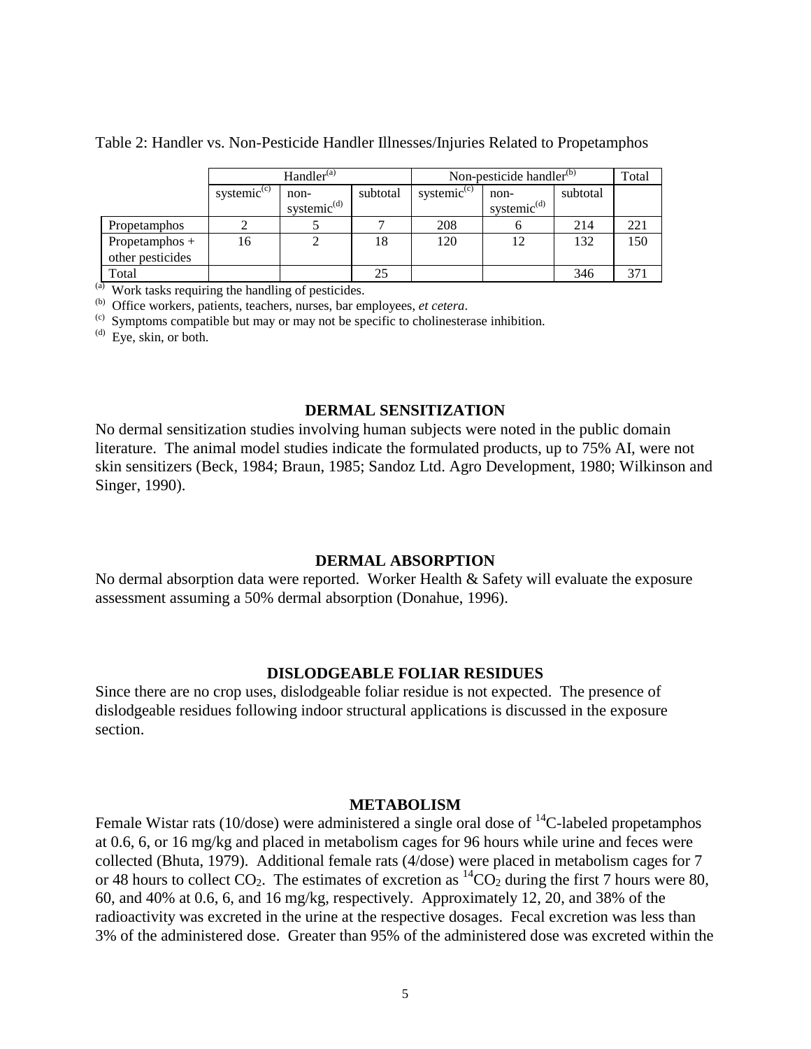Table 2: Handler vs. Non-Pesticide Handler Illnesses/Injuries Related to Propetamphos

| | Handler[a] | | | Non-pesticide handler[b] | | | Total |
|---|---|---|---|---|---|---|---|
| | systemic[c] | non-systemic[d] | subtotal | systemic[c] | non-systemic[d] | subtotal | |
| Propetamphos | 2 | 5 | 7 | 208 | 6 | 214 | 221 |
| Propetamphos + other pesticides | 16 | 2 | 18 | 120 | 12 | 132 | 150 |
| Total | | | 25 | | | 346 | 371 |

[a] Work tasks requiring the handling of pesticides.
[b] Office workers, patients, teachers, nurses, bar employees, *et cetera*.
[c] Symptoms compatible but may or may not be specific to cholinesterase inhibition.
[d] Eye, skin, or both.

## DERMAL SENSITIZATION

No dermal sensitization studies involving human subjects were noted in the public domain literature. The animal model studies indicate the formulated products, up to 75% AI, were not skin sensitizers (Beck, 1984; Braun, 1985; Sandoz Ltd. Agro Development, 1980; Wilkinson and Singer, 1990).

## DERMAL ABSORPTION

No dermal absorption data were reported. Worker Health & Safety will evaluate the exposure assessment assuming a 50% dermal absorption (Donahue, 1996).

## DISLODGEABLE FOLIAR RESIDUES

Since there are no crop uses, dislodgeable foliar residue is not expected. The presence of dislodgeable residues following indoor structural applications is discussed in the exposure section.

## METABOLISM

Female Wistar rats (10/dose) were administered a single oral dose of $^{14}C$-labeled propetamphos at 0.6, 6, or 16 mg/kg and placed in metabolism cages for 96 hours while urine and feces were collected (Bhuta, 1979). Additional female rats (4/dose) were placed in metabolism cages for 7 or 48 hours to collect $CO_2$. The estimates of excretion as $^{14}CO_2$ during the first 7 hours were 80, 60, and 40% at 0.6, 6, and 16 mg/kg, respectively. Approximately 12, 20, and 38% of the radioactivity was excreted in the urine at the respective dosages. Fecal excretion was less than 3% of the administered dose. Greater than 95% of the administered dose was excreted within the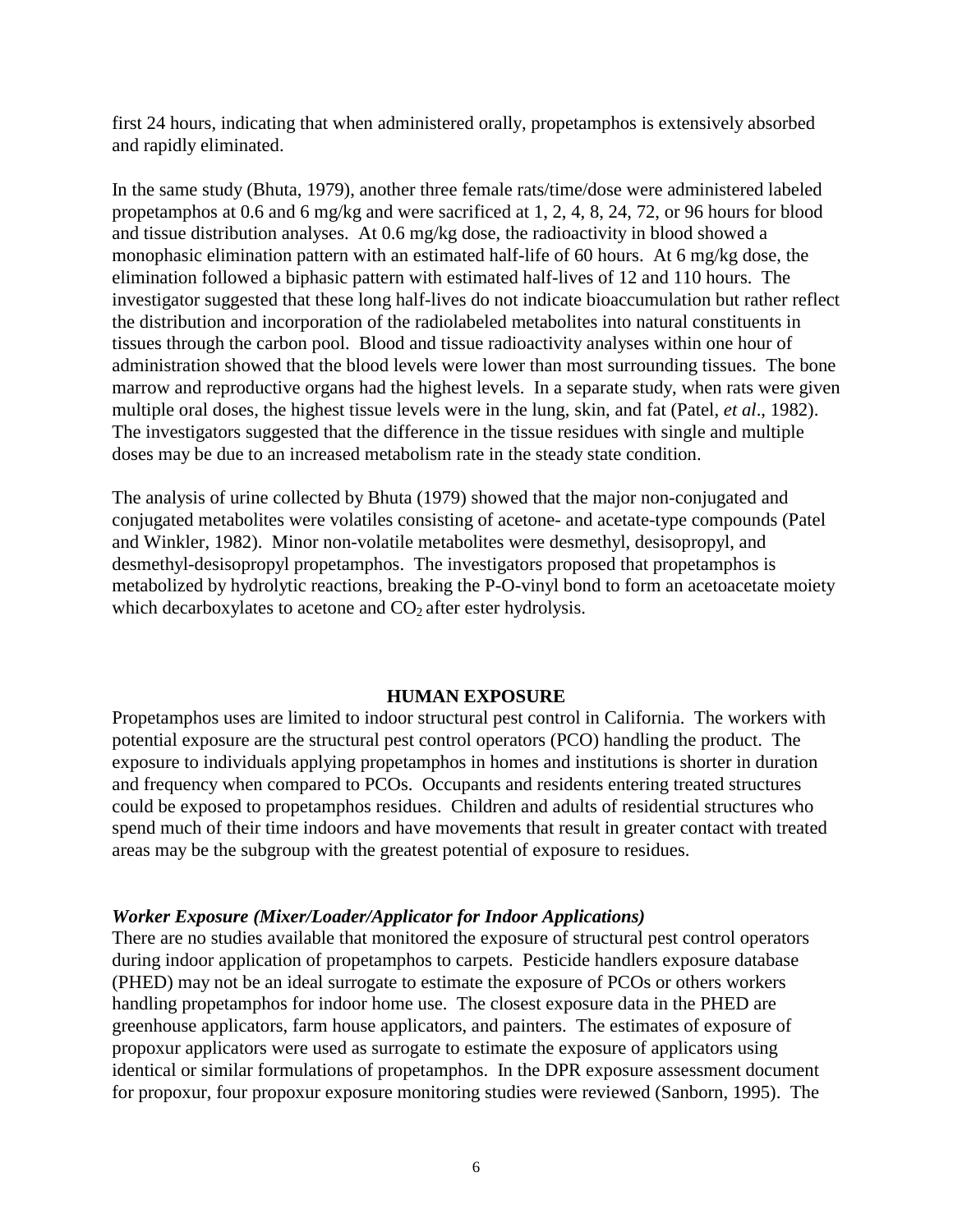first 24 hours, indicating that when administered orally, propetamphos is extensively absorbed and rapidly eliminated.

In the same study (Bhuta, 1979), another three female rats/time/dose were administered labeled propetamphos at 0.6 and 6 mg/kg and were sacrificed at 1, 2, 4, 8, 24, 72, or 96 hours for blood and tissue distribution analyses. At 0.6 mg/kg dose, the radioactivity in blood showed a monophasic elimination pattern with an estimated half-life of 60 hours. At 6 mg/kg dose, the elimination followed a biphasic pattern with estimated half-lives of 12 and 110 hours. The investigator suggested that these long half-lives do not indicate bioaccumulation but rather reflect the distribution and incorporation of the radiolabeled metabolites into natural constituents in tissues through the carbon pool. Blood and tissue radioactivity analyses within one hour of administration showed that the blood levels were lower than most surrounding tissues. The bone marrow and reproductive organs had the highest levels. In a separate study, when rats were given multiple oral doses, the highest tissue levels were in the lung, skin, and fat (Patel, *et al*., 1982). The investigators suggested that the difference in the tissue residues with single and multiple doses may be due to an increased metabolism rate in the steady state condition.

The analysis of urine collected by Bhuta (1979) showed that the major non-conjugated and conjugated metabolites were volatiles consisting of acetone- and acetate-type compounds (Patel and Winkler, 1982). Minor non-volatile metabolites were desmethyl, desisopropyl, and desmethyl-desisopropyl propetamphos. The investigators proposed that propetamphos is metabolized by hydrolytic reactions, breaking the P-O-vinyl bond to form an acetoacetate moiety which decarboxylates to acetone and $CO_2$ after ester hydrolysis.

## HUMAN EXPOSURE

Propetamphos uses are limited to indoor structural pest control in California. The workers with potential exposure are the structural pest control operators (PCO) handling the product. The exposure to individuals applying propetamphos in homes and institutions is shorter in duration and frequency when compared to PCOs. Occupants and residents entering treated structures could be exposed to propetamphos residues. Children and adults of residential structures who spend much of their time indoors and have movements that result in greater contact with treated areas may be the subgroup with the greatest potential of exposure to residues.

### *Worker Exposure (Mixer/Loader/Applicator for Indoor Applications)*

There are no studies available that monitored the exposure of structural pest control operators during indoor application of propetamphos to carpets. Pesticide handlers exposure database (PHED) may not be an ideal surrogate to estimate the exposure of PCOs or others workers handling propetamphos for indoor home use. The closest exposure data in the PHED are greenhouse applicators, farm house applicators, and painters. The estimates of exposure of propoxur applicators were used as surrogate to estimate the exposure of applicators using identical or similar formulations of propetamphos. In the DPR exposure assessment document for propoxur, four propoxur exposure monitoring studies were reviewed (Sanborn, 1995). The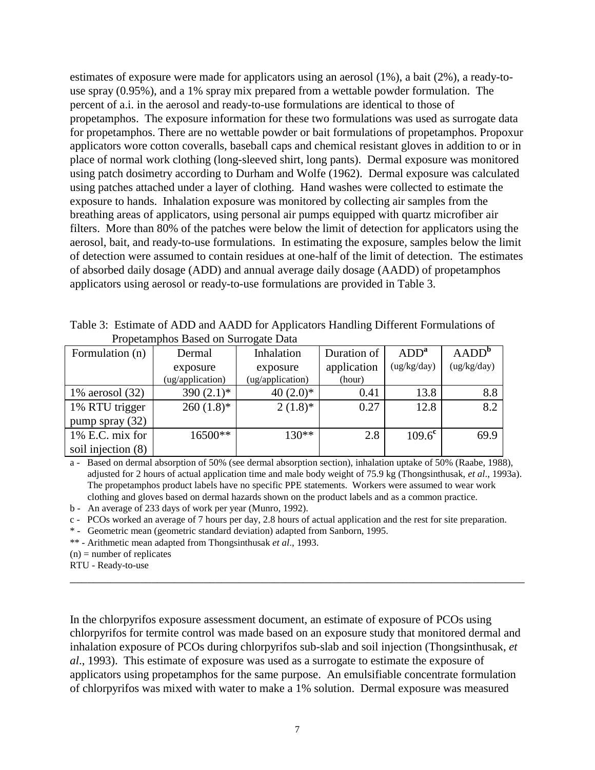estimates of exposure were made for applicators using an aerosol (1%), a bait (2%), a ready-to-use spray (0.95%), and a 1% spray mix prepared from a wettable powder formulation. The percent of a.i. in the aerosol and ready-to-use formulations are identical to those of propetamphos. The exposure information for these two formulations was used as surrogate data for propetamphos. There are no wettable powder or bait formulations of propetamphos. Propoxur applicators wore cotton coveralls, baseball caps and chemical resistant gloves in addition to or in place of normal work clothing (long-sleeved shirt, long pants). Dermal exposure was monitored using patch dosimetry according to Durham and Wolfe (1962). Dermal exposure was calculated using patches attached under a layer of clothing. Hand washes were collected to estimate the exposure to hands. Inhalation exposure was monitored by collecting air samples from the breathing areas of applicators, using personal air pumps equipped with quartz microfiber air filters. More than 80% of the patches were below the limit of detection for applicators using the aerosol, bait, and ready-to-use formulations. In estimating the exposure, samples below the limit of detection were assumed to contain residues at one-half of the limit of detection. The estimates of absorbed daily dosage (ADD) and annual average daily dosage (AADD) of propetamphos applicators using aerosol or ready-to-use formulations are provided in Table 3.

Table 3: Estimate of ADD and AADD for Applicators Handling Different Formulations of Propetamphos Based on Surrogate Data

| Formulation (n) | Dermal exposure (ug/application) | Inhalation exposure (ug/application) | Duration of application (hour) | ADD[a] (ug/kg/day) | AADD[b] (ug/kg/day) |
|---|---|---|---|---|---|
| 1% aerosol (32) | 390 (2.1)* | 40 (2.0)* | 0.41 | 13.8 | 8.8 |
| 1% RTU trigger pump spray (32) | 260 (1.8)* | 2 (1.8)* | 0.27 | 12.8 | 8.2 |
| 1% E.C. mix for soil injection (8) | 16500** | 130** | 2.8 | 109.6[c] | 69.9 |

a - Based on dermal absorption of 50% (see dermal absorption section), inhalation uptake of 50% (Raabe, 1988), adjusted for 2 hours of actual application time and male body weight of 75.9 kg (Thongsinthusak, *et al*., 1993a). The propetamphos product labels have no specific PPE statements. Workers were assumed to wear work clothing and gloves based on dermal hazards shown on the product labels and as a common practice.

b - An average of 233 days of work per year (Munro, 1992).

c - PCOs worked an average of 7 hours per day, 2.8 hours of actual application and the rest for site preparation.

\* - Geometric mean (geometric standard deviation) adapted from Sanborn, 1995.

\*\* - Arithmetic mean adapted from Thongsinthusak *et al*., 1993.

(n) = number of replicates

RTU - Ready-to-use

---

In the chlorpyrifos exposure assessment document, an estimate of exposure of PCOs using chlorpyrifos for termite control was made based on an exposure study that monitored dermal and inhalation exposure of PCOs during chlorpyrifos sub-slab and soil injection (Thongsinthusak, *et al*., 1993). This estimate of exposure was used as a surrogate to estimate the exposure of applicators using propetamphos for the same purpose. An emulsifiable concentrate formulation of chlorpyrifos was mixed with water to make a 1% solution. Dermal exposure was measured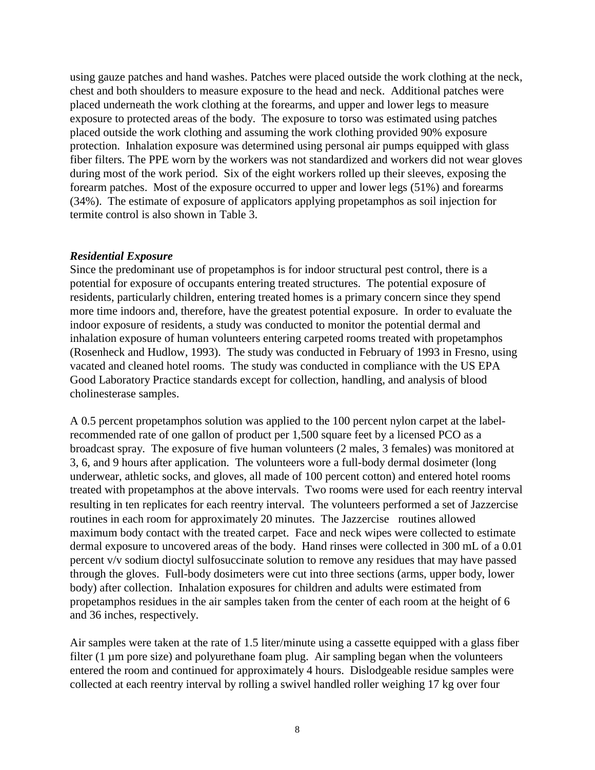using gauze patches and hand washes. Patches were placed outside the work clothing at the neck, chest and both shoulders to measure exposure to the head and neck. Additional patches were placed underneath the work clothing at the forearms, and upper and lower legs to measure exposure to protected areas of the body. The exposure to torso was estimated using patches placed outside the work clothing and assuming the work clothing provided 90% exposure protection. Inhalation exposure was determined using personal air pumps equipped with glass fiber filters. The PPE worn by the workers was not standardized and workers did not wear gloves during most of the work period. Six of the eight workers rolled up their sleeves, exposing the forearm patches. Most of the exposure occurred to upper and lower legs (51%) and forearms (34%). The estimate of exposure of applicators applying propetamphos as soil injection for termite control is also shown in Table 3.

***Residential Exposure***

Since the predominant use of propetamphos is for indoor structural pest control, there is a potential for exposure of occupants entering treated structures. The potential exposure of residents, particularly children, entering treated homes is a primary concern since they spend more time indoors and, therefore, have the greatest potential exposure. In order to evaluate the indoor exposure of residents, a study was conducted to monitor the potential dermal and inhalation exposure of human volunteers entering carpeted rooms treated with propetamphos (Rosenheck and Hudlow, 1993). The study was conducted in February of 1993 in Fresno, using vacated and cleaned hotel rooms. The study was conducted in compliance with the US EPA Good Laboratory Practice standards except for collection, handling, and analysis of blood cholinesterase samples.

A 0.5 percent propetamphos solution was applied to the 100 percent nylon carpet at the label-recommended rate of one gallon of product per 1,500 square feet by a licensed PCO as a broadcast spray. The exposure of five human volunteers (2 males, 3 females) was monitored at 3, 6, and 9 hours after application. The volunteers wore a full-body dermal dosimeter (long underwear, athletic socks, and gloves, all made of 100 percent cotton) and entered hotel rooms treated with propetamphos at the above intervals. Two rooms were used for each reentry interval resulting in ten replicates for each reentry interval. The volunteers performed a set of Jazzercise routines in each room for approximately 20 minutes. The Jazzercise routines allowed maximum body contact with the treated carpet. Face and neck wipes were collected to estimate dermal exposure to uncovered areas of the body. Hand rinses were collected in 300 mL of a 0.01 percent v/v sodium dioctyl sulfosuccinate solution to remove any residues that may have passed through the gloves. Full-body dosimeters were cut into three sections (arms, upper body, lower body) after collection. Inhalation exposures for children and adults were estimated from propetamphos residues in the air samples taken from the center of each room at the height of 6 and 36 inches, respectively.

Air samples were taken at the rate of 1.5 liter/minute using a cassette equipped with a glass fiber filter (1 µm pore size) and polyurethane foam plug. Air sampling began when the volunteers entered the room and continued for approximately 4 hours. Dislodgeable residue samples were collected at each reentry interval by rolling a swivel handled roller weighing 17 kg over four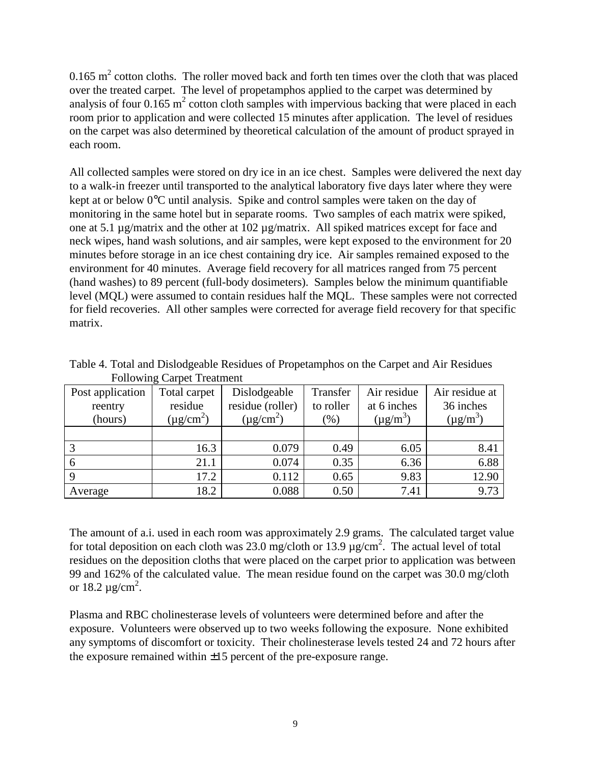0.165 $m^2$ cotton cloths. The roller moved back and forth ten times over the cloth that was placed over the treated carpet. The level of propetamphos applied to the carpet was determined by analysis of four 0.165 $m^2$ cotton cloth samples with impervious backing that were placed in each room prior to application and were collected 15 minutes after application. The level of residues on the carpet was also determined by theoretical calculation of the amount of product sprayed in each room.

All collected samples were stored on dry ice in an ice chest. Samples were delivered the next day to a walk-in freezer until transported to the analytical laboratory five days later where they were kept at or below 0°C until analysis. Spike and control samples were taken on the day of monitoring in the same hotel but in separate rooms. Two samples of each matrix were spiked, one at 5.1 µg/matrix and the other at 102 µg/matrix. All spiked matrices except for face and neck wipes, hand wash solutions, and air samples, were kept exposed to the environment for 20 minutes before storage in an ice chest containing dry ice. Air samples remained exposed to the environment for 40 minutes. Average field recovery for all matrices ranged from 75 percent (hand washes) to 89 percent (full-body dosimeters). Samples below the minimum quantifiable level (MQL) were assumed to contain residues half the MQL. These samples were not corrected for field recoveries. All other samples were corrected for average field recovery for that specific matrix.

Table 4. Total and Dislodgeable Residues of Propetamphos on the Carpet and Air Residues Following Carpet Treatment

| Post application reentry (hours) | Total carpet residue ($\mu g/cm^2$) | Dislodgeable residue (roller) ($\mu g/cm^2$) | Transfer to roller (%) | Air residue at 6 inches ($\mu g/m^3$) | Air residue at 36 inches ($\mu g/m^3$) |
|---|---|---|---|---|---|
| | | | | | |
| 3 | 16.3 | 0.079 | 0.49 | 6.05 | 8.41 |
| 6 | 21.1 | 0.074 | 0.35 | 6.36 | 6.88 |
| 9 | 17.2 | 0.112 | 0.65 | 9.83 | 12.90 |
| Average | 18.2 | 0.088 | 0.50 | 7.41 | 9.73 |

The amount of a.i. used in each room was approximately 2.9 grams. The calculated target value for total deposition on each cloth was 23.0 mg/cloth or 13.9 $\mu g/cm^2$. The actual level of total residues on the deposition cloths that were placed on the carpet prior to application was between 99 and 162% of the calculated value. The mean residue found on the carpet was 30.0 mg/cloth or 18.2 $\mu g/cm^2$.

Plasma and RBC cholinesterase levels of volunteers were determined before and after the exposure. Volunteers were observed up to two weeks following the exposure. None exhibited any symptoms of discomfort or toxicity. Their cholinesterase levels tested 24 and 72 hours after the exposure remained within ±15 percent of the pre-exposure range.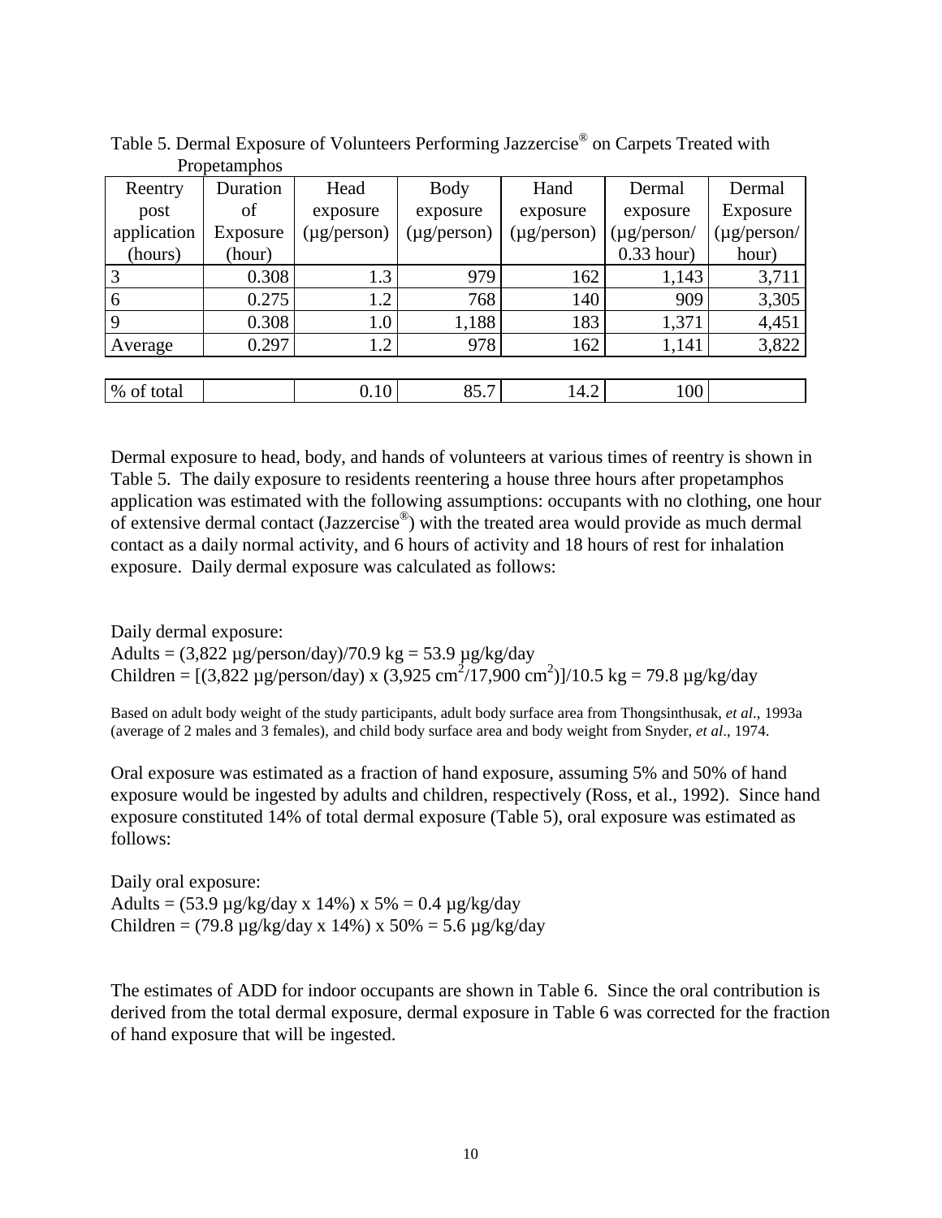Table 5. Dermal Exposure of Volunteers Performing Jazzercise® on Carpets Treated with Propetamphos

| Reentry post application (hours) | Duration of Exposure (hour) | Head exposure (µg/person) | Body exposure (µg/person) | Hand exposure (µg/person) | Dermal exposure (µg/person/ 0.33 hour) | Dermal Exposure (µg/person/ hour) |
|---|---|---|---|---|---|---|
| 3 | 0.308 | 1.3 | 979 | 162 | 1,143 | 3,711 |
| 6 | 0.275 | 1.2 | 768 | 140 | 909 | 3,305 |
| 9 | 0.308 | 1.0 | 1,188 | 183 | 1,371 | 4,451 |
| Average | 0.297 | 1.2 | 978 | 162 | 1,141 | 3,822 |
| | | | | | | |
| % of total | | 0.10 | 85.7 | 14.2 | 100 | |

Dermal exposure to head, body, and hands of volunteers at various times of reentry is shown in Table 5. The daily exposure to residents reentering a house three hours after propetamphos application was estimated with the following assumptions: occupants with no clothing, one hour of extensive dermal contact (Jazzercise®) with the treated area would provide as much dermal contact as a daily normal activity, and 6 hours of activity and 18 hours of rest for inhalation exposure. Daily dermal exposure was calculated as follows:

Daily dermal exposure:
Adults = (3,822 µg/person/day)/70.9 kg = 53.9 µg/kg/day
Children = [(3,822 µg/person/day) x (3,925 $cm^2$/17,900 $cm^2$)]/10.5 kg = 79.8 µg/kg/day

Based on adult body weight of the study participants, adult body surface area from Thongsinthusak, *et al*., 1993a (average of 2 males and 3 females), and child body surface area and body weight from Snyder, *et al*., 1974.

Oral exposure was estimated as a fraction of hand exposure, assuming 5% and 50% of hand exposure would be ingested by adults and children, respectively (Ross, et al., 1992). Since hand exposure constituted 14% of total dermal exposure (Table 5), oral exposure was estimated as follows:

Daily oral exposure:
Adults = (53.9 µg/kg/day x 14%) x 5% = 0.4 µg/kg/day
Children = (79.8 µg/kg/day x 14%) x 50% = 5.6 µg/kg/day

The estimates of ADD for indoor occupants are shown in Table 6. Since the oral contribution is derived from the total dermal exposure, dermal exposure in Table 6 was corrected for the fraction of hand exposure that will be ingested.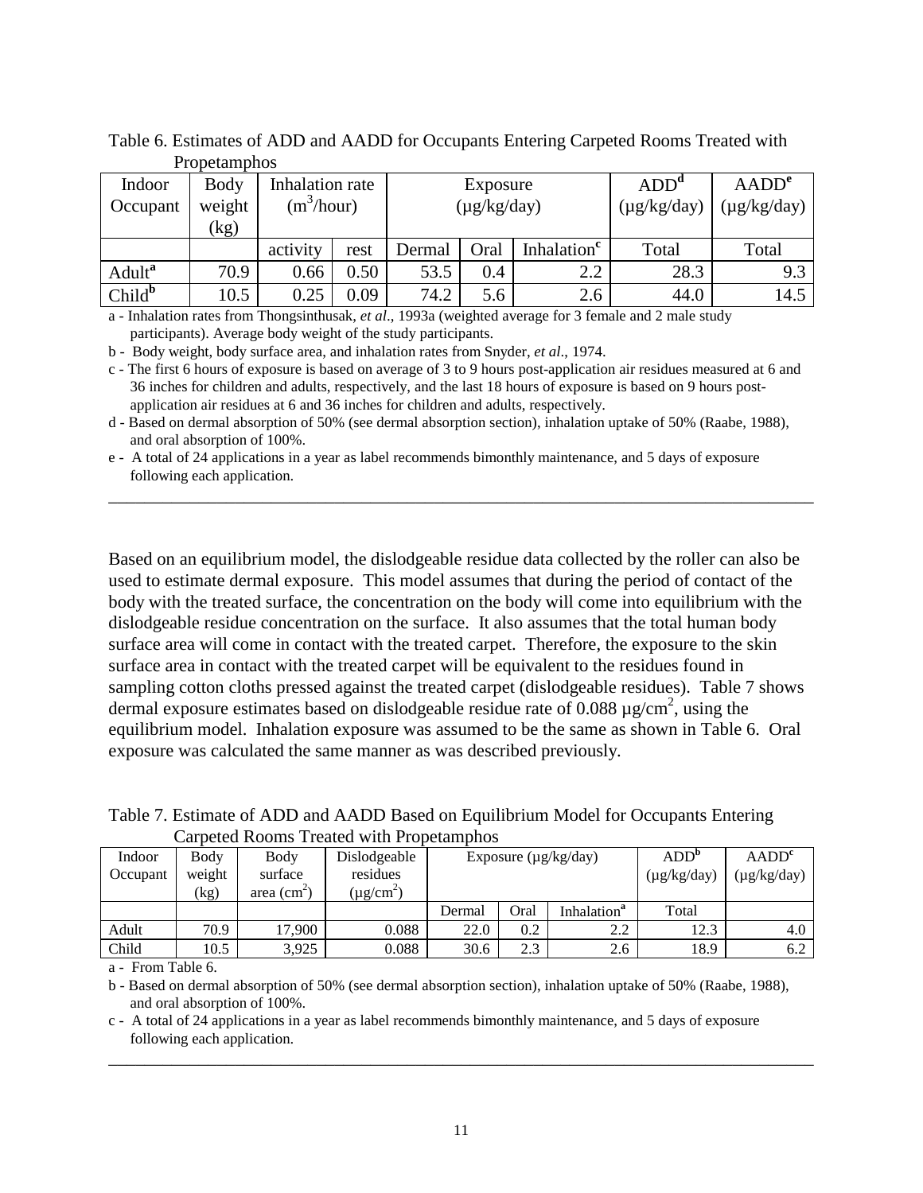Table 6. Estimates of ADD and AADD for Occupants Entering Carpeted Rooms Treated with Propetamphos

| Indoor Occupant | Body weight (kg) | Inhalation rate ($m^3$/hour) | | Exposure (µg/kg/day) | | | ADD[d] (µg/kg/day) | AADD[e] (µg/kg/day) |
|---|---|---|---|---|---|---|---|---|
| | | activity | rest | Dermal | Oral | Inhalation[c] | Total | Total |
| Adult[a] | 70.9 | 0.66 | 0.50 | 53.5 | 0.4 | 2.2 | 28.3 | 9.3 |
| Child[b] | 10.5 | 0.25 | 0.09 | 74.2 | 5.6 | 2.6 | 44.0 | 14.5 |

a - Inhalation rates from Thongsinthusak, *et al*., 1993a (weighted average for 3 female and 2 male study participants). Average body weight of the study participants.

b - Body weight, body surface area, and inhalation rates from Snyder, *et al*., 1974.

c - The first 6 hours of exposure is based on average of 3 to 9 hours post-application air residues measured at 6 and 36 inches for children and adults, respectively, and the last 18 hours of exposure is based on 9 hours post-application air residues at 6 and 36 inches for children and adults, respectively.

d - Based on dermal absorption of 50% (see dermal absorption section), inhalation uptake of 50% (Raabe, 1988), and oral absorption of 100%.

e - A total of 24 applications in a year as label recommends bimonthly maintenance, and 5 days of exposure following each application.

Based on an equilibrium model, the dislodgeable residue data collected by the roller can also be used to estimate dermal exposure. This model assumes that during the period of contact of the body with the treated surface, the concentration on the body will come into equilibrium with the dislodgeable residue concentration on the surface. It also assumes that the total human body surface area will come in contact with the treated carpet. Therefore, the exposure to the skin surface area in contact with the treated carpet will be equivalent to the residues found in sampling cotton cloths pressed against the treated carpet (dislodgeable residues). Table 7 shows dermal exposure estimates based on dislodgeable residue rate of 0.088 µg/$cm^2$, using the equilibrium model. Inhalation exposure was assumed to be the same as shown in Table 6. Oral exposure was calculated the same manner as was described previously.

Table 7. Estimate of ADD and AADD Based on Equilibrium Model for Occupants Entering Carpeted Rooms Treated with Propetamphos

| Indoor Occupant | Body weight (kg) | Body surface area ($cm^2$) | Dislodgeable residues (µg/$cm^2$) | Exposure (µg/kg/day) | | | ADD[b] (µg/kg/day) | AADD[c] (µg/kg/day) |
|---|---|---|---|---|---|---|---|---|
| | | | | Dermal | Oral | Inhalation[a] | Total | |
| Adult | 70.9 | 17,900 | 0.088 | 22.0 | 0.2 | 2.2 | 12.3 | 4.0 |
| Child | 10.5 | 3,925 | 0.088 | 30.6 | 2.3 | 2.6 | 18.9 | 6.2 |

a - From Table 6.

b - Based on dermal absorption of 50% (see dermal absorption section), inhalation uptake of 50% (Raabe, 1988), and oral absorption of 100%.

c - A total of 24 applications in a year as label recommends bimonthly maintenance, and 5 days of exposure following each application.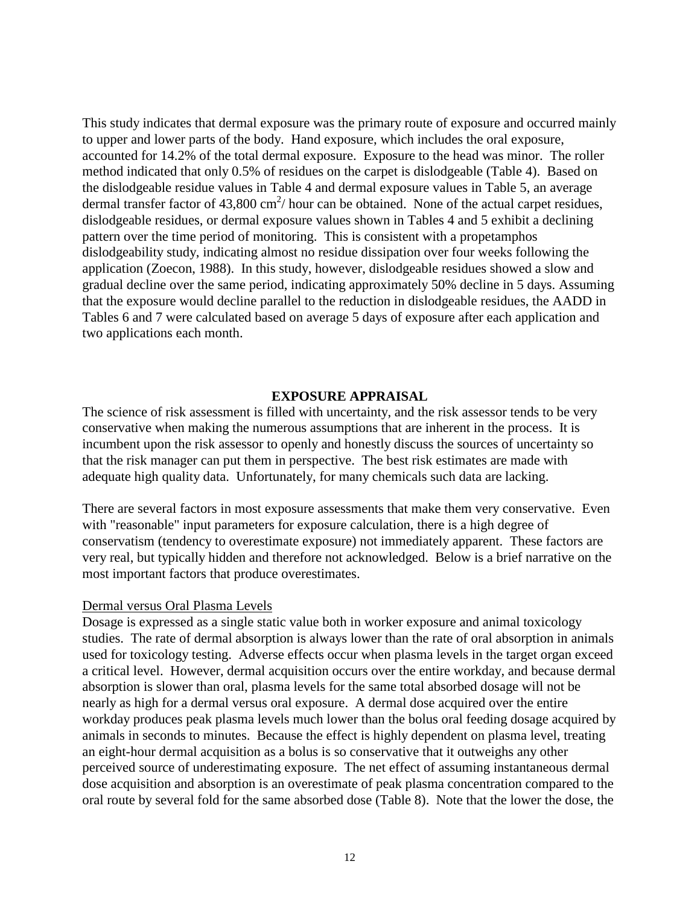This study indicates that dermal exposure was the primary route of exposure and occurred mainly to upper and lower parts of the body. Hand exposure, which includes the oral exposure, accounted for 14.2% of the total dermal exposure. Exposure to the head was minor. The roller method indicated that only 0.5% of residues on the carpet is dislodgeable (Table 4). Based on the dislodgeable residue values in Table 4 and dermal exposure values in Table 5, an average dermal transfer factor of 43,800 $cm^2$/ hour can be obtained. None of the actual carpet residues, dislodgeable residues, or dermal exposure values shown in Tables 4 and 5 exhibit a declining pattern over the time period of monitoring. This is consistent with a propetamphos dislodgeability study, indicating almost no residue dissipation over four weeks following the application (Zoecon, 1988). In this study, however, dislodgeable residues showed a slow and gradual decline over the same period, indicating approximately 50% decline in 5 days. Assuming that the exposure would decline parallel to the reduction in dislodgeable residues, the AADD in Tables 6 and 7 were calculated based on average 5 days of exposure after each application and two applications each month.

## EXPOSURE APPRAISAL

The science of risk assessment is filled with uncertainty, and the risk assessor tends to be very conservative when making the numerous assumptions that are inherent in the process. It is incumbent upon the risk assessor to openly and honestly discuss the sources of uncertainty so that the risk manager can put them in perspective. The best risk estimates are made with adequate high quality data. Unfortunately, for many chemicals such data are lacking.

There are several factors in most exposure assessments that make them very conservative. Even with "reasonable" input parameters for exposure calculation, there is a high degree of conservatism (tendency to overestimate exposure) not immediately apparent. These factors are very real, but typically hidden and therefore not acknowledged. Below is a brief narrative on the most important factors that produce overestimates.

### Dermal versus Oral Plasma Levels

Dosage is expressed as a single static value both in worker exposure and animal toxicology studies. The rate of dermal absorption is always lower than the rate of oral absorption in animals used for toxicology testing. Adverse effects occur when plasma levels in the target organ exceed a critical level. However, dermal acquisition occurs over the entire workday, and because dermal absorption is slower than oral, plasma levels for the same total absorbed dosage will not be nearly as high for a dermal versus oral exposure. A dermal dose acquired over the entire workday produces peak plasma levels much lower than the bolus oral feeding dosage acquired by animals in seconds to minutes. Because the effect is highly dependent on plasma level, treating an eight-hour dermal acquisition as a bolus is so conservative that it outweighs any other perceived source of underestimating exposure. The net effect of assuming instantaneous dermal dose acquisition and absorption is an overestimate of peak plasma concentration compared to the oral route by several fold for the same absorbed dose (Table 8). Note that the lower the dose, the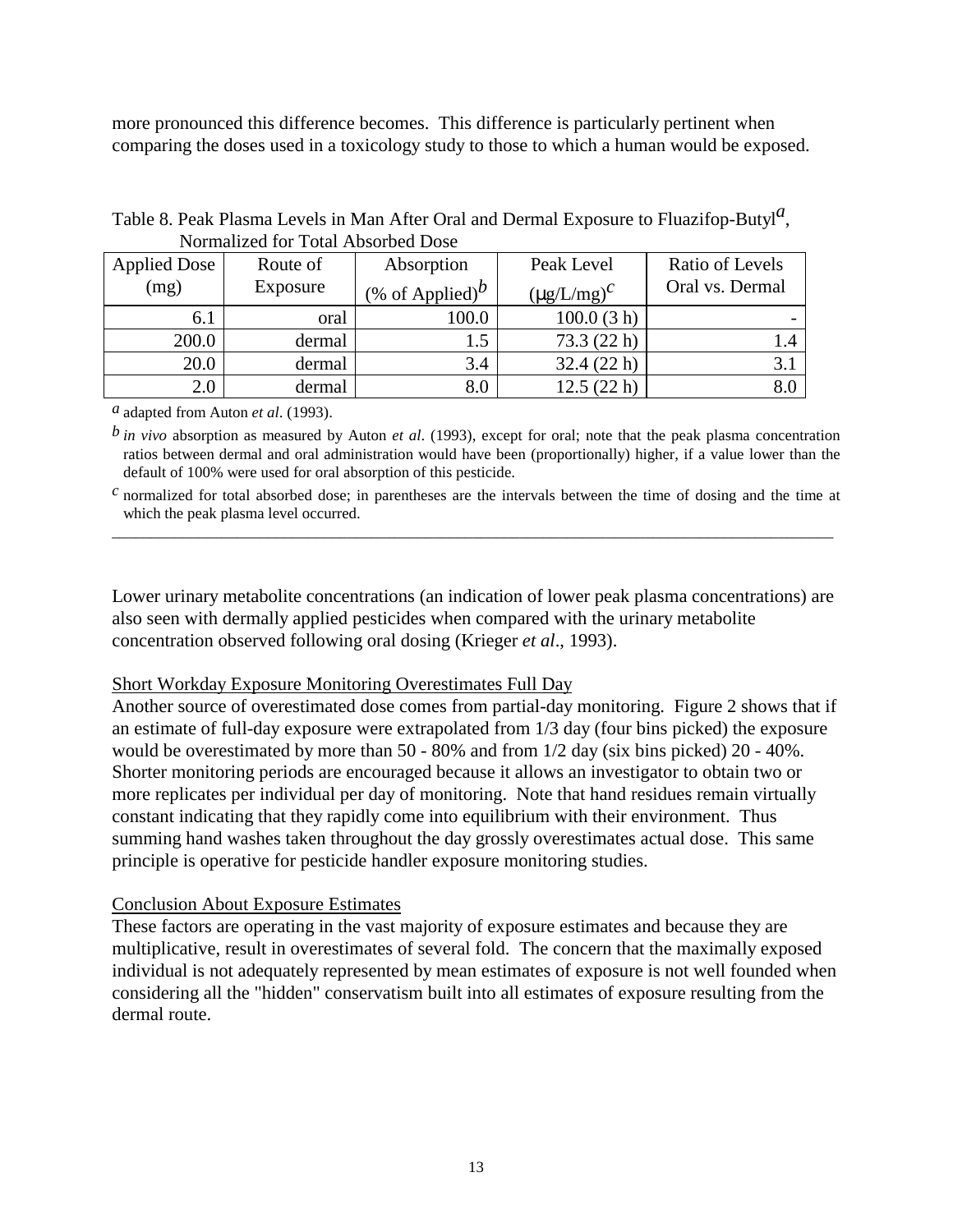more pronounced this difference becomes. This difference is particularly pertinent when comparing the doses used in a toxicology study to those to which a human would be exposed.

Table 8. Peak Plasma Levels in Man After Oral and Dermal Exposure to Fluazifop-Butyl[a], Normalized for Total Absorbed Dose

| Applied Dose (mg) | Route of Exposure | Absorption (% of Applied)[b] | Peak Level (μg/L/mg)[c] | Ratio of Levels Oral vs. Dermal |
|---|---|---|---|---|
| 6.1 | oral | 100.0 | 100.0 (3 h) | - |
| 200.0 | dermal | 1.5 | 73.3 (22 h) | 1.4 |
| 20.0 | dermal | 3.4 | 32.4 (22 h) | 3.1 |
| 2.0 | dermal | 8.0 | 12.5 (22 h) | 8.0 |

[a] adapted from Auton *et al*. (1993).

[b] *in vivo* absorption as measured by Auton *et al*. (1993), except for oral; note that the peak plasma concentration ratios between dermal and oral administration would have been (proportionally) higher, if a value lower than the default of 100% were used for oral absorption of this pesticide.

[c] normalized for total absorbed dose; in parentheses are the intervals between the time of dosing and the time at which the peak plasma level occurred.

Lower urinary metabolite concentrations (an indication of lower peak plasma concentrations) are also seen with dermally applied pesticides when compared with the urinary metabolite concentration observed following oral dosing (Krieger *et al*., 1993).

Short Workday Exposure Monitoring Overestimates Full Day

Another source of overestimated dose comes from partial-day monitoring. Figure 2 shows that if an estimate of full-day exposure were extrapolated from 1/3 day (four bins picked) the exposure would be overestimated by more than 50 - 80% and from 1/2 day (six bins picked) 20 - 40%. Shorter monitoring periods are encouraged because it allows an investigator to obtain two or more replicates per individual per day of monitoring. Note that hand residues remain virtually constant indicating that they rapidly come into equilibrium with their environment. Thus summing hand washes taken throughout the day grossly overestimates actual dose. This same principle is operative for pesticide handler exposure monitoring studies.

Conclusion About Exposure Estimates

These factors are operating in the vast majority of exposure estimates and because they are multiplicative, result in overestimates of several fold. The concern that the maximally exposed individual is not adequately represented by mean estimates of exposure is not well founded when considering all the "hidden" conservatism built into all estimates of exposure resulting from the dermal route.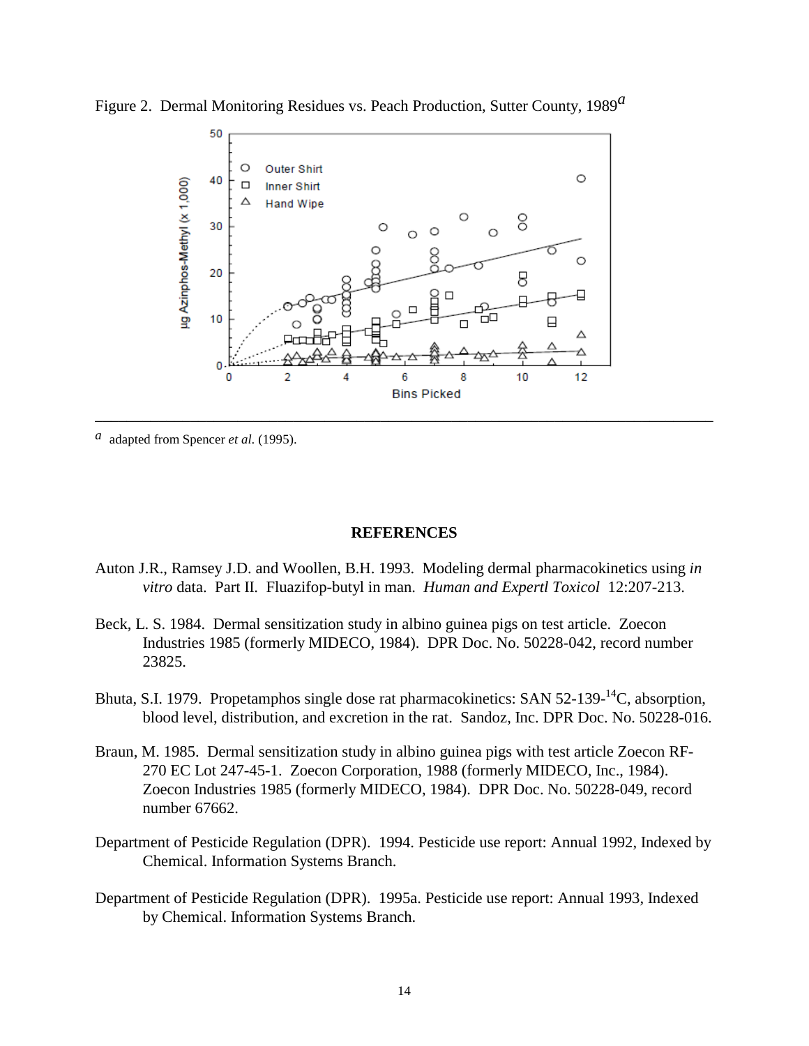Figure 2. Dermal Monitoring Residues vs. Peach Production, Sutter County, 1989[a]

[a] adapted from Spencer *et al.* (1995).

## REFERENCES

Auton J.R., Ramsey J.D. and Woollen, B.H. 1993. Modeling dermal pharmacokinetics using *in vitro* data. Part II. Fluazifop-butyl in man. *Human and Expertl Toxicol* 12:207-213.

Beck, L. S. 1984. Dermal sensitization study in albino guinea pigs on test article. Zoecon Industries 1985 (formerly MIDECO, 1984). DPR Doc. No. 50228-042, record number 23825.

Bhuta, S.I. 1979. Propetamphos single dose rat pharmacokinetics: SAN 52-139-$^{14}$C, absorption, blood level, distribution, and excretion in the rat. Sandoz, Inc. DPR Doc. No. 50228-016.

Braun, M. 1985. Dermal sensitization study in albino guinea pigs with test article Zoecon RF-270 EC Lot 247-45-1. Zoecon Corporation, 1988 (formerly MIDECO, Inc., 1984). Zoecon Industries 1985 (formerly MIDECO, 1984). DPR Doc. No. 50228-049, record number 67662.

Department of Pesticide Regulation (DPR). 1994. Pesticide use report: Annual 1992, Indexed by Chemical. Information Systems Branch.

Department of Pesticide Regulation (DPR). 1995a. Pesticide use report: Annual 1993, Indexed by Chemical. Information Systems Branch.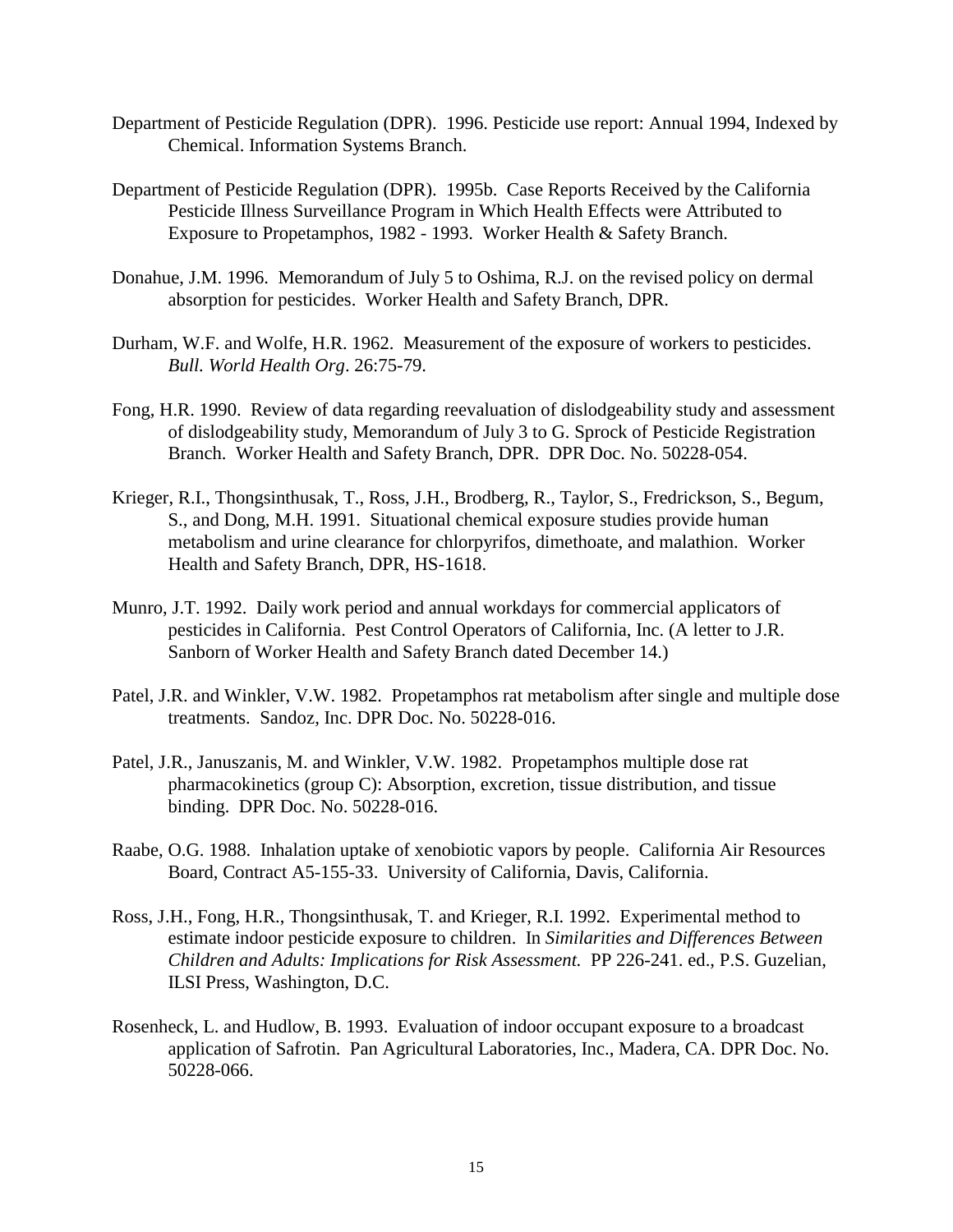Department of Pesticide Regulation (DPR). 1996. Pesticide use report: Annual 1994, Indexed by Chemical. Information Systems Branch.

Department of Pesticide Regulation (DPR). 1995b. Case Reports Received by the California Pesticide Illness Surveillance Program in Which Health Effects were Attributed to Exposure to Propetamphos, 1982 - 1993. Worker Health & Safety Branch.

Donahue, J.M. 1996. Memorandum of July 5 to Oshima, R.J. on the revised policy on dermal absorption for pesticides. Worker Health and Safety Branch, DPR.

Durham, W.F. and Wolfe, H.R. 1962. Measurement of the exposure of workers to pesticides. *Bull. World Health Org*. 26:75-79.

Fong, H.R. 1990. Review of data regarding reevaluation of dislodgeability study and assessment of dislodgeability study, Memorandum of July 3 to G. Sprock of Pesticide Registration Branch. Worker Health and Safety Branch, DPR. DPR Doc. No. 50228-054.

Krieger, R.I., Thongsinthusak, T., Ross, J.H., Brodberg, R., Taylor, S., Fredrickson, S., Begum, S., and Dong, M.H. 1991. Situational chemical exposure studies provide human metabolism and urine clearance for chlorpyrifos, dimethoate, and malathion. Worker Health and Safety Branch, DPR, HS-1618.

Munro, J.T. 1992. Daily work period and annual workdays for commercial applicators of pesticides in California. Pest Control Operators of California, Inc. (A letter to J.R. Sanborn of Worker Health and Safety Branch dated December 14.)

Patel, J.R. and Winkler, V.W. 1982. Propetamphos rat metabolism after single and multiple dose treatments. Sandoz, Inc. DPR Doc. No. 50228-016.

Patel, J.R., Januszanis, M. and Winkler, V.W. 1982. Propetamphos multiple dose rat pharmacokinetics (group C): Absorption, excretion, tissue distribution, and tissue binding. DPR Doc. No. 50228-016.

Raabe, O.G. 1988. Inhalation uptake of xenobiotic vapors by people. California Air Resources Board, Contract A5-155-33. University of California, Davis, California.

Ross, J.H., Fong, H.R., Thongsinthusak, T. and Krieger, R.I. 1992. Experimental method to estimate indoor pesticide exposure to children. In *Similarities and Differences Between Children and Adults: Implications for Risk Assessment.* PP 226-241. ed., P.S. Guzelian, ILSI Press, Washington, D.C.

Rosenheck, L. and Hudlow, B. 1993. Evaluation of indoor occupant exposure to a broadcast application of Safrotin. Pan Agricultural Laboratories, Inc., Madera, CA. DPR Doc. No. 50228-066.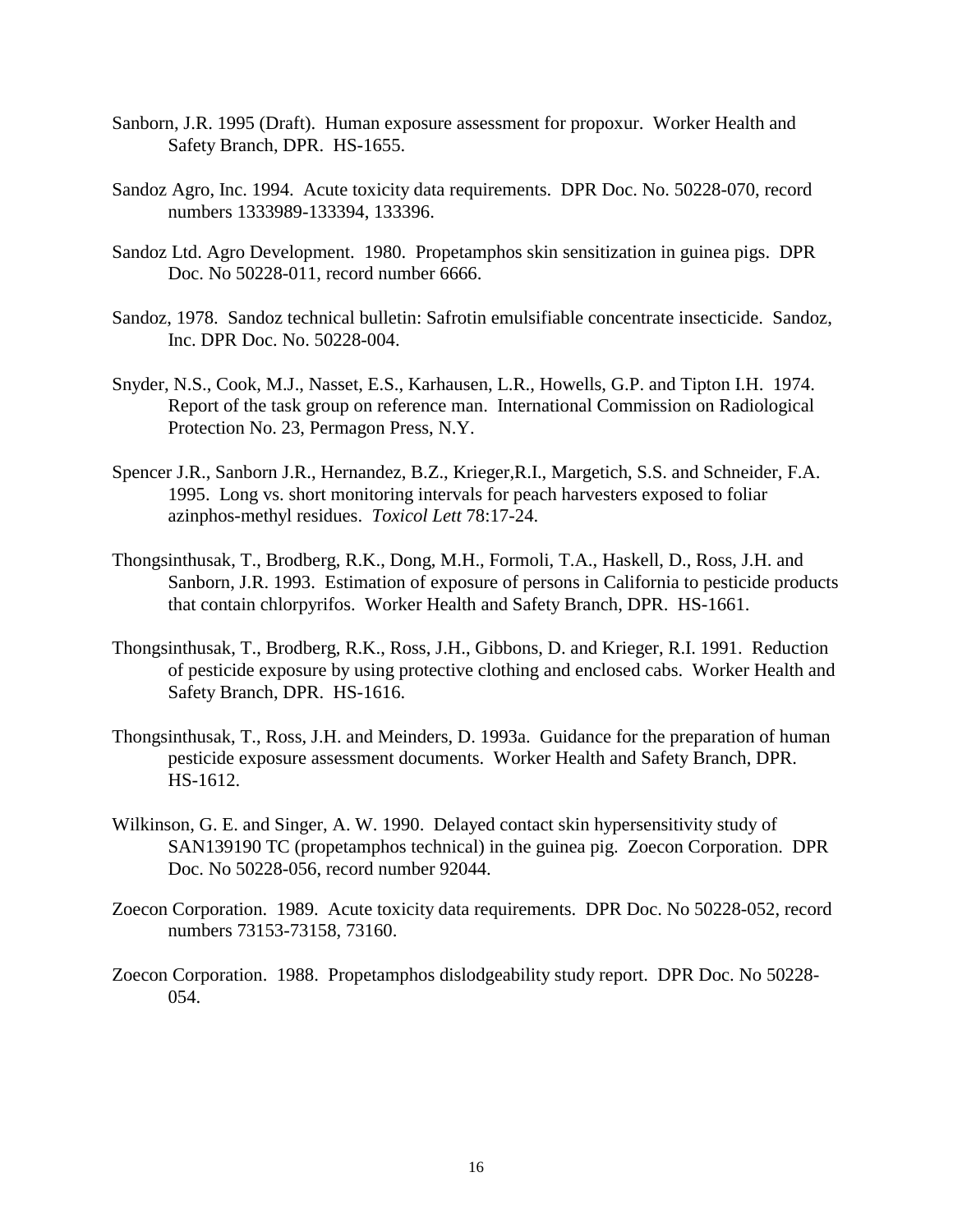Sanborn, J.R. 1995 (Draft). Human exposure assessment for propoxur. Worker Health and Safety Branch, DPR. HS-1655.

Sandoz Agro, Inc. 1994. Acute toxicity data requirements. DPR Doc. No. 50228-070, record numbers 1333989-133394, 133396.

Sandoz Ltd. Agro Development. 1980. Propetamphos skin sensitization in guinea pigs. DPR Doc. No 50228-011, record number 6666.

Sandoz, 1978. Sandoz technical bulletin: Safrotin emulsifiable concentrate insecticide. Sandoz, Inc. DPR Doc. No. 50228-004.

Snyder, N.S., Cook, M.J., Nasset, E.S., Karhausen, L.R., Howells, G.P. and Tipton I.H. 1974. Report of the task group on reference man. International Commission on Radiological Protection No. 23, Permagon Press, N.Y.

Spencer J.R., Sanborn J.R., Hernandez, B.Z., Krieger,R.I., Margetich, S.S. and Schneider, F.A. 1995. Long vs. short monitoring intervals for peach harvesters exposed to foliar azinphos-methyl residues. *Toxicol Lett* 78:17-24.

Thongsinthusak, T., Brodberg, R.K., Dong, M.H., Formoli, T.A., Haskell, D., Ross, J.H. and Sanborn, J.R. 1993. Estimation of exposure of persons in California to pesticide products that contain chlorpyrifos. Worker Health and Safety Branch, DPR. HS-1661.

Thongsinthusak, T., Brodberg, R.K., Ross, J.H., Gibbons, D. and Krieger, R.I. 1991. Reduction of pesticide exposure by using protective clothing and enclosed cabs. Worker Health and Safety Branch, DPR. HS-1616.

Thongsinthusak, T., Ross, J.H. and Meinders, D. 1993a. Guidance for the preparation of human pesticide exposure assessment documents. Worker Health and Safety Branch, DPR. HS-1612.

Wilkinson, G. E. and Singer, A. W. 1990. Delayed contact skin hypersensitivity study of SAN139190 TC (propetamphos technical) in the guinea pig. Zoecon Corporation. DPR Doc. No 50228-056, record number 92044.

Zoecon Corporation. 1989. Acute toxicity data requirements. DPR Doc. No 50228-052, record numbers 73153-73158, 73160.

Zoecon Corporation. 1988. Propetamphos dislodgeability study report. DPR Doc. No 50228-054.